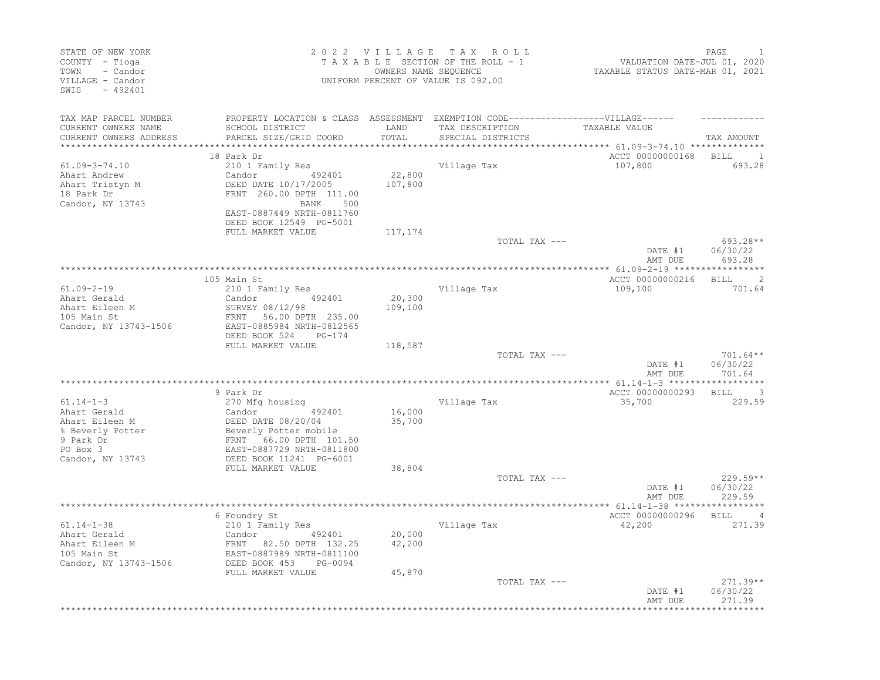STATE OF NEW YORK
COUNTY - Tioga
TOWN - Candor
VILLAGE - Candor
SWIS - 492401

# 2022 VILLAGE TAX ROLL

TAXABLE SECTION OF THE ROLL - 1
OWNERS NAME SEQUENCE
UNIFORM PERCENT OF VALUE IS 092.00

VALUATION DATE-JUL 01, 2020
TAXABLE STATUS DATE-MAR 01, 2021

| TAX MAP PARCEL NUMBER / CURRENT OWNERS NAME / CURRENT OWNERS ADDRESS | PROPERTY LOCATION & CLASS / SCHOOL DISTRICT / PARCEL SIZE/GRID COORD | ASSESSMENT LAND / TOTAL | EXEMPTION CODE / TAX DESCRIPTION / SPECIAL DISTRICTS | TAXABLE VALUE | TAX AMOUNT |
|---|---|---|---|---|---|
| 61.09-3-74.10 | 18 Park Dr | | | ACCT 00000000168 | BILL 1 |
| Ahart Andrew | 210 1 Family Res | | Village Tax | 107,800 | 693.28 |
| Ahart Tristyn M | Candor 492401 | 22,800 | | | |
| 18 Park Dr | DEED DATE 10/17/2005 | 107,800 | | | |
| Candor, NY 13743 | FRNT 260.00 DPTH 111.00 | | | | |
| | BANK 500 | | | | |
| | EAST-0887449 NRTH-0811760 | | | | |
| | DEED BOOK 12549 PG-5001 | | | | |
| | FULL MARKET VALUE | 117,174 | | | |
| | | | TOTAL TAX --- | | 693.28** |
| | | | | DATE #1 | 06/30/22 |
| | | | | AMT DUE | 693.28 |
| 61.09-2-19 | 105 Main St | | | ACCT 00000000216 | BILL 2 |
| Ahart Gerald | 210 1 Family Res | | Village Tax | 109,100 | 701.64 |
| Ahart Eileen M | Candor 492401 | 20,300 | | | |
| 105 Main St | SURVEY 08/12/98 | 109,100 | | | |
| Candor, NY 13743-1506 | FRNT 56.00 DPTH 235.00 | | | | |
| | EAST-0885984 NRTH-0812565 | | | | |
| | DEED BOOK 524 PG-174 | | | | |
| | FULL MARKET VALUE | 118,587 | | | |
| | | | TOTAL TAX --- | | 701.64** |
| | | | | DATE #1 | 06/30/22 |
| | | | | AMT DUE | 701.64 |
| 61.14-1-3 | 9 Park Dr | | | ACCT 00000000293 | BILL 3 |
| Ahart Gerald | 270 Mfg housing | | Village Tax | 35,700 | 229.59 |
| Ahart Eileen M | Candor 492401 | 16,000 | | | |
| % Beverly Potter | DEED DATE 08/20/04 | 35,700 | | | |
| 9 Park Dr | Beverly Potter mobile | | | | |
| PO Box 3 | FRNT 66.00 DPTH 101.50 | | | | |
| Candor, NY 13743 | EAST-0887729 NRTH-0811800 | | | | |
| | DEED BOOK 11241 PG-6001 | | | | |
| | FULL MARKET VALUE | 38,804 | | | |
| | | | TOTAL TAX --- | | 229.59** |
| | | | | DATE #1 | 06/30/22 |
| | | | | AMT DUE | 229.59 |
| 61.14-1-38 | 6 Foundry St | | | ACCT 00000000296 | BILL 4 |
| Ahart Gerald | 210 1 Family Res | | Village Tax | 42,200 | 271.39 |
| Ahart Eileen M | Candor 492401 | 20,000 | | | |
| 105 Main St | FRNT 82.50 DPTH 132.25 | 42,200 | | | |
| Candor, NY 13743-1506 | EAST-0887989 NRTH-0811100 | | | | |
| | DEED BOOK 453 PG-0094 | | | | |
| | FULL MARKET VALUE | 45,870 | | | |
| | | | TOTAL TAX --- | | 271.39** |
| | | | | DATE #1 | 06/30/22 |
| | | | | AMT DUE | 271.39 |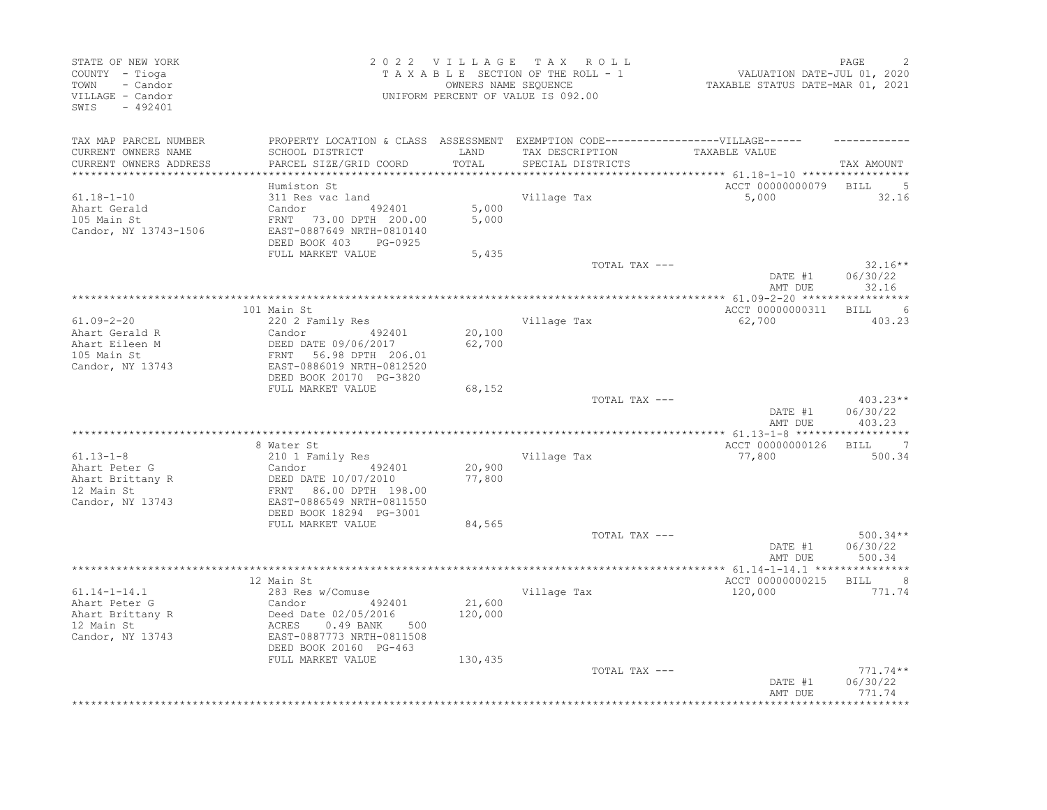STATE OF NEW YORK
COUNTY - Tioga
TOWN - Candor
VILLAGE - Candor
SWIS - 492401

2022 VILLAGE TAX ROLL
TAXABLE SECTION OF THE ROLL - 1
OWNERS NAME SEQUENCE
UNIFORM PERCENT OF VALUE IS 092.00

VALUATION DATE-JUL 01, 2020
TAXABLE STATUS DATE-MAR 01, 2021

| TAX MAP PARCEL NUMBER / CURRENT OWNERS NAME / CURRENT OWNERS ADDRESS | PROPERTY LOCATION & CLASS / SCHOOL DISTRICT / PARCEL SIZE/GRID COORD | ASSESSMENT LAND / TOTAL | EXEMPTION CODE / TAX DESCRIPTION / SPECIAL DISTRICTS | TAXABLE VALUE | TAX AMOUNT |
|---|---|---|---|---|---|
| 61.18-1-10 | Humiston St | | | ACCT 00000000079 | BILL 5 |
| Ahart Gerald | 311 Res vac land | | Village Tax | 5,000 | 32.16 |
| 105 Main St | Candor 492401 | 5,000 | | | |
| Candor, NY 13743-1506 | FRNT 73.00 DPTH 200.00 | 5,000 | | | |
| | EAST-0887649 NRTH-0810140 | | | | |
| | DEED BOOK 403 PG-0925 | | | | |
| | FULL MARKET VALUE | 5,435 | | | |
| | | | TOTAL TAX --- | | 32.16** |
| | | | | DATE #1 | 06/30/22 |
| | | | | AMT DUE | 32.16 |
| 61.09-2-20 | 101 Main St | | | ACCT 00000000311 | BILL 6 |
| Ahart Gerald R | 220 2 Family Res | | Village Tax | 62,700 | 403.23 |
| Ahart Eileen M | Candor 492401 | 20,100 | | | |
| 105 Main St | DEED DATE 09/06/2017 | 62,700 | | | |
| Candor, NY 13743 | FRNT 56.98 DPTH 206.01 | | | | |
| | EAST-0886019 NRTH-0812520 | | | | |
| | DEED BOOK 20170 PG-3820 | | | | |
| | FULL MARKET VALUE | 68,152 | | | |
| | | | TOTAL TAX --- | | 403.23** |
| | | | | DATE #1 | 06/30/22 |
| | | | | AMT DUE | 403.23 |
| 61.13-1-8 | 8 Water St | | | ACCT 00000000126 | BILL 7 |
| Ahart Peter G | 210 1 Family Res | | Village Tax | 77,800 | 500.34 |
| Ahart Brittany R | Candor 492401 | 20,900 | | | |
| 12 Main St | DEED DATE 10/07/2010 | 77,800 | | | |
| Candor, NY 13743 | FRNT 86.00 DPTH 198.00 | | | | |
| | EAST-0886549 NRTH-0811550 | | | | |
| | DEED BOOK 18294 PG-3001 | | | | |
| | FULL MARKET VALUE | 84,565 | | | |
| | | | TOTAL TAX --- | | 500.34** |
| | | | | DATE #1 | 06/30/22 |
| | | | | AMT DUE | 500.34 |
| 61.14-1-14.1 | 12 Main St | | | ACCT 00000000215 | BILL 8 |
| Ahart Peter G | 283 Res w/Comuse | | Village Tax | 120,000 | 771.74 |
| Ahart Brittany R | Candor 492401 | 21,600 | | | |
| 12 Main St | Deed Date 02/05/2016 | 120,000 | | | |
| Candor, NY 13743 | ACRES 0.49 BANK 500 | | | | |
| | EAST-0887773 NRTH-0811508 | | | | |
| | DEED BOOK 20160 PG-463 | | | | |
| | FULL MARKET VALUE | 130,435 | | | |
| | | | TOTAL TAX --- | | 771.74** |
| | | | | DATE #1 | 06/30/22 |
| | | | | AMT DUE | 771.74 |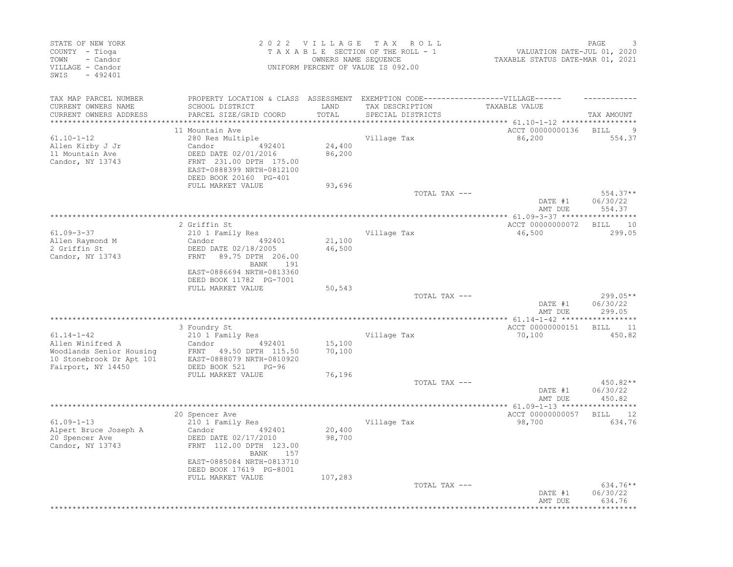STATE OF NEW YORK
COUNTY - Tioga
TOWN - Candor
VILLAGE - Candor
SWIS - 492401

2022 VILLAGE TAX ROLL
TAXABLE SECTION OF THE ROLL - 1
OWNERS NAME SEQUENCE
UNIFORM PERCENT OF VALUE IS 092.00

VALUATION DATE-JUL 01, 2020
TAXABLE STATUS DATE-MAR 01, 2021

| TAX MAP PARCEL NUMBER / CURRENT OWNERS NAME / CURRENT OWNERS ADDRESS | PROPERTY LOCATION & CLASS / SCHOOL DISTRICT / PARCEL SIZE/GRID COORD | ASSESSMENT LAND / TOTAL | EXEMPTION CODE / TAX DESCRIPTION / SPECIAL DISTRICTS | VILLAGE TAXABLE VALUE | TAX AMOUNT |
|---|---|---|---|---|---|
| 61.10-1-12 | 11 Mountain Ave | | | ACCT 00000000136 | BILL 9 |
| Allen Kirby J Jr | 280 Res Multiple | | Village Tax | 86,200 | 554.37 |
| 11 Mountain Ave | Candor 492401 | 24,400 | | | |
| Candor, NY 13743 | DEED DATE 02/01/2016 | 86,200 | | | |
| | FRNT 231.00 DPTH 175.00 | | | | |
| | EAST-0888399 NRTH-0812100 | | | | |
| | DEED BOOK 20160 PG-401 | | | | |
| | FULL MARKET VALUE | 93,696 | | | |
| | | | TOTAL TAX --- | | 554.37** |
| | | | | DATE #1 | 06/30/22 |
| | | | | AMT DUE | 554.37 |
| 61.09-3-37 | 2 Griffin St | | | ACCT 00000000072 | BILL 10 |
| Allen Raymond M | 210 1 Family Res | | Village Tax | 46,500 | 299.05 |
| 2 Griffin St | Candor 492401 | 21,100 | | | |
| Candor, NY 13743 | DEED DATE 02/18/2005 | 46,500 | | | |
| | FRNT 89.75 DPTH 206.00 | | | | |
| | BANK 191 | | | | |
| | EAST-0886694 NRTH-0813360 | | | | |
| | DEED BOOK 11782 PG-7001 | | | | |
| | FULL MARKET VALUE | 50,543 | | | |
| | | | TOTAL TAX --- | | 299.05** |
| | | | | DATE #1 | 06/30/22 |
| | | | | AMT DUE | 299.05 |
| 61.14-1-42 | 3 Foundry St | | | ACCT 00000000151 | BILL 11 |
| Allen Winifred A | 210 1 Family Res | | Village Tax | 70,100 | 450.82 |
| Woodlands Senior Housing | Candor 492401 | 15,100 | | | |
| 10 Stonebrook Dr Apt 101 | FRNT 49.50 DPTH 115.50 | 70,100 | | | |
| Fairport, NY 14450 | EAST-0888079 NRTH-0810920 | | | | |
| | DEED BOOK 521 PG-96 | | | | |
| | FULL MARKET VALUE | 76,196 | | | |
| | | | TOTAL TAX --- | | 450.82** |
| | | | | DATE #1 | 06/30/22 |
| | | | | AMT DUE | 450.82 |
| 61.09-1-13 | 20 Spencer Ave | | | ACCT 00000000057 | BILL 12 |
| Alpert Bruce Joseph A | 210 1 Family Res | | Village Tax | 98,700 | 634.76 |
| 20 Spencer Ave | Candor 492401 | 20,400 | | | |
| Candor, NY 13743 | DEED DATE 02/17/2010 | 98,700 | | | |
| | FRNT 112.00 DPTH 123.00 | | | | |
| | BANK 157 | | | | |
| | EAST-0885084 NRTH-0813710 | | | | |
| | DEED BOOK 17619 PG-8001 | | | | |
| | FULL MARKET VALUE | 107,283 | | | |
| | | | TOTAL TAX --- | | 634.76** |
| | | | | DATE #1 | 06/30/22 |
| | | | | AMT DUE | 634.76 |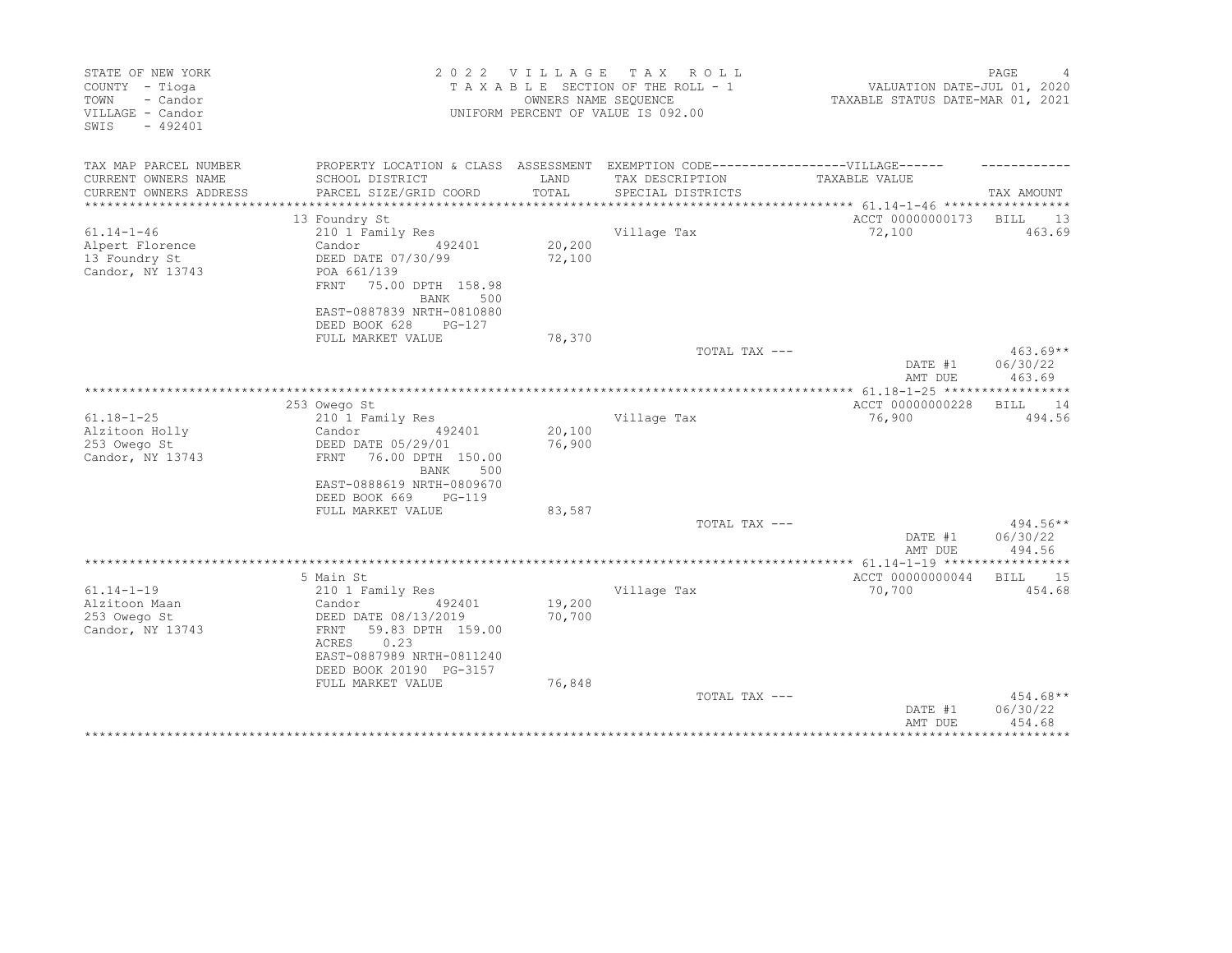STATE OF NEW YORK
COUNTY - Tioga
TOWN - Candor
VILLAGE - Candor
SWIS - 492401

2 0 2 2 V I L L A G E T A X R O L L
T A X A B L E SECTION OF THE ROLL - 1
OWNERS NAME SEQUENCE
UNIFORM PERCENT OF VALUE IS 092.00

VALUATION DATE-JUL 01, 2020
TAXABLE STATUS DATE-MAR 01, 2021

| TAX MAP PARCEL NUMBER / CURRENT OWNERS NAME / CURRENT OWNERS ADDRESS | PROPERTY LOCATION & CLASS / SCHOOL DISTRICT / PARCEL SIZE/GRID COORD | ASSESSMENT LAND / TOTAL | EXEMPTION CODE / TAX DESCRIPTION / SPECIAL DISTRICTS | TAXABLE VALUE | TAX AMOUNT |
|---|---|---|---|---|---|
| 61.14-1-46 | 13 Foundry St | | | ACCT 00000000173 | BILL 13 |
| Alpert Florence | 210 1 Family Res | | Village Tax | 72,100 | 463.69 |
| 13 Foundry St | Candor 492401 | 20,200 | | | |
| Candor, NY 13743 | DEED DATE 07/30/99 | 72,100 | | | |
| | POA 661/139 | | | | |
| | FRNT 75.00 DPTH 158.98 | | | | |
| | BANK 500 | | | | |
| | EAST-0887839 NRTH-0810880 | | | | |
| | DEED BOOK 628 PG-127 | | | | |
| | FULL MARKET VALUE | 78,370 | | | |
| | | | TOTAL TAX --- | | 463.69** |
| | | | | DATE #1 | 06/30/22 |
| | | | | AMT DUE | 463.69 |
| 61.18-1-25 | 253 Owego St | | | ACCT 00000000228 | BILL 14 |
| Alzitoon Holly | 210 1 Family Res | | Village Tax | 76,900 | 494.56 |
| 253 Owego St | Candor 492401 | 20,100 | | | |
| Candor, NY 13743 | DEED DATE 05/29/01 | 76,900 | | | |
| | FRNT 76.00 DPTH 150.00 | | | | |
| | BANK 500 | | | | |
| | EAST-0888619 NRTH-0809670 | | | | |
| | DEED BOOK 669 PG-119 | | | | |
| | FULL MARKET VALUE | 83,587 | | | |
| | | | TOTAL TAX --- | | 494.56** |
| | | | | DATE #1 | 06/30/22 |
| | | | | AMT DUE | 494.56 |
| 61.14-1-19 | 5 Main St | | | ACCT 00000000044 | BILL 15 |
| Alzitoon Maan | 210 1 Family Res | | Village Tax | 70,700 | 454.68 |
| 253 Owego St | Candor 492401 | 19,200 | | | |
| Candor, NY 13743 | DEED DATE 08/13/2019 | 70,700 | | | |
| | FRNT 59.83 DPTH 159.00 | | | | |
| | ACRES 0.23 | | | | |
| | EAST-0887989 NRTH-0811240 | | | | |
| | DEED BOOK 20190 PG-3157 | | | | |
| | FULL MARKET VALUE | 76,848 | | | |
| | | | TOTAL TAX --- | | 454.68** |
| | | | | DATE #1 | 06/30/22 |
| | | | | AMT DUE | 454.68 |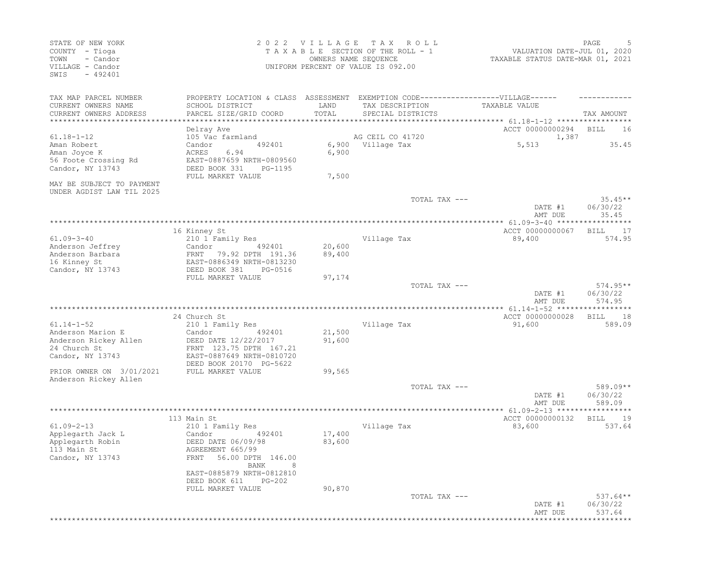STATE OF NEW YORK
COUNTY - Tioga
TOWN - Candor
VILLAGE - Candor
SWIS - 492401

2022 VILLAGE TAX ROLL
TAXABLE SECTION OF THE ROLL - 1
OWNERS NAME SEQUENCE
UNIFORM PERCENT OF VALUE IS 092.00

VALUATION DATE-JUL 01, 2020
TAXABLE STATUS DATE-MAR 01, 2021

| TAX MAP PARCEL NUMBER / CURRENT OWNERS NAME / CURRENT OWNERS ADDRESS | PROPERTY LOCATION & CLASS / SCHOOL DISTRICT / PARCEL SIZE/GRID COORD | ASSESSMENT LAND / TOTAL | EXEMPTION CODE / TAX DESCRIPTION / SPECIAL DISTRICTS | TAXABLE VALUE | TAX AMOUNT |
|---|---|---|---|---|---|
| 61.18-1-12 | Delray Ave | | | ACCT 00000000294 | BILL 16 |
| | 105 Vac farmland | | AG CEIL CO 41720 | 1,387 | |
| Aman Robert | Candor 492401 | 6,900 | Village Tax | 5,513 | 35.45 |
| Aman Joyce K | ACRES 6.94 | 6,900 | | | |
| 56 Foote Crossing Rd | EAST-0887659 NRTH-0809560 | | | | |
| Candor, NY 13743 | DEED BOOK 331 PG-1195 | | | | |
| | FULL MARKET VALUE | 7,500 | | | |
| MAY BE SUBJECT TO PAYMENT UNDER AGDIST LAW TIL 2025 | | | | | |
| | | | TOTAL TAX --- | | 35.45** |
| | | | | DATE #1 | 06/30/22 |
| | | | | AMT DUE | 35.45 |
| 61.09-3-40 | 16 Kinney St | | | ACCT 00000000067 | BILL 17 |
| | 210 1 Family Res | | Village Tax | 89,400 | 574.95 |
| Anderson Jeffrey | Candor 492401 | 20,600 | | | |
| Anderson Barbara | FRNT 79.92 DPTH 191.36 | 89,400 | | | |
| 16 Kinney St | EAST-0886349 NRTH-0813230 | | | | |
| Candor, NY 13743 | DEED BOOK 381 PG-0516 | | | | |
| | FULL MARKET VALUE | 97,174 | | | |
| | | | TOTAL TAX --- | | 574.95** |
| | | | | DATE #1 | 06/30/22 |
| | | | | AMT DUE | 574.95 |
| 61.14-1-52 | 24 Church St | | | ACCT 00000000028 | BILL 18 |
| | 210 1 Family Res | | Village Tax | 91,600 | 589.09 |
| Anderson Marion E | Candor 492401 | 21,500 | | | |
| Anderson Rickey Allen | DEED DATE 12/22/2017 | 91,600 | | | |
| 24 Church St | FRNT 123.75 DPTH 167.21 | | | | |
| Candor, NY 13743 | EAST-0887649 NRTH-0810720 | | | | |
| | DEED BOOK 20170 PG-5622 | | | | |
| PRIOR OWNER ON 3/01/2021 Anderson Rickey Allen | FULL MARKET VALUE | 99,565 | | | |
| | | | TOTAL TAX --- | | 589.09** |
| | | | | DATE #1 | 06/30/22 |
| | | | | AMT DUE | 589.09 |
| 61.09-2-13 | 113 Main St | | | ACCT 00000000132 | BILL 19 |
| | 210 1 Family Res | | Village Tax | 83,600 | 537.64 |
| Applegarth Jack L | Candor 492401 | 17,400 | | | |
| Applegarth Robin | DEED DATE 06/09/98 | 83,600 | | | |
| 113 Main St | AGREEMENT 665/99 | | | | |
| Candor, NY 13743 | FRNT 56.00 DPTH 146.00 | | | | |
| | BANK 8 | | | | |
| | EAST-0885879 NRTH-0812810 | | | | |
| | DEED BOOK 611 PG-202 | | | | |
| | FULL MARKET VALUE | 90,870 | | | |
| | | | TOTAL TAX --- | | 537.64** |
| | | | | DATE #1 | 06/30/22 |
| | | | | AMT DUE | 537.64 |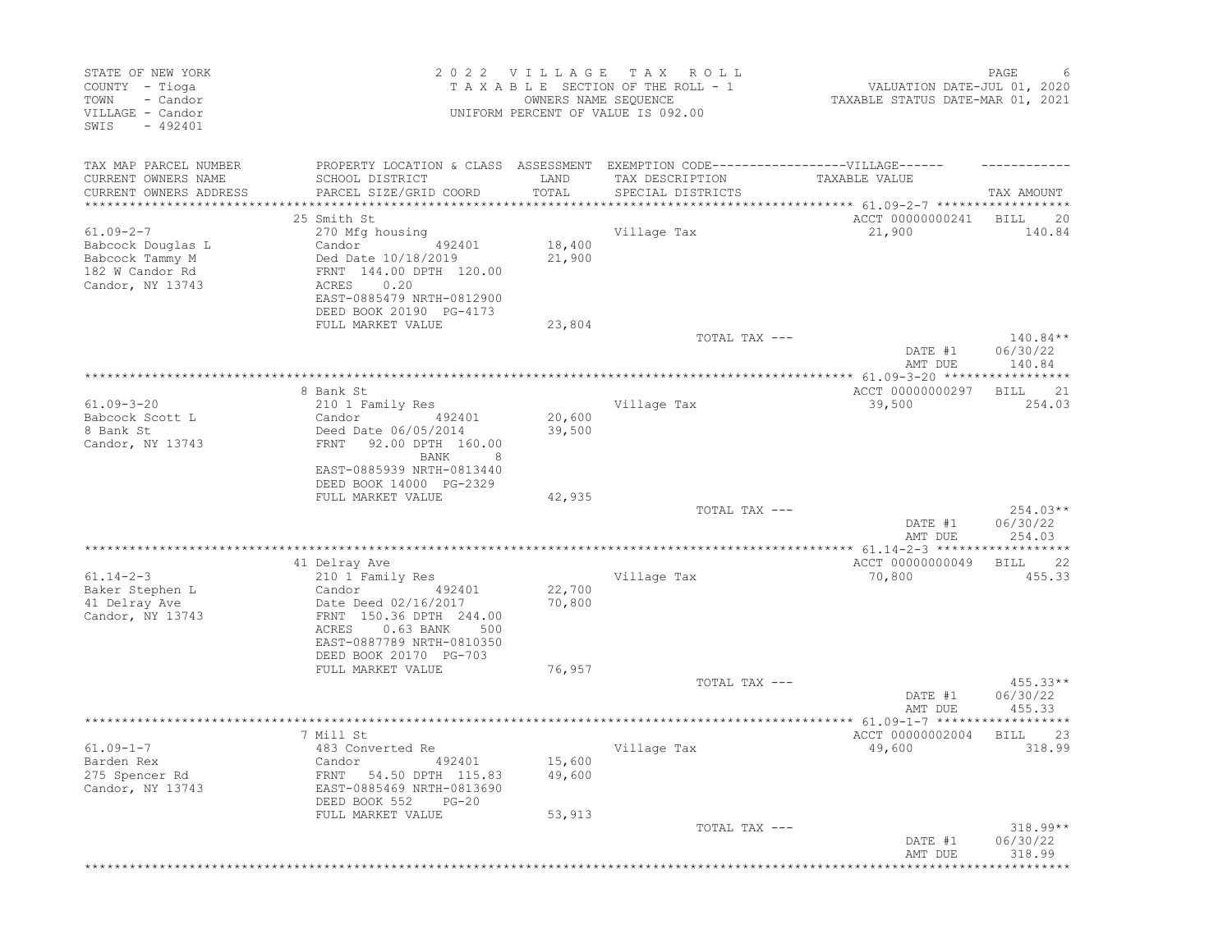STATE OF NEW YORK
COUNTY - Tioga
TOWN - Candor
VILLAGE - Candor
SWIS - 492401

2022 VILLAGE TAX ROLL
TAXABLE SECTION OF THE ROLL - 1
OWNERS NAME SEQUENCE
UNIFORM PERCENT OF VALUE IS 092.00

VALUATION DATE-JUL 01, 2020
TAXABLE STATUS DATE-MAR 01, 2021

| TAX MAP PARCEL NUMBER / CURRENT OWNERS NAME / CURRENT OWNERS ADDRESS | PROPERTY LOCATION & CLASS / SCHOOL DISTRICT / PARCEL SIZE/GRID COORD | ASSESSMENT LAND / TOTAL | EXEMPTION CODE / TAX DESCRIPTION / SPECIAL DISTRICTS | TAXABLE VALUE | TAX AMOUNT |
|---|---|---|---|---|---|
| | 25 Smith St | | | ACCT 00000000241 | BILL 20 |
| 61.09-2-7 | 270 Mfg housing | | Village Tax | 21,900 | 140.84 |
| Babcock Douglas L | Candor 492401 | 18,400 | | | |
| Babcock Tammy M | Ded Date 10/18/2019 | 21,900 | | | |
| 182 W Candor Rd | FRNT 144.00 DPTH 120.00 | | | | |
| Candor, NY 13743 | ACRES 0.20 | | | | |
| | EAST-0885479 NRTH-0812900 | | | | |
| | DEED BOOK 20190 PG-4173 | | | | |
| | FULL MARKET VALUE | 23,804 | | | |
| | | | TOTAL TAX --- | | 140.84** |
| | | | | DATE #1 | 06/30/22 |
| | | | | AMT DUE | 140.84 |
| | 8 Bank St | | | ACCT 00000000297 | BILL 21 |
| 61.09-3-20 | 210 1 Family Res | | Village Tax | 39,500 | 254.03 |
| Babcock Scott L | Candor 492401 | 20,600 | | | |
| 8 Bank St | Deed Date 06/05/2014 | 39,500 | | | |
| Candor, NY 13743 | FRNT 92.00 DPTH 160.00 | | | | |
| | BANK 8 | | | | |
| | EAST-0885939 NRTH-0813440 | | | | |
| | DEED BOOK 14000 PG-2329 | | | | |
| | FULL MARKET VALUE | 42,935 | | | |
| | | | TOTAL TAX --- | | 254.03** |
| | | | | DATE #1 | 06/30/22 |
| | | | | AMT DUE | 254.03 |
| | 41 Delray Ave | | | ACCT 00000000049 | BILL 22 |
| 61.14-2-3 | 210 1 Family Res | | Village Tax | 70,800 | 455.33 |
| Baker Stephen L | Candor 492401 | 22,700 | | | |
| 41 Delray Ave | Date Deed 02/16/2017 | 70,800 | | | |
| Candor, NY 13743 | FRNT 150.36 DPTH 244.00 | | | | |
| | ACRES 0.63 BANK 500 | | | | |
| | EAST-0887789 NRTH-0810350 | | | | |
| | DEED BOOK 20170 PG-703 | | | | |
| | FULL MARKET VALUE | 76,957 | | | |
| | | | TOTAL TAX --- | | 455.33** |
| | | | | DATE #1 | 06/30/22 |
| | | | | AMT DUE | 455.33 |
| | 7 Mill St | | | ACCT 00000002004 | BILL 23 |
| 61.09-1-7 | 483 Converted Re | | Village Tax | 49,600 | 318.99 |
| Barden Rex | Candor 492401 | 15,600 | | | |
| 275 Spencer Rd | FRNT 54.50 DPTH 115.83 | 49,600 | | | |
| Candor, NY 13743 | EAST-0885469 NRTH-0813690 | | | | |
| | DEED BOOK 552 PG-20 | | | | |
| | FULL MARKET VALUE | 53,913 | | | |
| | | | TOTAL TAX --- | | 318.99** |
| | | | | DATE #1 | 06/30/22 |
| | | | | AMT DUE | 318.99 |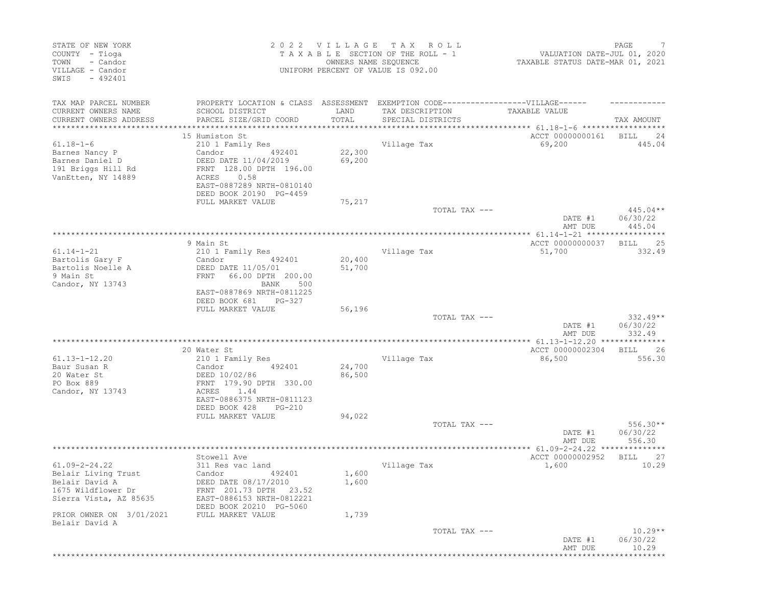STATE OF NEW YORK
COUNTY - Tioga
TOWN - Candor
VILLAGE - Candor
SWIS - 492401

# 2022 VILLAGE TAX ROLL

TAXABLE SECTION OF THE ROLL - 1
OWNERS NAME SEQUENCE
UNIFORM PERCENT OF VALUE IS 092.00

VALUATION DATE-JUL 01, 2020
TAXABLE STATUS DATE-MAR 01, 2021

| TAX MAP PARCEL NUMBER / CURRENT OWNERS NAME / CURRENT OWNERS ADDRESS | PROPERTY LOCATION & CLASS / SCHOOL DISTRICT / PARCEL SIZE/GRID COORD | ASSESSMENT LAND / TOTAL | EXEMPTION CODE / TAX DESCRIPTION / SPECIAL DISTRICTS | VILLAGE TAXABLE VALUE | TAX AMOUNT |
|---|---|---|---|---|---|
| **61.18-1-6** | 15 Humiston St | | | ACCT 00000000161 | BILL 24 |
| 61.18-1-6 | 210 1 Family Res | | Village Tax | 69,200 | 445.04 |
| Barnes Nancy P | Candor 492401 | 22,300 | | | |
| Barnes Daniel D | DEED DATE 11/04/2019 | 69,200 | | | |
| 191 Briggs Hill Rd | FRNT 128.00 DPTH 196.00 | | | | |
| VanEtten, NY 14889 | ACRES 0.58 | | | | |
| | EAST-0887289 NRTH-0810140 | | | | |
| | DEED BOOK 20190 PG-4459 | | | | |
| | FULL MARKET VALUE | 75,217 | | | |
| | | | TOTAL TAX --- | | 445.04** |
| | | | | DATE #1 | 06/30/22 |
| | | | | AMT DUE | 445.04 |
| **61.14-1-21** | 9 Main St | | | ACCT 00000000037 | BILL 25 |
| 61.14-1-21 | 210 1 Family Res | | Village Tax | 51,700 | 332.49 |
| Bartolis Gary F | Candor 492401 | 20,400 | | | |
| Bartolis Noelle A | DEED DATE 11/05/01 | 51,700 | | | |
| 9 Main St | FRNT 66.00 DPTH 200.00 | | | | |
| Candor, NY 13743 | BANK 500 | | | | |
| | EAST-0887869 NRTH-0811225 | | | | |
| | DEED BOOK 681 PG-327 | | | | |
| | FULL MARKET VALUE | 56,196 | | | |
| | | | TOTAL TAX --- | | 332.49** |
| | | | | DATE #1 | 06/30/22 |
| | | | | AMT DUE | 332.49 |
| **61.13-1-12.20** | 20 Water St | | | ACCT 00000002304 | BILL 26 |
| 61.13-1-12.20 | 210 1 Family Res | | Village Tax | 86,500 | 556.30 |
| Baur Susan R | Candor 492401 | 24,700 | | | |
| 20 Water St | DEED 10/02/86 | 86,500 | | | |
| PO Box 889 | FRNT 179.90 DPTH 330.00 | | | | |
| Candor, NY 13743 | ACRES 1.44 | | | | |
| | EAST-0886375 NRTH-0811123 | | | | |
| | DEED BOOK 428 PG-210 | | | | |
| | FULL MARKET VALUE | 94,022 | | | |
| | | | TOTAL TAX --- | | 556.30** |
| | | | | DATE #1 | 06/30/22 |
| | | | | AMT DUE | 556.30 |
| **61.09-2-24.22** | Stowell Ave | | | ACCT 00000002952 | BILL 27 |
| 61.09-2-24.22 | 311 Res vac land | | Village Tax | 1,600 | 10.29 |
| Belair Living Trust | Candor 492401 | 1,600 | | | |
| Belair David A | DEED DATE 08/17/2010 | 1,600 | | | |
| 1675 Wildflower Dr | FRNT 201.73 DPTH 23.52 | | | | |
| Sierra Vista, AZ 85635 | EAST-0886153 NRTH-0812221 | | | | |
| | DEED BOOK 20210 PG-5060 | | | | |
| PRIOR OWNER ON 3/01/2021 | FULL MARKET VALUE | 1,739 | | | |
| Belair David A | | | | | |
| | | | TOTAL TAX --- | | 10.29** |
| | | | | DATE #1 | 06/30/22 |
| | | | | AMT DUE | 10.29 |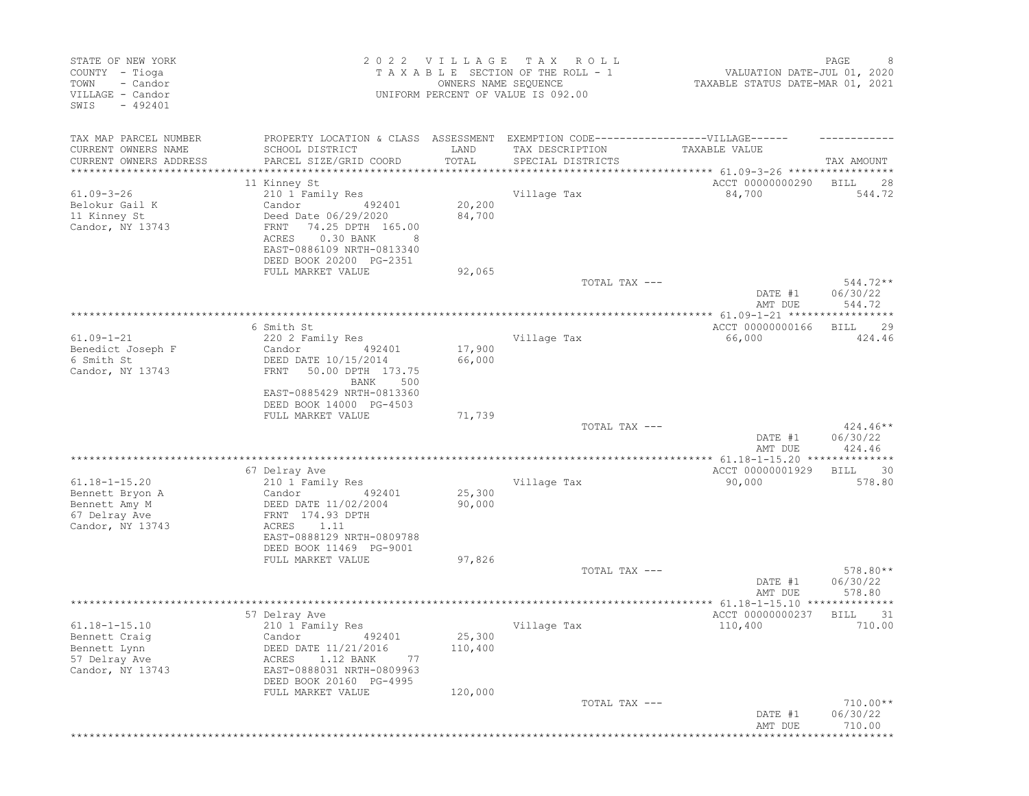STATE OF NEW YORK
COUNTY - Tioga
TOWN - Candor
VILLAGE - Candor
SWIS - 492401

2022 VILLAGE TAX ROLL
TAXABLE SECTION OF THE ROLL - 1
OWNERS NAME SEQUENCE
UNIFORM PERCENT OF VALUE IS 092.00

VALUATION DATE-JUL 01, 2020
TAXABLE STATUS DATE-MAR 01, 2021

| TAX MAP PARCEL NUMBER / CURRENT OWNERS NAME / CURRENT OWNERS ADDRESS | PROPERTY LOCATION & CLASS / SCHOOL DISTRICT / PARCEL SIZE/GRID COORD | ASSESSMENT LAND / TOTAL | EXEMPTION CODE / TAX DESCRIPTION / SPECIAL DISTRICTS | VILLAGE TAXABLE VALUE | TAX AMOUNT |
|---|---|---|---|---|---|
| 61.09-3-26 | 11 Kinney St | | | ACCT 00000000290 | BILL 28 |
| Belokur Gail K | 210 1 Family Res | | Village Tax | 84,700 | 544.72 |
| 11 Kinney St | Candor 492401 | 20,200 | | | |
| Candor, NY 13743 | Deed Date 06/29/2020 | 84,700 | | | |
| | FRNT 74.25 DPTH 165.00 | | | | |
| | ACRES 0.30 BANK 8 | | | | |
| | EAST-0886109 NRTH-0813340 | | | | |
| | DEED BOOK 20200 PG-2351 | | | | |
| | FULL MARKET VALUE | 92,065 | | | |
| | | | TOTAL TAX --- | | 544.72** |
| | | | | DATE #1 | 06/30/22 |
| | | | | AMT DUE | 544.72 |
| 61.09-1-21 | 6 Smith St | | | ACCT 00000000166 | BILL 29 |
| Benedict Joseph F | 220 2 Family Res | | Village Tax | 66,000 | 424.46 |
| 6 Smith St | Candor 492401 | 17,900 | | | |
| Candor, NY 13743 | DEED DATE 10/15/2014 | 66,000 | | | |
| | FRNT 50.00 DPTH 173.75 | | | | |
| | BANK 500 | | | | |
| | EAST-0885429 NRTH-0813360 | | | | |
| | DEED BOOK 14000 PG-4503 | | | | |
| | FULL MARKET VALUE | 71,739 | | | |
| | | | TOTAL TAX --- | | 424.46** |
| | | | | DATE #1 | 06/30/22 |
| | | | | AMT DUE | 424.46 |
| 61.18-1-15.20 | 67 Delray Ave | | | ACCT 00000001929 | BILL 30 |
| Bennett Bryon A | 210 1 Family Res | | Village Tax | 90,000 | 578.80 |
| Bennett Amy M | Candor 492401 | 25,300 | | | |
| 67 Delray Ave | DEED DATE 11/02/2004 | 90,000 | | | |
| Candor, NY 13743 | FRNT 174.93 DPTH | | | | |
| | ACRES 1.11 | | | | |
| | EAST-0888129 NRTH-0809788 | | | | |
| | DEED BOOK 11469 PG-9001 | | | | |
| | FULL MARKET VALUE | 97,826 | | | |
| | | | TOTAL TAX --- | | 578.80** |
| | | | | DATE #1 | 06/30/22 |
| | | | | AMT DUE | 578.80 |
| 61.18-1-15.10 | 57 Delray Ave | | | ACCT 00000000237 | BILL 31 |
| Bennett Craig | 210 1 Family Res | | Village Tax | 110,400 | 710.00 |
| Bennett Lynn | Candor 492401 | 25,300 | | | |
| 57 Delray Ave | DEED DATE 11/21/2016 | 110,400 | | | |
| Candor, NY 13743 | ACRES 1.12 BANK 77 | | | | |
| | EAST-0888031 NRTH-0809963 | | | | |
| | DEED BOOK 20160 PG-4995 | | | | |
| | FULL MARKET VALUE | 120,000 | | | |
| | | | TOTAL TAX --- | | 710.00** |
| | | | | DATE #1 | 06/30/22 |
| | | | | AMT DUE | 710.00 |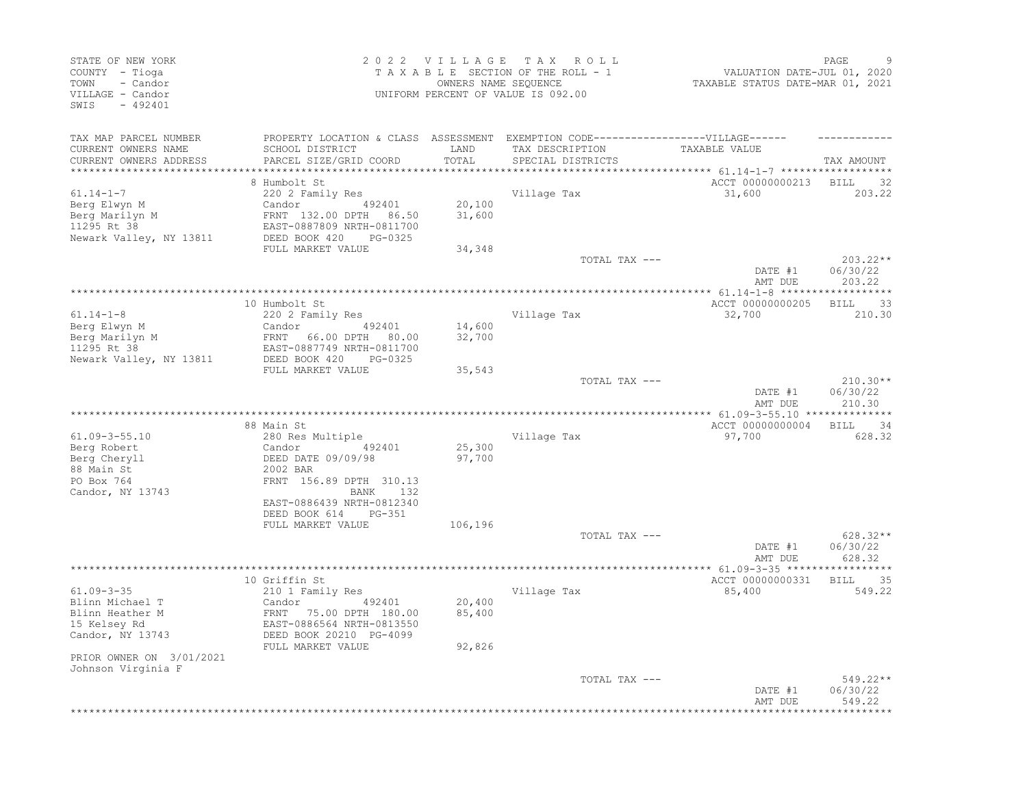STATE OF NEW YORK
COUNTY - Tioga
TOWN - Candor
VILLAGE - Candor
SWIS - 492401

2022 VILLAGE TAX ROLL
TAXABLE SECTION OF THE ROLL - 1
OWNERS NAME SEQUENCE
UNIFORM PERCENT OF VALUE IS 092.00

VALUATION DATE-JUL 01, 2020
TAXABLE STATUS DATE-MAR 01, 2021

| TAX MAP PARCEL NUMBER / CURRENT OWNERS NAME / CURRENT OWNERS ADDRESS | PROPERTY LOCATION & CLASS / SCHOOL DISTRICT / PARCEL SIZE/GRID COORD | ASSESSMENT LAND / TOTAL | EXEMPTION CODE / TAX DESCRIPTION / SPECIAL DISTRICTS | TAXABLE VALUE | TAX AMOUNT |
|---|---|---|---|---|---|
| | 8 Humbolt St | | | ACCT 00000000213 | BILL 32 |
| 61.14-1-7 | 220 2 Family Res | | Village Tax | 31,600 | 203.22 |
| Berg Elwyn M | Candor 492401 | 20,100 | | | |
| Berg Marilyn M | FRNT 132.00 DPTH 86.50 | 31,600 | | | |
| 11295 Rt 38 | EAST-0887809 NRTH-0811700 | | | | |
| Newark Valley, NY 13811 | DEED BOOK 420 PG-0325 | | | | |
| | FULL MARKET VALUE | 34,348 | | | |
| | | | TOTAL TAX --- | | 203.22** |
| | | | | DATE #1 | 06/30/22 |
| | | | | AMT DUE | 203.22 |
| | 10 Humbolt St | | | ACCT 00000000205 | BILL 33 |
| 61.14-1-8 | 220 2 Family Res | | Village Tax | 32,700 | 210.30 |
| Berg Elwyn M | Candor 492401 | 14,600 | | | |
| Berg Marilyn M | FRNT 66.00 DPTH 80.00 | 32,700 | | | |
| 11295 Rt 38 | EAST-0887749 NRTH-0811700 | | | | |
| Newark Valley, NY 13811 | DEED BOOK 420 PG-0325 | | | | |
| | FULL MARKET VALUE | 35,543 | | | |
| | | | TOTAL TAX --- | | 210.30** |
| | | | | DATE #1 | 06/30/22 |
| | | | | AMT DUE | 210.30 |
| | 88 Main St | | | ACCT 00000000004 | BILL 34 |
| 61.09-3-55.10 | 280 Res Multiple | | Village Tax | 97,700 | 628.32 |
| Berg Robert | Candor 492401 | 25,300 | | | |
| Berg Cheryll | DEED DATE 09/09/98 | 97,700 | | | |
| 88 Main St | 2002 BAR | | | | |
| PO Box 764 | FRNT 156.89 DPTH 310.13 | | | | |
| Candor, NY 13743 | BANK 132 | | | | |
| | EAST-0886439 NRTH-0812340 | | | | |
| | DEED BOOK 614 PG-351 | | | | |
| | FULL MARKET VALUE | 106,196 | | | |
| | | | TOTAL TAX --- | | 628.32** |
| | | | | DATE #1 | 06/30/22 |
| | | | | AMT DUE | 628.32 |
| | 10 Griffin St | | | ACCT 00000000331 | BILL 35 |
| 61.09-3-35 | 210 1 Family Res | | Village Tax | 85,400 | 549.22 |
| Blinn Michael T | Candor 492401 | 20,400 | | | |
| Blinn Heather M | FRNT 75.00 DPTH 180.00 | 85,400 | | | |
| 15 Kelsey Rd | EAST-0886564 NRTH-0813550 | | | | |
| Candor, NY 13743 | DEED BOOK 20210 PG-4099 | | | | |
| | FULL MARKET VALUE | 92,826 | | | |
| PRIOR OWNER ON 3/01/2021 | | | | | |
| Johnson Virginia F | | | | | |
| | | | TOTAL TAX --- | | 549.22** |
| | | | | DATE #1 | 06/30/22 |
| | | | | AMT DUE | 549.22 |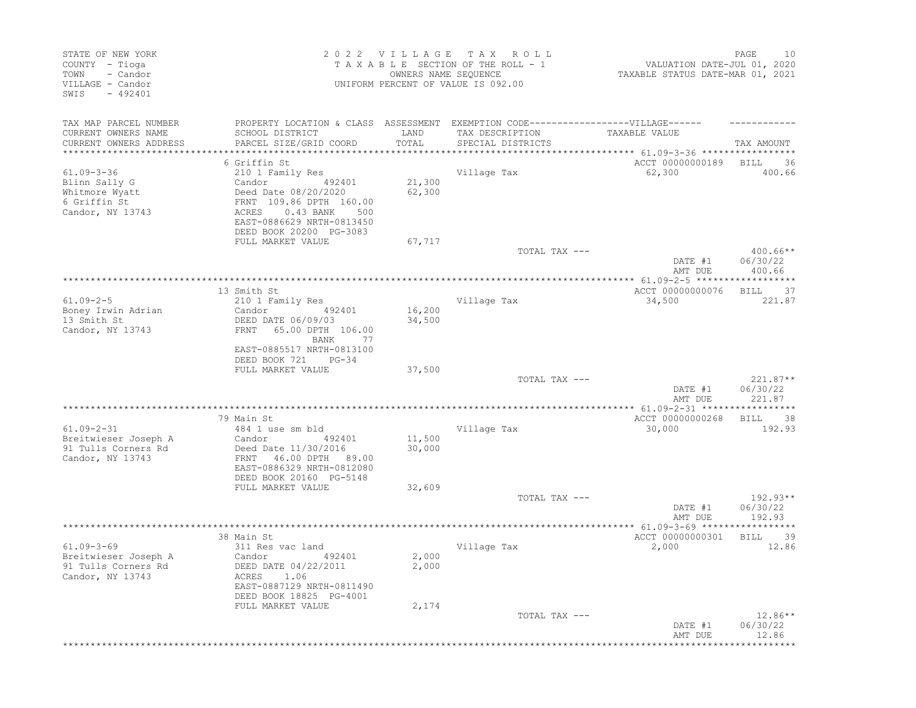STATE OF NEW YORK
COUNTY - Tioga
TOWN - Candor
VILLAGE - Candor
SWIS - 492401

2 0 2 2 V I L L A G E T A X R O L L
T A X A B L E SECTION OF THE ROLL - 1
OWNERS NAME SEQUENCE
UNIFORM PERCENT OF VALUE IS 092.00

VALUATION DATE-JUL 01, 2020
TAXABLE STATUS DATE-MAR 01, 2021

| TAX MAP PARCEL NUMBER / CURRENT OWNERS NAME / CURRENT OWNERS ADDRESS | PROPERTY LOCATION & CLASS / SCHOOL DISTRICT / PARCEL SIZE/GRID COORD | ASSESSMENT LAND / TOTAL | EXEMPTION CODE / TAX DESCRIPTION / SPECIAL DISTRICTS | TAXABLE VALUE | TAX AMOUNT |
|---|---|---|---|---|---|
| **61.09-3-36** | 6 Griffin St | | | ACCT 00000000189 | BILL 36 |
| 61.09-3-36 | 210 1 Family Res | | Village Tax | 62,300 | 400.66 |
| Blinn Sally G | Candor 492401 | 21,300 | | | |
| Whitmore Wyatt | Deed Date 08/20/2020 | 62,300 | | | |
| 6 Griffin St | FRNT 109.86 DPTH 160.00 | | | | |
| Candor, NY 13743 | ACRES 0.43 BANK 500 | | | | |
| | EAST-0886629 NRTH-0813450 | | | | |
| | DEED BOOK 20200 PG-3083 | | | | |
| | FULL MARKET VALUE | 67,717 | | | |
| | | | TOTAL TAX --- | | 400.66** |
| | | | | DATE #1 | 06/30/22 |
| | | | | AMT DUE | 400.66 |
| **61.09-2-5** | 13 Smith St | | | ACCT 00000000076 | BILL 37 |
| 61.09-2-5 | 210 1 Family Res | | Village Tax | 34,500 | 221.87 |
| Boney Irwin Adrian | Candor 492401 | 16,200 | | | |
| 13 Smith St | DEED DATE 06/09/03 | 34,500 | | | |
| Candor, NY 13743 | FRNT 65.00 DPTH 106.00 | | | | |
| | BANK 77 | | | | |
| | EAST-0885517 NRTH-0813100 | | | | |
| | DEED BOOK 721 PG-34 | | | | |
| | FULL MARKET VALUE | 37,500 | | | |
| | | | TOTAL TAX --- | | 221.87** |
| | | | | DATE #1 | 06/30/22 |
| | | | | AMT DUE | 221.87 |
| **61.09-2-31** | 79 Main St | | | ACCT 00000000268 | BILL 38 |
| 61.09-2-31 | 484 1 use sm bld | | Village Tax | 30,000 | 192.93 |
| Breitwieser Joseph A | Candor 492401 | 11,500 | | | |
| 91 Tulls Corners Rd | Deed Date 11/30/2016 | 30,000 | | | |
| Candor, NY 13743 | FRNT 46.00 DPTH 89.00 | | | | |
| | EAST-0886329 NRTH-0812080 | | | | |
| | DEED BOOK 20160 PG-5148 | | | | |
| | FULL MARKET VALUE | 32,609 | | | |
| | | | TOTAL TAX --- | | 192.93** |
| | | | | DATE #1 | 06/30/22 |
| | | | | AMT DUE | 192.93 |
| **61.09-3-69** | 38 Main St | | | ACCT 00000000301 | BILL 39 |
| 61.09-3-69 | 311 Res vac land | | Village Tax | 2,000 | 12.86 |
| Breitwieser Joseph A | Candor 492401 | 2,000 | | | |
| 91 Tulls Corners Rd | DEED DATE 04/22/2011 | 2,000 | | | |
| Candor, NY 13743 | ACRES 1.06 | | | | |
| | EAST-0887129 NRTH-0811490 | | | | |
| | DEED BOOK 18825 PG-4001 | | | | |
| | FULL MARKET VALUE | 2,174 | | | |
| | | | TOTAL TAX --- | | 12.86** |
| | | | | DATE #1 | 06/30/22 |
| | | | | AMT DUE | 12.86 |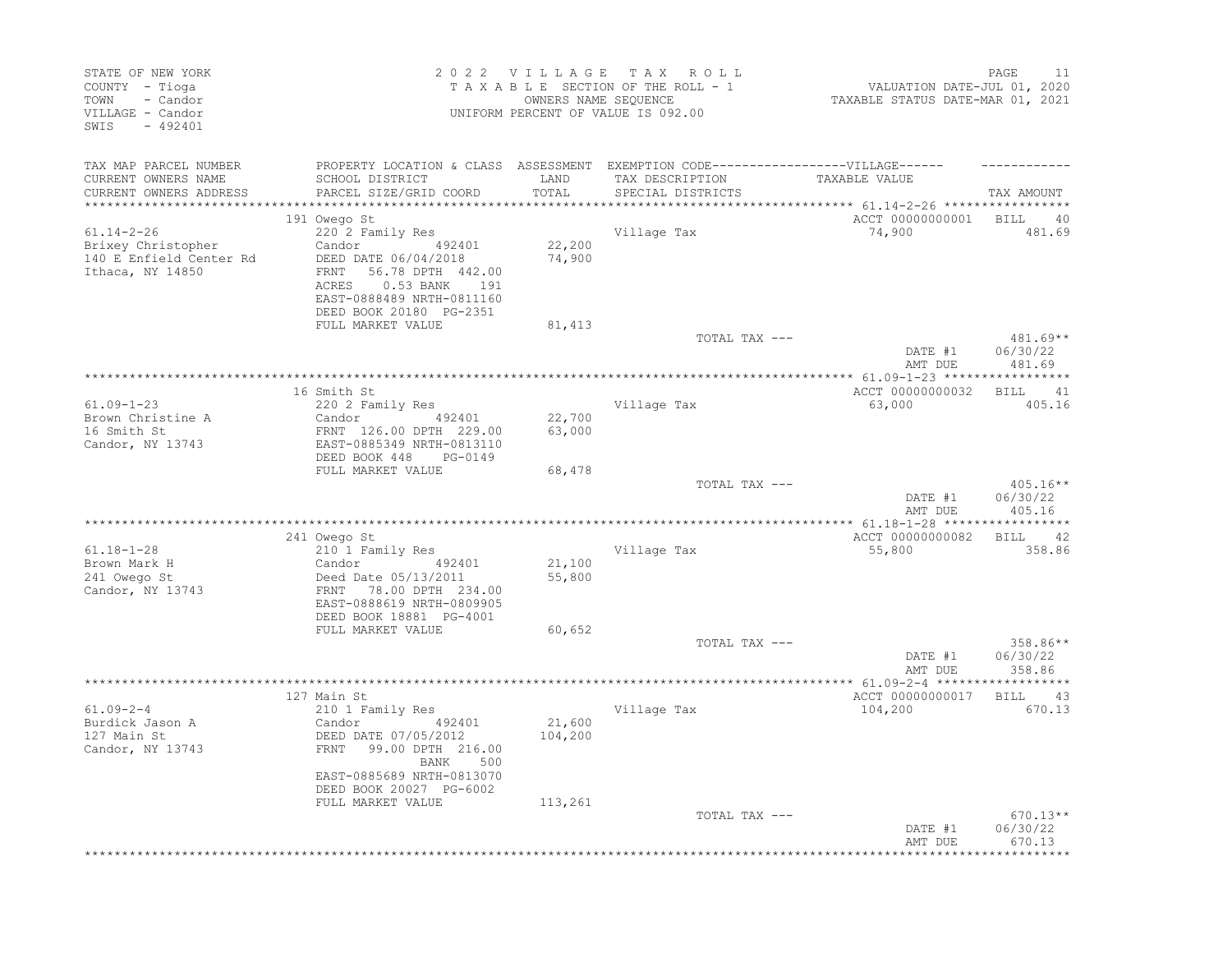STATE OF NEW YORK
COUNTY - Tioga
TOWN - Candor
VILLAGE - Candor
SWIS - 492401

2 0 2 2 V I L L A G E T A X R O L L
T A X A B L E SECTION OF THE ROLL - 1
OWNERS NAME SEQUENCE
UNIFORM PERCENT OF VALUE IS 092.00

VALUATION DATE-JUL 01, 2020
TAXABLE STATUS DATE-MAR 01, 2021

| TAX MAP PARCEL NUMBER / CURRENT OWNERS NAME / CURRENT OWNERS ADDRESS | PROPERTY LOCATION & CLASS / SCHOOL DISTRICT / PARCEL SIZE/GRID COORD | ASSESSMENT LAND / TOTAL | EXEMPTION CODE-----VILLAGE----- / TAX DESCRIPTION / SPECIAL DISTRICTS | TAXABLE VALUE | TAX AMOUNT |
|---|---|---|---|---|---|
| 61.14-2-26 | 191 Owego St | | | ACCT 00000000001 | BILL 40 |
| Brixey Christopher | 220 2 Family Res | | Village Tax | 74,900 | 481.69 |
| 140 E Enfield Center Rd | Candor 492401 | 22,200 | | | |
| Ithaca, NY 14850 | DEED DATE 06/04/2018 | 74,900 | | | |
| | FRNT 56.78 DPTH 442.00 | | | | |
| | ACRES 0.53 BANK 191 | | | | |
| | EAST-0888489 NRTH-0811160 | | | | |
| | DEED BOOK 20180 PG-2351 | | | | |
| | FULL MARKET VALUE | 81,413 | | | |
| | | | TOTAL TAX --- | | 481.69** |
| | | | | DATE #1 | 06/30/22 |
| | | | | AMT DUE | 481.69 |
| 61.09-1-23 | 16 Smith St | | | ACCT 00000000032 | BILL 41 |
| Brown Christine A | 220 2 Family Res | | Village Tax | 63,000 | 405.16 |
| 16 Smith St | Candor 492401 | 22,700 | | | |
| Candor, NY 13743 | FRNT 126.00 DPTH 229.00 | 63,000 | | | |
| | EAST-0885349 NRTH-0813110 | | | | |
| | DEED BOOK 448 PG-0149 | | | | |
| | FULL MARKET VALUE | 68,478 | | | |
| | | | TOTAL TAX --- | | 405.16** |
| | | | | DATE #1 | 06/30/22 |
| | | | | AMT DUE | 405.16 |
| 61.18-1-28 | 241 Owego St | | | ACCT 00000000082 | BILL 42 |
| Brown Mark H | 210 1 Family Res | | Village Tax | 55,800 | 358.86 |
| 241 Owego St | Candor 492401 | 21,100 | | | |
| Candor, NY 13743 | Deed Date 05/13/2011 | 55,800 | | | |
| | FRNT 78.00 DPTH 234.00 | | | | |
| | EAST-0888619 NRTH-0809905 | | | | |
| | DEED BOOK 18881 PG-4001 | | | | |
| | FULL MARKET VALUE | 60,652 | | | |
| | | | TOTAL TAX --- | | 358.86** |
| | | | | DATE #1 | 06/30/22 |
| | | | | AMT DUE | 358.86 |
| 61.09-2-4 | 127 Main St | | | ACCT 00000000017 | BILL 43 |
| Burdick Jason A | 210 1 Family Res | | Village Tax | 104,200 | 670.13 |
| 127 Main St | Candor 492401 | 21,600 | | | |
| Candor, NY 13743 | DEED DATE 07/05/2012 | 104,200 | | | |
| | FRNT 99.00 DPTH 216.00 | | | | |
| | BANK 500 | | | | |
| | EAST-0885689 NRTH-0813070 | | | | |
| | DEED BOOK 20027 PG-6002 | | | | |
| | FULL MARKET VALUE | 113,261 | | | |
| | | | TOTAL TAX --- | | 670.13** |
| | | | | DATE #1 | 06/30/22 |
| | | | | AMT DUE | 670.13 |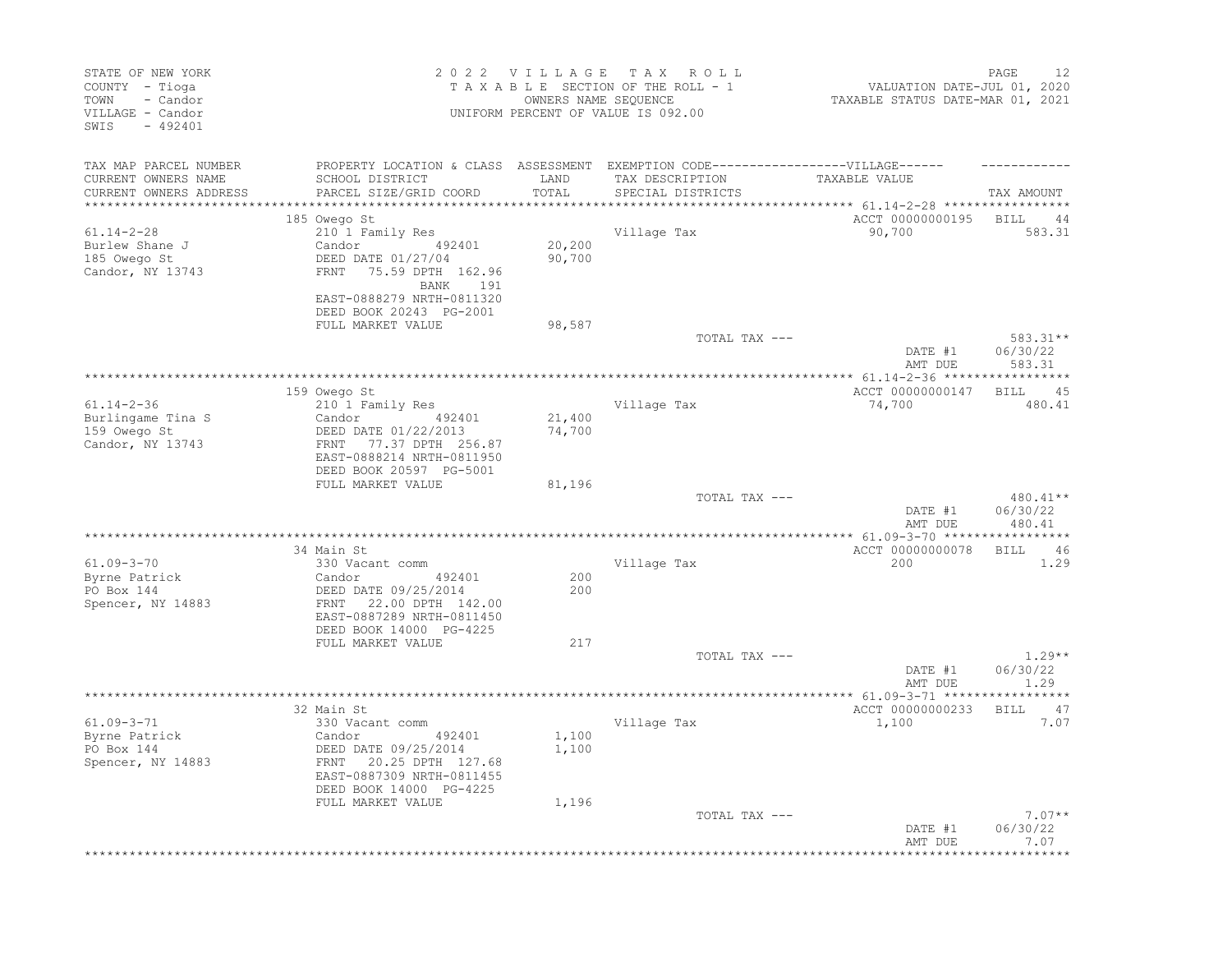STATE OF NEW YORK
COUNTY - Tioga
TOWN - Candor
VILLAGE - Candor
SWIS - 492401

2 0 2 2 V I L L A G E T A X R O L L
T A X A B L E SECTION OF THE ROLL - 1
OWNERS NAME SEQUENCE
UNIFORM PERCENT OF VALUE IS 092.00

VALUATION DATE-JUL 01, 2020
TAXABLE STATUS DATE-MAR 01, 2021

| TAX MAP PARCEL NUMBER / CURRENT OWNERS NAME / CURRENT OWNERS ADDRESS | PROPERTY LOCATION & CLASS / SCHOOL DISTRICT / PARCEL SIZE/GRID COORD | ASSESSMENT LAND / TOTAL | EXEMPTION CODE / TAX DESCRIPTION / SPECIAL DISTRICTS | TAXABLE VALUE | TAX AMOUNT |
|---|---|---|---|---|---|
| **61.14-2-28** | 185 Owego St | | | ACCT 00000000195 | BILL 44 |
| Burlew Shane J | 210 1 Family Res | | Village Tax | 90,700 | 583.31 |
| 185 Owego St | Candor 492401 | 20,200 | | | |
| Candor, NY 13743 | DEED DATE 01/27/04 | 90,700 | | | |
| | FRNT 75.59 DPTH 162.96 | | | | |
| | BANK 191 | | | | |
| | EAST-0888279 NRTH-0811320 | | | | |
| | DEED BOOK 20243 PG-2001 | | | | |
| | FULL MARKET VALUE | 98,587 | | | |
| | | | TOTAL TAX --- | | 583.31** |
| | | | | DATE #1 | 06/30/22 |
| | | | | AMT DUE | 583.31 |
| **61.14-2-36** | 159 Owego St | | | ACCT 00000000147 | BILL 45 |
| Burlingame Tina S | 210 1 Family Res | | Village Tax | 74,700 | 480.41 |
| 159 Owego St | Candor 492401 | 21,400 | | | |
| Candor, NY 13743 | DEED DATE 01/22/2013 | 74,700 | | | |
| | FRNT 77.37 DPTH 256.87 | | | | |
| | EAST-0888214 NRTH-0811950 | | | | |
| | DEED BOOK 20597 PG-5001 | | | | |
| | FULL MARKET VALUE | 81,196 | | | |
| | | | TOTAL TAX --- | | 480.41** |
| | | | | DATE #1 | 06/30/22 |
| | | | | AMT DUE | 480.41 |
| **61.09-3-70** | 34 Main St | | | ACCT 00000000078 | BILL 46 |
| Byrne Patrick | 330 Vacant comm | | Village Tax | 200 | 1.29 |
| PO Box 144 | Candor 492401 | 200 | | | |
| Spencer, NY 14883 | DEED DATE 09/25/2014 | 200 | | | |
| | FRNT 22.00 DPTH 142.00 | | | | |
| | EAST-0887289 NRTH-0811450 | | | | |
| | DEED BOOK 14000 PG-4225 | | | | |
| | FULL MARKET VALUE | 217 | | | |
| | | | TOTAL TAX --- | | 1.29** |
| | | | | DATE #1 | 06/30/22 |
| | | | | AMT DUE | 1.29 |
| **61.09-3-71** | 32 Main St | | | ACCT 00000000233 | BILL 47 |
| Byrne Patrick | 330 Vacant comm | | Village Tax | 1,100 | 7.07 |
| PO Box 144 | Candor 492401 | 1,100 | | | |
| Spencer, NY 14883 | DEED DATE 09/25/2014 | 1,100 | | | |
| | FRNT 20.25 DPTH 127.68 | | | | |
| | EAST-0887309 NRTH-0811455 | | | | |
| | DEED BOOK 14000 PG-4225 | | | | |
| | FULL MARKET VALUE | 1,196 | | | |
| | | | TOTAL TAX --- | | 7.07** |
| | | | | DATE #1 | 06/30/22 |
| | | | | AMT DUE | 7.07 |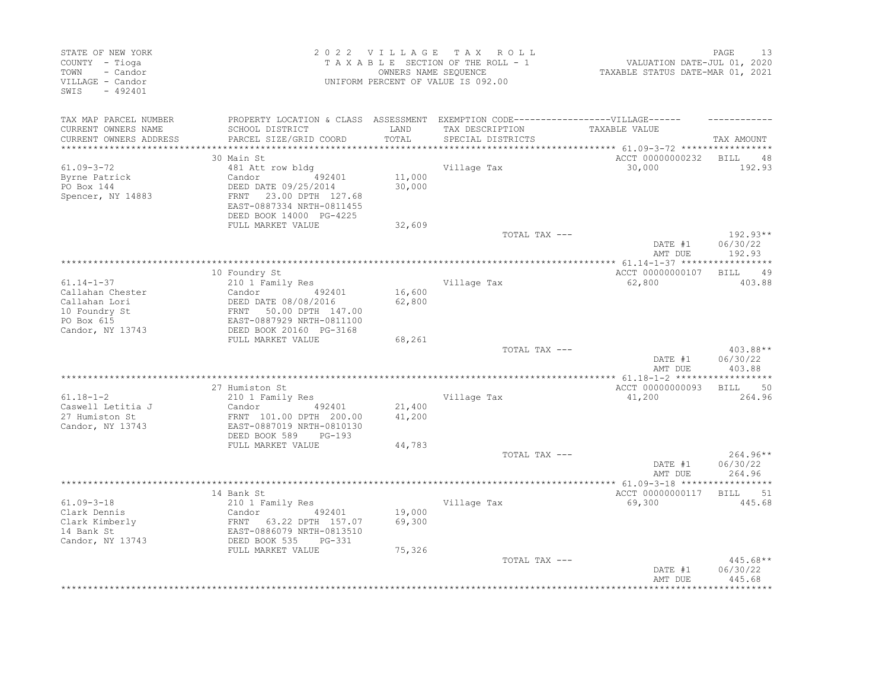STATE OF NEW YORK
COUNTY - Tioga
TOWN - Candor
VILLAGE - Candor
SWIS - 492401

2 0 2 2 V I L L A G E T A X R O L L
T A X A B L E SECTION OF THE ROLL - 1
OWNERS NAME SEQUENCE
UNIFORM PERCENT OF VALUE IS 092.00

VALUATION DATE-JUL 01, 2020
TAXABLE STATUS DATE-MAR 01, 2021

| TAX MAP PARCEL NUMBER / CURRENT OWNERS NAME / CURRENT OWNERS ADDRESS | PROPERTY LOCATION & CLASS / SCHOOL DISTRICT / PARCEL SIZE/GRID COORD | ASSESSMENT LAND / TOTAL | EXEMPTION CODE / TAX DESCRIPTION / SPECIAL DISTRICTS | TAXABLE VALUE | TAX AMOUNT |
|---|---|---|---|---|---|
| **61.09-3-72** | 30 Main St | | | ACCT 00000000232 | BILL 48 |
| Byrne Patrick | 481 Att row bldg | | Village Tax | 30,000 | 192.93 |
| PO Box 144 | Candor 492401 | 11,000 | | | |
| Spencer, NY 14883 | DEED DATE 09/25/2014 | 30,000 | | | |
| | FRNT 23.00 DPTH 127.68 | | | | |
| | EAST-0887334 NRTH-0811455 | | | | |
| | DEED BOOK 14000 PG-4225 | | | | |
| | FULL MARKET VALUE | 32,609 | | | |
| | | | TOTAL TAX --- | | 192.93** |
| | | | | DATE #1 | 06/30/22 |
| | | | | AMT DUE | 192.93 |
| **61.14-1-37** | 10 Foundry St | | | ACCT 00000000107 | BILL 49 |
| Callahan Chester | 210 1 Family Res | | Village Tax | 62,800 | 403.88 |
| Callahan Lori | Candor 492401 | 16,600 | | | |
| 10 Foundry St | DEED DATE 08/08/2016 | 62,800 | | | |
| PO Box 615 | FRNT 50.00 DPTH 147.00 | | | | |
| Candor, NY 13743 | EAST-0887929 NRTH-0811100 | | | | |
| | DEED BOOK 20160 PG-3168 | | | | |
| | FULL MARKET VALUE | 68,261 | | | |
| | | | TOTAL TAX --- | | 403.88** |
| | | | | DATE #1 | 06/30/22 |
| | | | | AMT DUE | 403.88 |
| **61.18-1-2** | 27 Humiston St | | | ACCT 00000000093 | BILL 50 |
| Caswell Letitia J | 210 1 Family Res | | Village Tax | 41,200 | 264.96 |
| 27 Humiston St | Candor 492401 | 21,400 | | | |
| Candor, NY 13743 | FRNT 101.00 DPTH 200.00 | 41,200 | | | |
| | EAST-0887019 NRTH-0810130 | | | | |
| | DEED BOOK 589 PG-193 | | | | |
| | FULL MARKET VALUE | 44,783 | | | |
| | | | TOTAL TAX --- | | 264.96** |
| | | | | DATE #1 | 06/30/22 |
| | | | | AMT DUE | 264.96 |
| **61.09-3-18** | 14 Bank St | | | ACCT 00000000117 | BILL 51 |
| Clark Dennis | 210 1 Family Res | | Village Tax | 69,300 | 445.68 |
| Clark Kimberly | Candor 492401 | 19,000 | | | |
| 14 Bank St | FRNT 63.22 DPTH 157.07 | 69,300 | | | |
| Candor, NY 13743 | EAST-0886079 NRTH-0813510 | | | | |
| | DEED BOOK 535 PG-331 | | | | |
| | FULL MARKET VALUE | 75,326 | | | |
| | | | TOTAL TAX --- | | 445.68** |
| | | | | DATE #1 | 06/30/22 |
| | | | | AMT DUE | 445.68 |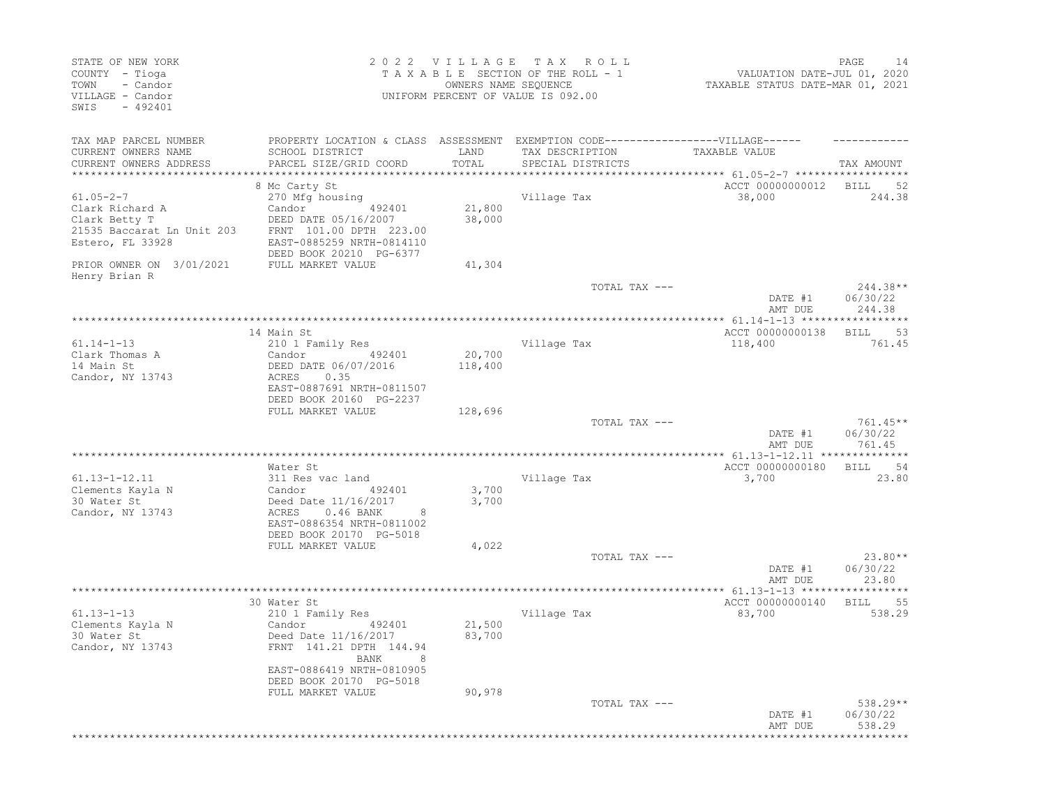STATE OF NEW YORK
COUNTY - Tioga
TOWN - Candor
VILLAGE - Candor
SWIS - 492401

2022 VILLAGE TAX ROLL
TAXABLE SECTION OF THE ROLL - 1
OWNERS NAME SEQUENCE
UNIFORM PERCENT OF VALUE IS 092.00

VALUATION DATE-JUL 01, 2020
TAXABLE STATUS DATE-MAR 01, 2021

| TAX MAP PARCEL NUMBER / CURRENT OWNERS NAME / CURRENT OWNERS ADDRESS | PROPERTY LOCATION & CLASS / SCHOOL DISTRICT / PARCEL SIZE/GRID COORD | ASSESSMENT LAND / TOTAL | EXEMPTION CODE / TAX DESCRIPTION / SPECIAL DISTRICTS | VILLAGE TAXABLE VALUE | TAX AMOUNT |
|---|---|---|---|---|---|
| 61.05-2-7 | 8 Mc Carty St | | | ACCT 00000000012 | BILL 52 |
| Clark Richard A | 270 Mfg housing | | Village Tax | 38,000 | 244.38 |
| Clark Betty T | Candor 492401 | 21,800 | | | |
| 21535 Baccarat Ln Unit 203 | DEED DATE 05/16/2007 | 38,000 | | | |
| Estero, FL 33928 | FRNT 101.00 DPTH 223.00 | | | | |
| | EAST-0885259 NRTH-0814110 | | | | |
| | DEED BOOK 20210 PG-6377 | | | | |
| PRIOR OWNER ON 3/01/2021 | FULL MARKET VALUE | 41,304 | | | |
| Henry Brian R | | | | | |
| | | | TOTAL TAX --- | | 244.38** |
| | | | | DATE #1 | 06/30/22 |
| | | | | AMT DUE | 244.38 |
| 61.14-1-13 | 14 Main St | | | ACCT 00000000138 | BILL 53 |
| Clark Thomas A | 210 1 Family Res | | Village Tax | 118,400 | 761.45 |
| 14 Main St | Candor 492401 | 20,700 | | | |
| Candor, NY 13743 | DEED DATE 06/07/2016 | 118,400 | | | |
| | ACRES 0.35 | | | | |
| | EAST-0887691 NRTH-0811507 | | | | |
| | DEED BOOK 20160 PG-2237 | | | | |
| | FULL MARKET VALUE | 128,696 | | | |
| | | | TOTAL TAX --- | | 761.45** |
| | | | | DATE #1 | 06/30/22 |
| | | | | AMT DUE | 761.45 |
| 61.13-1-12.11 | Water St | | | ACCT 00000000180 | BILL 54 |
| Clements Kayla N | 311 Res vac land | | Village Tax | 3,700 | 23.80 |
| 30 Water St | Candor 492401 | 3,700 | | | |
| Candor, NY 13743 | Deed Date 11/16/2017 | 3,700 | | | |
| | ACRES 0.46 BANK 8 | | | | |
| | EAST-0886354 NRTH-0811002 | | | | |
| | DEED BOOK 20170 PG-5018 | | | | |
| | FULL MARKET VALUE | 4,022 | | | |
| | | | TOTAL TAX --- | | 23.80** |
| | | | | DATE #1 | 06/30/22 |
| | | | | AMT DUE | 23.80 |
| 61.13-1-13 | 30 Water St | | | ACCT 00000000140 | BILL 55 |
| Clements Kayla N | 210 1 Family Res | | Village Tax | 83,700 | 538.29 |
| 30 Water St | Candor 492401 | 21,500 | | | |
| Candor, NY 13743 | Deed Date 11/16/2017 | 83,700 | | | |
| | FRNT 141.21 DPTH 144.94 | | | | |
| | BANK 8 | | | | |
| | EAST-0886419 NRTH-0810905 | | | | |
| | DEED BOOK 20170 PG-5018 | | | | |
| | FULL MARKET VALUE | 90,978 | | | |
| | | | TOTAL TAX --- | | 538.29** |
| | | | | DATE #1 | 06/30/22 |
| | | | | AMT DUE | 538.29 |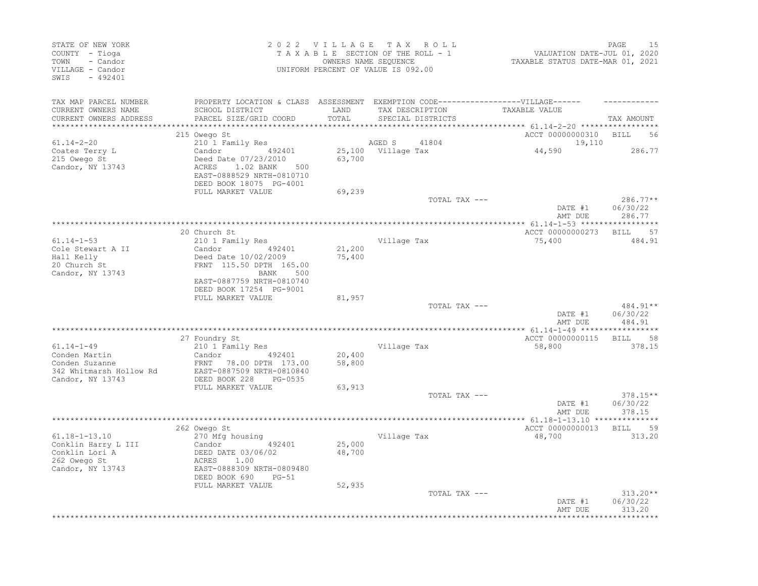STATE OF NEW YORK
COUNTY - Tioga
TOWN - Candor
VILLAGE - Candor
SWIS - 492401

2022 VILLAGE TAX ROLL
TAXABLE SECTION OF THE ROLL - 1
OWNERS NAME SEQUENCE
UNIFORM PERCENT OF VALUE IS 092.00

VALUATION DATE-JUL 01, 2020
TAXABLE STATUS DATE-MAR 01, 2021

| TAX MAP PARCEL NUMBER / CURRENT OWNERS NAME / CURRENT OWNERS ADDRESS | PROPERTY LOCATION & CLASS / SCHOOL DISTRICT / PARCEL SIZE/GRID COORD | ASSESSMENT LAND / TOTAL | EXEMPTION CODE / TAX DESCRIPTION / SPECIAL DISTRICTS | VILLAGE TAXABLE VALUE | TAX AMOUNT |
|---|---|---|---|---|---|
| **61.14-2-20** | 215 Owego St | | | ACCT 00000000310 | BILL 56 |
| Coates Terry L | 210 1 Family Res | | AGED S 41804 | 19,110 | |
| 215 Owego St | Candor 492401 | 25,100 | Village Tax | 44,590 | 286.77 |
| Candor, NY 13743 | Deed Date 07/23/2010 | 63,700 | | | |
| | ACRES 1.02 BANK 500 | | | | |
| | EAST-0888529 NRTH-0810710 | | | | |
| | DEED BOOK 18075 PG-4001 | | | | |
| | FULL MARKET VALUE | 69,239 | | | |
| | | | TOTAL TAX --- | | 286.77** |
| | | | | DATE #1 | 06/30/22 |
| | | | | AMT DUE | 286.77 |
| **61.14-1-53** | 20 Church St | | | ACCT 00000000273 | BILL 57 |
| Cole Stewart A II | 210 1 Family Res | | Village Tax | 75,400 | 484.91 |
| Hall Kelly | Candor 492401 | 21,200 | | | |
| 20 Church St | Deed Date 10/02/2009 | 75,400 | | | |
| Candor, NY 13743 | FRNT 115.50 DPTH 165.00 | | | | |
| | BANK 500 | | | | |
| | EAST-0887759 NRTH-0810740 | | | | |
| | DEED BOOK 17254 PG-9001 | | | | |
| | FULL MARKET VALUE | 81,957 | | | |
| | | | TOTAL TAX --- | | 484.91** |
| | | | | DATE #1 | 06/30/22 |
| | | | | AMT DUE | 484.91 |
| **61.14-1-49** | 27 Foundry St | | | ACCT 00000000115 | BILL 58 |
| Conden Martin | 210 1 Family Res | | Village Tax | 58,800 | 378.15 |
| Conden Suzanne | Candor 492401 | 20,400 | | | |
| 342 Whitmarsh Hollow Rd | FRNT 78.00 DPTH 173.00 | 58,800 | | | |
| Candor, NY 13743 | EAST-0887509 NRTH-0810840 | | | | |
| | DEED BOOK 228 PG-0535 | | | | |
| | FULL MARKET VALUE | 63,913 | | | |
| | | | TOTAL TAX --- | | 378.15** |
| | | | | DATE #1 | 06/30/22 |
| | | | | AMT DUE | 378.15 |
| **61.18-1-13.10** | 262 Owego St | | | ACCT 00000000013 | BILL 59 |
| Conklin Harry L III | 270 Mfg housing | | Village Tax | 48,700 | 313.20 |
| Conklin Lori A | Candor 492401 | 25,000 | | | |
| 262 Owego St | DEED DATE 03/06/02 | 48,700 | | | |
| Candor, NY 13743 | ACRES 1.00 | | | | |
| | EAST-0888309 NRTH-0809480 | | | | |
| | DEED BOOK 690 PG-51 | | | | |
| | FULL MARKET VALUE | 52,935 | | | |
| | | | TOTAL TAX --- | | 313.20** |
| | | | | DATE #1 | 06/30/22 |
| | | | | AMT DUE | 313.20 |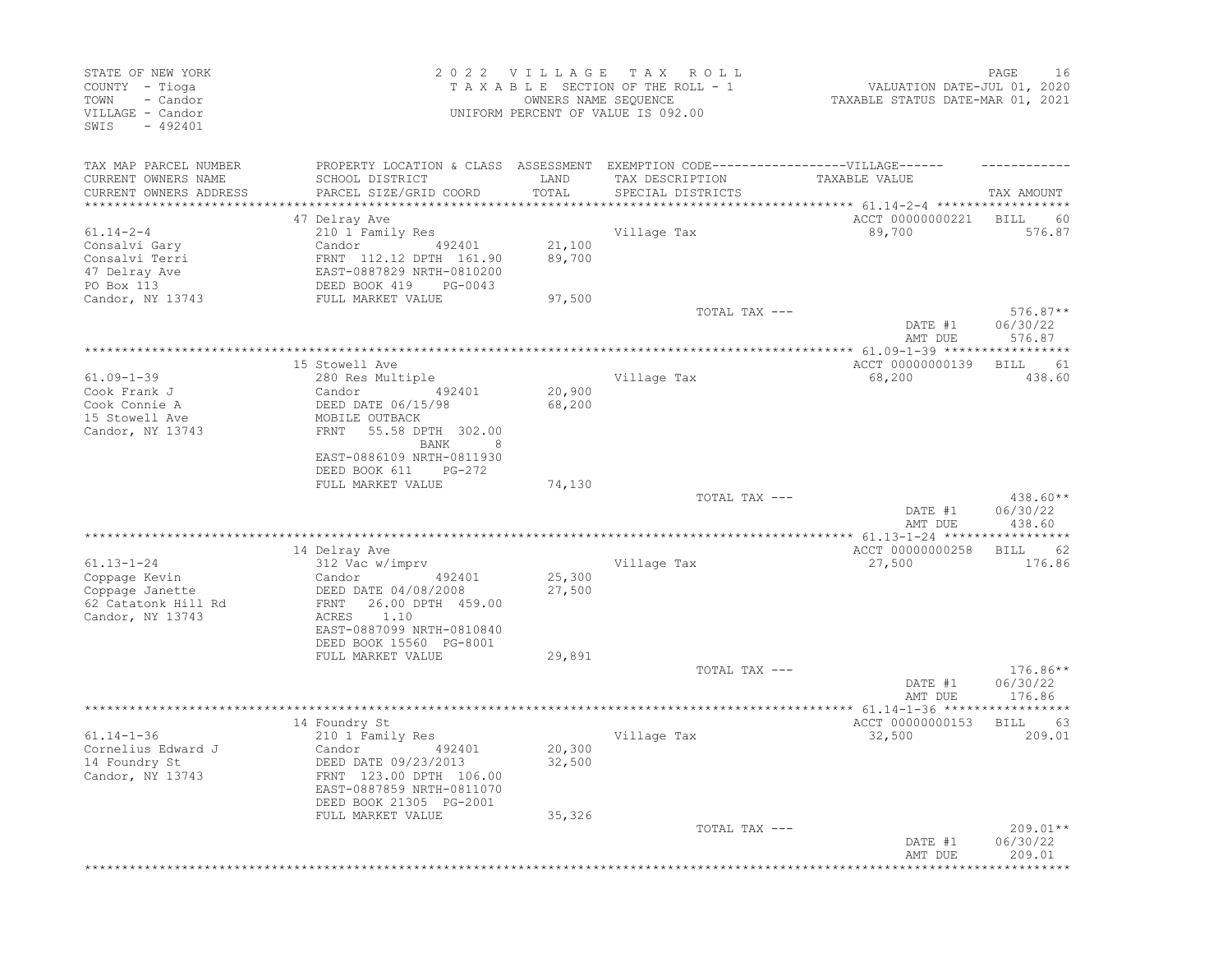STATE OF NEW YORK
COUNTY - Tioga
TOWN - Candor
VILLAGE - Candor
SWIS - 492401

2 0 2 2 V I L L A G E T A X R O L L
T A X A B L E SECTION OF THE ROLL - 1
OWNERS NAME SEQUENCE
UNIFORM PERCENT OF VALUE IS 092.00

VALUATION DATE-JUL 01, 2020
TAXABLE STATUS DATE-MAR 01, 2021

| TAX MAP PARCEL NUMBER / CURRENT OWNERS NAME / CURRENT OWNERS ADDRESS | PROPERTY LOCATION & CLASS / SCHOOL DISTRICT / PARCEL SIZE/GRID COORD | ASSESSMENT LAND / TOTAL | EXEMPTION CODE / TAX DESCRIPTION / SPECIAL DISTRICTS | VILLAGE TAXABLE VALUE | TAX AMOUNT |
|---|---|---|---|---|---|
| | 47 Delray Ave | | | ACCT 00000000221 | BILL 60 |
| 61.14-2-4 | 210 1 Family Res | | Village Tax | 89,700 | 576.87 |
| Consalvi Gary | Candor 492401 | 21,100 | | | |
| Consalvi Terri | FRNT 112.12 DPTH 161.90 | 89,700 | | | |
| 47 Delray Ave | EAST-0887829 NRTH-0810200 | | | | |
| PO Box 113 | DEED BOOK 419 PG-0043 | | | | |
| Candor, NY 13743 | FULL MARKET VALUE | 97,500 | | | |
| | | | TOTAL TAX --- | | 576.87** |
| | | | | DATE #1 | 06/30/22 |
| | | | | AMT DUE | 576.87 |
| | 15 Stowell Ave | | | ACCT 00000000139 | BILL 61 |
| 61.09-1-39 | 280 Res Multiple | | Village Tax | 68,200 | 438.60 |
| Cook Frank J | Candor 492401 | 20,900 | | | |
| Cook Connie A | DEED DATE 06/15/98 | 68,200 | | | |
| 15 Stowell Ave | MOBILE OUTBACK | | | | |
| Candor, NY 13743 | FRNT 55.58 DPTH 302.00 | | | | |
| | BANK 8 | | | | |
| | EAST-0886109 NRTH-0811930 | | | | |
| | DEED BOOK 611 PG-272 | | | | |
| | FULL MARKET VALUE | 74,130 | | | |
| | | | TOTAL TAX --- | | 438.60** |
| | | | | DATE #1 | 06/30/22 |
| | | | | AMT DUE | 438.60 |
| | 14 Delray Ave | | | ACCT 00000000258 | BILL 62 |
| 61.13-1-24 | 312 Vac w/imprv | | Village Tax | 27,500 | 176.86 |
| Coppage Kevin | Candor 492401 | 25,300 | | | |
| Coppage Janette | DEED DATE 04/08/2008 | 27,500 | | | |
| 62 Catatonk Hill Rd | FRNT 26.00 DPTH 459.00 | | | | |
| Candor, NY 13743 | ACRES 1.10 | | | | |
| | EAST-0887099 NRTH-0810840 | | | | |
| | DEED BOOK 15560 PG-8001 | | | | |
| | FULL MARKET VALUE | 29,891 | | | |
| | | | TOTAL TAX --- | | 176.86** |
| | | | | DATE #1 | 06/30/22 |
| | | | | AMT DUE | 176.86 |
| | 14 Foundry St | | | ACCT 00000000153 | BILL 63 |
| 61.14-1-36 | 210 1 Family Res | | Village Tax | 32,500 | 209.01 |
| Cornelius Edward J | Candor 492401 | 20,300 | | | |
| 14 Foundry St | DEED DATE 09/23/2013 | 32,500 | | | |
| Candor, NY 13743 | FRNT 123.00 DPTH 106.00 | | | | |
| | EAST-0887859 NRTH-0811070 | | | | |
| | DEED BOOK 21305 PG-2001 | | | | |
| | FULL MARKET VALUE | 35,326 | | | |
| | | | TOTAL TAX --- | | 209.01** |
| | | | | DATE #1 | 06/30/22 |
| | | | | AMT DUE | 209.01 |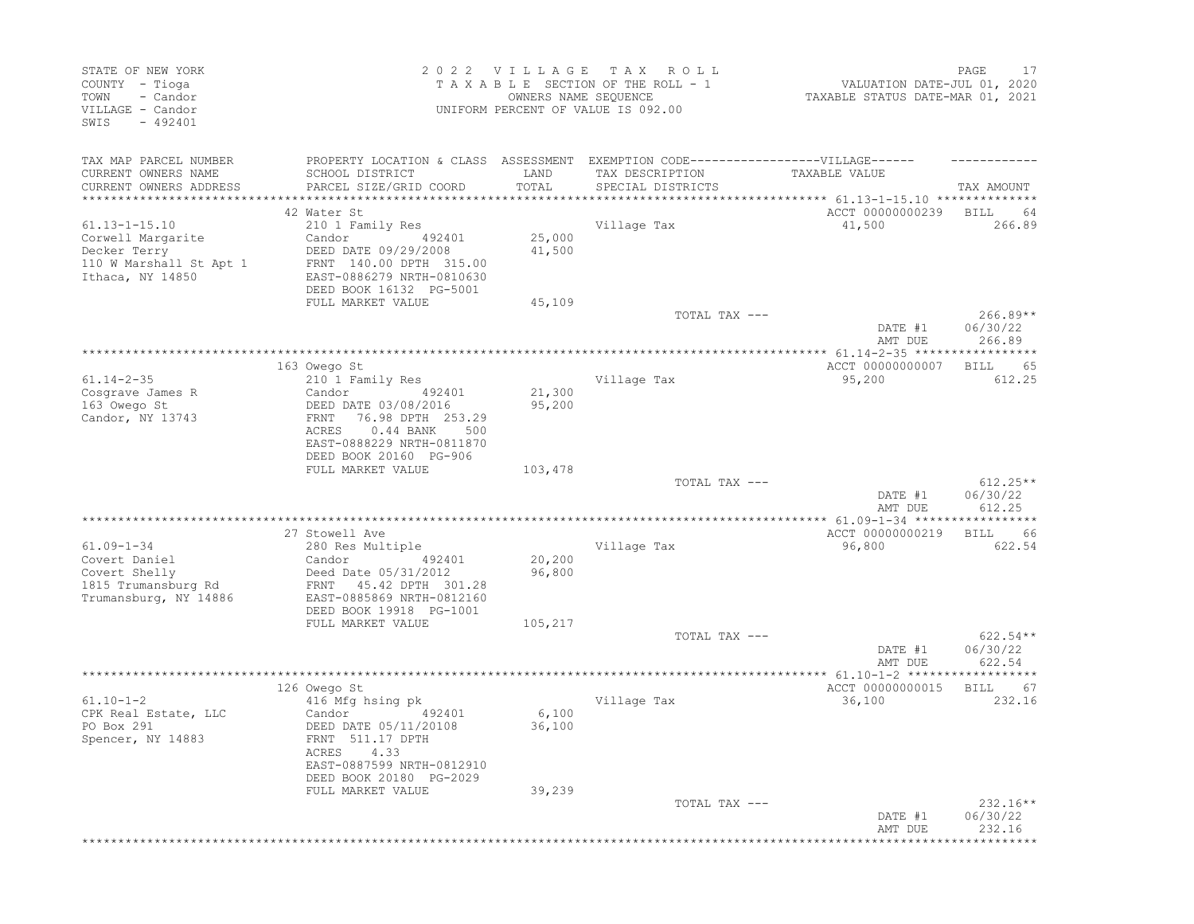STATE OF NEW YORK
COUNTY - Tioga
TOWN - Candor
VILLAGE - Candor
SWIS - 492401

2022 VILLAGE TAX ROLL
TAXABLE SECTION OF THE ROLL - 1
OWNERS NAME SEQUENCE
UNIFORM PERCENT OF VALUE IS 092.00

VALUATION DATE-JUL 01, 2020
TAXABLE STATUS DATE-MAR 01, 2021

| TAX MAP PARCEL NUMBER / CURRENT OWNERS NAME / CURRENT OWNERS ADDRESS | PROPERTY LOCATION & CLASS / SCHOOL DISTRICT / PARCEL SIZE/GRID COORD | ASSESSMENT LAND / TOTAL | EXEMPTION CODE / TAX DESCRIPTION / SPECIAL DISTRICTS | VILLAGE TAXABLE VALUE | TAX AMOUNT |
|---|---|---|---|---|---|
| | 42 Water St | | | ACCT 00000000239 | BILL 64 |
| 61.13-1-15.10 | 210 1 Family Res | | Village Tax | 41,500 | 266.89 |
| Corwell Margarite | Candor 492401 | 25,000 | | | |
| Decker Terry | DEED DATE 09/29/2008 | 41,500 | | | |
| 110 W Marshall St Apt 1 | FRNT 140.00 DPTH 315.00 | | | | |
| Ithaca, NY 14850 | EAST-0886279 NRTH-0810630 | | | | |
| | DEED BOOK 16132 PG-5001 | | | | |
| | FULL MARKET VALUE | 45,109 | | | |
| | | | TOTAL TAX --- | | 266.89** |
| | | | | DATE #1 | 06/30/22 |
| | | | | AMT DUE | 266.89 |
| | 163 Owego St | | | ACCT 00000000007 | BILL 65 |
| 61.14-2-35 | 210 1 Family Res | | Village Tax | 95,200 | 612.25 |
| Cosgrave James R | Candor 492401 | 21,300 | | | |
| 163 Owego St | DEED DATE 03/08/2016 | 95,200 | | | |
| Candor, NY 13743 | FRNT 76.98 DPTH 253.29 | | | | |
| | ACRES 0.44 BANK 500 | | | | |
| | EAST-0888229 NRTH-0811870 | | | | |
| | DEED BOOK 20160 PG-906 | | | | |
| | FULL MARKET VALUE | 103,478 | | | |
| | | | TOTAL TAX --- | | 612.25** |
| | | | | DATE #1 | 06/30/22 |
| | | | | AMT DUE | 612.25 |
| | 27 Stowell Ave | | | ACCT 00000000219 | BILL 66 |
| 61.09-1-34 | 280 Res Multiple | | Village Tax | 96,800 | 622.54 |
| Covert Daniel | Candor 492401 | 20,200 | | | |
| Covert Shelly | Deed Date 05/31/2012 | 96,800 | | | |
| 1815 Trumansburg Rd | FRNT 45.42 DPTH 301.28 | | | | |
| Trumansburg, NY 14886 | EAST-0885869 NRTH-0812160 | | | | |
| | DEED BOOK 19918 PG-1001 | | | | |
| | FULL MARKET VALUE | 105,217 | | | |
| | | | TOTAL TAX --- | | 622.54** |
| | | | | DATE #1 | 06/30/22 |
| | | | | AMT DUE | 622.54 |
| | 126 Owego St | | | ACCT 00000000015 | BILL 67 |
| 61.10-1-2 | 416 Mfg hsing pk | | Village Tax | 36,100 | 232.16 |
| CPK Real Estate, LLC | Candor 492401 | 6,100 | | | |
| PO Box 291 | DEED DATE 05/11/20108 | 36,100 | | | |
| Spencer, NY 14883 | FRNT 511.17 DPTH | | | | |
| | ACRES 4.33 | | | | |
| | EAST-0887599 NRTH-0812910 | | | | |
| | DEED BOOK 20180 PG-2029 | | | | |
| | FULL MARKET VALUE | 39,239 | | | |
| | | | TOTAL TAX --- | | 232.16** |
| | | | | DATE #1 | 06/30/22 |
| | | | | AMT DUE | 232.16 |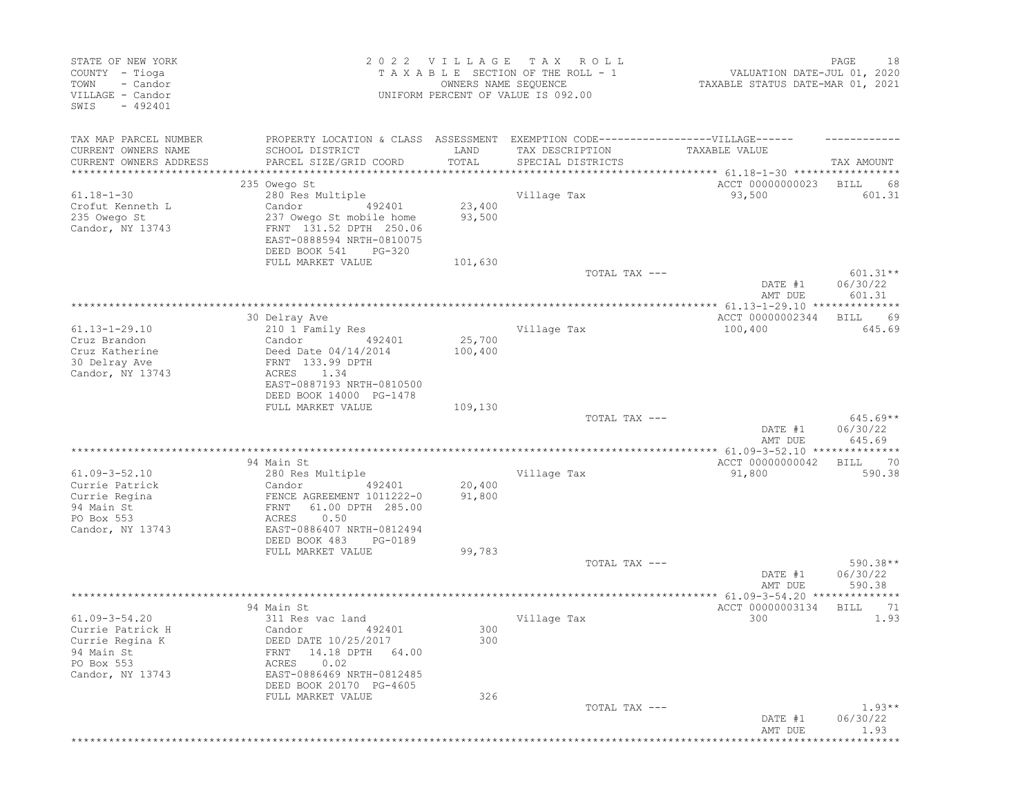STATE OF NEW YORK
COUNTY - Tioga
TOWN - Candor
VILLAGE - Candor
SWIS - 492401

2 0 2 2 V I L L A G E T A X R O L L
T A X A B L E SECTION OF THE ROLL - 1
OWNERS NAME SEQUENCE
UNIFORM PERCENT OF VALUE IS 092.00

VALUATION DATE-JUL 01, 2020
TAXABLE STATUS DATE-MAR 01, 2021

| TAX MAP PARCEL NUMBER / CURRENT OWNERS NAME / CURRENT OWNERS ADDRESS | PROPERTY LOCATION & CLASS / SCHOOL DISTRICT / PARCEL SIZE/GRID COORD | ASSESSMENT LAND / TOTAL | EXEMPTION CODE / TAX DESCRIPTION / SPECIAL DISTRICTS | VILLAGE TAXABLE VALUE | TAX AMOUNT |
|---|---|---|---|---|---|
| 61.18-1-30 | 235 Owego St | | | ACCT 00000000023 | BILL 68 |
| Crofut Kenneth L | 280 Res Multiple | | Village Tax | 93,500 | 601.31 |
| 235 Owego St | Candor 492401 | 23,400 | | | |
| Candor, NY 13743 | 237 Owego St mobile home | 93,500 | | | |
| | FRNT 131.52 DPTH 250.06 | | | | |
| | EAST-0888594 NRTH-0810075 | | | | |
| | DEED BOOK 541 PG-320 | | | | |
| | FULL MARKET VALUE | 101,630 | | | |
| | | | TOTAL TAX --- | | 601.31** |
| | | | | DATE #1 | 06/30/22 |
| | | | | AMT DUE | 601.31 |
| 61.13-1-29.10 | 30 Delray Ave | | | ACCT 00000002344 | BILL 69 |
| Cruz Brandon | 210 1 Family Res | | Village Tax | 100,400 | 645.69 |
| Cruz Katherine | Candor 492401 | 25,700 | | | |
| 30 Delray Ave | Deed Date 04/14/2014 | 100,400 | | | |
| Candor, NY 13743 | FRNT 133.99 DPTH | | | | |
| | ACRES 1.34 | | | | |
| | EAST-0887193 NRTH-0810500 | | | | |
| | DEED BOOK 14000 PG-1478 | | | | |
| | FULL MARKET VALUE | 109,130 | | | |
| | | | TOTAL TAX --- | | 645.69** |
| | | | | DATE #1 | 06/30/22 |
| | | | | AMT DUE | 645.69 |
| 61.09-3-52.10 | 94 Main St | | | ACCT 00000000042 | BILL 70 |
| Currie Patrick | 280 Res Multiple | | Village Tax | 91,800 | 590.38 |
| Currie Regina | Candor 492401 | 20,400 | | | |
| 94 Main St | FENCE AGREEMENT 1011222-0 | 91,800 | | | |
| PO Box 553 | FRNT 61.00 DPTH 285.00 | | | | |
| Candor, NY 13743 | ACRES 0.50 | | | | |
| | EAST-0886407 NRTH-0812494 | | | | |
| | DEED BOOK 483 PG-0189 | | | | |
| | FULL MARKET VALUE | 99,783 | | | |
| | | | TOTAL TAX --- | | 590.38** |
| | | | | DATE #1 | 06/30/22 |
| | | | | AMT DUE | 590.38 |
| 61.09-3-54.20 | 94 Main St | | | ACCT 00000003134 | BILL 71 |
| Currie Patrick H | 311 Res vac land | | Village Tax | 300 | 1.93 |
| Currie Regina K | Candor 492401 | 300 | | | |
| 94 Main St | DEED DATE 10/25/2017 | 300 | | | |
| PO Box 553 | FRNT 14.18 DPTH 64.00 | | | | |
| Candor, NY 13743 | ACRES 0.02 | | | | |
| | EAST-0886469 NRTH-0812485 | | | | |
| | DEED BOOK 20170 PG-4605 | | | | |
| | FULL MARKET VALUE | 326 | | | |
| | | | TOTAL TAX --- | | 1.93** |
| | | | | DATE #1 | 06/30/22 |
| | | | | AMT DUE | 1.93 |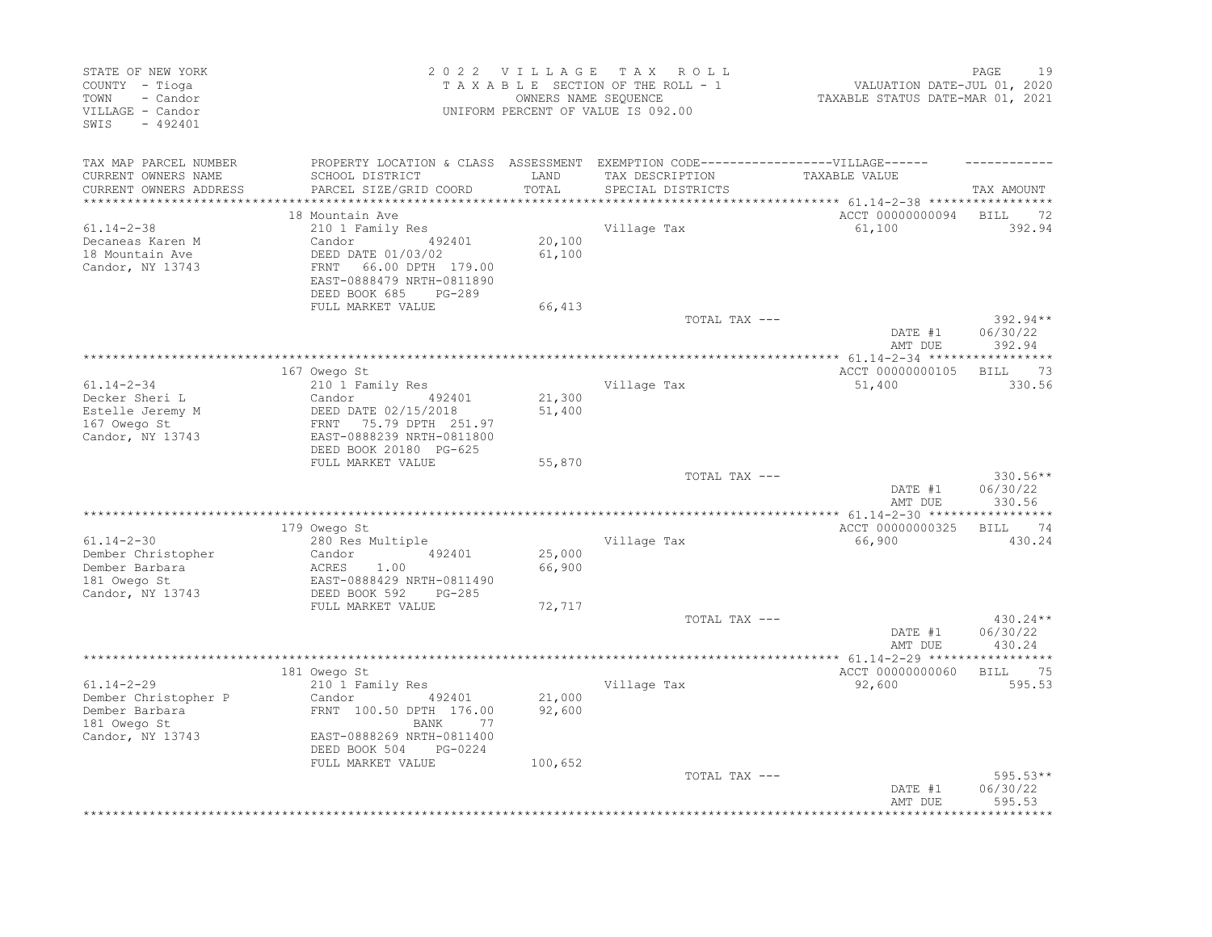STATE OF NEW YORK
COUNTY - Tioga
TOWN - Candor
VILLAGE - Candor
SWIS - 492401

2022 VILLAGE TAX ROLL
TAXABLE SECTION OF THE ROLL - 1
OWNERS NAME SEQUENCE
UNIFORM PERCENT OF VALUE IS 092.00

VALUATION DATE-JUL 01, 2020
TAXABLE STATUS DATE-MAR 01, 2021

| TAX MAP PARCEL NUMBER / CURRENT OWNERS NAME / CURRENT OWNERS ADDRESS | PROPERTY LOCATION & CLASS / SCHOOL DISTRICT / PARCEL SIZE/GRID COORD | ASSESSMENT LAND / TOTAL | EXEMPTION CODE / TAX DESCRIPTION / SPECIAL DISTRICTS | TAXABLE VALUE | TAX AMOUNT |
|---|---|---|---|---|---|
| **61.14-2-38** | 18 Mountain Ave | | | ACCT 00000000094 | BILL 72 |
| Decaneas Karen M | 210 1 Family Res | | Village Tax | 61,100 | 392.94 |
| 18 Mountain Ave | Candor 492401 | 20,100 | | | |
| Candor, NY 13743 | DEED DATE 01/03/02 | 61,100 | | | |
| | FRNT 66.00 DPTH 179.00 | | | | |
| | EAST-0888479 NRTH-0811890 | | | | |
| | DEED BOOK 685 PG-289 | | | | |
| | FULL MARKET VALUE | 66,413 | | | |
| | | | TOTAL TAX --- | | 392.94** |
| | | | | DATE #1 | 06/30/22 |
| | | | | AMT DUE | 392.94 |
| **61.14-2-34** | 167 Owego St | | | ACCT 00000000105 | BILL 73 |
| Decker Sheri L | 210 1 Family Res | | Village Tax | 51,400 | 330.56 |
| Estelle Jeremy M | Candor 492401 | 21,300 | | | |
| 167 Owego St | DEED DATE 02/15/2018 | 51,400 | | | |
| Candor, NY 13743 | FRNT 75.79 DPTH 251.97 | | | | |
| | EAST-0888239 NRTH-0811800 | | | | |
| | DEED BOOK 20180 PG-625 | | | | |
| | FULL MARKET VALUE | 55,870 | | | |
| | | | TOTAL TAX --- | | 330.56** |
| | | | | DATE #1 | 06/30/22 |
| | | | | AMT DUE | 330.56 |
| **61.14-2-30** | 179 Owego St | | | ACCT 00000000325 | BILL 74 |
| Dember Christopher | 280 Res Multiple | | Village Tax | 66,900 | 430.24 |
| Dember Barbara | Candor 492401 | 25,000 | | | |
| 181 Owego St | ACRES 1.00 | 66,900 | | | |
| Candor, NY 13743 | EAST-0888429 NRTH-0811490 | | | | |
| | DEED BOOK 592 PG-285 | | | | |
| | FULL MARKET VALUE | 72,717 | | | |
| | | | TOTAL TAX --- | | 430.24** |
| | | | | DATE #1 | 06/30/22 |
| | | | | AMT DUE | 430.24 |
| **61.14-2-29** | 181 Owego St | | | ACCT 00000000060 | BILL 75 |
| Dember Christopher P | 210 1 Family Res | | Village Tax | 92,600 | 595.53 |
| Dember Barbara | Candor 492401 | 21,000 | | | |
| 181 Owego St | FRNT 100.50 DPTH 176.00 | 92,600 | | | |
| Candor, NY 13743 | BANK 77 | | | | |
| | EAST-0888269 NRTH-0811400 | | | | |
| | DEED BOOK 504 PG-0224 | | | | |
| | FULL MARKET VALUE | 100,652 | | | |
| | | | TOTAL TAX --- | | 595.53** |
| | | | | DATE #1 | 06/30/22 |
| | | | | AMT DUE | 595.53 |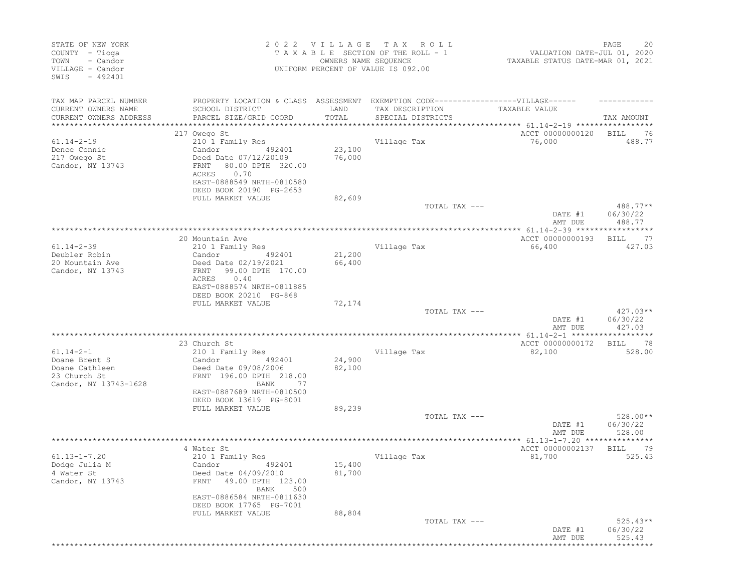STATE OF NEW YORK
COUNTY - Tioga
TOWN - Candor
VILLAGE - Candor
SWIS - 492401

2 0 2 2 V I L L A G E T A X R O L L
T A X A B L E SECTION OF THE ROLL - 1
OWNERS NAME SEQUENCE
UNIFORM PERCENT OF VALUE IS 092.00

VALUATION DATE-JUL 01, 2020
TAXABLE STATUS DATE-MAR 01, 2021

| TAX MAP PARCEL NUMBER / CURRENT OWNERS NAME / CURRENT OWNERS ADDRESS | PROPERTY LOCATION & CLASS / SCHOOL DISTRICT / PARCEL SIZE/GRID COORD | ASSESSMENT LAND / TOTAL | EXEMPTION CODE / TAX DESCRIPTION / SPECIAL DISTRICTS | VILLAGE TAXABLE VALUE | TAX AMOUNT |
|---|---|---|---|---|---|
| | 217 Owego St | | | ACCT 00000000120 | BILL 76 |
| 61.14-2-19 | 210 1 Family Res | | Village Tax | 76,000 | 488.77 |
| Dence Connie | Candor 492401 | 23,100 | | | |
| 217 Owego St | Deed Date 07/12/20109 | 76,000 | | | |
| Candor, NY 13743 | FRNT 80.00 DPTH 320.00 | | | | |
| | ACRES 0.70 | | | | |
| | EAST-0888549 NRTH-0810580 | | | | |
| | DEED BOOK 20190 PG-2653 | | | | |
| | FULL MARKET VALUE | 82,609 | | | |
| | | | TOTAL TAX --- | | 488.77** |
| | | | | DATE #1 | 06/30/22 |
| | | | | AMT DUE | 488.77 |
| | 20 Mountain Ave | | | ACCT 00000000193 | BILL 77 |
| 61.14-2-39 | 210 1 Family Res | | Village Tax | 66,400 | 427.03 |
| Deubler Robin | Candor 492401 | 21,200 | | | |
| 20 Mountain Ave | Deed Date 02/19/2021 | 66,400 | | | |
| Candor, NY 13743 | FRNT 99.00 DPTH 170.00 | | | | |
| | ACRES 0.40 | | | | |
| | EAST-0888574 NRTH-0811885 | | | | |
| | DEED BOOK 20210 PG-868 | | | | |
| | FULL MARKET VALUE | 72,174 | | | |
| | | | TOTAL TAX --- | | 427.03** |
| | | | | DATE #1 | 06/30/22 |
| | | | | AMT DUE | 427.03 |
| | 23 Church St | | | ACCT 00000000172 | BILL 78 |
| 61.14-2-1 | 210 1 Family Res | | Village Tax | 82,100 | 528.00 |
| Doane Brent S | Candor 492401 | 24,900 | | | |
| Doane Cathleen | Deed Date 09/08/2006 | 82,100 | | | |
| 23 Church St | FRNT 196.00 DPTH 218.00 | | | | |
| Candor, NY 13743-1628 | BANK 77 | | | | |
| | EAST-0887689 NRTH-0810500 | | | | |
| | DEED BOOK 13619 PG-8001 | | | | |
| | FULL MARKET VALUE | 89,239 | | | |
| | | | TOTAL TAX --- | | 528.00** |
| | | | | DATE #1 | 06/30/22 |
| | | | | AMT DUE | 528.00 |
| | 4 Water St | | | ACCT 00000002137 | BILL 79 |
| 61.13-1-7.20 | 210 1 Family Res | | Village Tax | 81,700 | 525.43 |
| Dodge Julia M | Candor 492401 | 15,400 | | | |
| 4 Water St | Deed Date 04/09/2010 | 81,700 | | | |
| Candor, NY 13743 | FRNT 49.00 DPTH 123.00 | | | | |
| | BANK 500 | | | | |
| | EAST-0886584 NRTH-0811630 | | | | |
| | DEED BOOK 17765 PG-7001 | | | | |
| | FULL MARKET VALUE | 88,804 | | | |
| | | | TOTAL TAX --- | | 525.43** |
| | | | | DATE #1 | 06/30/22 |
| | | | | AMT DUE | 525.43 |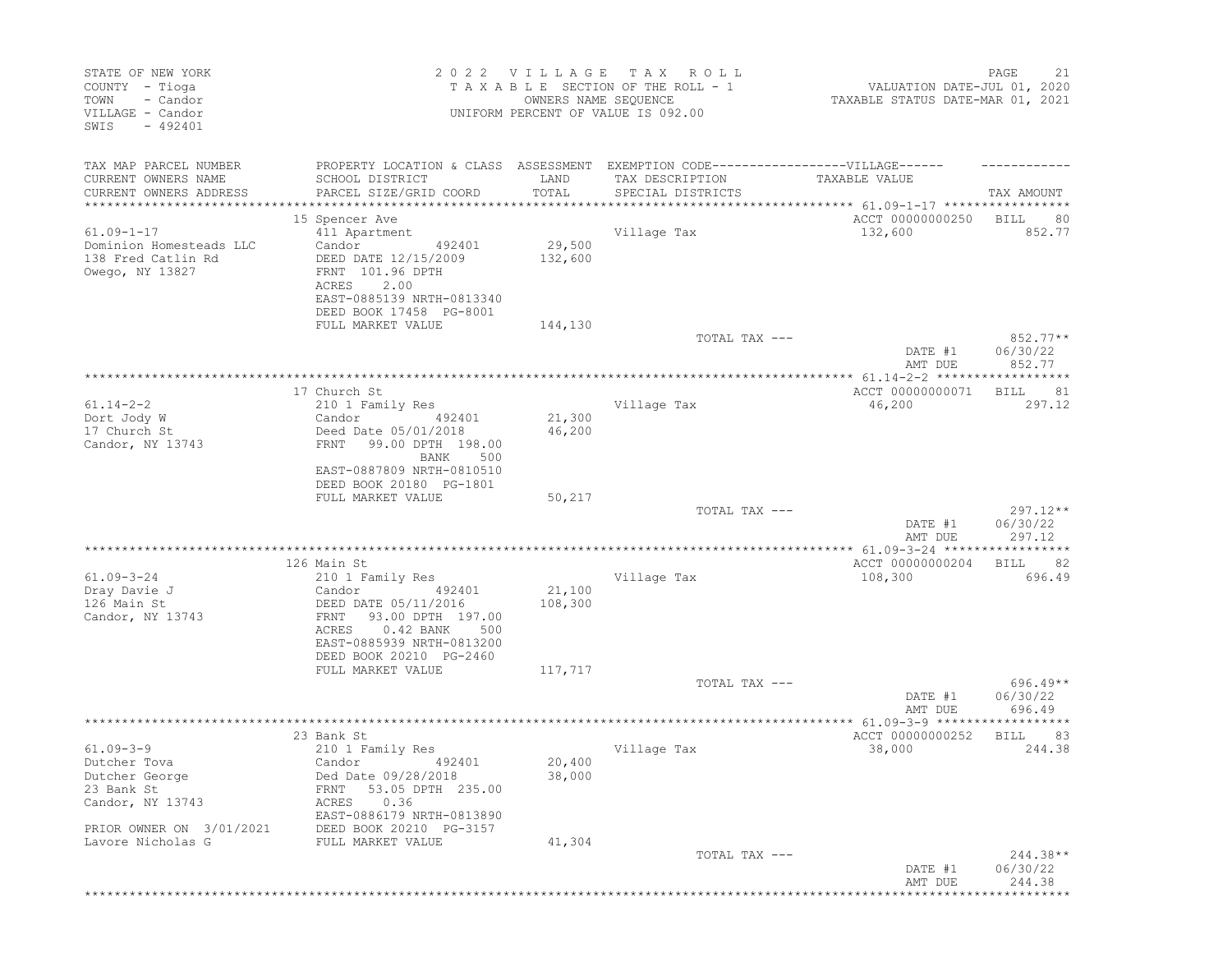STATE OF NEW YORK
COUNTY - Tioga
TOWN - Candor
VILLAGE - Candor
SWIS - 492401

2022 VILLAGE TAX ROLL
TAXABLE SECTION OF THE ROLL - 1
OWNERS NAME SEQUENCE
UNIFORM PERCENT OF VALUE IS 092.00

VALUATION DATE-JUL 01, 2020
TAXABLE STATUS DATE-MAR 01, 2021

| TAX MAP PARCEL NUMBER / CURRENT OWNERS NAME / CURRENT OWNERS ADDRESS | PROPERTY LOCATION & CLASS / SCHOOL DISTRICT / PARCEL SIZE/GRID COORD | ASSESSMENT LAND / TOTAL | EXEMPTION CODE-----VILLAGE----- TAX DESCRIPTION / SPECIAL DISTRICTS | TAXABLE VALUE | TAX AMOUNT |
|---|---|---|---|---|---|
| | 15 Spencer Ave | | | ACCT 00000000250 | BILL 80 |
| 61.09-1-17 | 411 Apartment | | Village Tax | 132,600 | 852.77 |
| Dominion Homesteads LLC | Candor 492401 | 29,500 | | | |
| 138 Fred Catlin Rd | DEED DATE 12/15/2009 | 132,600 | | | |
| Owego, NY 13827 | FRNT 101.96 DPTH | | | | |
| | ACRES 2.00 | | | | |
| | EAST-0885139 NRTH-0813340 | | | | |
| | DEED BOOK 17458 PG-8001 | | | | |
| | FULL MARKET VALUE | 144,130 | | | |
| | | | TOTAL TAX --- | | 852.77** |
| | | | | DATE #1 | 06/30/22 |
| | | | | AMT DUE | 852.77 |
| | 17 Church St | | | ACCT 00000000071 | BILL 81 |
| 61.14-2-2 | 210 1 Family Res | | Village Tax | 46,200 | 297.12 |
| Dort Jody W | Candor 492401 | 21,300 | | | |
| 17 Church St | Deed Date 05/01/2018 | 46,200 | | | |
| Candor, NY 13743 | FRNT 99.00 DPTH 198.00 | | | | |
| | BANK 500 | | | | |
| | EAST-0887809 NRTH-0810510 | | | | |
| | DEED BOOK 20180 PG-1801 | | | | |
| | FULL MARKET VALUE | 50,217 | | | |
| | | | TOTAL TAX --- | | 297.12** |
| | | | | DATE #1 | 06/30/22 |
| | | | | AMT DUE | 297.12 |
| | 126 Main St | | | ACCT 00000000204 | BILL 82 |
| 61.09-3-24 | 210 1 Family Res | | Village Tax | 108,300 | 696.49 |
| Dray Davie J | Candor 492401 | 21,100 | | | |
| 126 Main St | DEED DATE 05/11/2016 | 108,300 | | | |
| Candor, NY 13743 | FRNT 93.00 DPTH 197.00 | | | | |
| | ACRES 0.42 BANK 500 | | | | |
| | EAST-0885939 NRTH-0813200 | | | | |
| | DEED BOOK 20210 PG-2460 | | | | |
| | FULL MARKET VALUE | 117,717 | | | |
| | | | TOTAL TAX --- | | 696.49** |
| | | | | DATE #1 | 06/30/22 |
| | | | | AMT DUE | 696.49 |
| | 23 Bank St | | | ACCT 00000000252 | BILL 83 |
| 61.09-3-9 | 210 1 Family Res | | Village Tax | 38,000 | 244.38 |
| Dutcher Tova | Candor 492401 | 20,400 | | | |
| Dutcher George | Ded Date 09/28/2018 | 38,000 | | | |
| 23 Bank St | FRNT 53.05 DPTH 235.00 | | | | |
| Candor, NY 13743 | ACRES 0.36 | | | | |
| | EAST-0886179 NRTH-0813890 | | | | |
| PRIOR OWNER ON 3/01/2021 | DEED BOOK 20210 PG-3157 | | | | |
| Lavore Nicholas G | FULL MARKET VALUE | 41,304 | | | |
| | | | TOTAL TAX --- | | 244.38** |
| | | | | DATE #1 | 06/30/22 |
| | | | | AMT DUE | 244.38 |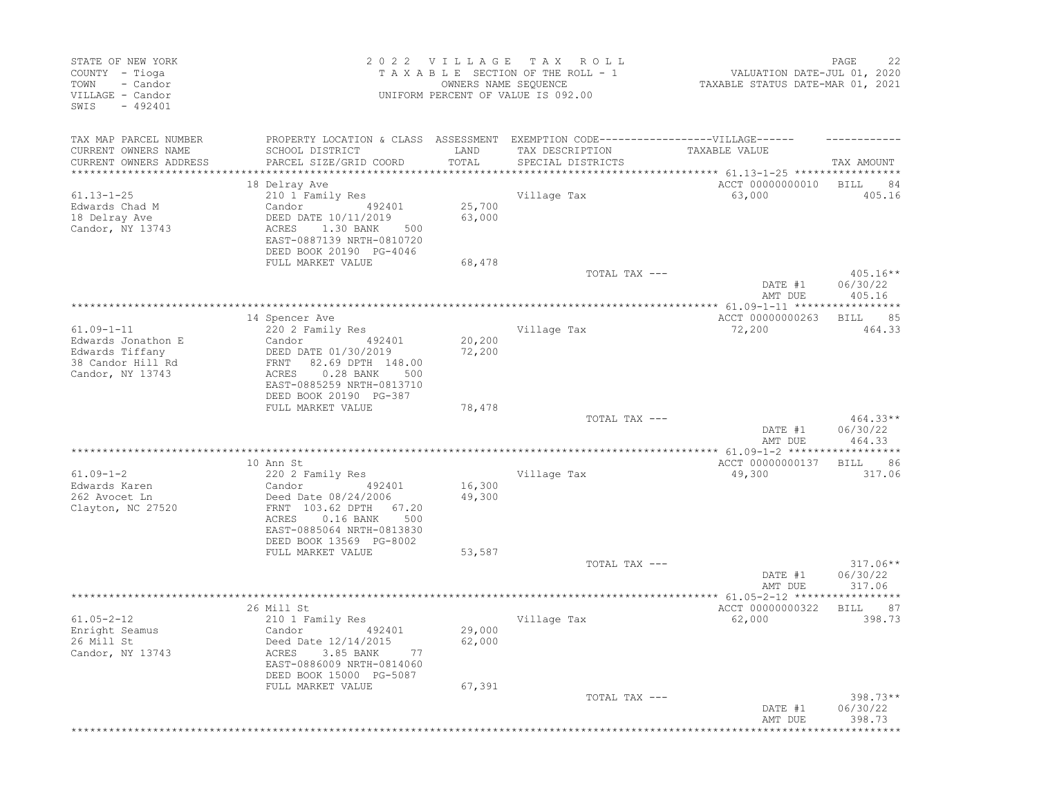STATE OF NEW YORK
COUNTY - Tioga
TOWN - Candor
VILLAGE - Candor
SWIS - 492401

2022 VILLAGE TAX ROLL
TAXABLE SECTION OF THE ROLL - 1
OWNERS NAME SEQUENCE
UNIFORM PERCENT OF VALUE IS 092.00

VALUATION DATE-JUL 01, 2020
TAXABLE STATUS DATE-MAR 01, 2021

| TAX MAP PARCEL NUMBER / CURRENT OWNERS NAME / CURRENT OWNERS ADDRESS | PROPERTY LOCATION & CLASS / SCHOOL DISTRICT / PARCEL SIZE/GRID COORD | ASSESSMENT LAND / TOTAL | EXEMPTION CODE / TAX DESCRIPTION / SPECIAL DISTRICTS | VILLAGE TAXABLE VALUE | TAX AMOUNT |
|---|---|---|---|---|---|
| 61.13-1-25 | 18 Delray Ave | | | ACCT 00000000010 | BILL 84 |
| Edwards Chad M | 210 1 Family Res | | Village Tax | 63,000 | 405.16 |
| 18 Delray Ave | Candor 492401 | 25,700 | | | |
| Candor, NY 13743 | DEED DATE 10/11/2019 | 63,000 | | | |
| | ACRES 1.30 BANK 500 | | | | |
| | EAST-0887139 NRTH-0810720 | | | | |
| | DEED BOOK 20190 PG-4046 | | | | |
| | FULL MARKET VALUE | 68,478 | | | |
| | | | TOTAL TAX --- | | 405.16** |
| | | | | DATE #1 | 06/30/22 |
| | | | | AMT DUE | 405.16 |
| 61.09-1-11 | 14 Spencer Ave | | | ACCT 00000000263 | BILL 85 |
| Edwards Jonathon E | 220 2 Family Res | | Village Tax | 72,200 | 464.33 |
| Edwards Tiffany | Candor 492401 | 20,200 | | | |
| 38 Candor Hill Rd | DEED DATE 01/30/2019 | 72,200 | | | |
| Candor, NY 13743 | FRNT 82.69 DPTH 148.00 | | | | |
| | ACRES 0.28 BANK 500 | | | | |
| | EAST-0885259 NRTH-0813710 | | | | |
| | DEED BOOK 20190 PG-387 | | | | |
| | FULL MARKET VALUE | 78,478 | | | |
| | | | TOTAL TAX --- | | 464.33** |
| | | | | DATE #1 | 06/30/22 |
| | | | | AMT DUE | 464.33 |
| 61.09-1-2 | 10 Ann St | | | ACCT 00000000137 | BILL 86 |
| Edwards Karen | 220 2 Family Res | | Village Tax | 49,300 | 317.06 |
| 262 Avocet Ln | Candor 492401 | 16,300 | | | |
| Clayton, NC 27520 | Deed Date 08/24/2006 | 49,300 | | | |
| | FRNT 103.62 DPTH 67.20 | | | | |
| | ACRES 0.16 BANK 500 | | | | |
| | EAST-0885064 NRTH-0813830 | | | | |
| | DEED BOOK 13569 PG-8002 | | | | |
| | FULL MARKET VALUE | 53,587 | | | |
| | | | TOTAL TAX --- | | 317.06** |
| | | | | DATE #1 | 06/30/22 |
| | | | | AMT DUE | 317.06 |
| 61.05-2-12 | 26 Mill St | | | ACCT 00000000322 | BILL 87 |
| Enright Seamus | 210 1 Family Res | | Village Tax | 62,000 | 398.73 |
| 26 Mill St | Candor 492401 | 29,000 | | | |
| Candor, NY 13743 | Deed Date 12/14/2015 | 62,000 | | | |
| | ACRES 3.85 BANK 77 | | | | |
| | EAST-0886009 NRTH-0814060 | | | | |
| | DEED BOOK 15000 PG-5087 | | | | |
| | FULL MARKET VALUE | 67,391 | | | |
| | | | TOTAL TAX --- | | 398.73** |
| | | | | DATE #1 | 06/30/22 |
| | | | | AMT DUE | 398.73 |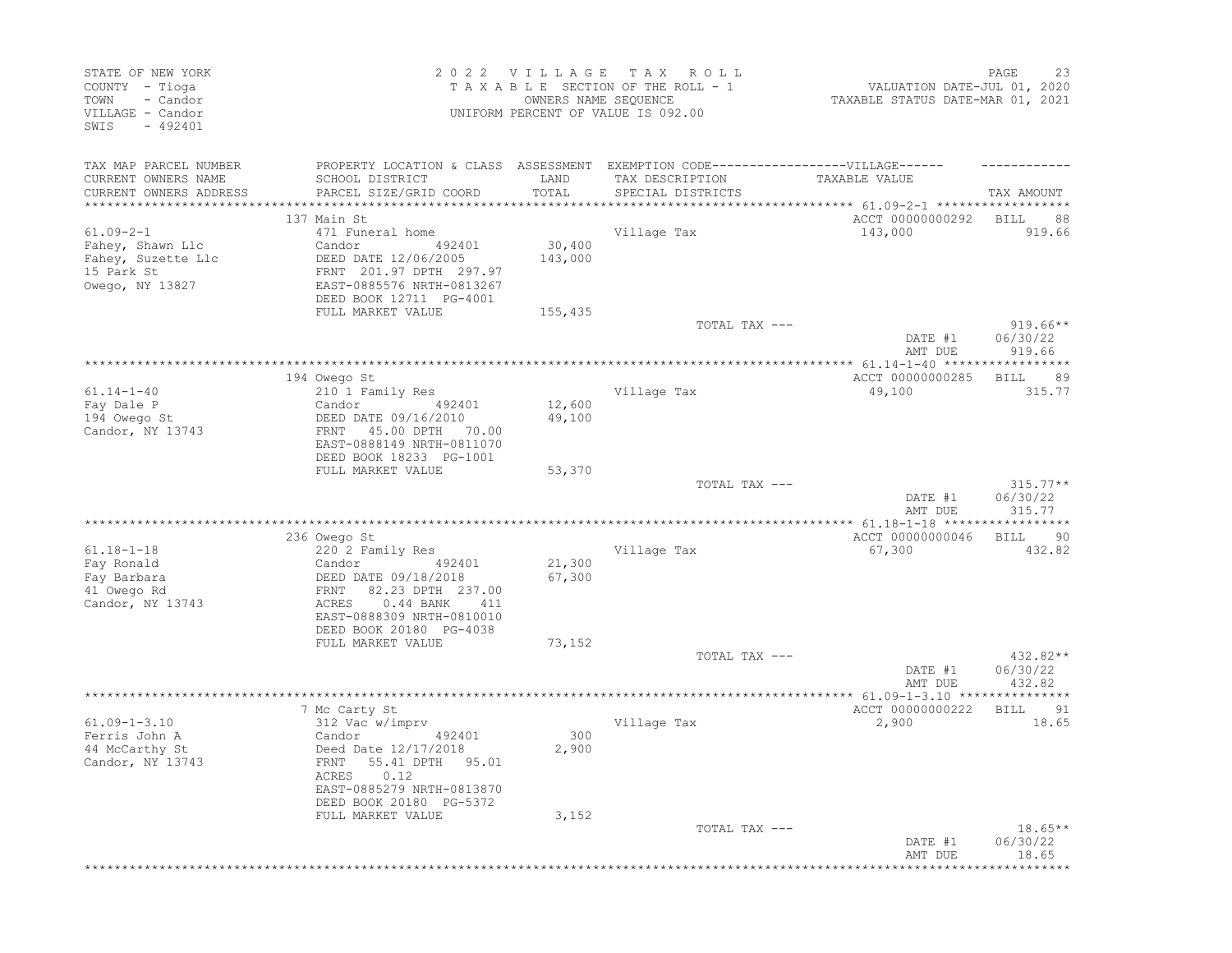STATE OF NEW YORK
COUNTY - Tioga
TOWN - Candor
VILLAGE - Candor
SWIS - 492401

2 0 2 2 V I L L A G E T A X R O L L
T A X A B L E SECTION OF THE ROLL - 1
OWNERS NAME SEQUENCE
UNIFORM PERCENT OF VALUE IS 092.00

VALUATION DATE-JUL 01, 2020
TAXABLE STATUS DATE-MAR 01, 2021

| TAX MAP PARCEL NUMBER / CURRENT OWNERS NAME / CURRENT OWNERS ADDRESS | PROPERTY LOCATION & CLASS / SCHOOL DISTRICT / PARCEL SIZE/GRID COORD | ASSESSMENT LAND / TOTAL | EXEMPTION CODE / TAX DESCRIPTION / SPECIAL DISTRICTS | TAXABLE VALUE | TAX AMOUNT |
|---|---|---|---|---|---|
| **61.09-2-1** | 137 Main St | | | ACCT 00000000292 | BILL 88 |
| Fahey, Shawn Llc | 471 Funeral home | | Village Tax | 143,000 | 919.66 |
| Fahey, Suzette Llc | Candor 492401 | 30,400 | | | |
| 15 Park St | DEED DATE 12/06/2005 | 143,000 | | | |
| Owego, NY 13827 | FRNT 201.97 DPTH 297.97 | | | | |
| | EAST-0885576 NRTH-0813267 | | | | |
| | DEED BOOK 12711 PG-4001 | | | | |
| | FULL MARKET VALUE | 155,435 | | | |
| | | | TOTAL TAX --- | | 919.66** |
| | | | | DATE #1 | 06/30/22 |
| | | | | AMT DUE | 919.66 |
| **61.14-1-40** | 194 Owego St | | | ACCT 00000000285 | BILL 89 |
| Fay Dale P | 210 1 Family Res | | Village Tax | 49,100 | 315.77 |
| 194 Owego St | Candor 492401 | 12,600 | | | |
| Candor, NY 13743 | DEED DATE 09/16/2010 | 49,100 | | | |
| | FRNT 45.00 DPTH 70.00 | | | | |
| | EAST-0888149 NRTH-0811070 | | | | |
| | DEED BOOK 18233 PG-1001 | | | | |
| | FULL MARKET VALUE | 53,370 | | | |
| | | | TOTAL TAX --- | | 315.77** |
| | | | | DATE #1 | 06/30/22 |
| | | | | AMT DUE | 315.77 |
| **61.18-1-18** | 236 Owego St | | | ACCT 00000000046 | BILL 90 |
| Fay Ronald | 220 2 Family Res | | Village Tax | 67,300 | 432.82 |
| Fay Barbara | Candor 492401 | 21,300 | | | |
| 41 Owego Rd | DEED DATE 09/18/2018 | 67,300 | | | |
| Candor, NY 13743 | FRNT 82.23 DPTH 237.00 | | | | |
| | ACRES 0.44 BANK 411 | | | | |
| | EAST-0888309 NRTH-0810010 | | | | |
| | DEED BOOK 20180 PG-4038 | | | | |
| | FULL MARKET VALUE | 73,152 | | | |
| | | | TOTAL TAX --- | | 432.82** |
| | | | | DATE #1 | 06/30/22 |
| | | | | AMT DUE | 432.82 |
| **61.09-1-3.10** | 7 Mc Carty St | | | ACCT 00000000222 | BILL 91 |
| Ferris John A | 312 Vac w/imprv | | Village Tax | 2,900 | 18.65 |
| 44 McCarthy St | Candor 492401 | 300 | | | |
| Candor, NY 13743 | Deed Date 12/17/2018 | 2,900 | | | |
| | FRNT 55.41 DPTH 95.01 | | | | |
| | ACRES 0.12 | | | | |
| | EAST-0885279 NRTH-0813870 | | | | |
| | DEED BOOK 20180 PG-5372 | | | | |
| | FULL MARKET VALUE | 3,152 | | | |
| | | | TOTAL TAX --- | | 18.65** |
| | | | | DATE #1 | 06/30/22 |
| | | | | AMT DUE | 18.65 |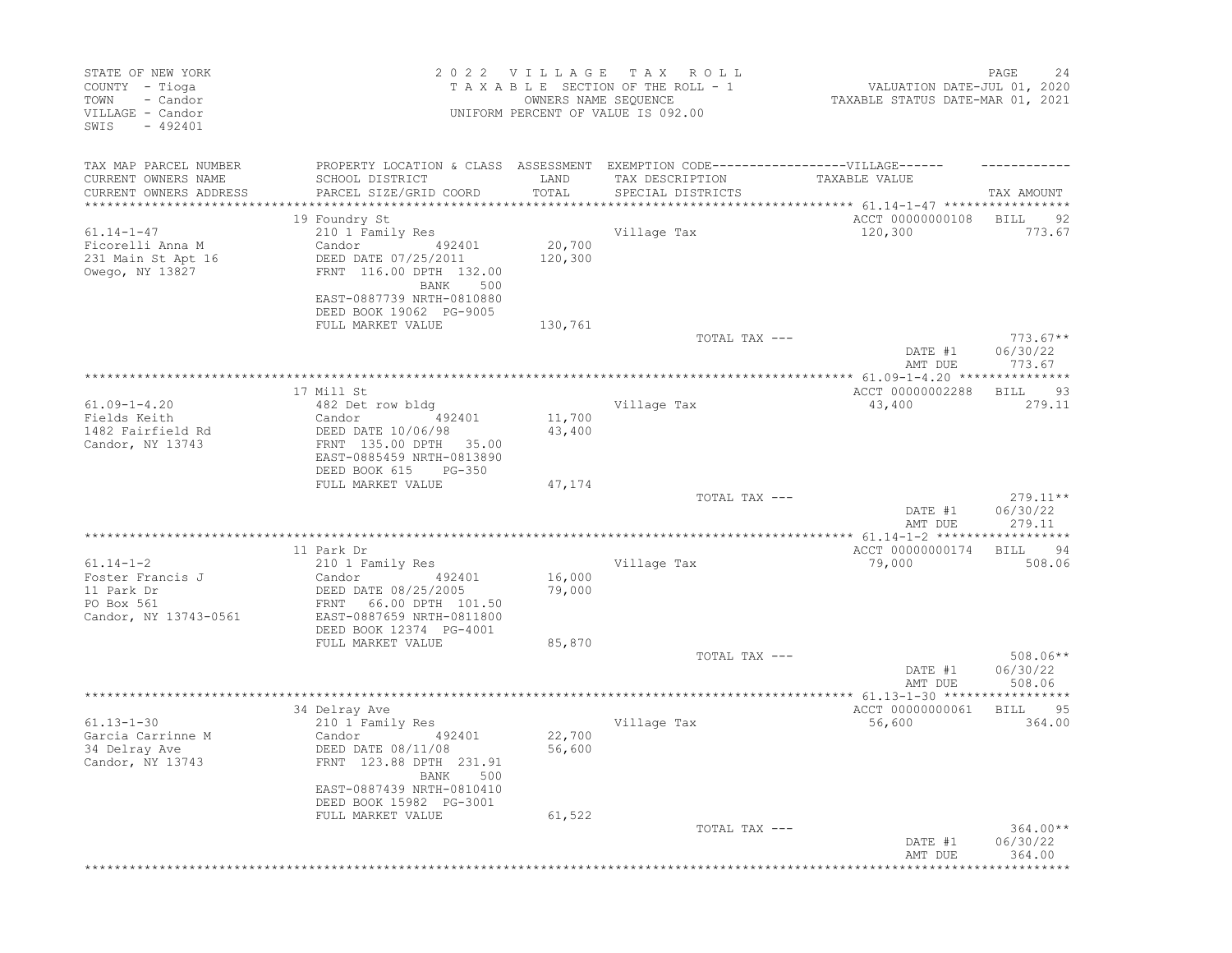STATE OF NEW YORK
COUNTY - Tioga
TOWN - Candor
VILLAGE - Candor
SWIS - 492401

2 0 2 2 V I L L A G E T A X R O L L
T A X A B L E SECTION OF THE ROLL - 1
OWNERS NAME SEQUENCE
UNIFORM PERCENT OF VALUE IS 092.00

VALUATION DATE-JUL 01, 2020
TAXABLE STATUS DATE-MAR 01, 2021

| TAX MAP PARCEL NUMBER<br>CURRENT OWNERS NAME<br>CURRENT OWNERS ADDRESS | PROPERTY LOCATION & CLASS<br>SCHOOL DISTRICT<br>PARCEL SIZE/GRID COORD | ASSESSMENT<br>LAND<br>TOTAL | EXEMPTION CODE------------------VILLAGE------<br>TAX DESCRIPTION<br>SPECIAL DISTRICTS | TAXABLE VALUE | TAX AMOUNT |
|---|---|---|---|---|---|
| | 19 Foundry St | | | ACCT 00000000108 | BILL 92 |
| 61.14-1-47 | 210 1 Family Res | | Village Tax | 120,300 | 773.67 |
| Ficorelli Anna M | Candor 492401 | 20,700 | | | |
| 231 Main St Apt 16 | DEED DATE 07/25/2011 | 120,300 | | | |
| Owego, NY 13827 | FRNT 116.00 DPTH 132.00 | | | | |
| | BANK 500 | | | | |
| | EAST-0887739 NRTH-0810880 | | | | |
| | DEED BOOK 19062 PG-9005 | | | | |
| | FULL MARKET VALUE | 130,761 | | | |
| | | | TOTAL TAX --- | | 773.67** |
| | | | | DATE #1 | 06/30/22 |
| | | | | AMT DUE | 773.67 |
| | 17 Mill St | | | ACCT 00000002288 | BILL 93 |
| 61.09-1-4.20 | 482 Det row bldg | | Village Tax | 43,400 | 279.11 |
| Fields Keith | Candor 492401 | 11,700 | | | |
| 1482 Fairfield Rd | DEED DATE 10/06/98 | 43,400 | | | |
| Candor, NY 13743 | FRNT 135.00 DPTH 35.00 | | | | |
| | EAST-0885459 NRTH-0813890 | | | | |
| | DEED BOOK 615 PG-350 | | | | |
| | FULL MARKET VALUE | 47,174 | | | |
| | | | TOTAL TAX --- | | 279.11** |
| | | | | DATE #1 | 06/30/22 |
| | | | | AMT DUE | 279.11 |
| | 11 Park Dr | | | ACCT 00000000174 | BILL 94 |
| 61.14-1-2 | 210 1 Family Res | | Village Tax | 79,000 | 508.06 |
| Foster Francis J | Candor 492401 | 16,000 | | | |
| 11 Park Dr | DEED DATE 08/25/2005 | 79,000 | | | |
| PO Box 561 | FRNT 66.00 DPTH 101.50 | | | | |
| Candor, NY 13743-0561 | EAST-0887659 NRTH-0811800 | | | | |
| | DEED BOOK 12374 PG-4001 | | | | |
| | FULL MARKET VALUE | 85,870 | | | |
| | | | TOTAL TAX --- | | 508.06** |
| | | | | DATE #1 | 06/30/22 |
| | | | | AMT DUE | 508.06 |
| | 34 Delray Ave | | | ACCT 00000000061 | BILL 95 |
| 61.13-1-30 | 210 1 Family Res | | Village Tax | 56,600 | 364.00 |
| Garcia Carrinne M | Candor 492401 | 22,700 | | | |
| 34 Delray Ave | DEED DATE 08/11/08 | 56,600 | | | |
| Candor, NY 13743 | FRNT 123.88 DPTH 231.91 | | | | |
| | BANK 500 | | | | |
| | EAST-0887439 NRTH-0810410 | | | | |
| | DEED BOOK 15982 PG-3001 | | | | |
| | FULL MARKET VALUE | 61,522 | | | |
| | | | TOTAL TAX --- | | 364.00** |
| | | | | DATE #1 | 06/30/22 |
| | | | | AMT DUE | 364.00 |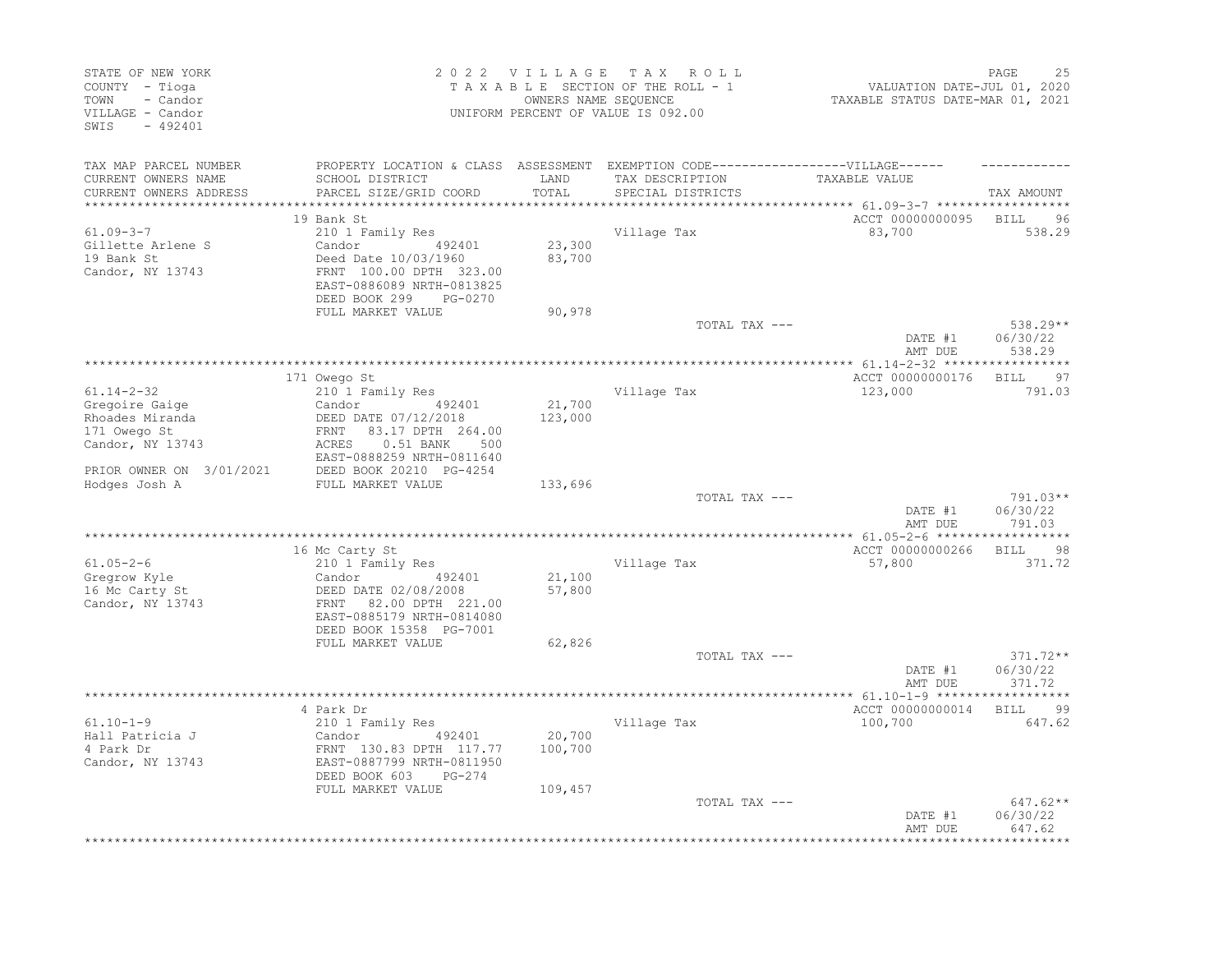STATE OF NEW YORK
COUNTY - Tioga
TOWN - Candor
VILLAGE - Candor
SWIS - 492401

2 0 2 2 V I L L A G E T A X R O L L
T A X A B L E SECTION OF THE ROLL - 1
OWNERS NAME SEQUENCE
UNIFORM PERCENT OF VALUE IS 092.00

VALUATION DATE-JUL 01, 2020
TAXABLE STATUS DATE-MAR 01, 2021

| TAX MAP PARCEL NUMBER / CURRENT OWNERS NAME / CURRENT OWNERS ADDRESS | PROPERTY LOCATION & CLASS / SCHOOL DISTRICT / PARCEL SIZE/GRID COORD | ASSESSMENT LAND / TOTAL | EXEMPTION CODE / TAX DESCRIPTION / SPECIAL DISTRICTS | VILLAGE TAXABLE VALUE | TAX AMOUNT |
|---|---|---|---|---|---|
| **61.09-3-7** | 19 Bank St | | | ACCT 00000000095 | BILL 96 |
| 61.09-3-7 | 210 1 Family Res | | Village Tax | 83,700 | 538.29 |
| Gillette Arlene S | Candor 492401 | 23,300 | | | |
| 19 Bank St | Deed Date 10/03/1960 | 83,700 | | | |
| Candor, NY 13743 | FRNT 100.00 DPTH 323.00 | | | | |
| | EAST-0886089 NRTH-0813825 | | | | |
| | DEED BOOK 299 PG-0270 | | | | |
| | FULL MARKET VALUE | 90,978 | | | |
| | | | TOTAL TAX --- | | 538.29** |
| | | | | DATE #1 | 06/30/22 |
| | | | | AMT DUE | 538.29 |
| **61.14-2-32** | 171 Owego St | | | ACCT 00000000176 | BILL 97 |
| 61.14-2-32 | 210 1 Family Res | | Village Tax | 123,000 | 791.03 |
| Gregoire Gaige | Candor 492401 | 21,700 | | | |
| Rhoades Miranda | DEED DATE 07/12/2018 | 123,000 | | | |
| 171 Owego St | FRNT 83.17 DPTH 264.00 | | | | |
| Candor, NY 13743 | ACRES 0.51 BANK 500 | | | | |
| | EAST-0888259 NRTH-0811640 | | | | |
| PRIOR OWNER ON 3/01/2021 | DEED BOOK 20210 PG-4254 | | | | |
| Hodges Josh A | FULL MARKET VALUE | 133,696 | | | |
| | | | TOTAL TAX --- | | 791.03** |
| | | | | DATE #1 | 06/30/22 |
| | | | | AMT DUE | 791.03 |
| **61.05-2-6** | 16 Mc Carty St | | | ACCT 00000000266 | BILL 98 |
| 61.05-2-6 | 210 1 Family Res | | Village Tax | 57,800 | 371.72 |
| Gregrow Kyle | Candor 492401 | 21,100 | | | |
| 16 Mc Carty St | DEED DATE 02/08/2008 | 57,800 | | | |
| Candor, NY 13743 | FRNT 82.00 DPTH 221.00 | | | | |
| | EAST-0885179 NRTH-0814080 | | | | |
| | DEED BOOK 15358 PG-7001 | | | | |
| | FULL MARKET VALUE | 62,826 | | | |
| | | | TOTAL TAX --- | | 371.72** |
| | | | | DATE #1 | 06/30/22 |
| | | | | AMT DUE | 371.72 |
| **61.10-1-9** | 4 Park Dr | | | ACCT 00000000014 | BILL 99 |
| 61.10-1-9 | 210 1 Family Res | | Village Tax | 100,700 | 647.62 |
| Hall Patricia J | Candor 492401 | 20,700 | | | |
| 4 Park Dr | FRNT 130.83 DPTH 117.77 | 100,700 | | | |
| Candor, NY 13743 | EAST-0887799 NRTH-0811950 | | | | |
| | DEED BOOK 603 PG-274 | | | | |
| | FULL MARKET VALUE | 109,457 | | | |
| | | | TOTAL TAX --- | | 647.62** |
| | | | | DATE #1 | 06/30/22 |
| | | | | AMT DUE | 647.62 |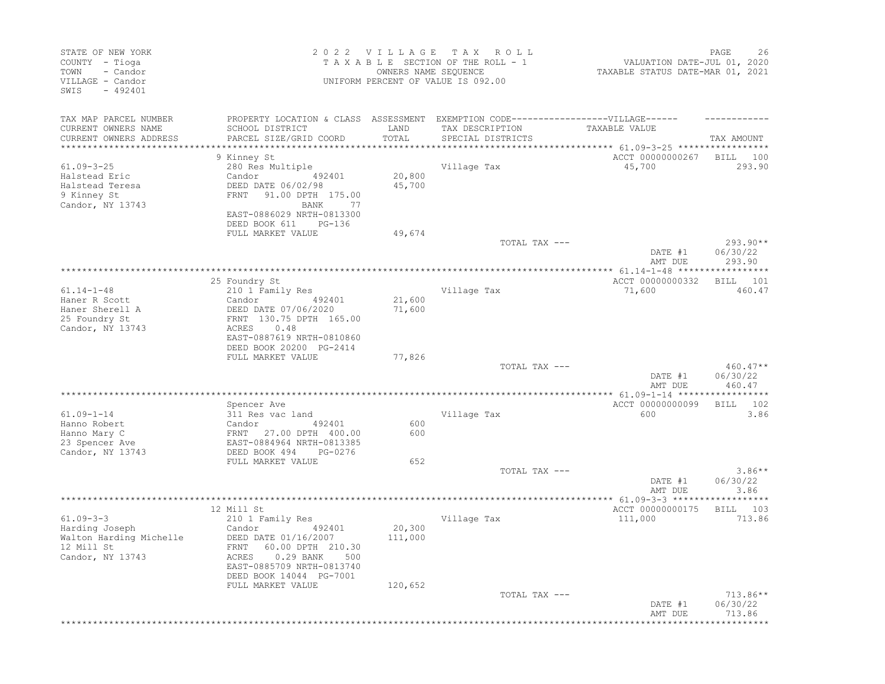STATE OF NEW YORK
COUNTY - Tioga
TOWN - Candor
VILLAGE - Candor
SWIS - 492401

2022 VILLAGE TAX ROLL
TAXABLE SECTION OF THE ROLL - 1
OWNERS NAME SEQUENCE
UNIFORM PERCENT OF VALUE IS 092.00

VALUATION DATE-JUL 01, 2020
TAXABLE STATUS DATE-MAR 01, 2021

| TAX MAP PARCEL NUMBER / CURRENT OWNERS NAME / CURRENT OWNERS ADDRESS | PROPERTY LOCATION & CLASS / SCHOOL DISTRICT / PARCEL SIZE/GRID COORD | ASSESSMENT LAND / TOTAL | EXEMPTION CODE / TAX DESCRIPTION / SPECIAL DISTRICTS | TAXABLE VALUE | TAX AMOUNT |
|---|---|---|---|---|---|
| 61.09-3-25 | 9 Kinney St | | | ACCT 00000000267 | BILL 100 |
| | 280 Res Multiple | | Village Tax | 45,700 | 293.90 |
| Halstead Eric | Candor 492401 | 20,800 | | | |
| Halstead Teresa | DEED DATE 06/02/98 | 45,700 | | | |
| 9 Kinney St | FRNT 91.00 DPTH 175.00 | | | | |
| Candor, NY 13743 | BANK 77 | | | | |
| | EAST-0886029 NRTH-0813300 | | | | |
| | DEED BOOK 611 PG-136 | | | | |
| | FULL MARKET VALUE | 49,674 | | | |
| | | | TOTAL TAX --- | | 293.90** |
| | | | | DATE #1 | 06/30/22 |
| | | | | AMT DUE | 293.90 |
| 61.14-1-48 | 25 Foundry St | | | ACCT 00000000332 | BILL 101 |
| | 210 1 Family Res | | Village Tax | 71,600 | 460.47 |
| Haner R Scott | Candor 492401 | 21,600 | | | |
| Haner Sherell A | DEED DATE 07/06/2020 | 71,600 | | | |
| 25 Foundry St | FRNT 130.75 DPTH 165.00 | | | | |
| Candor, NY 13743 | ACRES 0.48 | | | | |
| | EAST-0887619 NRTH-0810860 | | | | |
| | DEED BOOK 20200 PG-2414 | | | | |
| | FULL MARKET VALUE | 77,826 | | | |
| | | | TOTAL TAX --- | | 460.47** |
| | | | | DATE #1 | 06/30/22 |
| | | | | AMT DUE | 460.47 |
| 61.09-1-14 | Spencer Ave | | | ACCT 00000000099 | BILL 102 |
| | 311 Res vac land | | Village Tax | 600 | 3.86 |
| Hanno Robert | Candor 492401 | 600 | | | |
| Hanno Mary C | FRNT 27.00 DPTH 400.00 | 600 | | | |
| 23 Spencer Ave | EAST-0884964 NRTH-0813385 | | | | |
| Candor, NY 13743 | DEED BOOK 494 PG-0276 | | | | |
| | FULL MARKET VALUE | 652 | | | |
| | | | TOTAL TAX --- | | 3.86** |
| | | | | DATE #1 | 06/30/22 |
| | | | | AMT DUE | 3.86 |
| 61.09-3-3 | 12 Mill St | | | ACCT 00000000175 | BILL 103 |
| | 210 1 Family Res | | Village Tax | 111,000 | 713.86 |
| Harding Joseph | Candor 492401 | 20,300 | | | |
| Walton Harding Michelle | DEED DATE 01/16/2007 | 111,000 | | | |
| 12 Mill St | FRNT 60.00 DPTH 210.30 | | | | |
| Candor, NY 13743 | ACRES 0.29 BANK 500 | | | | |
| | EAST-0885709 NRTH-0813740 | | | | |
| | DEED BOOK 14044 PG-7001 | | | | |
| | FULL MARKET VALUE | 120,652 | | | |
| | | | TOTAL TAX --- | | 713.86** |
| | | | | DATE #1 | 06/30/22 |
| | | | | AMT DUE | 713.86 |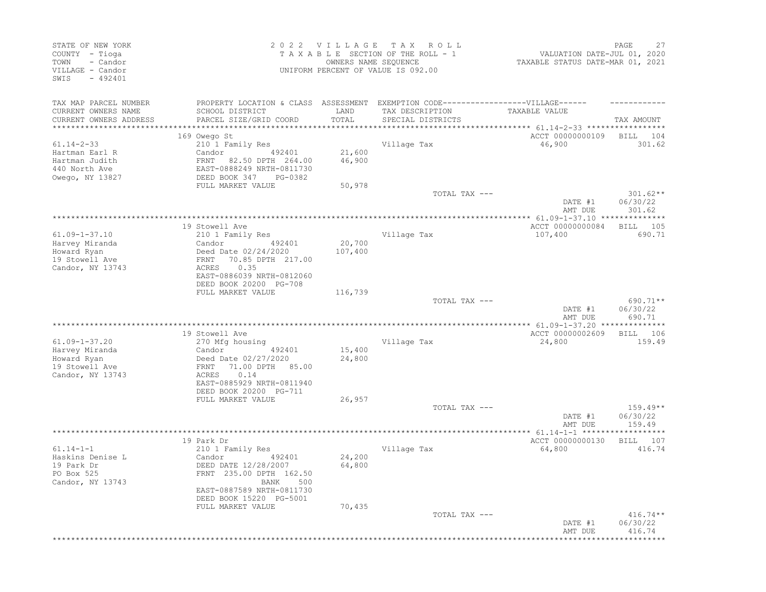STATE OF NEW YORK
COUNTY - Tioga
TOWN - Candor
VILLAGE - Candor
SWIS - 492401

2022 VILLAGE TAX ROLL
TAXABLE SECTION OF THE ROLL - 1
OWNERS NAME SEQUENCE
UNIFORM PERCENT OF VALUE IS 092.00

VALUATION DATE-JUL 01, 2020
TAXABLE STATUS DATE-MAR 01, 2021

| TAX MAP PARCEL NUMBER / CURRENT OWNERS NAME / CURRENT OWNERS ADDRESS | PROPERTY LOCATION & CLASS / SCHOOL DISTRICT / PARCEL SIZE/GRID COORD | ASSESSMENT LAND / TOTAL | EXEMPTION CODE / TAX DESCRIPTION / SPECIAL DISTRICTS | TAXABLE VALUE | TAX AMOUNT |
|---|---|---|---|---|---|
| 61.14-2-33 | 169 Owego St | | | ACCT 00000000109 | BILL 104 |
| Hartman Earl R | 210 1 Family Res | | Village Tax | 46,900 | 301.62 |
| Hartman Judith | Candor 492401 | 21,600 | | | |
| 440 North Ave | FRNT 82.50 DPTH 264.00 | 46,900 | | | |
| Owego, NY 13827 | EAST-0888249 NRTH-0811730 | | | | |
| | DEED BOOK 347 PG-0382 | | | | |
| | FULL MARKET VALUE | 50,978 | | | |
| | | | TOTAL TAX --- | | 301.62** |
| | | | | DATE #1 | 06/30/22 |
| | | | | AMT DUE | 301.62 |
| 61.09-1-37.10 | 19 Stowell Ave | | | ACCT 00000000084 | BILL 105 |
| Harvey Miranda | 210 1 Family Res | | Village Tax | 107,400 | 690.71 |
| Howard Ryan | Candor 492401 | 20,700 | | | |
| 19 Stowell Ave | Deed Date 02/24/2020 | 107,400 | | | |
| Candor, NY 13743 | FRNT 70.85 DPTH 217.00 | | | | |
| | ACRES 0.35 | | | | |
| | EAST-0886039 NRTH-0812060 | | | | |
| | DEED BOOK 20200 PG-708 | | | | |
| | FULL MARKET VALUE | 116,739 | | | |
| | | | TOTAL TAX --- | | 690.71** |
| | | | | DATE #1 | 06/30/22 |
| | | | | AMT DUE | 690.71 |
| 61.09-1-37.20 | 19 Stowell Ave | | | ACCT 00000002609 | BILL 106 |
| Harvey Miranda | 270 Mfg housing | | Village Tax | 24,800 | 159.49 |
| Howard Ryan | Candor 492401 | 15,400 | | | |
| 19 Stowell Ave | Deed Date 02/27/2020 | 24,800 | | | |
| Candor, NY 13743 | FRNT 71.00 DPTH 85.00 | | | | |
| | ACRES 0.14 | | | | |
| | EAST-0885929 NRTH-0811940 | | | | |
| | DEED BOOK 20200 PG-711 | | | | |
| | FULL MARKET VALUE | 26,957 | | | |
| | | | TOTAL TAX --- | | 159.49** |
| | | | | DATE #1 | 06/30/22 |
| | | | | AMT DUE | 159.49 |
| 61.14-1-1 | 19 Park Dr | | | ACCT 00000000130 | BILL 107 |
| Haskins Denise L | 210 1 Family Res | | Village Tax | 64,800 | 416.74 |
| 19 Park Dr | Candor 492401 | 24,200 | | | |
| PO Box 525 | DEED DATE 12/28/2007 | 64,800 | | | |
| Candor, NY 13743 | FRNT 235.00 DPTH 162.50 | | | | |
| | BANK 500 | | | | |
| | EAST-0887589 NRTH-0811730 | | | | |
| | DEED BOOK 15220 PG-5001 | | | | |
| | FULL MARKET VALUE | 70,435 | | | |
| | | | TOTAL TAX --- | | 416.74** |
| | | | | DATE #1 | 06/30/22 |
| | | | | AMT DUE | 416.74 |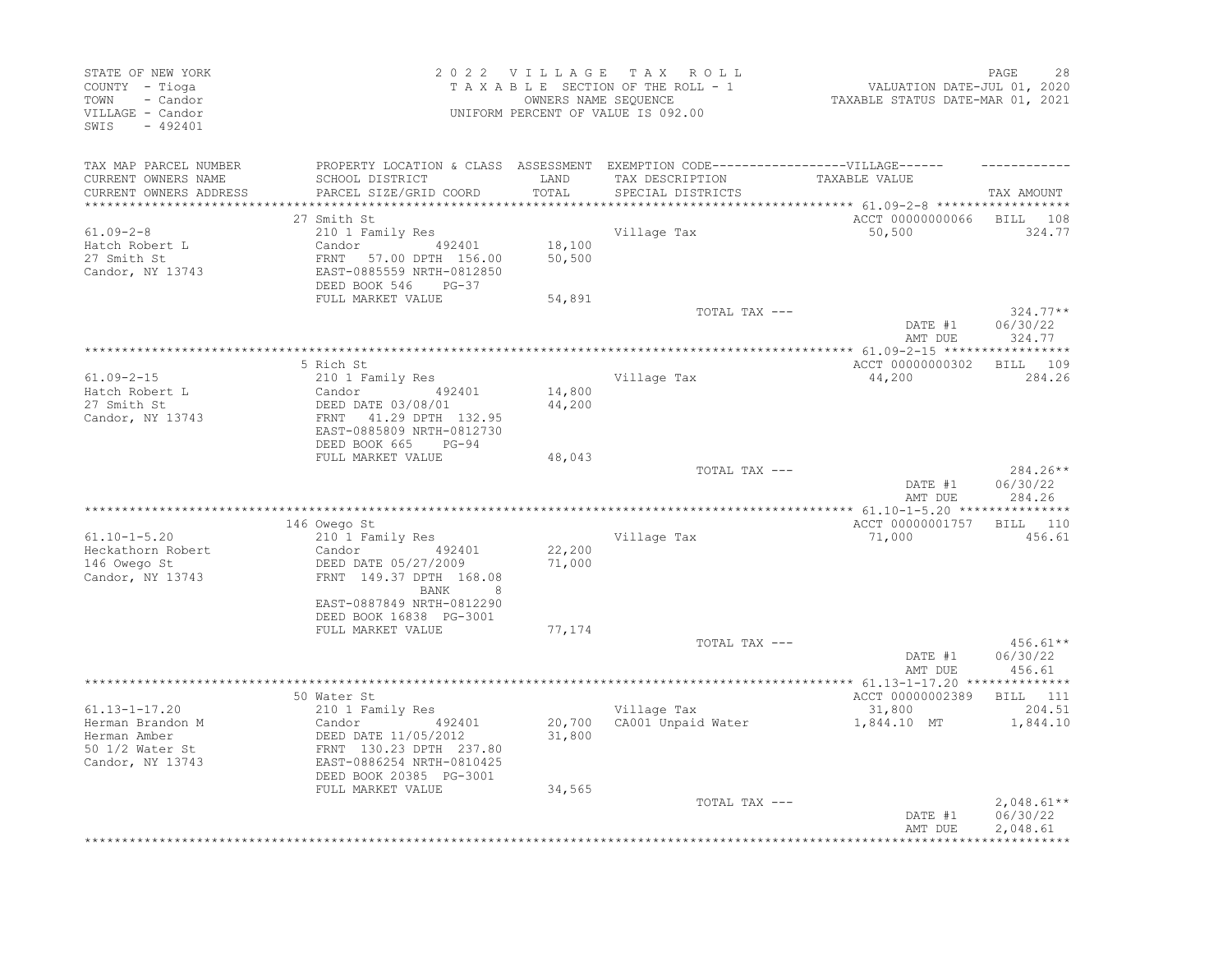STATE OF NEW YORK
COUNTY - Tioga
TOWN - Candor
VILLAGE - Candor
SWIS - 492401

2022 VILLAGE TAX ROLL
TAXABLE SECTION OF THE ROLL - 1
OWNERS NAME SEQUENCE
UNIFORM PERCENT OF VALUE IS 092.00

VALUATION DATE-JUL 01, 2020
TAXABLE STATUS DATE-MAR 01, 2021

| TAX MAP PARCEL NUMBER / CURRENT OWNERS NAME / CURRENT OWNERS ADDRESS | PROPERTY LOCATION & CLASS / SCHOOL DISTRICT / PARCEL SIZE/GRID COORD | ASSESSMENT LAND / TOTAL | EXEMPTION CODE / TAX DESCRIPTION / SPECIAL DISTRICTS | TAXABLE VALUE | TAX AMOUNT |
|---|---|---|---|---|---|
| | 27 Smith St | | | ACCT 00000000066 | BILL 108 |
| 61.09-2-8 | 210 1 Family Res | | Village Tax | 50,500 | 324.77 |
| Hatch Robert L | Candor 492401 | 18,100 | | | |
| 27 Smith St | FRNT 57.00 DPTH 156.00 | 50,500 | | | |
| Candor, NY 13743 | EAST-0885559 NRTH-0812850 | | | | |
| | DEED BOOK 546 PG-37 | | | | |
| | FULL MARKET VALUE | 54,891 | | | |
| | | | TOTAL TAX --- | | 324.77** |
| | | | | DATE #1 | 06/30/22 |
| | | | | AMT DUE | 324.77 |
| | 5 Rich St | | | ACCT 00000000302 | BILL 109 |
| 61.09-2-15 | 210 1 Family Res | | Village Tax | 44,200 | 284.26 |
| Hatch Robert L | Candor 492401 | 14,800 | | | |
| 27 Smith St | DEED DATE 03/08/01 | 44,200 | | | |
| Candor, NY 13743 | FRNT 41.29 DPTH 132.95 | | | | |
| | EAST-0885809 NRTH-0812730 | | | | |
| | DEED BOOK 665 PG-94 | | | | |
| | FULL MARKET VALUE | 48,043 | | | |
| | | | TOTAL TAX --- | | 284.26** |
| | | | | DATE #1 | 06/30/22 |
| | | | | AMT DUE | 284.26 |
| | 146 Owego St | | | ACCT 00000001757 | BILL 110 |
| 61.10-1-5.20 | 210 1 Family Res | | Village Tax | 71,000 | 456.61 |
| Heckathorn Robert | Candor 492401 | 22,200 | | | |
| 146 Owego St | DEED DATE 05/27/2009 | 71,000 | | | |
| Candor, NY 13743 | FRNT 149.37 DPTH 168.08 | | | | |
| | BANK 8 | | | | |
| | EAST-0887849 NRTH-0812290 | | | | |
| | DEED BOOK 16838 PG-3001 | | | | |
| | FULL MARKET VALUE | 77,174 | | | |
| | | | TOTAL TAX --- | | 456.61** |
| | | | | DATE #1 | 06/30/22 |
| | | | | AMT DUE | 456.61 |
| | 50 Water St | | | ACCT 00000002389 | BILL 111 |
| 61.13-1-17.20 | 210 1 Family Res | | Village Tax | 31,800 | 204.51 |
| Herman Brandon M | Candor 492401 | 20,700 | CA001 Unpaid Water | 1,844.10 MT | 1,844.10 |
| Herman Amber | DEED DATE 11/05/2012 | 31,800 | | | |
| 50 1/2 Water St | FRNT 130.23 DPTH 237.80 | | | | |
| Candor, NY 13743 | EAST-0886254 NRTH-0810425 | | | | |
| | DEED BOOK 20385 PG-3001 | | | | |
| | FULL MARKET VALUE | 34,565 | | | |
| | | | TOTAL TAX --- | | 2,048.61** |
| | | | | DATE #1 | 06/30/22 |
| | | | | AMT DUE | 2,048.61 |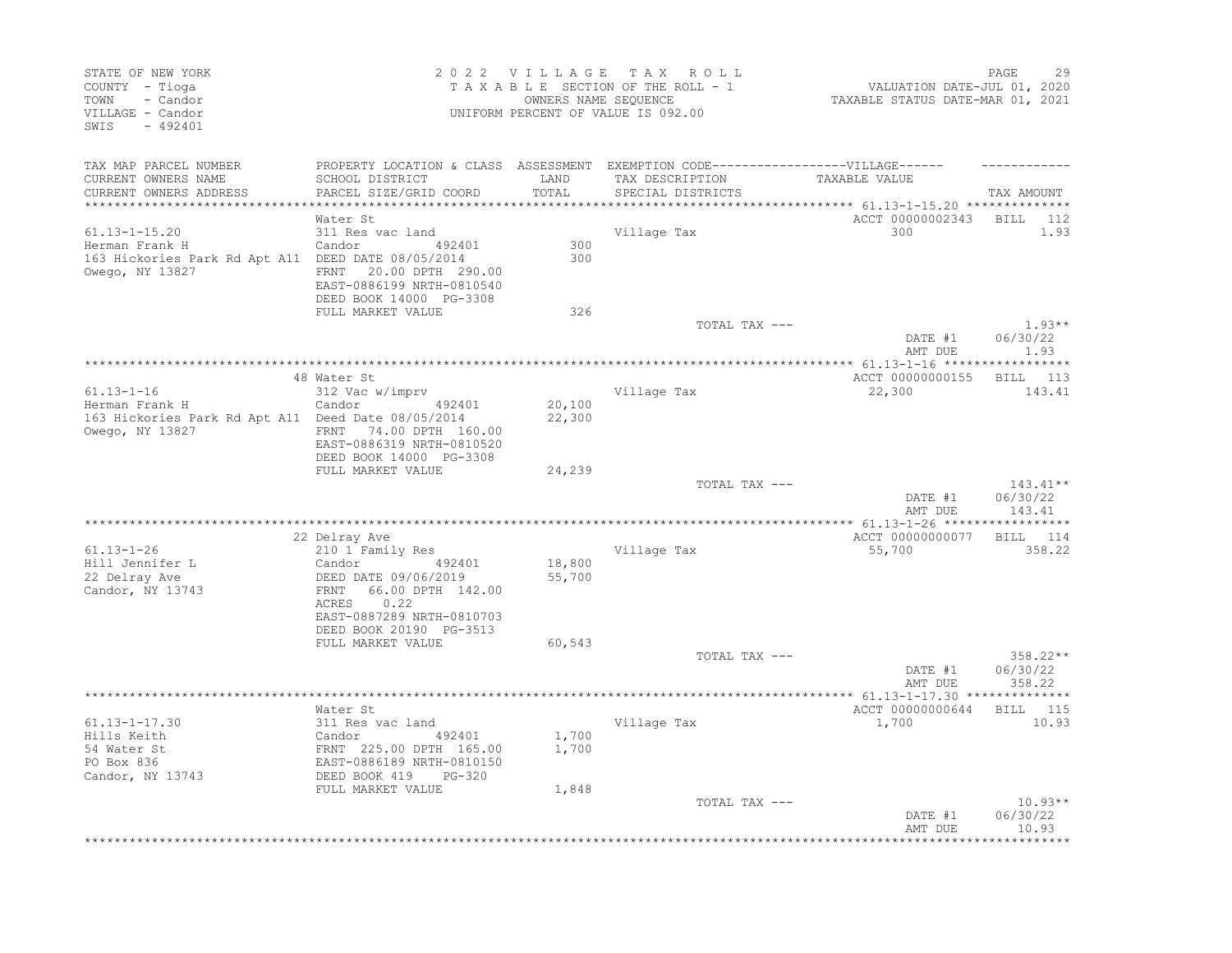STATE OF NEW YORK
COUNTY - Tioga
TOWN - Candor
VILLAGE - Candor
SWIS - 492401

2022 VILLAGE TAX ROLL
TAXABLE SECTION OF THE ROLL - 1
OWNERS NAME SEQUENCE
UNIFORM PERCENT OF VALUE IS 092.00

VALUATION DATE-JUL 01, 2020
TAXABLE STATUS DATE-MAR 01, 2021

| TAX MAP PARCEL NUMBER / CURRENT OWNERS NAME / CURRENT OWNERS ADDRESS | PROPERTY LOCATION & CLASS / SCHOOL DISTRICT / PARCEL SIZE/GRID COORD | ASSESSMENT LAND / TOTAL | EXEMPTION CODE / TAX DESCRIPTION / SPECIAL DISTRICTS | TAXABLE VALUE | TAX AMOUNT |
|---|---|---|---|---|---|
| 61.13-1-15.20 | Water St | | | ACCT 00000002343 | BILL 112 |
| Herman Frank H | 311 Res vac land | | Village Tax | 300 | 1.93 |
| 163 Hickories Park Rd Apt A11 | Candor 492401 | 300 | | | |
| Owego, NY 13827 | DEED DATE 08/05/2014 | 300 | | | |
| | FRNT 20.00 DPTH 290.00 | | | | |
| | EAST-0886199 NRTH-0810540 | | | | |
| | DEED BOOK 14000 PG-3308 | | | | |
| | FULL MARKET VALUE | 326 | | | |
| | | | TOTAL TAX --- | | 1.93** |
| | | | | DATE #1 | 06/30/22 |
| | | | | AMT DUE | 1.93 |
| 61.13-1-16 | 48 Water St | | | ACCT 00000000155 | BILL 113 |
| Herman Frank H | 312 Vac w/imprv | | Village Tax | 22,300 | 143.41 |
| 163 Hickories Park Rd Apt A11 | Candor 492401 | 20,100 | | | |
| Owego, NY 13827 | Deed Date 08/05/2014 | 22,300 | | | |
| | FRNT 74.00 DPTH 160.00 | | | | |
| | EAST-0886319 NRTH-0810520 | | | | |
| | DEED BOOK 14000 PG-3308 | | | | |
| | FULL MARKET VALUE | 24,239 | | | |
| | | | TOTAL TAX --- | | 143.41** |
| | | | | DATE #1 | 06/30/22 |
| | | | | AMT DUE | 143.41 |
| 61.13-1-26 | 22 Delray Ave | | | ACCT 00000000077 | BILL 114 |
| Hill Jennifer L | 210 1 Family Res | | Village Tax | 55,700 | 358.22 |
| 22 Delray Ave | Candor 492401 | 18,800 | | | |
| Candor, NY 13743 | DEED DATE 09/06/2019 | 55,700 | | | |
| | FRNT 66.00 DPTH 142.00 | | | | |
| | ACRES 0.22 | | | | |
| | EAST-0887289 NRTH-0810703 | | | | |
| | DEED BOOK 20190 PG-3513 | | | | |
| | FULL MARKET VALUE | 60,543 | | | |
| | | | TOTAL TAX --- | | 358.22** |
| | | | | DATE #1 | 06/30/22 |
| | | | | AMT DUE | 358.22 |
| 61.13-1-17.30 | Water St | | | ACCT 00000000644 | BILL 115 |
| Hills Keith | 311 Res vac land | | Village Tax | 1,700 | 10.93 |
| 54 Water St | Candor 492401 | 1,700 | | | |
| PO Box 836 | FRNT 225.00 DPTH 165.00 | 1,700 | | | |
| Candor, NY 13743 | EAST-0886189 NRTH-0810150 | | | | |
| | DEED BOOK 419 PG-320 | | | | |
| | FULL MARKET VALUE | 1,848 | | | |
| | | | TOTAL TAX --- | | 10.93** |
| | | | | DATE #1 | 06/30/22 |
| | | | | AMT DUE | 10.93 |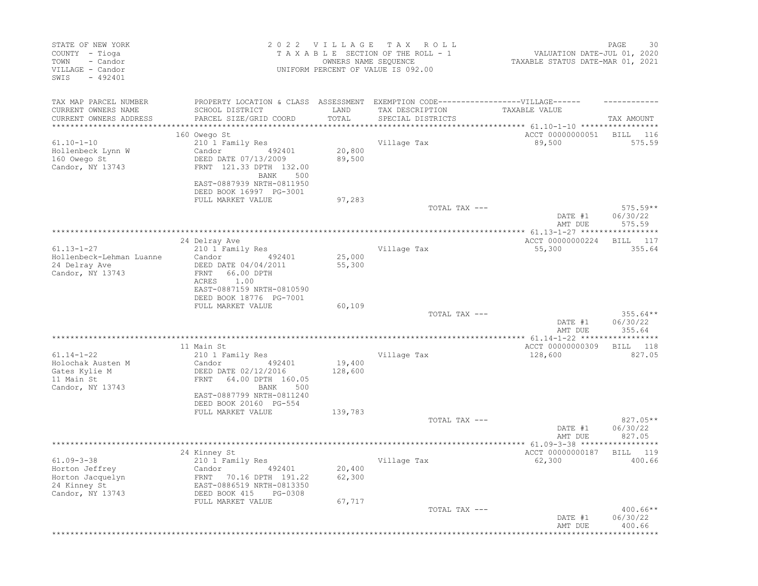STATE OF NEW YORK
COUNTY - Tioga
TOWN - Candor
VILLAGE - Candor
SWIS - 492401

2 0 2 2 V I L L A G E T A X R O L L
T A X A B L E SECTION OF THE ROLL - 1
OWNERS NAME SEQUENCE
UNIFORM PERCENT OF VALUE IS 092.00

VALUATION DATE-JUL 01, 2020
TAXABLE STATUS DATE-MAR 01, 2021

| TAX MAP PARCEL NUMBER / CURRENT OWNERS NAME / CURRENT OWNERS ADDRESS | PROPERTY LOCATION & CLASS / SCHOOL DISTRICT / PARCEL SIZE/GRID COORD | ASSESSMENT LAND / TOTAL | EXEMPTION CODE / TAX DESCRIPTION / SPECIAL DISTRICTS | TAXABLE VALUE (VILLAGE) | TAX AMOUNT |
|---|---|---|---|---|---|
| 61.10-1-10 | 160 Owego St | | | ACCT 00000000051 | BILL 116 |
| Hollenbeck Lynn W | 210 1 Family Res | | Village Tax | 89,500 | 575.59 |
| 160 Owego St | Candor 492401 | 20,800 | | | |
| Candor, NY 13743 | DEED DATE 07/13/2009 | 89,500 | | | |
| | FRNT 121.33 DPTH 132.00 | | | | |
| | BANK 500 | | | | |
| | EAST-0887939 NRTH-0811950 | | | | |
| | DEED BOOK 16997 PG-3001 | | | | |
| | FULL MARKET VALUE | 97,283 | | | |
| | | | TOTAL TAX --- | | 575.59** |
| | | | | DATE #1 | 06/30/22 |
| | | | | AMT DUE | 575.59 |
| 61.13-1-27 | 24 Delray Ave | | | ACCT 00000000224 | BILL 117 |
| Hollenbeck-Lehman Luanne | 210 1 Family Res | | Village Tax | 55,300 | 355.64 |
| 24 Delray Ave | Candor 492401 | 25,000 | | | |
| Candor, NY 13743 | DEED DATE 04/04/2011 | 55,300 | | | |
| | FRNT 66.00 DPTH | | | | |
| | ACRES 1.00 | | | | |
| | EAST-0887159 NRTH-0810590 | | | | |
| | DEED BOOK 18776 PG-7001 | | | | |
| | FULL MARKET VALUE | 60,109 | | | |
| | | | TOTAL TAX --- | | 355.64** |
| | | | | DATE #1 | 06/30/22 |
| | | | | AMT DUE | 355.64 |
| 61.14-1-22 | 11 Main St | | | ACCT 00000000309 | BILL 118 |
| Holochak Austen M | 210 1 Family Res | | Village Tax | 128,600 | 827.05 |
| Gates Kylie M | Candor 492401 | 19,400 | | | |
| 11 Main St | DEED DATE 02/12/2016 | 128,600 | | | |
| Candor, NY 13743 | FRNT 64.00 DPTH 160.05 | | | | |
| | BANK 500 | | | | |
| | EAST-0887799 NRTH-0811240 | | | | |
| | DEED BOOK 20160 PG-554 | | | | |
| | FULL MARKET VALUE | 139,783 | | | |
| | | | TOTAL TAX --- | | 827.05** |
| | | | | DATE #1 | 06/30/22 |
| | | | | AMT DUE | 827.05 |
| 61.09-3-38 | 24 Kinney St | | | ACCT 00000000187 | BILL 119 |
| Horton Jeffrey | 210 1 Family Res | | Village Tax | 62,300 | 400.66 |
| Horton Jacquelyn | Candor 492401 | 20,400 | | | |
| 24 Kinney St | FRNT 70.16 DPTH 191.22 | 62,300 | | | |
| Candor, NY 13743 | EAST-0886519 NRTH-0813350 | | | | |
| | DEED BOOK 415 PG-0308 | | | | |
| | FULL MARKET VALUE | 67,717 | | | |
| | | | TOTAL TAX --- | | 400.66** |
| | | | | DATE #1 | 06/30/22 |
| | | | | AMT DUE | 400.66 |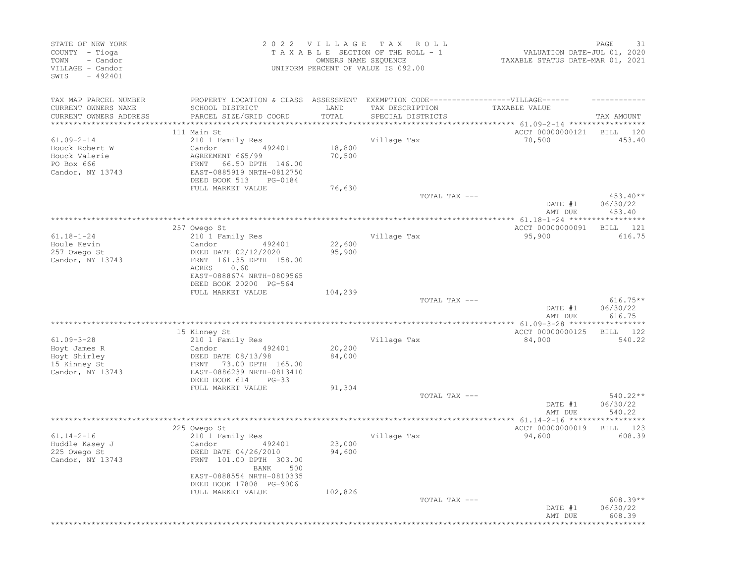STATE OF NEW YORK
COUNTY - Tioga
TOWN - Candor
VILLAGE - Candor
SWIS - 492401

2022 VILLAGE TAX ROLL
TAXABLE SECTION OF THE ROLL - 1
OWNERS NAME SEQUENCE
UNIFORM PERCENT OF VALUE IS 092.00

VALUATION DATE-JUL 01, 2020
TAXABLE STATUS DATE-MAR 01, 2021

| TAX MAP PARCEL NUMBER / CURRENT OWNERS NAME / CURRENT OWNERS ADDRESS | PROPERTY LOCATION & CLASS / SCHOOL DISTRICT / PARCEL SIZE/GRID COORD | ASSESSMENT LAND / TOTAL | EXEMPTION CODE / TAX DESCRIPTION / SPECIAL DISTRICTS | VILLAGE TAXABLE VALUE | TAX AMOUNT |
|---|---|---|---|---|---|
| 61.09-2-14 | 111 Main St | | | ACCT 00000000121 | BILL 120 |
| Houck Robert W | 210 1 Family Res | | Village Tax | 70,500 | 453.40 |
| Houck Valerie | Candor 492401 | 18,800 | | | |
| PO Box 666 | AGREEMENT 665/99 | 70,500 | | | |
| Candor, NY 13743 | FRNT 66.50 DPTH 146.00 | | | | |
| | EAST-0885919 NRTH-0812750 | | | | |
| | DEED BOOK 513 PG-0184 | | | | |
| | FULL MARKET VALUE | 76,630 | | | |
| | | | TOTAL TAX --- | | 453.40** |
| | | | | DATE #1 | 06/30/22 |
| | | | | AMT DUE | 453.40 |
| 61.18-1-24 | 257 Owego St | | | ACCT 00000000091 | BILL 121 |
| Houle Kevin | 210 1 Family Res | | Village Tax | 95,900 | 616.75 |
| 257 Owego St | Candor 492401 | 22,600 | | | |
| Candor, NY 13743 | DEED DATE 02/12/2020 | 95,900 | | | |
| | FRNT 161.35 DPTH 158.00 | | | | |
| | ACRES 0.60 | | | | |
| | EAST-0888674 NRTH-0809565 | | | | |
| | DEED BOOK 20200 PG-564 | | | | |
| | FULL MARKET VALUE | 104,239 | | | |
| | | | TOTAL TAX --- | | 616.75** |
| | | | | DATE #1 | 06/30/22 |
| | | | | AMT DUE | 616.75 |
| 61.09-3-28 | 15 Kinney St | | | ACCT 00000000125 | BILL 122 |
| Hoyt James R | 210 1 Family Res | | Village Tax | 84,000 | 540.22 |
| Hoyt Shirley | Candor 492401 | 20,200 | | | |
| 15 Kinney St | DEED DATE 08/13/98 | 84,000 | | | |
| Candor, NY 13743 | FRNT 73.00 DPTH 165.00 | | | | |
| | EAST-0886239 NRTH-0813410 | | | | |
| | DEED BOOK 614 PG-33 | | | | |
| | FULL MARKET VALUE | 91,304 | | | |
| | | | TOTAL TAX --- | | 540.22** |
| | | | | DATE #1 | 06/30/22 |
| | | | | AMT DUE | 540.22 |
| 61.14-2-16 | 225 Owego St | | | ACCT 00000000019 | BILL 123 |
| Huddle Kasey J | 210 1 Family Res | | Village Tax | 94,600 | 608.39 |
| 225 Owego St | Candor 492401 | 23,000 | | | |
| Candor, NY 13743 | DEED DATE 04/26/2010 | 94,600 | | | |
| | FRNT 101.00 DPTH 303.00 | | | | |
| | BANK 500 | | | | |
| | EAST-0888554 NRTH-0810335 | | | | |
| | DEED BOOK 17808 PG-9006 | | | | |
| | FULL MARKET VALUE | 102,826 | | | |
| | | | TOTAL TAX --- | | 608.39** |
| | | | | DATE #1 | 06/30/22 |
| | | | | AMT DUE | 608.39 |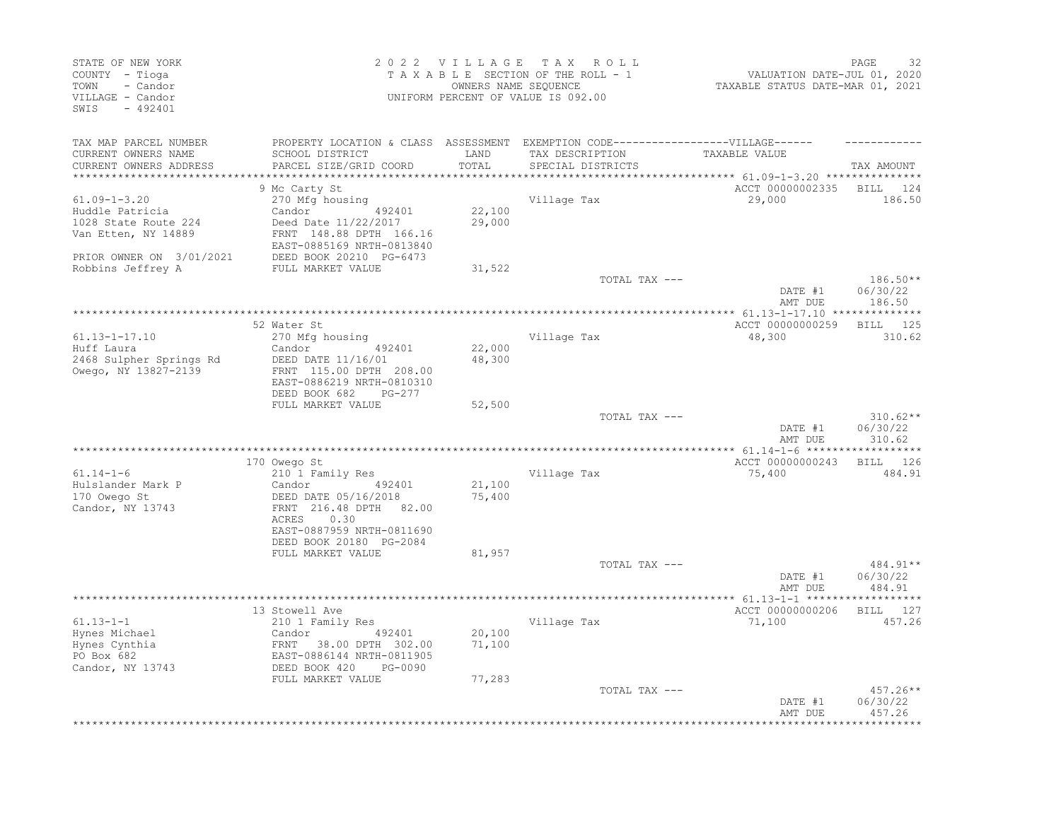STATE OF NEW YORK
COUNTY - Tioga
TOWN - Candor
VILLAGE - Candor
SWIS - 492401

2022 VILLAGE TAX ROLL
TAXABLE SECTION OF THE ROLL - 1
OWNERS NAME SEQUENCE
UNIFORM PERCENT OF VALUE IS 092.00

VALUATION DATE-JUL 01, 2020
TAXABLE STATUS DATE-MAR 01, 2021

| TAX MAP PARCEL NUMBER / CURRENT OWNERS NAME / CURRENT OWNERS ADDRESS | PROPERTY LOCATION & CLASS / SCHOOL DISTRICT / PARCEL SIZE/GRID COORD | ASSESSMENT LAND / TOTAL | EXEMPTION CODE / TAX DESCRIPTION / SPECIAL DISTRICTS | TAXABLE VALUE | TAX AMOUNT |
|---|---|---|---|---|---|
| 61.09-1-3.20 | 9 Mc Carty St | | | ACCT 00000002335 | BILL 124 |
| Huddle Patricia | 270 Mfg housing | | Village Tax | 29,000 | 186.50 |
| 1028 State Route 224 | Candor 492401 | 22,100 | | | |
| Van Etten, NY 14889 | Deed Date 11/22/2017 | 29,000 | | | |
| | FRNT 148.88 DPTH 166.16 | | | | |
| | EAST-0885169 NRTH-0813840 | | | | |
| PRIOR OWNER ON 3/01/2021 | DEED BOOK 20210 PG-6473 | | | | |
| Robbins Jeffrey A | FULL MARKET VALUE | 31,522 | | | |
| | | | TOTAL TAX --- | | 186.50** |
| | | | | DATE #1 | 06/30/22 |
| | | | | AMT DUE | 186.50 |
| 61.13-1-17.10 | 52 Water St | | | ACCT 00000000259 | BILL 125 |
| Huff Laura | 270 Mfg housing | | Village Tax | 48,300 | 310.62 |
| 2468 Sulpher Springs Rd | Candor 492401 | 22,000 | | | |
| Owego, NY 13827-2139 | DEED DATE 11/16/01 | 48,300 | | | |
| | FRNT 115.00 DPTH 208.00 | | | | |
| | EAST-0886219 NRTH-0810310 | | | | |
| | DEED BOOK 682 PG-277 | | | | |
| | FULL MARKET VALUE | 52,500 | | | |
| | | | TOTAL TAX --- | | 310.62** |
| | | | | DATE #1 | 06/30/22 |
| | | | | AMT DUE | 310.62 |
| 61.14-1-6 | 170 Owego St | | | ACCT 00000000243 | BILL 126 |
| Hulslander Mark P | 210 1 Family Res | | Village Tax | 75,400 | 484.91 |
| 170 Owego St | Candor 492401 | 21,100 | | | |
| Candor, NY 13743 | DEED DATE 05/16/2018 | 75,400 | | | |
| | FRNT 216.48 DPTH 82.00 | | | | |
| | ACRES 0.30 | | | | |
| | EAST-0887959 NRTH-0811690 | | | | |
| | DEED BOOK 20180 PG-2084 | | | | |
| | FULL MARKET VALUE | 81,957 | | | |
| | | | TOTAL TAX --- | | 484.91** |
| | | | | DATE #1 | 06/30/22 |
| | | | | AMT DUE | 484.91 |
| 61.13-1-1 | 13 Stowell Ave | | | ACCT 00000000206 | BILL 127 |
| Hynes Michael | 210 1 Family Res | | Village Tax | 71,100 | 457.26 |
| Hynes Cynthia | Candor 492401 | 20,100 | | | |
| PO Box 682 | FRNT 38.00 DPTH 302.00 | 71,100 | | | |
| Candor, NY 13743 | EAST-0886144 NRTH-0811905 | | | | |
| | DEED BOOK 420 PG-0090 | | | | |
| | FULL MARKET VALUE | 77,283 | | | |
| | | | TOTAL TAX --- | | 457.26** |
| | | | | DATE #1 | 06/30/22 |
| | | | | AMT DUE | 457.26 |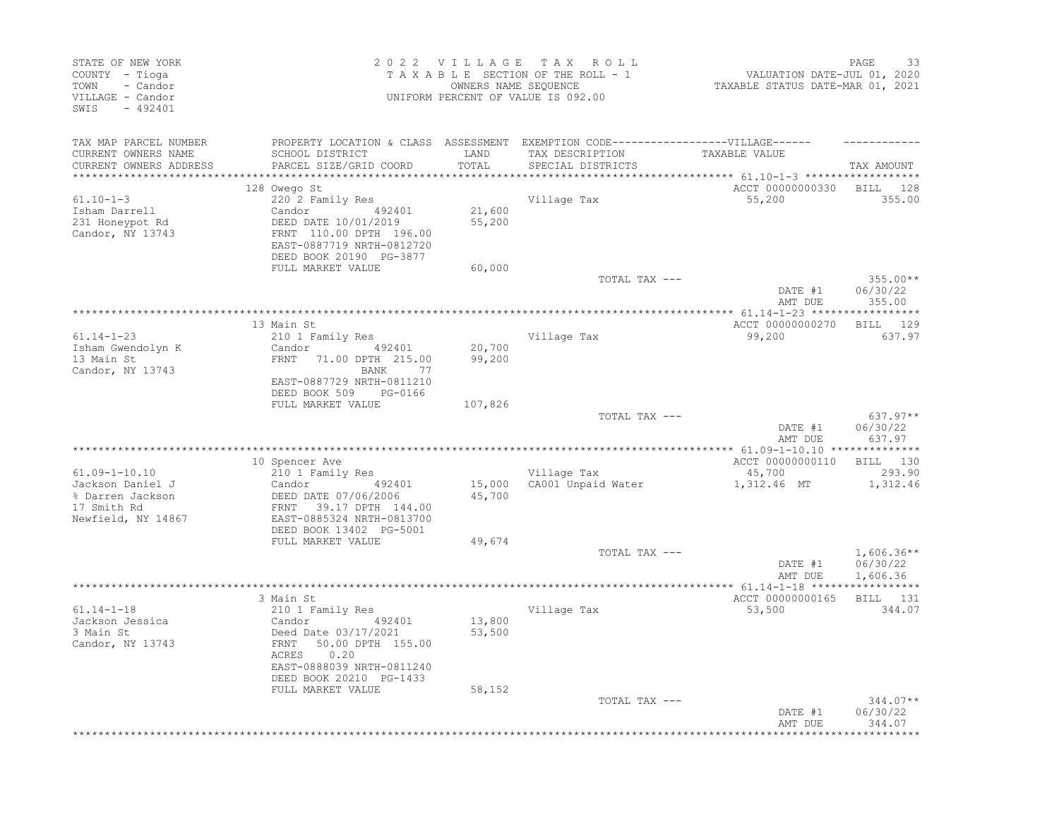STATE OF NEW YORK
COUNTY - Tioga
TOWN - Candor
VILLAGE - Candor
SWIS - 492401

2022 VILLAGE TAX ROLL
TAXABLE SECTION OF THE ROLL - 1
OWNERS NAME SEQUENCE
UNIFORM PERCENT OF VALUE IS 092.00

VALUATION DATE-JUL 01, 2020
TAXABLE STATUS DATE-MAR 01, 2021

| TAX MAP PARCEL NUMBER / CURRENT OWNERS NAME / CURRENT OWNERS ADDRESS | PROPERTY LOCATION & CLASS / SCHOOL DISTRICT / PARCEL SIZE/GRID COORD | ASSESSMENT LAND / TOTAL | EXEMPTION CODE-----VILLAGE----- TAX DESCRIPTION / SPECIAL DISTRICTS | TAXABLE VALUE | TAX AMOUNT |
|---|---|---|---|---|---|
| | 128 Owego St | | | ACCT 00000000330 | BILL 128 |
| 61.10-1-3 | 220 2 Family Res | | Village Tax | 55,200 | 355.00 |
| Isham Darrell | Candor 492401 | 21,600 | | | |
| 231 Honeypot Rd | DEED DATE 10/01/2019 | 55,200 | | | |
| Candor, NY 13743 | FRNT 110.00 DPTH 196.00 | | | | |
| | EAST-0887719 NRTH-0812720 | | | | |
| | DEED BOOK 20190 PG-3877 | | | | |
| | FULL MARKET VALUE | 60,000 | | | |
| | | | TOTAL TAX --- | | 355.00** |
| | | | | DATE #1 | 06/30/22 |
| | | | | AMT DUE | 355.00 |
| | 13 Main St | | | ACCT 00000000270 | BILL 129 |
| 61.14-1-23 | 210 1 Family Res | | Village Tax | 99,200 | 637.97 |
| Isham Gwendolyn K | Candor 492401 | 20,700 | | | |
| 13 Main St | FRNT 71.00 DPTH 215.00 | 99,200 | | | |
| Candor, NY 13743 | BANK 77 | | | | |
| | EAST-0887729 NRTH-0811210 | | | | |
| | DEED BOOK 509 PG-0166 | | | | |
| | FULL MARKET VALUE | 107,826 | | | |
| | | | TOTAL TAX --- | | 637.97** |
| | | | | DATE #1 | 06/30/22 |
| | | | | AMT DUE | 637.97 |
| | 10 Spencer Ave | | | ACCT 00000000110 | BILL 130 |
| 61.09-1-10.10 | 210 1 Family Res | | Village Tax | 45,700 | 293.90 |
| Jackson Daniel J | Candor 492401 | 15,000 | CA001 Unpaid Water | 1,312.46 MT | 1,312.46 |
| % Darren Jackson | DEED DATE 07/06/2006 | 45,700 | | | |
| 17 Smith Rd | FRNT 39.17 DPTH 144.00 | | | | |
| Newfield, NY 14867 | EAST-0885324 NRTH-0813700 | | | | |
| | DEED BOOK 13402 PG-5001 | | | | |
| | FULL MARKET VALUE | 49,674 | | | |
| | | | TOTAL TAX --- | | 1,606.36** |
| | | | | DATE #1 | 06/30/22 |
| | | | | AMT DUE | 1,606.36 |
| | 3 Main St | | | ACCT 00000000165 | BILL 131 |
| 61.14-1-18 | 210 1 Family Res | | Village Tax | 53,500 | 344.07 |
| Jackson Jessica | Candor 492401 | 13,800 | | | |
| 3 Main St | Deed Date 03/17/2021 | 53,500 | | | |
| Candor, NY 13743 | FRNT 50.00 DPTH 155.00 | | | | |
| | ACRES 0.20 | | | | |
| | EAST-0888039 NRTH-0811240 | | | | |
| | DEED BOOK 20210 PG-1433 | | | | |
| | FULL MARKET VALUE | 58,152 | | | |
| | | | TOTAL TAX --- | | 344.07** |
| | | | | DATE #1 | 06/30/22 |
| | | | | AMT DUE | 344.07 |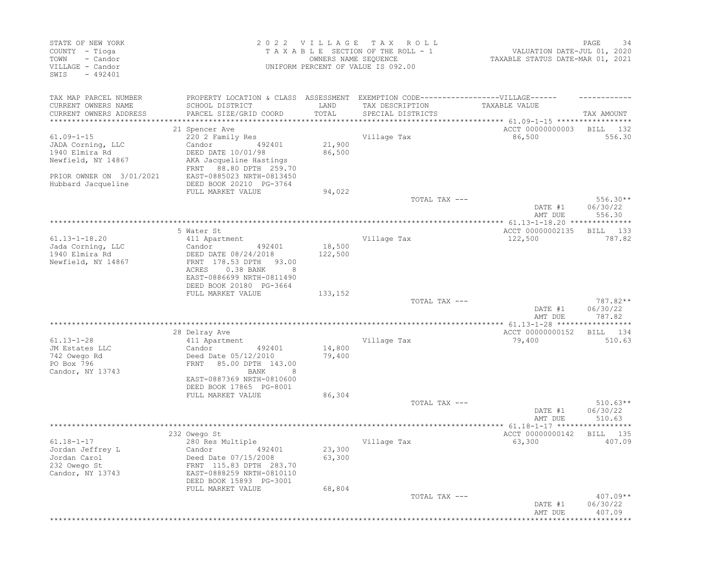STATE OF NEW YORK
COUNTY - Tioga
TOWN - Candor
VILLAGE - Candor
SWIS - 492401

2022 VILLAGE TAX ROLL
TAXABLE SECTION OF THE ROLL - 1
OWNERS NAME SEQUENCE
UNIFORM PERCENT OF VALUE IS 092.00

VALUATION DATE-JUL 01, 2020
TAXABLE STATUS DATE-MAR 01, 2021

| TAX MAP PARCEL NUMBER / CURRENT OWNERS NAME / CURRENT OWNERS ADDRESS | PROPERTY LOCATION & CLASS / SCHOOL DISTRICT / PARCEL SIZE/GRID COORD | ASSESSMENT LAND / TOTAL | EXEMPTION CODE / TAX DESCRIPTION / SPECIAL DISTRICTS | VILLAGE TAXABLE VALUE | TAX AMOUNT |
|---|---|---|---|---|---|
| **61.09-1-15** | 21 Spencer Ave | | | ACCT 00000000003 | BILL 132 |
| 61.09-1-15 | 220 2 Family Res | | Village Tax | 86,500 | 556.30 |
| JADA Corning, LLC | Candor 492401 | 21,900 | | | |
| 1940 Elmira Rd | DEED DATE 10/01/98 | 86,500 | | | |
| Newfield, NY 14867 | AKA Jacqueline Hastings | | | | |
| | FRNT 88.80 DPTH 259.70 | | | | |
| PRIOR OWNER ON 3/01/2021 | EAST-0885023 NRTH-0813450 | | | | |
| Hubbard Jacqueline | DEED BOOK 20210 PG-3764 | | | | |
| | FULL MARKET VALUE | 94,022 | | | |
| | | | TOTAL TAX --- | | 556.30** |
| | | | | DATE #1 | 06/30/22 |
| | | | | AMT DUE | 556.30 |
| **61.13-1-18.20** | 5 Water St | | | ACCT 00000002135 | BILL 133 |
| 61.13-1-18.20 | 411 Apartment | | Village Tax | 122,500 | 787.82 |
| Jada Corning, LLC | Candor 492401 | 18,500 | | | |
| 1940 Elmira Rd | DEED DATE 08/24/2018 | 122,500 | | | |
| Newfield, NY 14867 | FRNT 178.53 DPTH 93.00 | | | | |
| | ACRES 0.38 BANK 8 | | | | |
| | EAST-0886699 NRTH-0811490 | | | | |
| | DEED BOOK 20180 PG-3664 | | | | |
| | FULL MARKET VALUE | 133,152 | | | |
| | | | TOTAL TAX --- | | 787.82** |
| | | | | DATE #1 | 06/30/22 |
| | | | | AMT DUE | 787.82 |
| **61.13-1-28** | 28 Delray Ave | | | ACCT 00000000152 | BILL 134 |
| 61.13-1-28 | 411 Apartment | | Village Tax | 79,400 | 510.63 |
| JM Estates LLC | Candor 492401 | 14,800 | | | |
| 742 Owego Rd | Deed Date 05/12/2010 | 79,400 | | | |
| PO Box 796 | FRNT 85.00 DPTH 143.00 | | | | |
| Candor, NY 13743 | BANK 8 | | | | |
| | EAST-0887369 NRTH-0810600 | | | | |
| | DEED BOOK 17865 PG-8001 | | | | |
| | FULL MARKET VALUE | 86,304 | | | |
| | | | TOTAL TAX --- | | 510.63** |
| | | | | DATE #1 | 06/30/22 |
| | | | | AMT DUE | 510.63 |
| **61.18-1-17** | 232 Owego St | | | ACCT 00000000142 | BILL 135 |
| 61.18-1-17 | 280 Res Multiple | | Village Tax | 63,300 | 407.09 |
| Jordan Jeffrey L | Candor 492401 | 23,300 | | | |
| Jordan Carol | Deed Date 07/15/2008 | 63,300 | | | |
| 232 Owego St | FRNT 115.83 DPTH 283.70 | | | | |
| Candor, NY 13743 | EAST-0888259 NRTH-0810110 | | | | |
| | DEED BOOK 15893 PG-3001 | | | | |
| | FULL MARKET VALUE | 68,804 | | | |
| | | | TOTAL TAX --- | | 407.09** |
| | | | | DATE #1 | 06/30/22 |
| | | | | AMT DUE | 407.09 |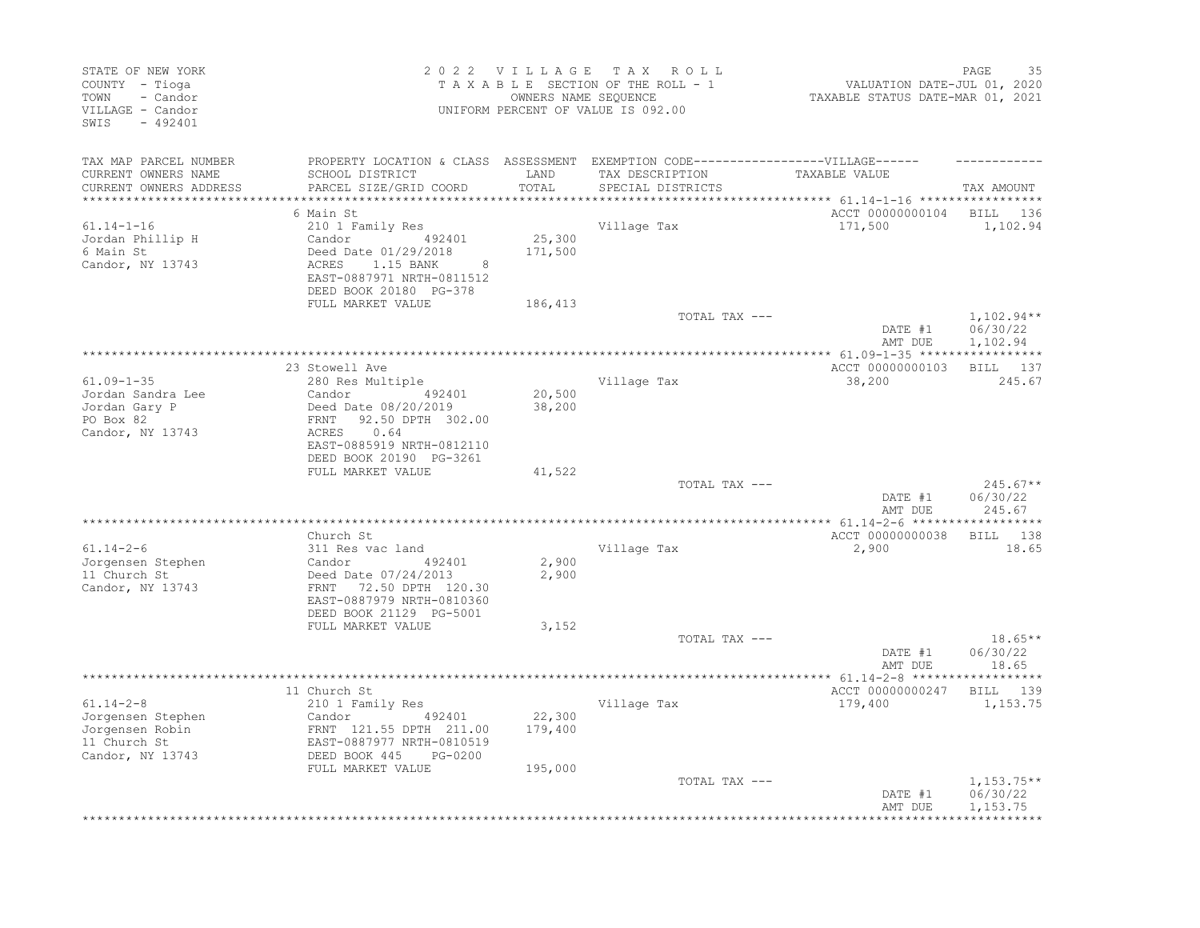STATE OF NEW YORK
COUNTY - Tioga
TOWN - Candor
VILLAGE - Candor
SWIS - 492401

2022 VILLAGE TAX ROLL
TAXABLE SECTION OF THE ROLL - 1
OWNERS NAME SEQUENCE
UNIFORM PERCENT OF VALUE IS 092.00

VALUATION DATE-JUL 01, 2020
TAXABLE STATUS DATE-MAR 01, 2021

| TAX MAP PARCEL NUMBER<br>CURRENT OWNERS NAME<br>CURRENT OWNERS ADDRESS | PROPERTY LOCATION & CLASS<br>SCHOOL DISTRICT<br>PARCEL SIZE/GRID COORD | ASSESSMENT<br>LAND<br>TOTAL | EXEMPTION CODE------VILLAGE------<br>TAX DESCRIPTION<br>SPECIAL DISTRICTS | TAXABLE VALUE | TAX AMOUNT |
|---|---|---|---|---|---|
| 61.14-1-16 | 6 Main St | | | ACCT 00000000104 | BILL 136 |
| 61.14-1-16<br>Jordan Phillip H<br>6 Main St<br>Candor, NY 13743 | 210 1 Family Res<br>Candor 492401<br>Deed Date 01/29/2018<br>ACRES 1.15 BANK 8<br>EAST-0887971 NRTH-0811512<br>DEED BOOK 20180 PG-378<br>FULL MARKET VALUE | 25,300<br>171,500<br><br><br><br><br>186,413 | Village Tax | 171,500 | 1,102.94 |
| | | | TOTAL TAX --- | | 1,102.94** |
| | | | | DATE #1<br>AMT DUE | 06/30/22<br>1,102.94 |
| 61.09-1-35 | 23 Stowell Ave | | | ACCT 00000000103 | BILL 137 |
| 61.09-1-35<br>Jordan Sandra Lee<br>Jordan Gary P<br>PO Box 82<br>Candor, NY 13743 | 280 Res Multiple<br>Candor 492401<br>Deed Date 08/20/2019<br>FRNT 92.50 DPTH 302.00<br>ACRES 0.64<br>EAST-0885919 NRTH-0812110<br>DEED BOOK 20190 PG-3261<br>FULL MARKET VALUE | 20,500<br>38,200<br><br><br><br><br><br>41,522 | Village Tax | 38,200 | 245.67 |
| | | | TOTAL TAX --- | | 245.67** |
| | | | | DATE #1<br>AMT DUE | 06/30/22<br>245.67 |
| 61.14-2-6 | Church St | | | ACCT 00000000038 | BILL 138 |
| 61.14-2-6<br>Jorgensen Stephen<br>11 Church St<br>Candor, NY 13743 | 311 Res vac land<br>Candor 492401<br>Deed Date 07/24/2013<br>FRNT 72.50 DPTH 120.30<br>EAST-0887979 NRTH-0810360<br>DEED BOOK 21129 PG-5001<br>FULL MARKET VALUE | 2,900<br>2,900<br><br><br><br><br>3,152 | Village Tax | 2,900 | 18.65 |
| | | | TOTAL TAX --- | | 18.65** |
| | | | | DATE #1<br>AMT DUE | 06/30/22<br>18.65 |
| 61.14-2-8 | 11 Church St | | | ACCT 00000000247 | BILL 139 |
| 61.14-2-8<br>Jorgensen Stephen<br>Jorgensen Robin<br>11 Church St<br>Candor, NY 13743 | 210 1 Family Res<br>Candor 492401<br>FRNT 121.55 DPTH 211.00<br>EAST-0887977 NRTH-0810519<br>DEED BOOK 445 PG-0200<br>FULL MARKET VALUE | 22,300<br>179,400<br><br><br><br>195,000 | Village Tax | 179,400 | 1,153.75 |
| | | | TOTAL TAX --- | | 1,153.75** |
| | | | | DATE #1<br>AMT DUE | 06/30/22<br>1,153.75 |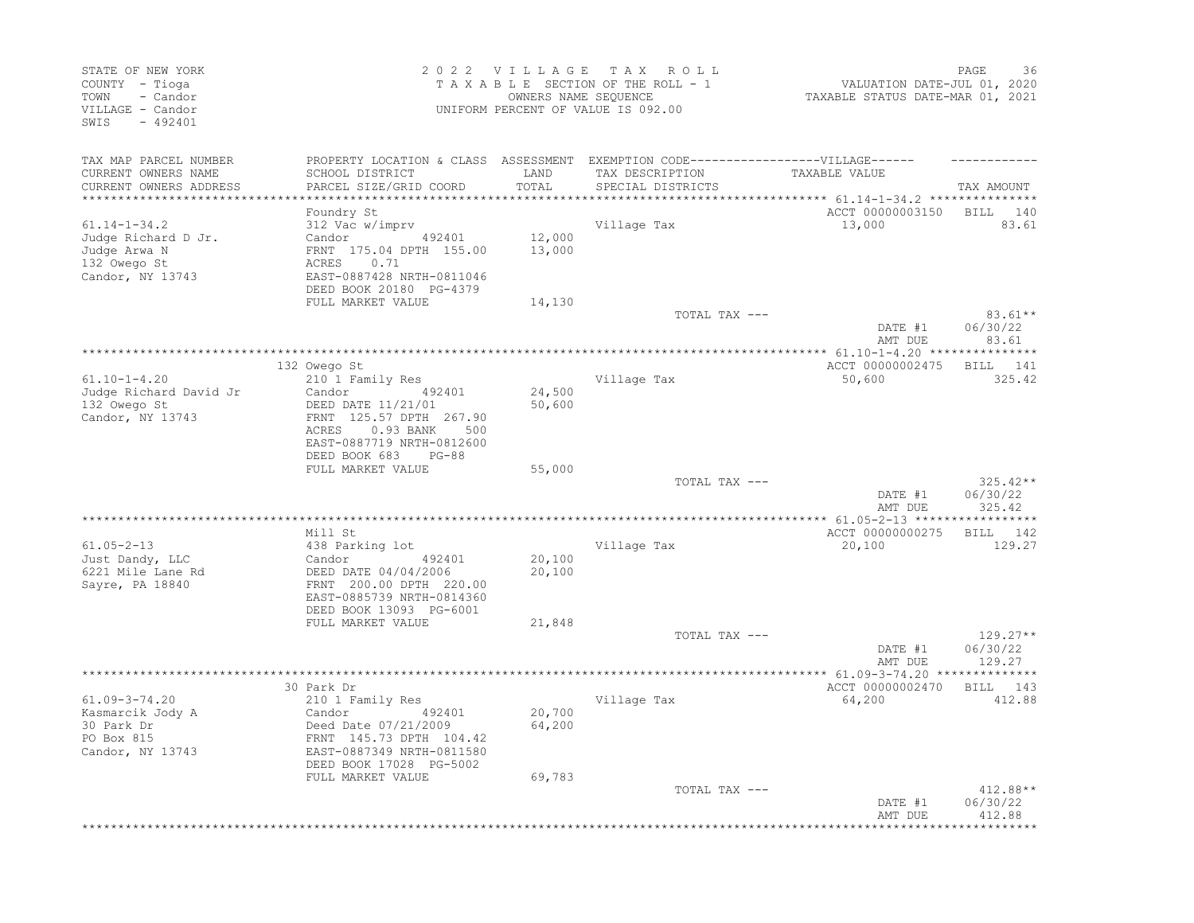STATE OF NEW YORK
COUNTY - Tioga
TOWN - Candor
VILLAGE - Candor
SWIS - 492401

2 0 2 2 V I L L A G E T A X R O L L
T A X A B L E SECTION OF THE ROLL - 1
OWNERS NAME SEQUENCE
UNIFORM PERCENT OF VALUE IS 092.00

VALUATION DATE-JUL 01, 2020
TAXABLE STATUS DATE-MAR 01, 2021

| TAX MAP PARCEL NUMBER / CURRENT OWNERS NAME / CURRENT OWNERS ADDRESS | PROPERTY LOCATION & CLASS / SCHOOL DISTRICT / PARCEL SIZE/GRID COORD | ASSESSMENT LAND / TOTAL | EXEMPTION CODE / TAX DESCRIPTION / SPECIAL DISTRICTS | TAXABLE VALUE | TAX AMOUNT |
|---|---|---|---|---|---|
| 61.14-1-34.2 | Foundry St | | | ACCT 00000003150 | BILL 140 |
| Judge Richard D Jr. | 312 Vac w/imprv | | Village Tax | 13,000 | 83.61 |
| Judge Arwa N | Candor 492401 | 12,000 | | | |
| 132 Owego St | FRNT 175.04 DPTH 155.00 | 13,000 | | | |
| Candor, NY 13743 | ACRES 0.71 | | | | |
| | EAST-0887428 NRTH-0811046 | | | | |
| | DEED BOOK 20180 PG-4379 | | | | |
| | FULL MARKET VALUE | 14,130 | | | |
| | | | TOTAL TAX --- | | 83.61** |
| | | | | DATE #1 | 06/30/22 |
| | | | | AMT DUE | 83.61 |
| 61.10-1-4.20 | 132 Owego St | | | ACCT 00000002475 | BILL 141 |
| Judge Richard David Jr | 210 1 Family Res | | Village Tax | 50,600 | 325.42 |
| 132 Owego St | Candor 492401 | 24,500 | | | |
| Candor, NY 13743 | DEED DATE 11/21/01 | 50,600 | | | |
| | FRNT 125.57 DPTH 267.90 | | | | |
| | ACRES 0.93 BANK 500 | | | | |
| | EAST-0887719 NRTH-0812600 | | | | |
| | DEED BOOK 683 PG-88 | | | | |
| | FULL MARKET VALUE | 55,000 | | | |
| | | | TOTAL TAX --- | | 325.42** |
| | | | | DATE #1 | 06/30/22 |
| | | | | AMT DUE | 325.42 |
| 61.05-2-13 | Mill St | | | ACCT 00000000275 | BILL 142 |
| Just Dandy, LLC | 438 Parking lot | | Village Tax | 20,100 | 129.27 |
| 6221 Mile Lane Rd | Candor 492401 | 20,100 | | | |
| Sayre, PA 18840 | DEED DATE 04/04/2006 | 20,100 | | | |
| | FRNT 200.00 DPTH 220.00 | | | | |
| | EAST-0885739 NRTH-0814360 | | | | |
| | DEED BOOK 13093 PG-6001 | | | | |
| | FULL MARKET VALUE | 21,848 | | | |
| | | | TOTAL TAX --- | | 129.27** |
| | | | | DATE #1 | 06/30/22 |
| | | | | AMT DUE | 129.27 |
| 61.09-3-74.20 | 30 Park Dr | | | ACCT 00000002470 | BILL 143 |
| Kasmarcik Jody A | 210 1 Family Res | | Village Tax | 64,200 | 412.88 |
| 30 Park Dr | Candor 492401 | 20,700 | | | |
| PO Box 815 | Deed Date 07/21/2009 | 64,200 | | | |
| Candor, NY 13743 | FRNT 145.73 DPTH 104.42 | | | | |
| | EAST-0887349 NRTH-0811580 | | | | |
| | DEED BOOK 17028 PG-5002 | | | | |
| | FULL MARKET VALUE | 69,783 | | | |
| | | | TOTAL TAX --- | | 412.88** |
| | | | | DATE #1 | 06/30/22 |
| | | | | AMT DUE | 412.88 |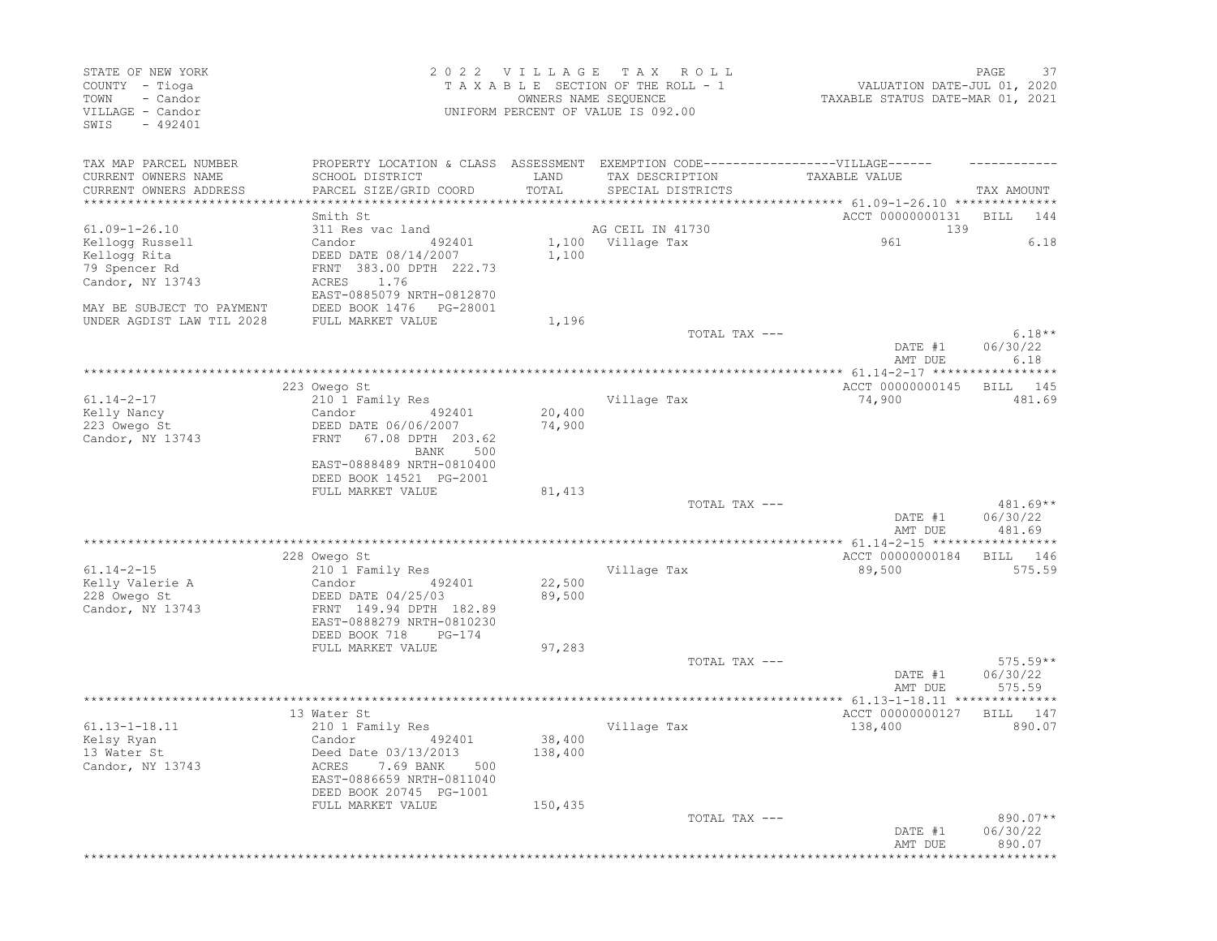STATE OF NEW YORK
COUNTY - Tioga
TOWN - Candor
VILLAGE - Candor
SWIS - 492401

2 0 2 2 V I L L A G E T A X R O L L
T A X A B L E SECTION OF THE ROLL - 1
OWNERS NAME SEQUENCE
UNIFORM PERCENT OF VALUE IS 092.00

VALUATION DATE-JUL 01, 2020
TAXABLE STATUS DATE-MAR 01, 2021

| TAX MAP PARCEL NUMBER / CURRENT OWNERS NAME / CURRENT OWNERS ADDRESS | PROPERTY LOCATION & CLASS / SCHOOL DISTRICT / PARCEL SIZE/GRID COORD | ASSESSMENT LAND / TOTAL | EXEMPTION CODE / TAX DESCRIPTION / SPECIAL DISTRICTS | VILLAGE TAXABLE VALUE | TAX AMOUNT |
|---|---|---|---|---|---|
| **61.09-1-26.10** | Smith St | | | ACCT 00000000131 | BILL 144 |
| 61.09-1-26.10 | 311 Res vac land | | AG CEIL IN 41730 | 139 | |
| Kellogg Russell | Candor 492401 | 1,100 | Village Tax | 961 | 6.18 |
| Kellogg Rita | DEED DATE 08/14/2007 | 1,100 | | | |
| 79 Spencer Rd | FRNT 383.00 DPTH 222.73 | | | | |
| Candor, NY 13743 | ACRES 1.76 | | | | |
| | EAST-0885079 NRTH-0812870 | | | | |
| MAY BE SUBJECT TO PAYMENT | DEED BOOK 1476 PG-28001 | | | | |
| UNDER AGDIST LAW TIL 2028 | FULL MARKET VALUE | 1,196 | | | |
| | | | TOTAL TAX --- | | 6.18** |
| | | | | DATE #1 | 06/30/22 |
| | | | | AMT DUE | 6.18 |
| **61.14-2-17** | 223 Owego St | | | ACCT 00000000145 | BILL 145 |
| 61.14-2-17 | 210 1 Family Res | | Village Tax | 74,900 | 481.69 |
| Kelly Nancy | Candor 492401 | 20,400 | | | |
| 223 Owego St | DEED DATE 06/06/2007 | 74,900 | | | |
| Candor, NY 13743 | FRNT 67.08 DPTH 203.62 | | | | |
| | BANK 500 | | | | |
| | EAST-0888489 NRTH-0810400 | | | | |
| | DEED BOOK 14521 PG-2001 | | | | |
| | FULL MARKET VALUE | 81,413 | | | |
| | | | TOTAL TAX --- | | 481.69** |
| | | | | DATE #1 | 06/30/22 |
| | | | | AMT DUE | 481.69 |
| **61.14-2-15** | 228 Owego St | | | ACCT 00000000184 | BILL 146 |
| 61.14-2-15 | 210 1 Family Res | | Village Tax | 89,500 | 575.59 |
| Kelly Valerie A | Candor 492401 | 22,500 | | | |
| 228 Owego St | DEED DATE 04/25/03 | 89,500 | | | |
| Candor, NY 13743 | FRNT 149.94 DPTH 182.89 | | | | |
| | EAST-0888279 NRTH-0810230 | | | | |
| | DEED BOOK 718 PG-174 | | | | |
| | FULL MARKET VALUE | 97,283 | | | |
| | | | TOTAL TAX --- | | 575.59** |
| | | | | DATE #1 | 06/30/22 |
| | | | | AMT DUE | 575.59 |
| **61.13-1-18.11** | 13 Water St | | | ACCT 00000000127 | BILL 147 |
| 61.13-1-18.11 | 210 1 Family Res | | Village Tax | 138,400 | 890.07 |
| Kelsy Ryan | Candor 492401 | 38,400 | | | |
| 13 Water St | Deed Date 03/13/2013 | 138,400 | | | |
| Candor, NY 13743 | ACRES 7.69 BANK 500 | | | | |
| | EAST-0886659 NRTH-0811040 | | | | |
| | DEED BOOK 20745 PG-1001 | | | | |
| | FULL MARKET VALUE | 150,435 | | | |
| | | | TOTAL TAX --- | | 890.07** |
| | | | | DATE #1 | 06/30/22 |
| | | | | AMT DUE | 890.07 |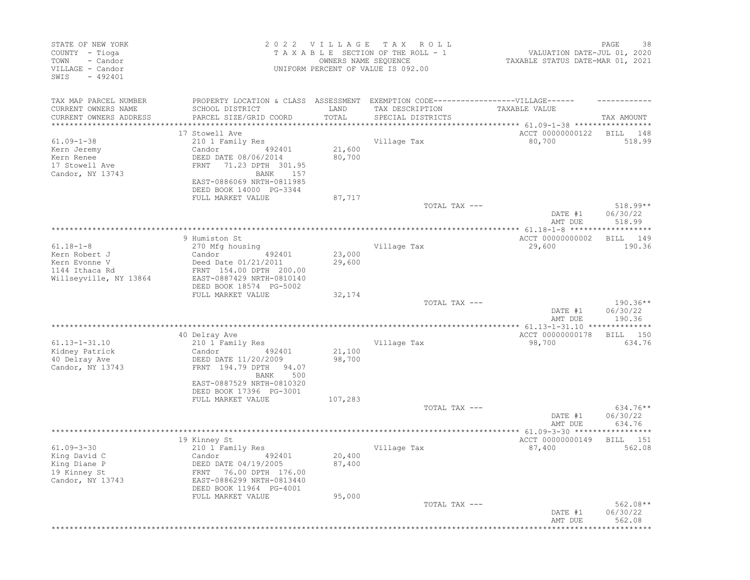STATE OF NEW YORK
COUNTY - Tioga
TOWN - Candor
VILLAGE - Candor
SWIS - 492401

2 0 2 2 V I L L A G E T A X R O L L
T A X A B L E SECTION OF THE ROLL - 1
OWNERS NAME SEQUENCE
UNIFORM PERCENT OF VALUE IS 092.00

VALUATION DATE-JUL 01, 2020
TAXABLE STATUS DATE-MAR 01, 2021

| TAX MAP PARCEL NUMBER / CURRENT OWNERS NAME / CURRENT OWNERS ADDRESS | PROPERTY LOCATION & CLASS / SCHOOL DISTRICT / PARCEL SIZE/GRID COORD | ASSESSMENT LAND / TOTAL | EXEMPTION CODE / TAX DESCRIPTION / SPECIAL DISTRICTS | TAXABLE VALUE | TAX AMOUNT |
|---|---|---|---|---|---|
| 61.09-1-38 | 17 Stowell Ave | | | ACCT 00000000122 | BILL 148 |
| Kern Jeremy | 210 1 Family Res | | Village Tax | 80,700 | 518.99 |
| Kern Renee | Candor 492401 | 21,600 | | | |
| 17 Stowell Ave | DEED DATE 08/06/2014 | 80,700 | | | |
| Candor, NY 13743 | FRNT 71.23 DPTH 301.95 | | | | |
| | BANK 157 | | | | |
| | EAST-0886069 NRTH-0811985 | | | | |
| | DEED BOOK 14000 PG-3344 | | | | |
| | FULL MARKET VALUE | 87,717 | | | |
| | | | TOTAL TAX --- | | 518.99** |
| | | | | DATE #1 | 06/30/22 |
| | | | | AMT DUE | 518.99 |
| 61.18-1-8 | 9 Humiston St | | | ACCT 00000000002 | BILL 149 |
| Kern Robert J | 270 Mfg housing | | Village Tax | 29,600 | 190.36 |
| Kern Evonne V | Candor 492401 | 23,000 | | | |
| 1144 Ithaca Rd | Deed Date 01/21/2011 | 29,600 | | | |
| Willseyville, NY 13864 | FRNT 154.00 DPTH 200.00 | | | | |
| | EAST-0887429 NRTH-0810140 | | | | |
| | DEED BOOK 18574 PG-5002 | | | | |
| | FULL MARKET VALUE | 32,174 | | | |
| | | | TOTAL TAX --- | | 190.36** |
| | | | | DATE #1 | 06/30/22 |
| | | | | AMT DUE | 190.36 |
| 61.13-1-31.10 | 40 Delray Ave | | | ACCT 00000000178 | BILL 150 |
| Kidney Patrick | 210 1 Family Res | | Village Tax | 98,700 | 634.76 |
| 40 Delray Ave | Candor 492401 | 21,100 | | | |
| Candor, NY 13743 | DEED DATE 11/20/2009 | 98,700 | | | |
| | FRNT 194.79 DPTH 94.07 | | | | |
| | BANK 500 | | | | |
| | EAST-0887529 NRTH-0810320 | | | | |
| | DEED BOOK 17396 PG-3001 | | | | |
| | FULL MARKET VALUE | 107,283 | | | |
| | | | TOTAL TAX --- | | 634.76** |
| | | | | DATE #1 | 06/30/22 |
| | | | | AMT DUE | 634.76 |
| 61.09-3-30 | 19 Kinney St | | | ACCT 00000000149 | BILL 151 |
| King David C | 210 1 Family Res | | Village Tax | 87,400 | 562.08 |
| King Diane P | Candor 492401 | 20,400 | | | |
| 19 Kinney St | DEED DATE 04/19/2005 | 87,400 | | | |
| Candor, NY 13743 | FRNT 76.00 DPTH 176.00 | | | | |
| | EAST-0886299 NRTH-0813440 | | | | |
| | DEED BOOK 11964 PG-4001 | | | | |
| | FULL MARKET VALUE | 95,000 | | | |
| | | | TOTAL TAX --- | | 562.08** |
| | | | | DATE #1 | 06/30/22 |
| | | | | AMT DUE | 562.08 |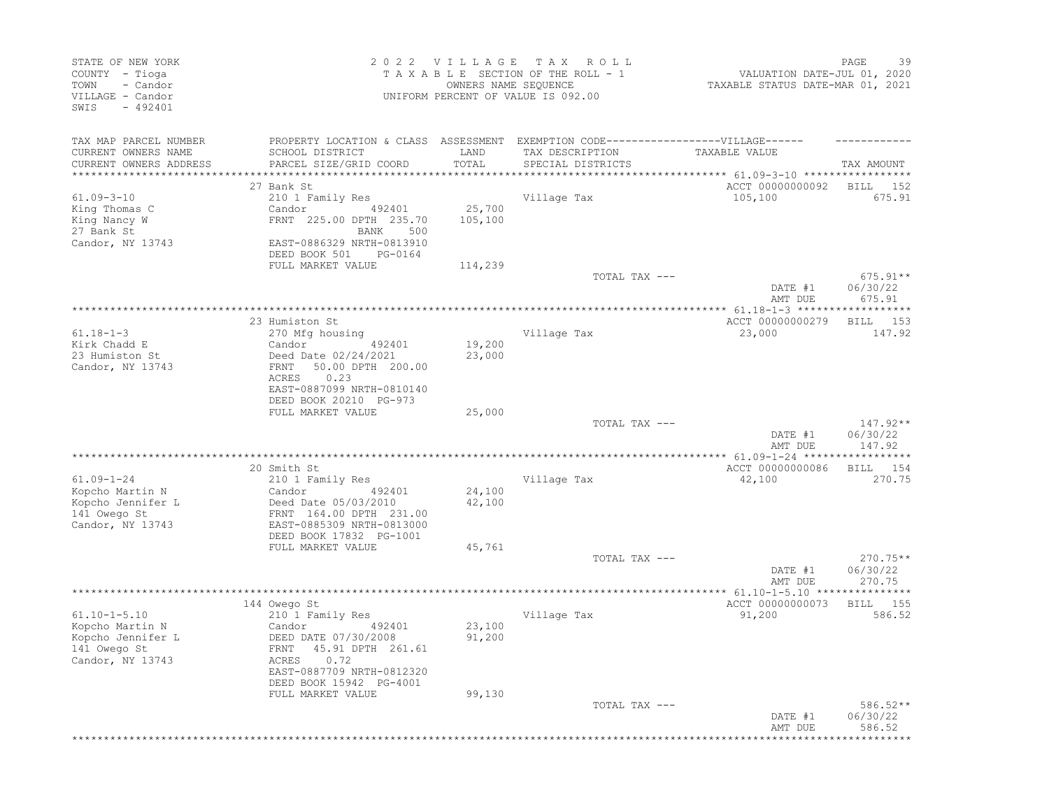STATE OF NEW YORK
COUNTY - Tioga
TOWN - Candor
VILLAGE - Candor
SWIS - 492401

2022 VILLAGE TAX ROLL
TAXABLE SECTION OF THE ROLL - 1
OWNERS NAME SEQUENCE
UNIFORM PERCENT OF VALUE IS 092.00

VALUATION DATE-JUL 01, 2020
TAXABLE STATUS DATE-MAR 01, 2021

| TAX MAP PARCEL NUMBER / CURRENT OWNERS NAME / CURRENT OWNERS ADDRESS | PROPERTY LOCATION & CLASS / SCHOOL DISTRICT / PARCEL SIZE/GRID COORD | ASSESSMENT LAND / TOTAL | EXEMPTION CODE / TAX DESCRIPTION / SPECIAL DISTRICTS | VILLAGE TAXABLE VALUE | TAX AMOUNT |
|---|---|---|---|---|---|
| 61.09-3-10 | 27 Bank St | | | ACCT 00000000092 | BILL 152 |
| King Thomas C | 210 1 Family Res | | Village Tax | 105,100 | 675.91 |
| King Nancy W | Candor 492401 | 25,700 | | | |
| 27 Bank St | FRNT 225.00 DPTH 235.70 | 105,100 | | | |
| Candor, NY 13743 | BANK 500 | | | | |
| | EAST-0886329 NRTH-0813910 | | | | |
| | DEED BOOK 501 PG-0164 | | | | |
| | FULL MARKET VALUE | 114,239 | | | |
| | | | TOTAL TAX --- | | 675.91** |
| | | | | DATE #1 | 06/30/22 |
| | | | | AMT DUE | 675.91 |
| 61.18-1-3 | 23 Humiston St | | | ACCT 00000000279 | BILL 153 |
| Kirk Chadd E | 270 Mfg housing | | Village Tax | 23,000 | 147.92 |
| 23 Humiston St | Candor 492401 | 19,200 | | | |
| Candor, NY 13743 | Deed Date 02/24/2021 | 23,000 | | | |
| | FRNT 50.00 DPTH 200.00 | | | | |
| | ACRES 0.23 | | | | |
| | EAST-0887099 NRTH-0810140 | | | | |
| | DEED BOOK 20210 PG-973 | | | | |
| | FULL MARKET VALUE | 25,000 | | | |
| | | | TOTAL TAX --- | | 147.92** |
| | | | | DATE #1 | 06/30/22 |
| | | | | AMT DUE | 147.92 |
| 61.09-1-24 | 20 Smith St | | | ACCT 00000000086 | BILL 154 |
| Kopcho Martin N | 210 1 Family Res | | Village Tax | 42,100 | 270.75 |
| Kopcho Jennifer L | Candor 492401 | 24,100 | | | |
| 141 Owego St | Deed Date 05/03/2010 | 42,100 | | | |
| Candor, NY 13743 | FRNT 164.00 DPTH 231.00 | | | | |
| | EAST-0885309 NRTH-0813000 | | | | |
| | DEED BOOK 17832 PG-1001 | | | | |
| | FULL MARKET VALUE | 45,761 | | | |
| | | | TOTAL TAX --- | | 270.75** |
| | | | | DATE #1 | 06/30/22 |
| | | | | AMT DUE | 270.75 |
| 61.10-1-5.10 | 144 Owego St | | | ACCT 00000000073 | BILL 155 |
| Kopcho Martin N | 210 1 Family Res | | Village Tax | 91,200 | 586.52 |
| Kopcho Jennifer L | Candor 492401 | 23,100 | | | |
| 141 Owego St | DEED DATE 07/30/2008 | 91,200 | | | |
| Candor, NY 13743 | FRNT 45.91 DPTH 261.61 | | | | |
| | ACRES 0.72 | | | | |
| | EAST-0887709 NRTH-0812320 | | | | |
| | DEED BOOK 15942 PG-4001 | | | | |
| | FULL MARKET VALUE | 99,130 | | | |
| | | | TOTAL TAX --- | | 586.52** |
| | | | | DATE #1 | 06/30/22 |
| | | | | AMT DUE | 586.52 |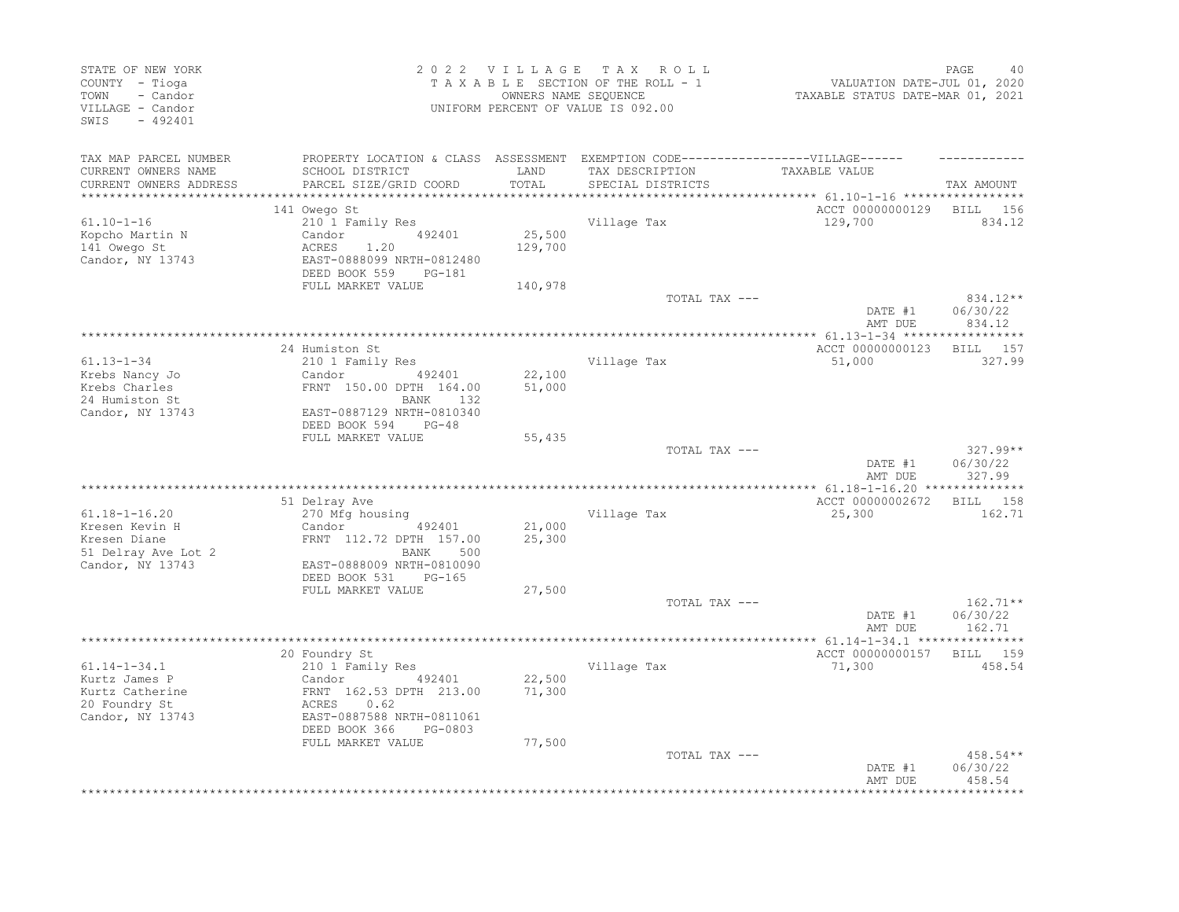STATE OF NEW YORK
COUNTY - Tioga
TOWN - Candor
VILLAGE - Candor
SWIS - 492401

2022 VILLAGE TAX ROLL
TAXABLE SECTION OF THE ROLL - 1
OWNERS NAME SEQUENCE
UNIFORM PERCENT OF VALUE IS 092.00

VALUATION DATE-JUL 01, 2020
TAXABLE STATUS DATE-MAR 01, 2021

| TAX MAP PARCEL NUMBER / CURRENT OWNERS NAME / CURRENT OWNERS ADDRESS | PROPERTY LOCATION & CLASS / SCHOOL DISTRICT / PARCEL SIZE/GRID COORD | ASSESSMENT LAND / TOTAL | EXEMPTION CODE / TAX DESCRIPTION / SPECIAL DISTRICTS | TAXABLE VALUE | TAX AMOUNT |
|---|---|---|---|---|---|
| | 141 Owego St | | | ACCT 00000000129 | BILL 156 |
| 61.10-1-16 | 210 1 Family Res | | Village Tax | 129,700 | 834.12 |
| Kopcho Martin N | Candor 492401 | 25,500 | | | |
| 141 Owego St | ACRES 1.20 | 129,700 | | | |
| Candor, NY 13743 | EAST-0888099 NRTH-0812480 | | | | |
| | DEED BOOK 559 PG-181 | | | | |
| | FULL MARKET VALUE | 140,978 | | | |
| | | | TOTAL TAX --- | | 834.12** |
| | | | | DATE #1 | 06/30/22 |
| | | | | AMT DUE | 834.12 |
| | 24 Humiston St | | | ACCT 00000000123 | BILL 157 |
| 61.13-1-34 | 210 1 Family Res | | Village Tax | 51,000 | 327.99 |
| Krebs Nancy Jo | Candor 492401 | 22,100 | | | |
| Krebs Charles | FRNT 150.00 DPTH 164.00 | 51,000 | | | |
| 24 Humiston St | BANK 132 | | | | |
| Candor, NY 13743 | EAST-0887129 NRTH-0810340 | | | | |
| | DEED BOOK 594 PG-48 | | | | |
| | FULL MARKET VALUE | 55,435 | | | |
| | | | TOTAL TAX --- | | 327.99** |
| | | | | DATE #1 | 06/30/22 |
| | | | | AMT DUE | 327.99 |
| | 51 Delray Ave | | | ACCT 00000002672 | BILL 158 |
| 61.18-1-16.20 | 270 Mfg housing | | Village Tax | 25,300 | 162.71 |
| Kresen Kevin H | Candor 492401 | 21,000 | | | |
| Kresen Diane | FRNT 112.72 DPTH 157.00 | 25,300 | | | |
| 51 Delray Ave Lot 2 | BANK 500 | | | | |
| Candor, NY 13743 | EAST-0888009 NRTH-0810090 | | | | |
| | DEED BOOK 531 PG-165 | | | | |
| | FULL MARKET VALUE | 27,500 | | | |
| | | | TOTAL TAX --- | | 162.71** |
| | | | | DATE #1 | 06/30/22 |
| | | | | AMT DUE | 162.71 |
| | 20 Foundry St | | | ACCT 00000000157 | BILL 159 |
| 61.14-1-34.1 | 210 1 Family Res | | Village Tax | 71,300 | 458.54 |
| Kurtz James P | Candor 492401 | 22,500 | | | |
| Kurtz Catherine | FRNT 162.53 DPTH 213.00 | 71,300 | | | |
| 20 Foundry St | ACRES 0.62 | | | | |
| Candor, NY 13743 | EAST-0887588 NRTH-0811061 | | | | |
| | DEED BOOK 366 PG-0803 | | | | |
| | FULL MARKET VALUE | 77,500 | | | |
| | | | TOTAL TAX --- | | 458.54** |
| | | | | DATE #1 | 06/30/22 |
| | | | | AMT DUE | 458.54 |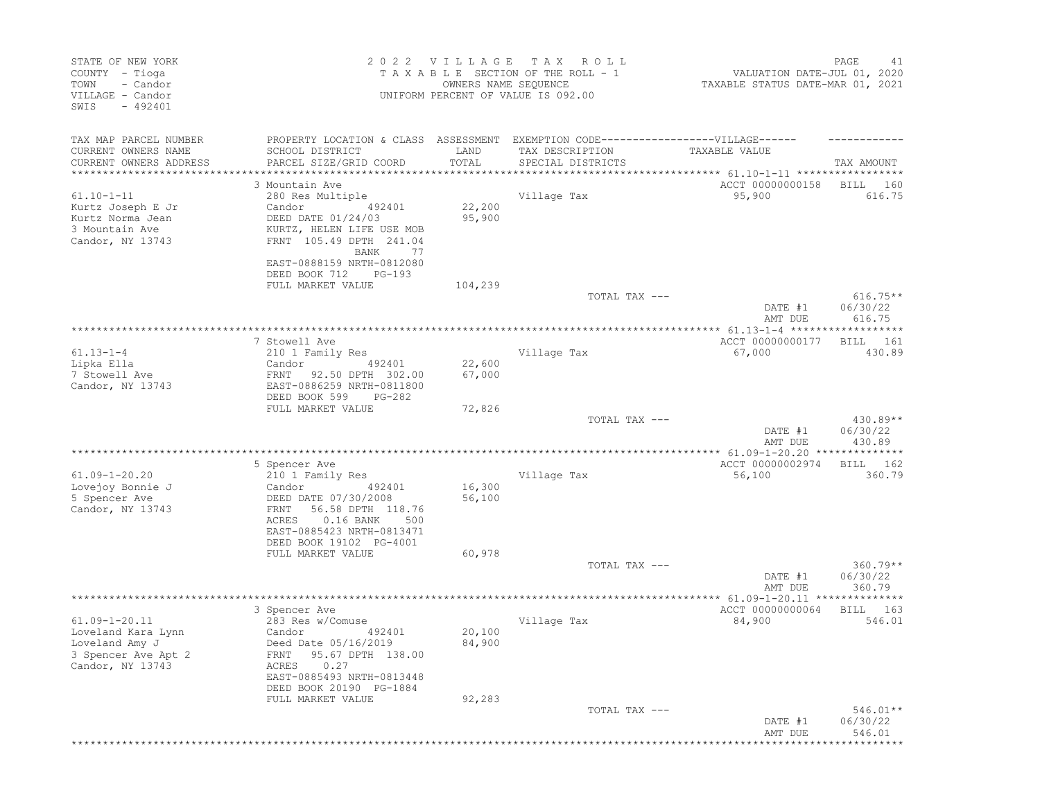STATE OF NEW YORK
COUNTY - Tioga
TOWN - Candor
VILLAGE - Candor
SWIS - 492401

2 0 2 2 V I L L A G E T A X R O L L
T A X A B L E SECTION OF THE ROLL - 1
OWNERS NAME SEQUENCE
UNIFORM PERCENT OF VALUE IS 092.00

VALUATION DATE-JUL 01, 2020
TAXABLE STATUS DATE-MAR 01, 2021

| TAX MAP PARCEL NUMBER / CURRENT OWNERS NAME / CURRENT OWNERS ADDRESS | PROPERTY LOCATION & CLASS / SCHOOL DISTRICT / PARCEL SIZE/GRID COORD | ASSESSMENT LAND / TOTAL | EXEMPTION CODE / TAX DESCRIPTION / SPECIAL DISTRICTS | VILLAGE TAXABLE VALUE | TAX AMOUNT |
|---|---|---|---|---|---|
| **61.10-1-11** | 3 Mountain Ave | | | ACCT 00000000158 | BILL 160 |
| 61.10-1-11 | 280 Res Multiple | | Village Tax | 95,900 | 616.75 |
| Kurtz Joseph E Jr | Candor 492401 | 22,200 | | | |
| Kurtz Norma Jean | DEED DATE 01/24/03 | 95,900 | | | |
| 3 Mountain Ave | KURTZ, HELEN LIFE USE MOB | | | | |
| Candor, NY 13743 | FRNT 105.49 DPTH 241.04 | | | | |
| | BANK 77 | | | | |
| | EAST-0888159 NRTH-0812080 | | | | |
| | DEED BOOK 712 PG-193 | | | | |
| | FULL MARKET VALUE | 104,239 | | | |
| | | | TOTAL TAX --- | | 616.75** |
| | | | | DATE #1 | 06/30/22 |
| | | | | AMT DUE | 616.75 |
| **61.13-1-4** | 7 Stowell Ave | | | ACCT 00000000177 | BILL 161 |
| 61.13-1-4 | 210 1 Family Res | | Village Tax | 67,000 | 430.89 |
| Lipka Ella | Candor 492401 | 22,600 | | | |
| 7 Stowell Ave | FRNT 92.50 DPTH 302.00 | 67,000 | | | |
| Candor, NY 13743 | EAST-0886259 NRTH-0811800 | | | | |
| | DEED BOOK 599 PG-282 | | | | |
| | FULL MARKET VALUE | 72,826 | | | |
| | | | TOTAL TAX --- | | 430.89** |
| | | | | DATE #1 | 06/30/22 |
| | | | | AMT DUE | 430.89 |
| **61.09-1-20.20** | 5 Spencer Ave | | | ACCT 00000002974 | BILL 162 |
| 61.09-1-20.20 | 210 1 Family Res | | Village Tax | 56,100 | 360.79 |
| Lovejoy Bonnie J | Candor 492401 | 16,300 | | | |
| 5 Spencer Ave | DEED DATE 07/30/2008 | 56,100 | | | |
| Candor, NY 13743 | FRNT 56.58 DPTH 118.76 | | | | |
| | ACRES 0.16 BANK 500 | | | | |
| | EAST-0885423 NRTH-0813471 | | | | |
| | DEED BOOK 19102 PG-4001 | | | | |
| | FULL MARKET VALUE | 60,978 | | | |
| | | | TOTAL TAX --- | | 360.79** |
| | | | | DATE #1 | 06/30/22 |
| | | | | AMT DUE | 360.79 |
| **61.09-1-20.11** | 3 Spencer Ave | | | ACCT 00000000064 | BILL 163 |
| 61.09-1-20.11 | 283 Res w/Comuse | | Village Tax | 84,900 | 546.01 |
| Loveland Kara Lynn | Candor 492401 | 20,100 | | | |
| Loveland Amy J | Deed Date 05/16/2019 | 84,900 | | | |
| 3 Spencer Ave Apt 2 | FRNT 95.67 DPTH 138.00 | | | | |
| Candor, NY 13743 | ACRES 0.27 | | | | |
| | EAST-0885493 NRTH-0813448 | | | | |
| | DEED BOOK 20190 PG-1884 | | | | |
| | FULL MARKET VALUE | 92,283 | | | |
| | | | TOTAL TAX --- | | 546.01** |
| | | | | DATE #1 | 06/30/22 |
| | | | | AMT DUE | 546.01 |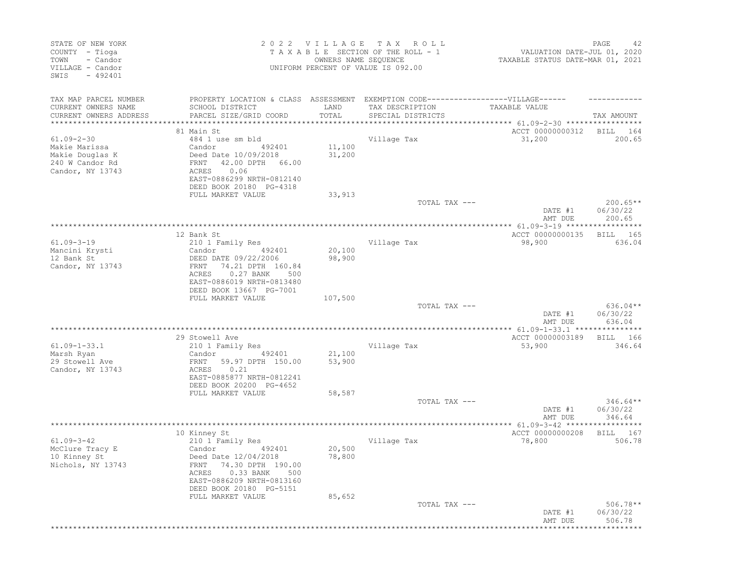STATE OF NEW YORK
COUNTY - Tioga
TOWN - Candor
VILLAGE - Candor
SWIS - 492401

2 0 2 2 V I L L A G E T A X R O L L
T A X A B L E SECTION OF THE ROLL - 1
OWNERS NAME SEQUENCE
UNIFORM PERCENT OF VALUE IS 092.00

VALUATION DATE-JUL 01, 2020
TAXABLE STATUS DATE-MAR 01, 2021

| TAX MAP PARCEL NUMBER<br>CURRENT OWNERS NAME<br>CURRENT OWNERS ADDRESS | PROPERTY LOCATION & CLASS<br>SCHOOL DISTRICT<br>PARCEL SIZE/GRID COORD | ASSESSMENT<br>LAND<br>TOTAL | EXEMPTION CODE------VILLAGE------<br>TAX DESCRIPTION<br>SPECIAL DISTRICTS | TAXABLE VALUE | TAX AMOUNT |
|---|---|---|---|---|---|
| 61.09-2-30 | 81 Main St | | | ACCT 00000000312 | BILL 164 |
| | 484 1 use sm bld | | Village Tax | 31,200 | 200.65 |
| Makie Marissa | Candor 492401 | 11,100 | | | |
| Makie Douglas K | Deed Date 10/09/2018 | 31,200 | | | |
| 240 W Candor Rd | FRNT 42.00 DPTH 66.00 | | | | |
| Candor, NY 13743 | ACRES 0.06 | | | | |
| | EAST-0886299 NRTH-0812140 | | | | |
| | DEED BOOK 20180 PG-4318 | | | | |
| | FULL MARKET VALUE | 33,913 | | | |
| | | | TOTAL TAX --- | | 200.65** |
| | | | | DATE #1 | 06/30/22 |
| | | | | AMT DUE | 200.65 |
| 61.09-3-19 | 12 Bank St | | | ACCT 00000000135 | BILL 165 |
| | 210 1 Family Res | | Village Tax | 98,900 | 636.04 |
| Mancini Krysti | Candor 492401 | 20,100 | | | |
| 12 Bank St | DEED DATE 09/22/2006 | 98,900 | | | |
| Candor, NY 13743 | FRNT 74.21 DPTH 160.84 | | | | |
| | ACRES 0.27 BANK 500 | | | | |
| | EAST-0886019 NRTH-0813480 | | | | |
| | DEED BOOK 13667 PG-7001 | | | | |
| | FULL MARKET VALUE | 107,500 | | | |
| | | | TOTAL TAX --- | | 636.04** |
| | | | | DATE #1 | 06/30/22 |
| | | | | AMT DUE | 636.04 |
| 61.09-1-33.1 | 29 Stowell Ave | | | ACCT 00000003189 | BILL 166 |
| | 210 1 Family Res | | Village Tax | 53,900 | 346.64 |
| Marsh Ryan | Candor 492401 | 21,100 | | | |
| 29 Stowell Ave | FRNT 59.97 DPTH 150.00 | 53,900 | | | |
| Candor, NY 13743 | ACRES 0.21 | | | | |
| | EAST-0885877 NRTH-0812241 | | | | |
| | DEED BOOK 20200 PG-4652 | | | | |
| | FULL MARKET VALUE | 58,587 | | | |
| | | | TOTAL TAX --- | | 346.64** |
| | | | | DATE #1 | 06/30/22 |
| | | | | AMT DUE | 346.64 |
| 61.09-3-42 | 10 Kinney St | | | ACCT 00000000208 | BILL 167 |
| | 210 1 Family Res | | Village Tax | 78,800 | 506.78 |
| McClure Tracy E | Candor 492401 | 20,500 | | | |
| 10 Kinney St | Deed Date 12/04/2018 | 78,800 | | | |
| Nichols, NY 13743 | FRNT 74.30 DPTH 190.00 | | | | |
| | ACRES 0.33 BANK 500 | | | | |
| | EAST-0886209 NRTH-0813160 | | | | |
| | DEED BOOK 20180 PG-5151 | | | | |
| | FULL MARKET VALUE | 85,652 | | | |
| | | | TOTAL TAX --- | | 506.78** |
| | | | | DATE #1 | 06/30/22 |
| | | | | AMT DUE | 506.78 |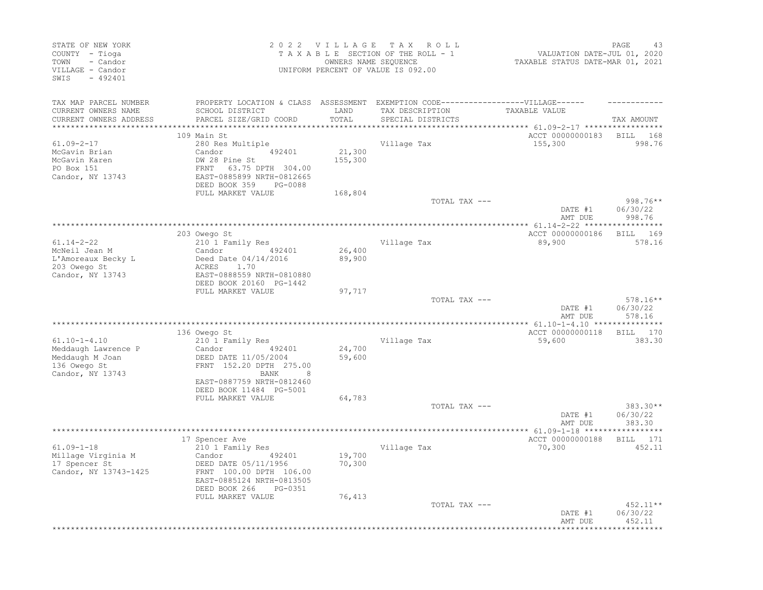STATE OF NEW YORK
COUNTY - Tioga
TOWN - Candor
VILLAGE - Candor
SWIS - 492401

2022 VILLAGE TAX ROLL
TAXABLE SECTION OF THE ROLL - 1
OWNERS NAME SEQUENCE
UNIFORM PERCENT OF VALUE IS 092.00

VALUATION DATE-JUL 01, 2020
TAXABLE STATUS DATE-MAR 01, 2021

| TAX MAP PARCEL NUMBER<br>CURRENT OWNERS NAME<br>CURRENT OWNERS ADDRESS | PROPERTY LOCATION & CLASS<br>SCHOOL DISTRICT<br>PARCEL SIZE/GRID COORD | ASSESSMENT<br>LAND<br>TOTAL | EXEMPTION CODE------VILLAGE------<br>TAX DESCRIPTION<br>SPECIAL DISTRICTS | TAXABLE VALUE | TAX AMOUNT |
|---|---|---|---|---|---|
| | 109 Main St | | | ACCT 00000000183 | BILL 168 |
| 61.09-2-17 | 280 Res Multiple | | Village Tax | 155,300 | 998.76 |
| McGavin Brian | Candor 492401 | 21,300 | | | |
| McGavin Karen | DW 28 Pine St | 155,300 | | | |
| PO Box 151 | FRNT 63.75 DPTH 304.00 | | | | |
| Candor, NY 13743 | EAST-0885899 NRTH-0812665 | | | | |
| | DEED BOOK 359 PG-0088 | | | | |
| | FULL MARKET VALUE | 168,804 | | | |
| | | | TOTAL TAX --- | | 998.76** |
| | | | | DATE #1 | 06/30/22 |
| | | | | AMT DUE | 998.76 |
| | 203 Owego St | | | ACCT 00000000186 | BILL 169 |
| 61.14-2-22 | 210 1 Family Res | | Village Tax | 89,900 | 578.16 |
| McNeil Jean M | Candor 492401 | 26,400 | | | |
| L'Amoreaux Becky L | Deed Date 04/14/2016 | 89,900 | | | |
| 203 Owego St | ACRES 1.70 | | | | |
| Candor, NY 13743 | EAST-0888559 NRTH-0810880 | | | | |
| | DEED BOOK 20160 PG-1442 | | | | |
| | FULL MARKET VALUE | 97,717 | | | |
| | | | TOTAL TAX --- | | 578.16** |
| | | | | DATE #1 | 06/30/22 |
| | | | | AMT DUE | 578.16 |
| | 136 Owego St | | | ACCT 00000000118 | BILL 170 |
| 61.10-1-4.10 | 210 1 Family Res | | Village Tax | 59,600 | 383.30 |
| Meddaugh Lawrence P | Candor 492401 | 24,700 | | | |
| Meddaugh M Joan | DEED DATE 11/05/2004 | 59,600 | | | |
| 136 Owego St | FRNT 152.20 DPTH 275.00 | | | | |
| Candor, NY 13743 | BANK 8 | | | | |
| | EAST-0887759 NRTH-0812460 | | | | |
| | DEED BOOK 11484 PG-5001 | | | | |
| | FULL MARKET VALUE | 64,783 | | | |
| | | | TOTAL TAX --- | | 383.30** |
| | | | | DATE #1 | 06/30/22 |
| | | | | AMT DUE | 383.30 |
| | 17 Spencer Ave | | | ACCT 00000000188 | BILL 171 |
| 61.09-1-18 | 210 1 Family Res | | Village Tax | 70,300 | 452.11 |
| Millage Virginia M | Candor 492401 | 19,700 | | | |
| 17 Spencer St | DEED DATE 05/11/1956 | 70,300 | | | |
| Candor, NY 13743-1425 | FRNT 100.00 DPTH 106.00 | | | | |
| | EAST-0885124 NRTH-0813505 | | | | |
| | DEED BOOK 266 PG-0351 | | | | |
| | FULL MARKET VALUE | 76,413 | | | |
| | | | TOTAL TAX --- | | 452.11** |
| | | | | DATE #1 | 06/30/22 |
| | | | | AMT DUE | 452.11 |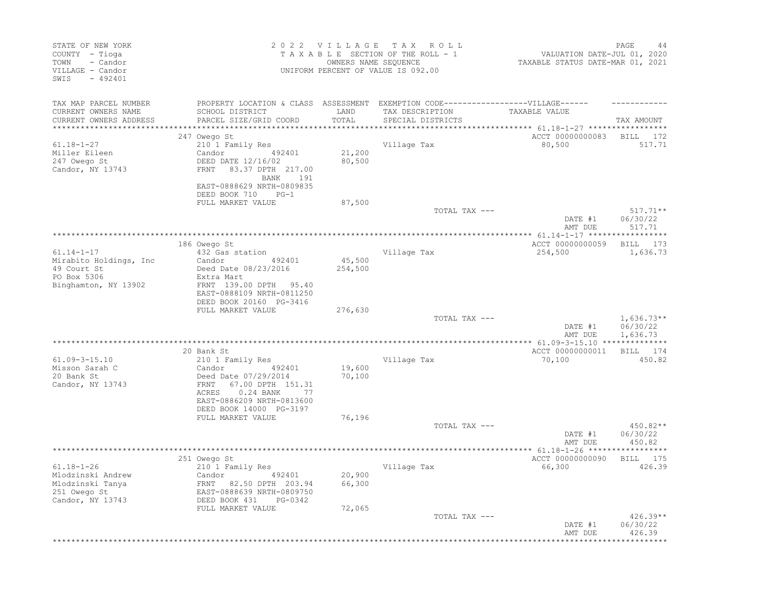STATE OF NEW YORK
COUNTY - Tioga
TOWN - Candor
VILLAGE - Candor
SWIS - 492401

2022 VILLAGE TAX ROLL
TAXABLE SECTION OF THE ROLL - 1
OWNERS NAME SEQUENCE
UNIFORM PERCENT OF VALUE IS 092.00

VALUATION DATE-JUL 01, 2020
TAXABLE STATUS DATE-MAR 01, 2021

| TAX MAP PARCEL NUMBER / CURRENT OWNERS NAME / CURRENT OWNERS ADDRESS | PROPERTY LOCATION & CLASS / SCHOOL DISTRICT / PARCEL SIZE/GRID COORD | ASSESSMENT LAND / TOTAL | EXEMPTION CODE / TAX DESCRIPTION / SPECIAL DISTRICTS | TAXABLE VALUE | TAX AMOUNT |
|---|---|---|---|---|---|
| 61.18-1-27 | 247 Owego St | | | ACCT 00000000083 | BILL 172 |
| Miller Eileen | 210 1 Family Res | | Village Tax | 80,500 | 517.71 |
| 247 Owego St | Candor 492401 | 21,200 | | | |
| Candor, NY 13743 | DEED DATE 12/16/02 | 80,500 | | | |
| | FRNT 83.37 DPTH 217.00 BANK 191 | | | | |
| | EAST-0888629 NRTH-0809835 | | | | |
| | DEED BOOK 710 PG-1 | | | | |
| | FULL MARKET VALUE | 87,500 | | | |
| | | | TOTAL TAX --- | | 517.71** |
| | | | | DATE #1 | 06/30/22 |
| | | | | AMT DUE | 517.71 |
| 61.14-1-17 | 186 Owego St | | | ACCT 00000000059 | BILL 173 |
| Mirabito Holdings, Inc | 432 Gas station | | Village Tax | 254,500 | 1,636.73 |
| 49 Court St | Candor 492401 | 45,500 | | | |
| PO Box 5306 | Deed Date 08/23/2016 | 254,500 | | | |
| Binghamton, NY 13902 | Extra Mart | | | | |
| | FRNT 139.00 DPTH 95.40 | | | | |
| | EAST-0888109 NRTH-0811250 | | | | |
| | DEED BOOK 20160 PG-3416 | | | | |
| | FULL MARKET VALUE | 276,630 | | | |
| | | | TOTAL TAX --- | | 1,636.73** |
| | | | | DATE #1 | 06/30/22 |
| | | | | AMT DUE | 1,636.73 |
| 61.09-3-15.10 | 20 Bank St | | | ACCT 00000000011 | BILL 174 |
| Misson Sarah C | 210 1 Family Res | | Village Tax | 70,100 | 450.82 |
| 20 Bank St | Candor 492401 | 19,600 | | | |
| Candor, NY 13743 | Deed Date 07/29/2014 | 70,100 | | | |
| | FRNT 67.00 DPTH 151.31 | | | | |
| | ACRES 0.24 BANK 77 | | | | |
| | EAST-0886209 NRTH-0813600 | | | | |
| | DEED BOOK 14000 PG-3197 | | | | |
| | FULL MARKET VALUE | 76,196 | | | |
| | | | TOTAL TAX --- | | 450.82** |
| | | | | DATE #1 | 06/30/22 |
| | | | | AMT DUE | 450.82 |
| 61.18-1-26 | 251 Owego St | | | ACCT 00000000090 | BILL 175 |
| Mlodzinski Andrew | 210 1 Family Res | | Village Tax | 66,300 | 426.39 |
| Mlodzinski Tanya | Candor 492401 | 20,900 | | | |
| 251 Owego St | FRNT 82.50 DPTH 203.94 | 66,300 | | | |
| Candor, NY 13743 | EAST-0888639 NRTH-0809750 | | | | |
| | DEED BOOK 431 PG-0342 | | | | |
| | FULL MARKET VALUE | 72,065 | | | |
| | | | TOTAL TAX --- | | 426.39** |
| | | | | DATE #1 | 06/30/22 |
| | | | | AMT DUE | 426.39 |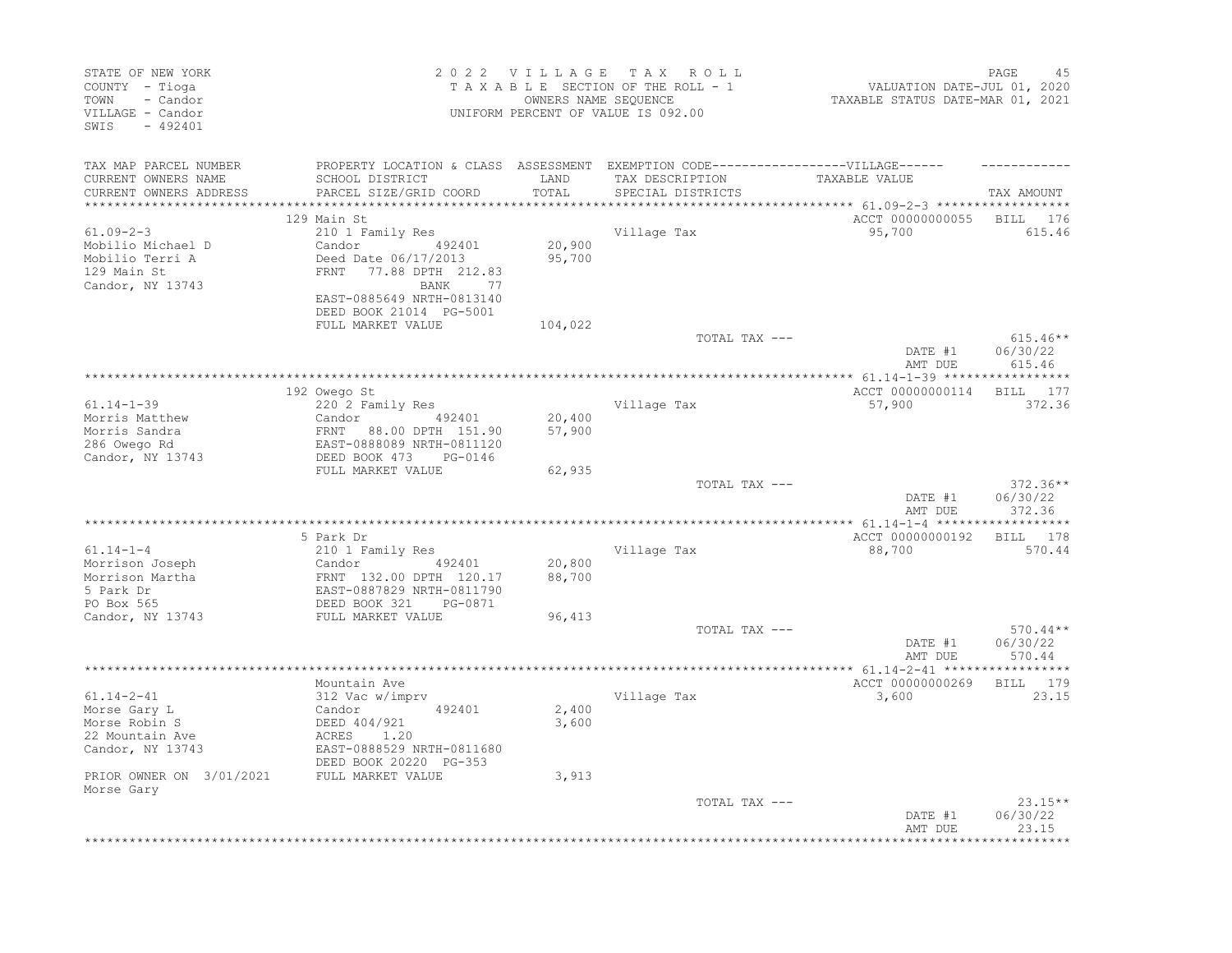STATE OF NEW YORK
COUNTY - Tioga
TOWN - Candor
VILLAGE - Candor
SWIS - 492401

2 0 2 2 V I L L A G E T A X R O L L
T A X A B L E SECTION OF THE ROLL - 1
OWNERS NAME SEQUENCE
UNIFORM PERCENT OF VALUE IS 092.00

VALUATION DATE-JUL 01, 2020
TAXABLE STATUS DATE-MAR 01, 2021

| TAX MAP PARCEL NUMBER / CURRENT OWNERS NAME / CURRENT OWNERS ADDRESS | PROPERTY LOCATION & CLASS / SCHOOL DISTRICT / PARCEL SIZE/GRID COORD | ASSESSMENT LAND / TOTAL | EXEMPTION CODE / TAX DESCRIPTION / SPECIAL DISTRICTS | TAXABLE VALUE | TAX AMOUNT |
|---|---|---|---|---|---|
| | 129 Main St | | | ACCT 00000000055 | BILL 176 |
| 61.09-2-3 | 210 1 Family Res | | Village Tax | 95,700 | 615.46 |
| Mobilio Michael D | Candor 492401 | 20,900 | | | |
| Mobilio Terri A | Deed Date 06/17/2013 | 95,700 | | | |
| 129 Main St | FRNT 77.88 DPTH 212.83 | | | | |
| Candor, NY 13743 | BANK 77 | | | | |
| | EAST-0885649 NRTH-0813140 | | | | |
| | DEED BOOK 21014 PG-5001 | | | | |
| | FULL MARKET VALUE | 104,022 | | | |
| | | | TOTAL TAX --- | | 615.46** |
| | | | | DATE #1 | 06/30/22 |
| | | | | AMT DUE | 615.46 |
| | 192 Owego St | | | ACCT 00000000114 | BILL 177 |
| 61.14-1-39 | 220 2 Family Res | | Village Tax | 57,900 | 372.36 |
| Morris Matthew | Candor 492401 | 20,400 | | | |
| Morris Sandra | FRNT 88.00 DPTH 151.90 | 57,900 | | | |
| 286 Owego Rd | EAST-0888089 NRTH-0811120 | | | | |
| Candor, NY 13743 | DEED BOOK 473 PG-0146 | | | | |
| | FULL MARKET VALUE | 62,935 | | | |
| | | | TOTAL TAX --- | | 372.36** |
| | | | | DATE #1 | 06/30/22 |
| | | | | AMT DUE | 372.36 |
| | 5 Park Dr | | | ACCT 00000000192 | BILL 178 |
| 61.14-1-4 | 210 1 Family Res | | Village Tax | 88,700 | 570.44 |
| Morrison Joseph | Candor 492401 | 20,800 | | | |
| Morrison Martha | FRNT 132.00 DPTH 120.17 | 88,700 | | | |
| 5 Park Dr | EAST-0887829 NRTH-0811790 | | | | |
| PO Box 565 | DEED BOOK 321 PG-0871 | | | | |
| Candor, NY 13743 | FULL MARKET VALUE | 96,413 | | | |
| | | | TOTAL TAX --- | | 570.44** |
| | | | | DATE #1 | 06/30/22 |
| | | | | AMT DUE | 570.44 |
| | Mountain Ave | | | ACCT 00000000269 | BILL 179 |
| 61.14-2-41 | 312 Vac w/imprv | | Village Tax | 3,600 | 23.15 |
| Morse Gary L | Candor 492401 | 2,400 | | | |
| Morse Robin S | DEED 404/921 | 3,600 | | | |
| 22 Mountain Ave | ACRES 1.20 | | | | |
| Candor, NY 13743 | EAST-0888529 NRTH-0811680 | | | | |
| | DEED BOOK 20220 PG-353 | | | | |
| PRIOR OWNER ON 3/01/2021 | FULL MARKET VALUE | 3,913 | | | |
| Morse Gary | | | | | |
| | | | TOTAL TAX --- | | 23.15** |
| | | | | DATE #1 | 06/30/22 |
| | | | | AMT DUE | 23.15 |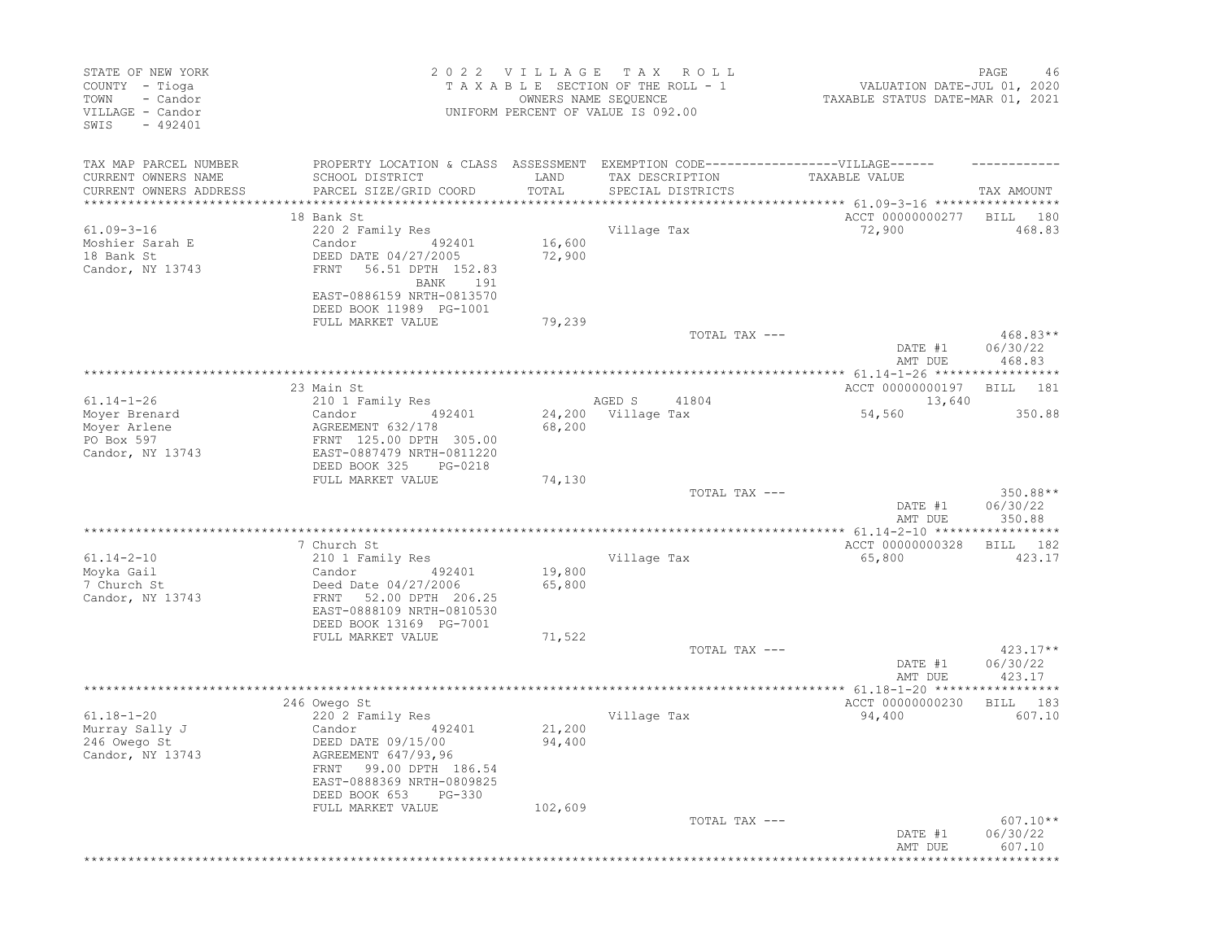STATE OF NEW YORK
COUNTY - Tioga
TOWN - Candor
VILLAGE - Candor
SWIS - 492401

2 0 2 2 V I L L A G E T A X R O L L
T A X A B L E SECTION OF THE ROLL - 1
OWNERS NAME SEQUENCE
UNIFORM PERCENT OF VALUE IS 092.00

VALUATION DATE-JUL 01, 2020
TAXABLE STATUS DATE-MAR 01, 2021

| TAX MAP PARCEL NUMBER / CURRENT OWNERS NAME / CURRENT OWNERS ADDRESS | PROPERTY LOCATION & CLASS / SCHOOL DISTRICT / PARCEL SIZE/GRID COORD | ASSESSMENT LAND / TOTAL | EXEMPTION CODE / TAX DESCRIPTION / SPECIAL DISTRICTS | VILLAGE TAXABLE VALUE | TAX AMOUNT |
|---|---|---|---|---|---|
| | 18 Bank St | | | ACCT 00000000277 | BILL 180 |
| 61.09-3-16 | 220 2 Family Res | | Village Tax | 72,900 | 468.83 |
| Moshier Sarah E | Candor 492401 | 16,600 | | | |
| 18 Bank St | DEED DATE 04/27/2005 | 72,900 | | | |
| Candor, NY 13743 | FRNT 56.51 DPTH 152.83 | | | | |
| | BANK 191 | | | | |
| | EAST-0886159 NRTH-0813570 | | | | |
| | DEED BOOK 11989 PG-1001 | | | | |
| | FULL MARKET VALUE | 79,239 | | | |
| | | | TOTAL TAX --- | | 468.83** |
| | | | | DATE #1 | 06/30/22 |
| | | | | AMT DUE | 468.83 |
| | 23 Main St | | | ACCT 00000000197 | BILL 181 |
| 61.14-1-26 | 210 1 Family Res | | AGED S 41804 | 13,640 | |
| Moyer Brenard | Candor 492401 | 24,200 | Village Tax | 54,560 | 350.88 |
| Moyer Arlene | AGREEMENT 632/178 | 68,200 | | | |
| PO Box 597 | FRNT 125.00 DPTH 305.00 | | | | |
| Candor, NY 13743 | EAST-0887479 NRTH-0811220 | | | | |
| | DEED BOOK 325 PG-0218 | | | | |
| | FULL MARKET VALUE | 74,130 | | | |
| | | | TOTAL TAX --- | | 350.88** |
| | | | | DATE #1 | 06/30/22 |
| | | | | AMT DUE | 350.88 |
| | 7 Church St | | | ACCT 00000000328 | BILL 182 |
| 61.14-2-10 | 210 1 Family Res | | Village Tax | 65,800 | 423.17 |
| Moyka Gail | Candor 492401 | 19,800 | | | |
| 7 Church St | Deed Date 04/27/2006 | 65,800 | | | |
| Candor, NY 13743 | FRNT 52.00 DPTH 206.25 | | | | |
| | EAST-0888109 NRTH-0810530 | | | | |
| | DEED BOOK 13169 PG-7001 | | | | |
| | FULL MARKET VALUE | 71,522 | | | |
| | | | TOTAL TAX --- | | 423.17** |
| | | | | DATE #1 | 06/30/22 |
| | | | | AMT DUE | 423.17 |
| | 246 Owego St | | | ACCT 00000000230 | BILL 183 |
| 61.18-1-20 | 220 2 Family Res | | Village Tax | 94,400 | 607.10 |
| Murray Sally J | Candor 492401 | 21,200 | | | |
| 246 Owego St | DEED DATE 09/15/00 | 94,400 | | | |
| Candor, NY 13743 | AGREEMENT 647/93,96 | | | | |
| | FRNT 99.00 DPTH 186.54 | | | | |
| | EAST-0888369 NRTH-0809825 | | | | |
| | DEED BOOK 653 PG-330 | | | | |
| | FULL MARKET VALUE | 102,609 | | | |
| | | | TOTAL TAX --- | | 607.10** |
| | | | | DATE #1 | 06/30/22 |
| | | | | AMT DUE | 607.10 |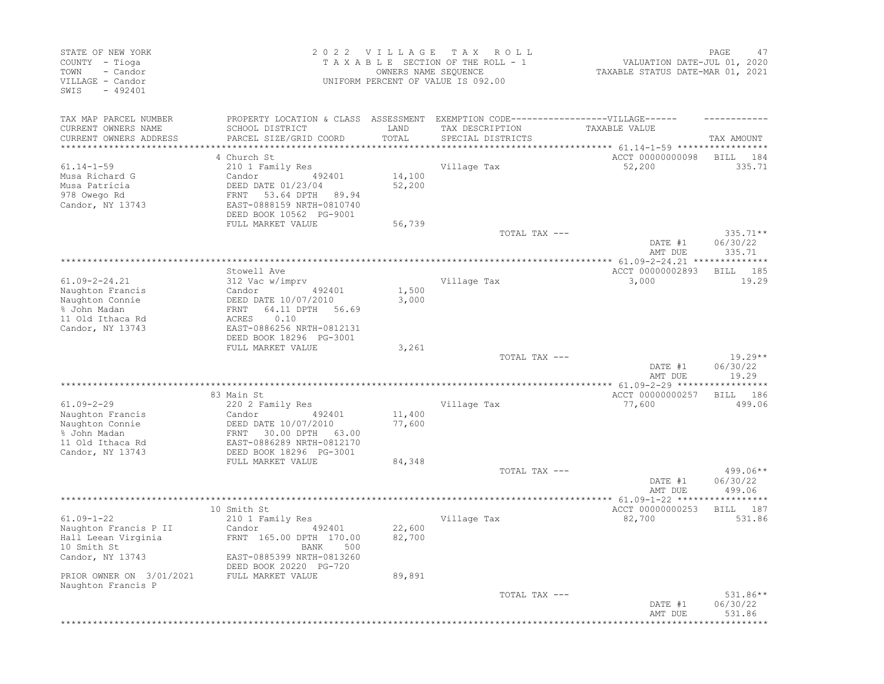STATE OF NEW YORK
COUNTY - Tioga
TOWN - Candor
VILLAGE - Candor
SWIS - 492401

2 0 2 2 V I L L A G E T A X R O L L
T A X A B L E SECTION OF THE ROLL - 1
OWNERS NAME SEQUENCE
UNIFORM PERCENT OF VALUE IS 092.00

VALUATION DATE-JUL 01, 2020
TAXABLE STATUS DATE-MAR 01, 2021

| TAX MAP PARCEL NUMBER / CURRENT OWNERS NAME / CURRENT OWNERS ADDRESS | PROPERTY LOCATION & CLASS / SCHOOL DISTRICT / PARCEL SIZE/GRID COORD | ASSESSMENT LAND / TOTAL | EXEMPTION CODE / TAX DESCRIPTION / SPECIAL DISTRICTS | VILLAGE TAXABLE VALUE | TAX AMOUNT |
|---|---|---|---|---|---|
| 61.14-1-59 | 4 Church St | | | ACCT 00000000098 | BILL 184 |
| | 210 1 Family Res | | Village Tax | 52,200 | 335.71 |
| Musa Richard G | Candor 492401 | 14,100 | | | |
| Musa Patricia | DEED DATE 01/23/04 | 52,200 | | | |
| 978 Owego Rd | FRNT 53.64 DPTH 89.94 | | | | |
| Candor, NY 13743 | EAST-0888159 NRTH-0810740 | | | | |
| | DEED BOOK 10562 PG-9001 | | | | |
| | FULL MARKET VALUE | 56,739 | | | |
| | | | TOTAL TAX --- | | 335.71** |
| | | | | DATE #1 | 06/30/22 |
| | | | | AMT DUE | 335.71 |
| 61.09-2-24.21 | Stowell Ave | | | ACCT 00000002893 | BILL 185 |
| | 312 Vac w/imprv | | Village Tax | 3,000 | 19.29 |
| Naughton Francis | Candor 492401 | 1,500 | | | |
| Naughton Connie | DEED DATE 10/07/2010 | 3,000 | | | |
| % John Madan | FRNT 64.11 DPTH 56.69 | | | | |
| 11 Old Ithaca Rd | ACRES 0.10 | | | | |
| Candor, NY 13743 | EAST-0886256 NRTH-0812131 | | | | |
| | DEED BOOK 18296 PG-3001 | | | | |
| | FULL MARKET VALUE | 3,261 | | | |
| | | | TOTAL TAX --- | | 19.29** |
| | | | | DATE #1 | 06/30/22 |
| | | | | AMT DUE | 19.29 |
| 61.09-2-29 | 83 Main St | | | ACCT 00000000257 | BILL 186 |
| | 220 2 Family Res | | Village Tax | 77,600 | 499.06 |
| Naughton Francis | Candor 492401 | 11,400 | | | |
| Naughton Connie | DEED DATE 10/07/2010 | 77,600 | | | |
| % John Madan | FRNT 30.00 DPTH 63.00 | | | | |
| 11 Old Ithaca Rd | EAST-0886289 NRTH-0812170 | | | | |
| Candor, NY 13743 | DEED BOOK 18296 PG-3001 | | | | |
| | FULL MARKET VALUE | 84,348 | | | |
| | | | TOTAL TAX --- | | 499.06** |
| | | | | DATE #1 | 06/30/22 |
| | | | | AMT DUE | 499.06 |
| 61.09-1-22 | 10 Smith St | | | ACCT 00000000253 | BILL 187 |
| | 210 1 Family Res | | Village Tax | 82,700 | 531.86 |
| Naughton Francis P II | Candor 492401 | 22,600 | | | |
| Hall Leean Virginia | FRNT 165.00 DPTH 170.00 | 82,700 | | | |
| 10 Smith St | BANK 500 | | | | |
| Candor, NY 13743 | EAST-0885399 NRTH-0813260 | | | | |
| | DEED BOOK 20220 PG-720 | | | | |
| PRIOR OWNER ON 3/01/2021 | FULL MARKET VALUE | 89,891 | | | |
| Naughton Francis P | | | | | |
| | | | TOTAL TAX --- | | 531.86** |
| | | | | DATE #1 | 06/30/22 |
| | | | | AMT DUE | 531.86 |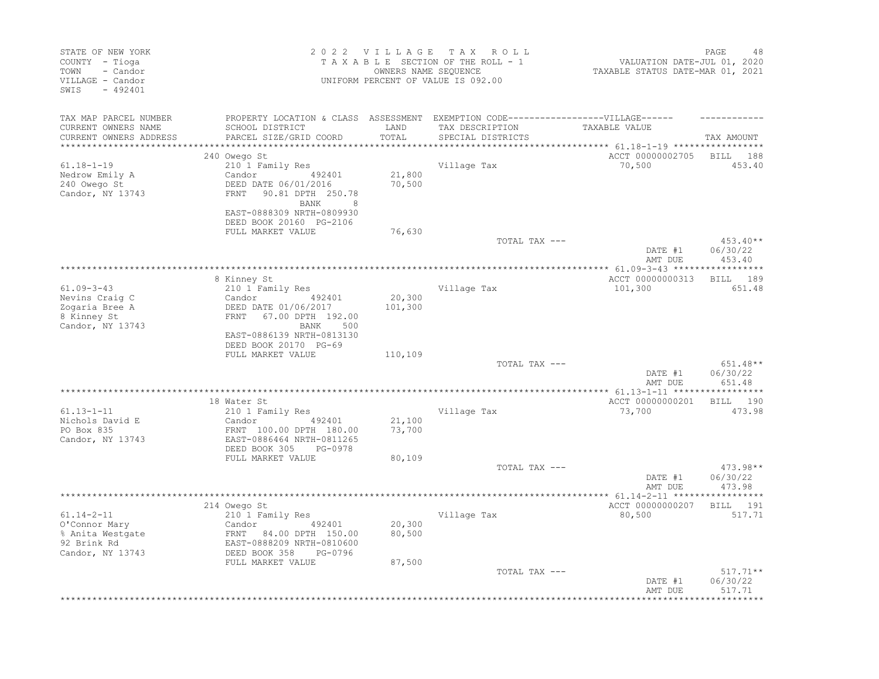STATE OF NEW YORK
COUNTY - Tioga
TOWN - Candor
VILLAGE - Candor
SWIS - 492401

2022 VILLAGE TAX ROLL
TAXABLE SECTION OF THE ROLL - 1
OWNERS NAME SEQUENCE
UNIFORM PERCENT OF VALUE IS 092.00

VALUATION DATE-JUL 01, 2020
TAXABLE STATUS DATE-MAR 01, 2021

| TAX MAP PARCEL NUMBER / CURRENT OWNERS NAME / CURRENT OWNERS ADDRESS | PROPERTY LOCATION & CLASS / SCHOOL DISTRICT / PARCEL SIZE/GRID COORD | ASSESSMENT LAND / TOTAL | EXEMPTION CODE / TAX DESCRIPTION / SPECIAL DISTRICTS | VILLAGE TAXABLE VALUE | TAX AMOUNT |
|---|---|---|---|---|---|
| **61.18-1-19** | 240 Owego St | | | ACCT 00000002705 | BILL 188 |
| Nedrow Emily A | 210 1 Family Res | | Village Tax | 70,500 | 453.40 |
| 240 Owego St | Candor 492401 | 21,800 | | | |
| Candor, NY 13743 | DEED DATE 06/01/2016 | 70,500 | | | |
| | FRNT 90.81 DPTH 250.78 | | | | |
| | BANK 8 | | | | |
| | EAST-0888309 NRTH-0809930 | | | | |
| | DEED BOOK 20160 PG-2106 | | | | |
| | FULL MARKET VALUE | 76,630 | | | |
| | | | TOTAL TAX --- | | 453.40** |
| | | | | DATE #1 | 06/30/22 |
| | | | | AMT DUE | 453.40 |
| **61.09-3-43** | 8 Kinney St | | | ACCT 00000000313 | BILL 189 |
| Nevins Craig C | 210 1 Family Res | | Village Tax | 101,300 | 651.48 |
| Zogaria Bree A | Candor 492401 | 20,300 | | | |
| 8 Kinney St | DEED DATE 01/06/2017 | 101,300 | | | |
| Candor, NY 13743 | FRNT 67.00 DPTH 192.00 | | | | |
| | BANK 500 | | | | |
| | EAST-0886139 NRTH-0813130 | | | | |
| | DEED BOOK 20170 PG-69 | | | | |
| | FULL MARKET VALUE | 110,109 | | | |
| | | | TOTAL TAX --- | | 651.48** |
| | | | | DATE #1 | 06/30/22 |
| | | | | AMT DUE | 651.48 |
| **61.13-1-11** | 18 Water St | | | ACCT 00000000201 | BILL 190 |
| Nichols David E | 210 1 Family Res | | Village Tax | 73,700 | 473.98 |
| PO Box 835 | Candor 492401 | 21,100 | | | |
| Candor, NY 13743 | FRNT 100.00 DPTH 180.00 | 73,700 | | | |
| | EAST-0886464 NRTH-0811265 | | | | |
| | DEED BOOK 305 PG-0978 | | | | |
| | FULL MARKET VALUE | 80,109 | | | |
| | | | TOTAL TAX --- | | 473.98** |
| | | | | DATE #1 | 06/30/22 |
| | | | | AMT DUE | 473.98 |
| **61.14-2-11** | 214 Owego St | | | ACCT 00000000207 | BILL 191 |
| O'Connor Mary | 210 1 Family Res | | Village Tax | 80,500 | 517.71 |
| % Anita Westgate | Candor 492401 | 20,300 | | | |
| 92 Brink Rd | FRNT 84.00 DPTH 150.00 | 80,500 | | | |
| Candor, NY 13743 | EAST-0888209 NRTH-0810600 | | | | |
| | DEED BOOK 358 PG-0796 | | | | |
| | FULL MARKET VALUE | 87,500 | | | |
| | | | TOTAL TAX --- | | 517.71** |
| | | | | DATE #1 | 06/30/22 |
| | | | | AMT DUE | 517.71 |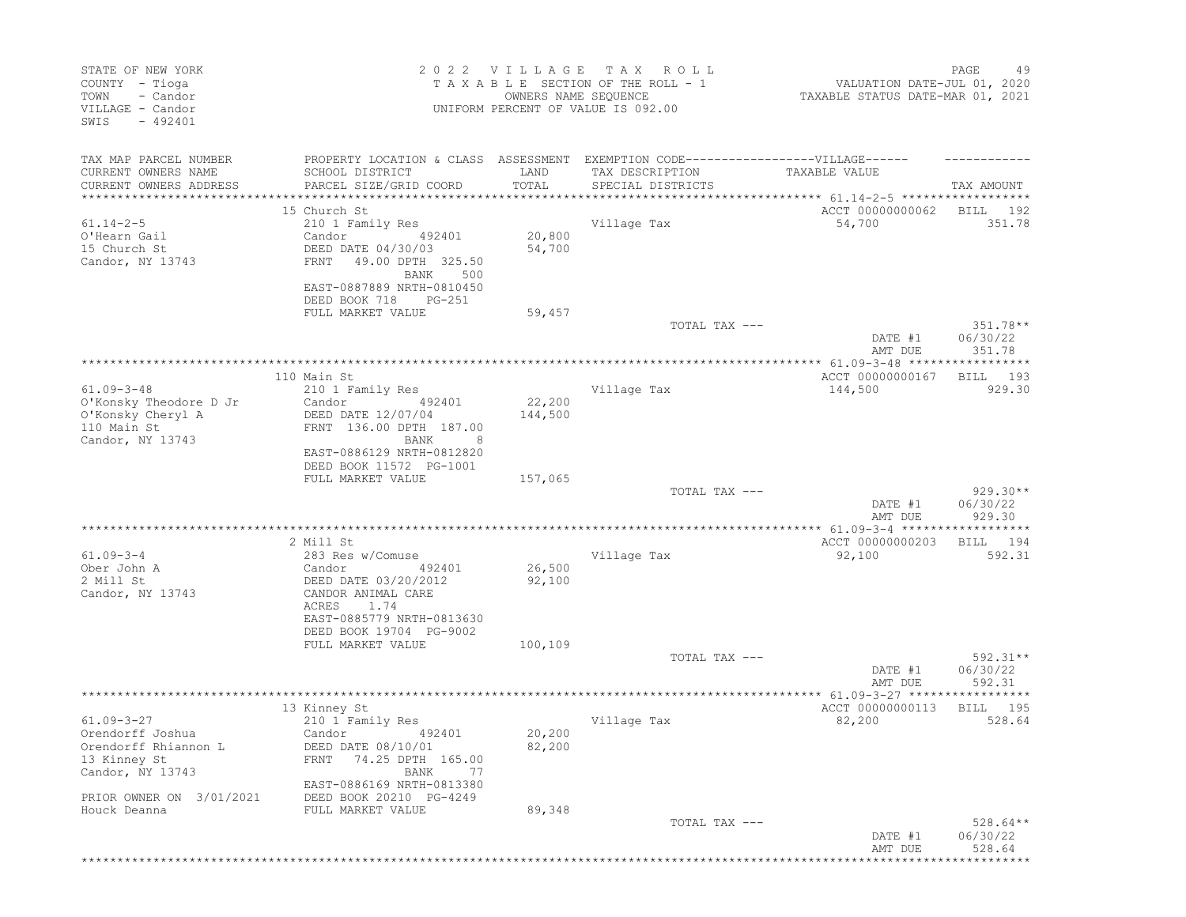STATE OF NEW YORK
COUNTY - Tioga
TOWN - Candor
VILLAGE - Candor
SWIS - 492401

2022 VILLAGE TAX ROLL
TAXABLE SECTION OF THE ROLL - 1
OWNERS NAME SEQUENCE
UNIFORM PERCENT OF VALUE IS 092.00

VALUATION DATE-JUL 01, 2020
TAXABLE STATUS DATE-MAR 01, 2021

| TAX MAP PARCEL NUMBER / CURRENT OWNERS NAME / CURRENT OWNERS ADDRESS | PROPERTY LOCATION & CLASS / SCHOOL DISTRICT / PARCEL SIZE/GRID COORD | ASSESSMENT LAND / TOTAL | EXEMPTION CODE / TAX DESCRIPTION / SPECIAL DISTRICTS | TAXABLE VALUE | TAX AMOUNT |
|---|---|---|---|---|---|
| **61.14-2-5** | 15 Church St | | | ACCT 00000000062 | BILL 192 |
| O'Hearn Gail | 210 1 Family Res | | Village Tax | 54,700 | 351.78 |
| 15 Church St | Candor 492401 | 20,800 | | | |
| Candor, NY 13743 | DEED DATE 04/30/03 | 54,700 | | | |
| | FRNT 49.00 DPTH 325.50 | | | | |
| | BANK 500 | | | | |
| | EAST-0887889 NRTH-0810450 | | | | |
| | DEED BOOK 718 PG-251 | | | | |
| | FULL MARKET VALUE | 59,457 | | | |
| | | | TOTAL TAX --- | | 351.78** |
| | | | | DATE #1 | 06/30/22 |
| | | | | AMT DUE | 351.78 |
| **61.09-3-48** | 110 Main St | | | ACCT 00000000167 | BILL 193 |
| O'Konsky Theodore D Jr | 210 1 Family Res | | Village Tax | 144,500 | 929.30 |
| O'Konsky Cheryl A | Candor 492401 | 22,200 | | | |
| 110 Main St | DEED DATE 12/07/04 | 144,500 | | | |
| Candor, NY 13743 | FRNT 136.00 DPTH 187.00 | | | | |
| | BANK 8 | | | | |
| | EAST-0886129 NRTH-0812820 | | | | |
| | DEED BOOK 11572 PG-1001 | | | | |
| | FULL MARKET VALUE | 157,065 | | | |
| | | | TOTAL TAX --- | | 929.30** |
| | | | | DATE #1 | 06/30/22 |
| | | | | AMT DUE | 929.30 |
| **61.09-3-4** | 2 Mill St | | | ACCT 00000000203 | BILL 194 |
| Ober John A | 283 Res w/Comuse | | Village Tax | 92,100 | 592.31 |
| 2 Mill St | Candor 492401 | 26,500 | | | |
| Candor, NY 13743 | DEED DATE 03/20/2012 | 92,100 | | | |
| | CANDOR ANIMAL CARE | | | | |
| | ACRES 1.74 | | | | |
| | EAST-0885779 NRTH-0813630 | | | | |
| | DEED BOOK 19704 PG-9002 | | | | |
| | FULL MARKET VALUE | 100,109 | | | |
| | | | TOTAL TAX --- | | 592.31** |
| | | | | DATE #1 | 06/30/22 |
| | | | | AMT DUE | 592.31 |
| **61.09-3-27** | 13 Kinney St | | | ACCT 00000000113 | BILL 195 |
| Orendorff Joshua | 210 1 Family Res | | Village Tax | 82,200 | 528.64 |
| Orendorff Rhiannon L | Candor 492401 | 20,200 | | | |
| 13 Kinney St | DEED DATE 08/10/01 | 82,200 | | | |
| Candor, NY 13743 | FRNT 74.25 DPTH 165.00 | | | | |
| | BANK 77 | | | | |
| | EAST-0886169 NRTH-0813380 | | | | |
| PRIOR OWNER ON 3/01/2021 | DEED BOOK 20210 PG-4249 | | | | |
| Houck Deanna | FULL MARKET VALUE | 89,348 | | | |
| | | | TOTAL TAX --- | | 528.64** |
| | | | | DATE #1 | 06/30/22 |
| | | | | AMT DUE | 528.64 |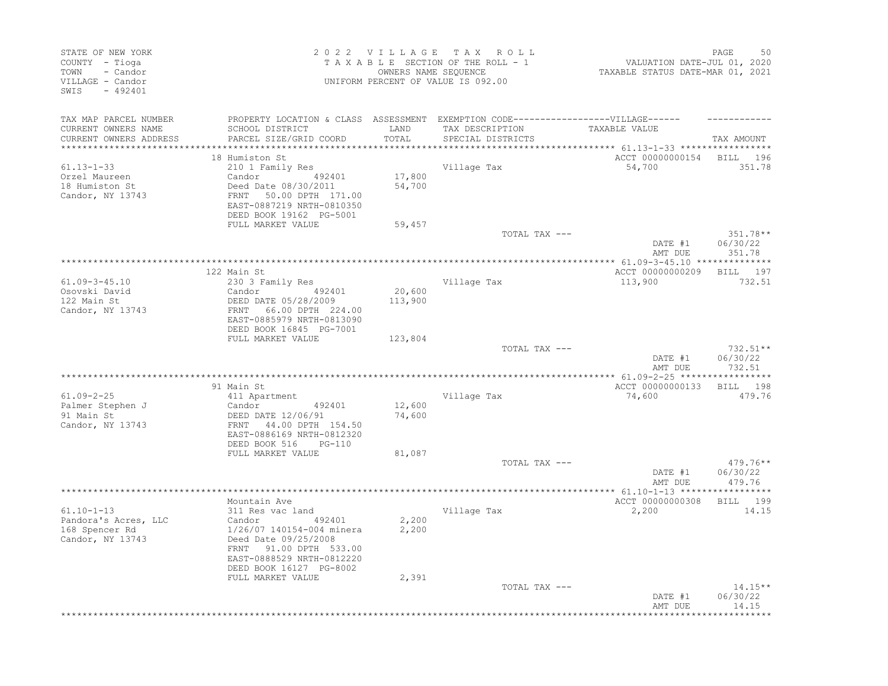STATE OF NEW YORK
COUNTY - Tioga
TOWN - Candor
VILLAGE - Candor
SWIS - 492401

2022 VILLAGE TAX ROLL
TAXABLE SECTION OF THE ROLL - 1
OWNERS NAME SEQUENCE
UNIFORM PERCENT OF VALUE IS 092.00

VALUATION DATE-JUL 01, 2020
TAXABLE STATUS DATE-MAR 01, 2021

| TAX MAP PARCEL NUMBER / CURRENT OWNERS NAME / CURRENT OWNERS ADDRESS | PROPERTY LOCATION & CLASS / SCHOOL DISTRICT / PARCEL SIZE/GRID COORD | ASSESSMENT LAND / TOTAL | EXEMPTION CODE / TAX DESCRIPTION / SPECIAL DISTRICTS | TAXABLE VALUE | TAX AMOUNT |
|---|---|---|---|---|---|
| 61.13-1-33 | 18 Humiston St | | | ACCT 00000000154 | BILL 196 |
| Orzel Maureen | 210 1 Family Res | | Village Tax | 54,700 | 351.78 |
| 18 Humiston St | Candor 492401 | 17,800 | | | |
| Candor, NY 13743 | Deed Date 08/30/2011 | 54,700 | | | |
| | FRNT 50.00 DPTH 171.00 | | | | |
| | EAST-0887219 NRTH-0810350 | | | | |
| | DEED BOOK 19162 PG-5001 | | | | |
| | FULL MARKET VALUE | 59,457 | | | |
| | | | TOTAL TAX --- | | 351.78** |
| | | | | DATE #1 | 06/30/22 |
| | | | | AMT DUE | 351.78 |
| 61.09-3-45.10 | 122 Main St | | | ACCT 00000000209 | BILL 197 |
| Osovski David | 230 3 Family Res | | Village Tax | 113,900 | 732.51 |
| 122 Main St | Candor 492401 | 20,600 | | | |
| Candor, NY 13743 | DEED DATE 05/28/2009 | 113,900 | | | |
| | FRNT 66.00 DPTH 224.00 | | | | |
| | EAST-0885979 NRTH-0813090 | | | | |
| | DEED BOOK 16845 PG-7001 | | | | |
| | FULL MARKET VALUE | 123,804 | | | |
| | | | TOTAL TAX --- | | 732.51** |
| | | | | DATE #1 | 06/30/22 |
| | | | | AMT DUE | 732.51 |
| 61.09-2-25 | 91 Main St | | | ACCT 00000000133 | BILL 198 |
| Palmer Stephen J | 411 Apartment | | Village Tax | 74,600 | 479.76 |
| 91 Main St | Candor 492401 | 12,600 | | | |
| Candor, NY 13743 | DEED DATE 12/06/91 | 74,600 | | | |
| | FRNT 44.00 DPTH 154.50 | | | | |
| | EAST-0886169 NRTH-0812320 | | | | |
| | DEED BOOK 516 PG-110 | | | | |
| | FULL MARKET VALUE | 81,087 | | | |
| | | | TOTAL TAX --- | | 479.76** |
| | | | | DATE #1 | 06/30/22 |
| | | | | AMT DUE | 479.76 |
| 61.10-1-13 | Mountain Ave | | | ACCT 00000000308 | BILL 199 |
| Pandora's Acres, LLC | 311 Res vac land | | Village Tax | 2,200 | 14.15 |
| 168 Spencer Rd | Candor 492401 | 2,200 | | | |
| Candor, NY 13743 | 1/26/07 140154-004 minera | 2,200 | | | |
| | Deed Date 09/25/2008 | | | | |
| | FRNT 91.00 DPTH 533.00 | | | | |
| | EAST-0888529 NRTH-0812220 | | | | |
| | DEED BOOK 16127 PG-8002 | | | | |
| | FULL MARKET VALUE | 2,391 | | | |
| | | | TOTAL TAX --- | | 14.15** |
| | | | | DATE #1 | 06/30/22 |
| | | | | AMT DUE | 14.15 |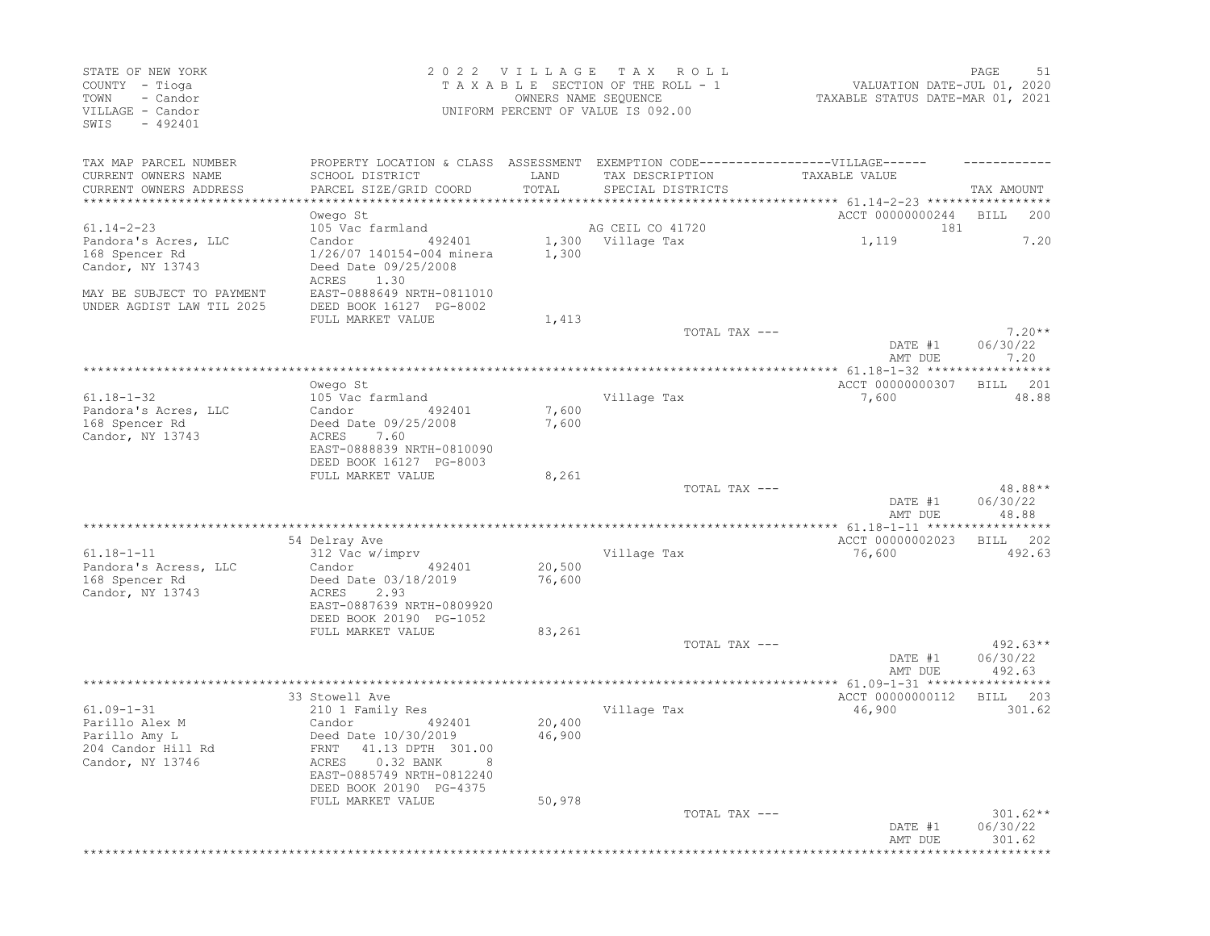STATE OF NEW YORK
COUNTY - Tioga
TOWN - Candor
VILLAGE - Candor
SWIS - 492401

2022 VILLAGE TAX ROLL
TAXABLE SECTION OF THE ROLL - 1
OWNERS NAME SEQUENCE
UNIFORM PERCENT OF VALUE IS 092.00

VALUATION DATE-JUL 01, 2020
TAXABLE STATUS DATE-MAR 01, 2021

| TAX MAP PARCEL NUMBER / CURRENT OWNERS NAME / CURRENT OWNERS ADDRESS | PROPERTY LOCATION & CLASS / SCHOOL DISTRICT / PARCEL SIZE/GRID COORD | ASSESSMENT LAND / TOTAL | EXEMPTION CODE / TAX DESCRIPTION / SPECIAL DISTRICTS | TAXABLE VALUE | TAX AMOUNT |
|---|---|---|---|---|---|
| **61.14-2-23** | Owego St | | | ACCT 00000000244 | BILL 200 |
| 61.14-2-23 | 105 Vac farmland | | AG CEIL CO 41720 | 181 | |
| Pandora's Acres, LLC | Candor 492401 | 1,300 | Village Tax | 1,119 | 7.20 |
| 168 Spencer Rd | 1/26/07 140154-004 minera | 1,300 | | | |
| Candor, NY 13743 | Deed Date 09/25/2008 | | | | |
| | ACRES 1.30 | | | | |
| MAY BE SUBJECT TO PAYMENT | EAST-0888649 NRTH-0811010 | | | | |
| UNDER AGDIST LAW TIL 2025 | DEED BOOK 16127 PG-8002 | | | | |
| | FULL MARKET VALUE | 1,413 | | | |
| | | | TOTAL TAX --- | | 7.20** |
| | | | | DATE #1 | 06/30/22 |
| | | | | AMT DUE | 7.20 |
| **61.18-1-32** | Owego St | | | ACCT 00000000307 | BILL 201 |
| 61.18-1-32 | 105 Vac farmland | | Village Tax | 7,600 | 48.88 |
| Pandora's Acres, LLC | Candor 492401 | 7,600 | | | |
| 168 Spencer Rd | Deed Date 09/25/2008 | 7,600 | | | |
| Candor, NY 13743 | ACRES 7.60 | | | | |
| | EAST-0888839 NRTH-0810090 | | | | |
| | DEED BOOK 16127 PG-8003 | | | | |
| | FULL MARKET VALUE | 8,261 | | | |
| | | | TOTAL TAX --- | | 48.88** |
| | | | | DATE #1 | 06/30/22 |
| | | | | AMT DUE | 48.88 |
| **61.18-1-11** | 54 Delray Ave | | | ACCT 00000002023 | BILL 202 |
| 61.18-1-11 | 312 Vac w/imprv | | Village Tax | 76,600 | 492.63 |
| Pandora's Acress, LLC | Candor 492401 | 20,500 | | | |
| 168 Spencer Rd | Deed Date 03/18/2019 | 76,600 | | | |
| Candor, NY 13743 | ACRES 2.93 | | | | |
| | EAST-0887639 NRTH-0809920 | | | | |
| | DEED BOOK 20190 PG-1052 | | | | |
| | FULL MARKET VALUE | 83,261 | | | |
| | | | TOTAL TAX --- | | 492.63** |
| | | | | DATE #1 | 06/30/22 |
| | | | | AMT DUE | 492.63 |
| **61.09-1-31** | 33 Stowell Ave | | | ACCT 00000000112 | BILL 203 |
| 61.09-1-31 | 210 1 Family Res | | Village Tax | 46,900 | 301.62 |
| Parillo Alex M | Candor 492401 | 20,400 | | | |
| Parillo Amy L | Deed Date 10/30/2019 | 46,900 | | | |
| 204 Candor Hill Rd | FRNT 41.13 DPTH 301.00 | | | | |
| Candor, NY 13746 | ACRES 0.32 BANK 8 | | | | |
| | EAST-0885749 NRTH-0812240 | | | | |
| | DEED BOOK 20190 PG-4375 | | | | |
| | FULL MARKET VALUE | 50,978 | | | |
| | | | TOTAL TAX --- | | 301.62** |
| | | | | DATE #1 | 06/30/22 |
| | | | | AMT DUE | 301.62 |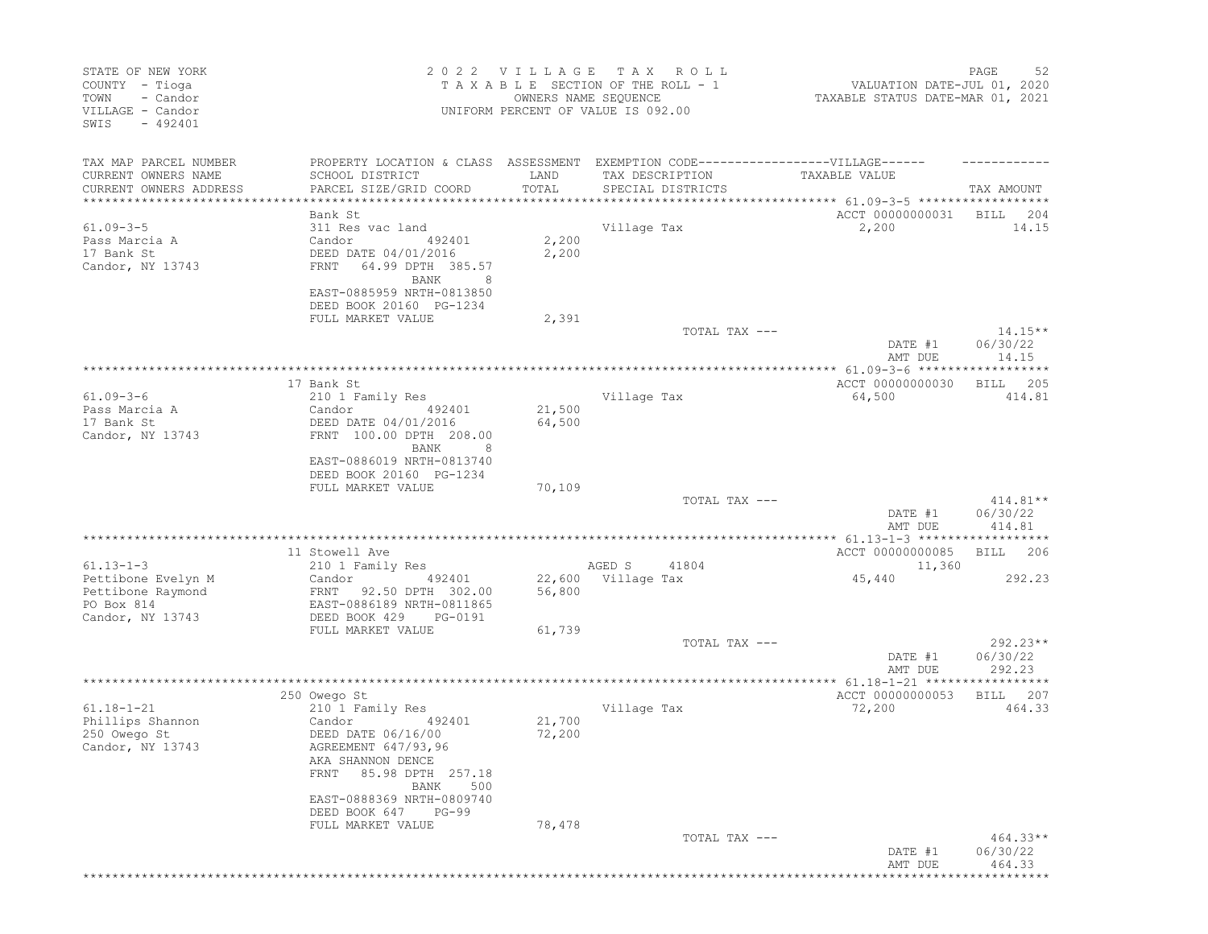STATE OF NEW YORK
COUNTY - Tioga
TOWN - Candor
VILLAGE - Candor
SWIS - 492401

2 0 2 2 V I L L A G E T A X R O L L
T A X A B L E SECTION OF THE ROLL - 1
OWNERS NAME SEQUENCE
UNIFORM PERCENT OF VALUE IS 092.00

VALUATION DATE-JUL 01, 2020
TAXABLE STATUS DATE-MAR 01, 2021

| TAX MAP PARCEL NUMBER / CURRENT OWNERS NAME / CURRENT OWNERS ADDRESS | PROPERTY LOCATION & CLASS / SCHOOL DISTRICT / PARCEL SIZE/GRID COORD | ASSESSMENT LAND / TOTAL | EXEMPTION CODE / TAX DESCRIPTION / SPECIAL DISTRICTS | VILLAGE TAXABLE VALUE | TAX AMOUNT |
|---|---|---|---|---|---|
| | Bank St | | | ACCT 00000000031 | BILL 204 |
| 61.09-3-5 | 311 Res vac land | | Village Tax | 2,200 | 14.15 |
| Pass Marcia A | Candor 492401 | 2,200 | | | |
| 17 Bank St | DEED DATE 04/01/2016 | 2,200 | | | |
| Candor, NY 13743 | FRNT 64.99 DPTH 385.57 | | | | |
| | BANK 8 | | | | |
| | EAST-0885959 NRTH-0813850 | | | | |
| | DEED BOOK 20160 PG-1234 | | | | |
| | FULL MARKET VALUE | 2,391 | | | |
| | | | TOTAL TAX --- | | 14.15** |
| | | | | DATE #1 | 06/30/22 |
| | | | | AMT DUE | 14.15 |
| | 17 Bank St | | | ACCT 00000000030 | BILL 205 |
| 61.09-3-6 | 210 1 Family Res | | Village Tax | 64,500 | 414.81 |
| Pass Marcia A | Candor 492401 | 21,500 | | | |
| 17 Bank St | DEED DATE 04/01/2016 | 64,500 | | | |
| Candor, NY 13743 | FRNT 100.00 DPTH 208.00 | | | | |
| | BANK 8 | | | | |
| | EAST-0886019 NRTH-0813740 | | | | |
| | DEED BOOK 20160 PG-1234 | | | | |
| | FULL MARKET VALUE | 70,109 | | | |
| | | | TOTAL TAX --- | | 414.81** |
| | | | | DATE #1 | 06/30/22 |
| | | | | AMT DUE | 414.81 |
| | 11 Stowell Ave | | | ACCT 00000000085 | BILL 206 |
| 61.13-1-3 | 210 1 Family Res | | AGED S 41804 | 11,360 | |
| Pettibone Evelyn M | Candor 492401 | 22,600 | Village Tax | 45,440 | 292.23 |
| Pettibone Raymond | FRNT 92.50 DPTH 302.00 | 56,800 | | | |
| PO Box 814 | EAST-0886189 NRTH-0811865 | | | | |
| Candor, NY 13743 | DEED BOOK 429 PG-0191 | | | | |
| | FULL MARKET VALUE | 61,739 | | | |
| | | | TOTAL TAX --- | | 292.23** |
| | | | | DATE #1 | 06/30/22 |
| | | | | AMT DUE | 292.23 |
| | 250 Owego St | | | ACCT 00000000053 | BILL 207 |
| 61.18-1-21 | 210 1 Family Res | | Village Tax | 72,200 | 464.33 |
| Phillips Shannon | Candor 492401 | 21,700 | | | |
| 250 Owego St | DEED DATE 06/16/00 | 72,200 | | | |
| Candor, NY 13743 | AGREEMENT 647/93,96 | | | | |
| | AKA SHANNON DENCE | | | | |
| | FRNT 85.98 DPTH 257.18 | | | | |
| | BANK 500 | | | | |
| | EAST-0888369 NRTH-0809740 | | | | |
| | DEED BOOK 647 PG-99 | | | | |
| | FULL MARKET VALUE | 78,478 | | | |
| | | | TOTAL TAX --- | | 464.33** |
| | | | | DATE #1 | 06/30/22 |
| | | | | AMT DUE | 464.33 |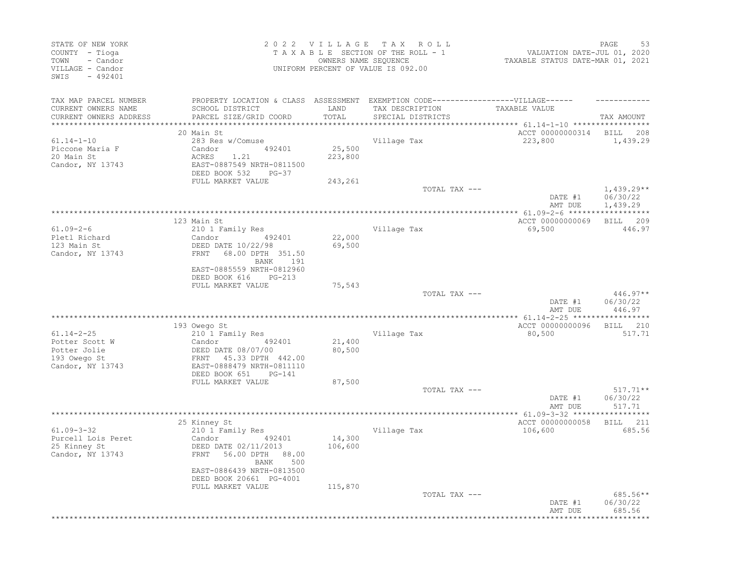STATE OF NEW YORK
COUNTY - Tioga
TOWN - Candor
VILLAGE - Candor
SWIS - 492401

2022 VILLAGE TAX ROLL
TAXABLE SECTION OF THE ROLL - 1
OWNERS NAME SEQUENCE
UNIFORM PERCENT OF VALUE IS 092.00

VALUATION DATE-JUL 01, 2020
TAXABLE STATUS DATE-MAR 01, 2021

| TAX MAP PARCEL NUMBER / CURRENT OWNERS NAME / CURRENT OWNERS ADDRESS | PROPERTY LOCATION & CLASS / SCHOOL DISTRICT / PARCEL SIZE/GRID COORD | ASSESSMENT LAND / TOTAL | EXEMPTION CODE / TAX DESCRIPTION / SPECIAL DISTRICTS | VILLAGE TAXABLE VALUE | TAX AMOUNT |
|---|---|---|---|---|---|
| **61.14-1-10** | 20 Main St | | | ACCT 00000000314 | BILL 208 |
| Piccone Maria F | 283 Res w/Comuse | | Village Tax | 223,800 | 1,439.29 |
| 20 Main St | Candor 492401 | 25,500 | | | |
| Candor, NY 13743 | ACRES 1.21 | 223,800 | | | |
| | EAST-0887549 NRTH-0811500 | | | | |
| | DEED BOOK 532 PG-37 | | | | |
| | FULL MARKET VALUE | 243,261 | | | |
| | | | TOTAL TAX --- | | 1,439.29** |
| | | | | DATE #1 | 06/30/22 |
| | | | | AMT DUE | 1,439.29 |
| **61.09-2-6** | 123 Main St | | | ACCT 00000000069 | BILL 209 |
| Pletl Richard | 210 1 Family Res | | Village Tax | 69,500 | 446.97 |
| 123 Main St | Candor 492401 | 22,000 | | | |
| Candor, NY 13743 | DEED DATE 10/22/98 | 69,500 | | | |
| | FRNT 68.00 DPTH 351.50 | | | | |
| | BANK 191 | | | | |
| | EAST-0885559 NRTH-0812960 | | | | |
| | DEED BOOK 616 PG-213 | | | | |
| | FULL MARKET VALUE | 75,543 | | | |
| | | | TOTAL TAX --- | | 446.97** |
| | | | | DATE #1 | 06/30/22 |
| | | | | AMT DUE | 446.97 |
| **61.14-2-25** | 193 Owego St | | | ACCT 00000000096 | BILL 210 |
| Potter Scott W | 210 1 Family Res | | Village Tax | 80,500 | 517.71 |
| Potter Jolie | Candor 492401 | 21,400 | | | |
| 193 Owego St | DEED DATE 08/07/00 | 80,500 | | | |
| Candor, NY 13743 | FRNT 45.33 DPTH 442.00 | | | | |
| | EAST-0888479 NRTH-0811110 | | | | |
| | DEED BOOK 651 PG-141 | | | | |
| | FULL MARKET VALUE | 87,500 | | | |
| | | | TOTAL TAX --- | | 517.71** |
| | | | | DATE #1 | 06/30/22 |
| | | | | AMT DUE | 517.71 |
| **61.09-3-32** | 25 Kinney St | | | ACCT 00000000058 | BILL 211 |
| Purcell Lois Peret | 210 1 Family Res | | Village Tax | 106,600 | 685.56 |
| 25 Kinney St | Candor 492401 | 14,300 | | | |
| Candor, NY 13743 | DEED DATE 02/11/2013 | 106,600 | | | |
| | FRNT 56.00 DPTH 88.00 | | | | |
| | BANK 500 | | | | |
| | EAST-0886439 NRTH-0813500 | | | | |
| | DEED BOOK 20661 PG-4001 | | | | |
| | FULL MARKET VALUE | 115,870 | | | |
| | | | TOTAL TAX --- | | 685.56** |
| | | | | DATE #1 | 06/30/22 |
| | | | | AMT DUE | 685.56 |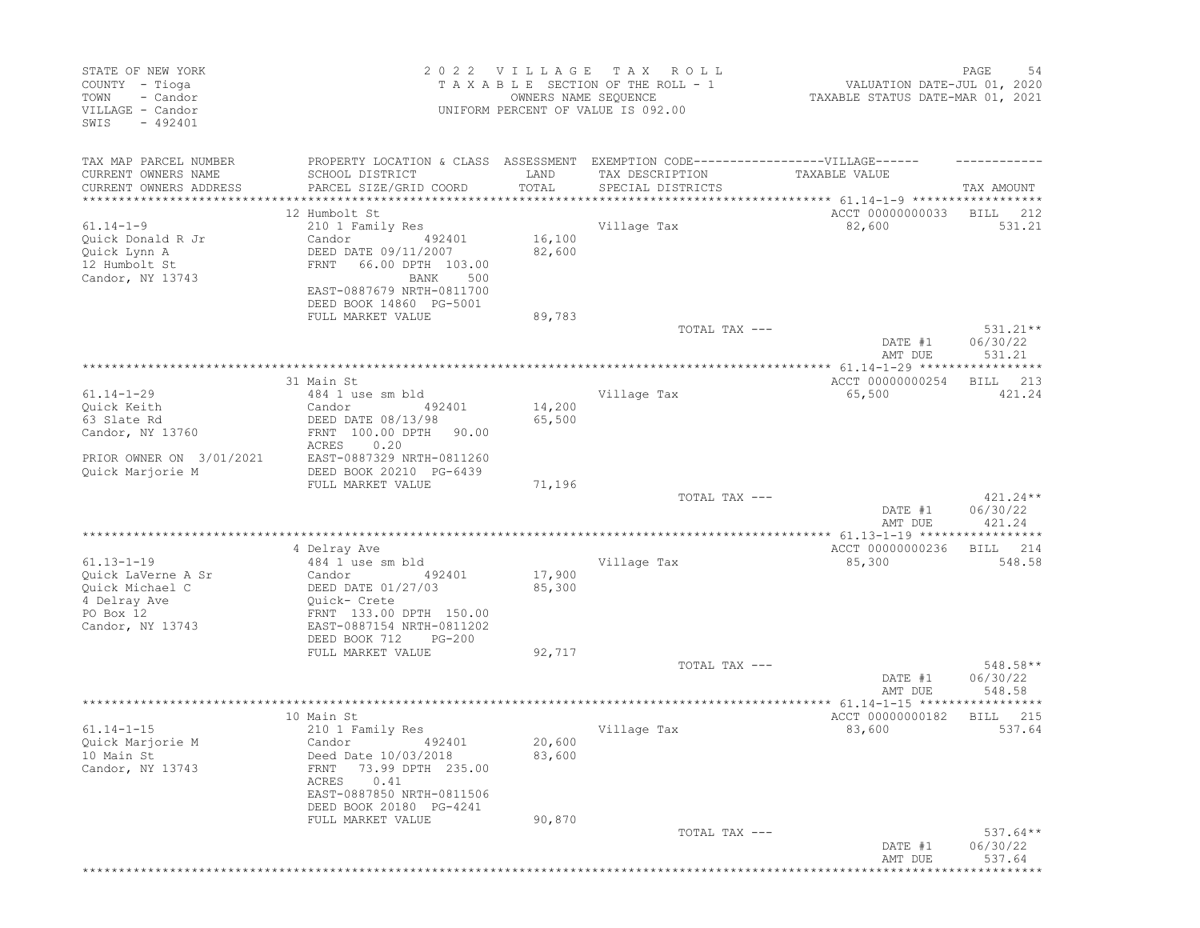STATE OF NEW YORK
COUNTY - Tioga
TOWN - Candor
VILLAGE - Candor
SWIS - 492401

2022 VILLAGE TAX ROLL
TAXABLE SECTION OF THE ROLL - 1
OWNERS NAME SEQUENCE
UNIFORM PERCENT OF VALUE IS 092.00

VALUATION DATE-JUL 01, 2020
TAXABLE STATUS DATE-MAR 01, 2021

| TAX MAP PARCEL NUMBER / CURRENT OWNERS NAME / CURRENT OWNERS ADDRESS | PROPERTY LOCATION & CLASS / SCHOOL DISTRICT / PARCEL SIZE/GRID COORD | ASSESSMENT LAND / TOTAL | EXEMPTION CODE / TAX DESCRIPTION / SPECIAL DISTRICTS | TAXABLE VALUE | TAX AMOUNT |
|---|---|---|---|---|---|
| | 12 Humbolt St | | | ACCT 00000000033 | BILL 212 |
| 61.14-1-9 | 210 1 Family Res | | Village Tax | 82,600 | 531.21 |
| Quick Donald R Jr | Candor 492401 | 16,100 | | | |
| Quick Lynn A | DEED DATE 09/11/2007 | 82,600 | | | |
| 12 Humbolt St | FRNT 66.00 DPTH 103.00 | | | | |
| Candor, NY 13743 | BANK 500 | | | | |
| | EAST-0887679 NRTH-0811700 | | | | |
| | DEED BOOK 14860 PG-5001 | | | | |
| | FULL MARKET VALUE | 89,783 | | | |
| | | | TOTAL TAX --- | | 531.21** |
| | | | | DATE #1 | 06/30/22 |
| | | | | AMT DUE | 531.21 |
| | 31 Main St | | | ACCT 00000000254 | BILL 213 |
| 61.14-1-29 | 484 1 use sm bld | | Village Tax | 65,500 | 421.24 |
| Quick Keith | Candor 492401 | 14,200 | | | |
| 63 Slate Rd | DEED DATE 08/13/98 | 65,500 | | | |
| Candor, NY 13760 | FRNT 100.00 DPTH 90.00 | | | | |
| | ACRES 0.20 | | | | |
| PRIOR OWNER ON 3/01/2021 | EAST-0887329 NRTH-0811260 | | | | |
| Quick Marjorie M | DEED BOOK 20210 PG-6439 | | | | |
| | FULL MARKET VALUE | 71,196 | | | |
| | | | TOTAL TAX --- | | 421.24** |
| | | | | DATE #1 | 06/30/22 |
| | | | | AMT DUE | 421.24 |
| | 4 Delray Ave | | | ACCT 00000000236 | BILL 214 |
| 61.13-1-19 | 484 1 use sm bld | | Village Tax | 85,300 | 548.58 |
| Quick LaVerne A Sr | Candor 492401 | 17,900 | | | |
| Quick Michael C | DEED DATE 01/27/03 | 85,300 | | | |
| 4 Delray Ave | Quick- Crete | | | | |
| PO Box 12 | FRNT 133.00 DPTH 150.00 | | | | |
| Candor, NY 13743 | EAST-0887154 NRTH-0811202 | | | | |
| | DEED BOOK 712 PG-200 | | | | |
| | FULL MARKET VALUE | 92,717 | | | |
| | | | TOTAL TAX --- | | 548.58** |
| | | | | DATE #1 | 06/30/22 |
| | | | | AMT DUE | 548.58 |
| | 10 Main St | | | ACCT 00000000182 | BILL 215 |
| 61.14-1-15 | 210 1 Family Res | | Village Tax | 83,600 | 537.64 |
| Quick Marjorie M | Candor 492401 | 20,600 | | | |
| 10 Main St | Deed Date 10/03/2018 | 83,600 | | | |
| Candor, NY 13743 | FRNT 73.99 DPTH 235.00 | | | | |
| | ACRES 0.41 | | | | |
| | EAST-0887850 NRTH-0811506 | | | | |
| | DEED BOOK 20180 PG-4241 | | | | |
| | FULL MARKET VALUE | 90,870 | | | |
| | | | TOTAL TAX --- | | 537.64** |
| | | | | DATE #1 | 06/30/22 |
| | | | | AMT DUE | 537.64 |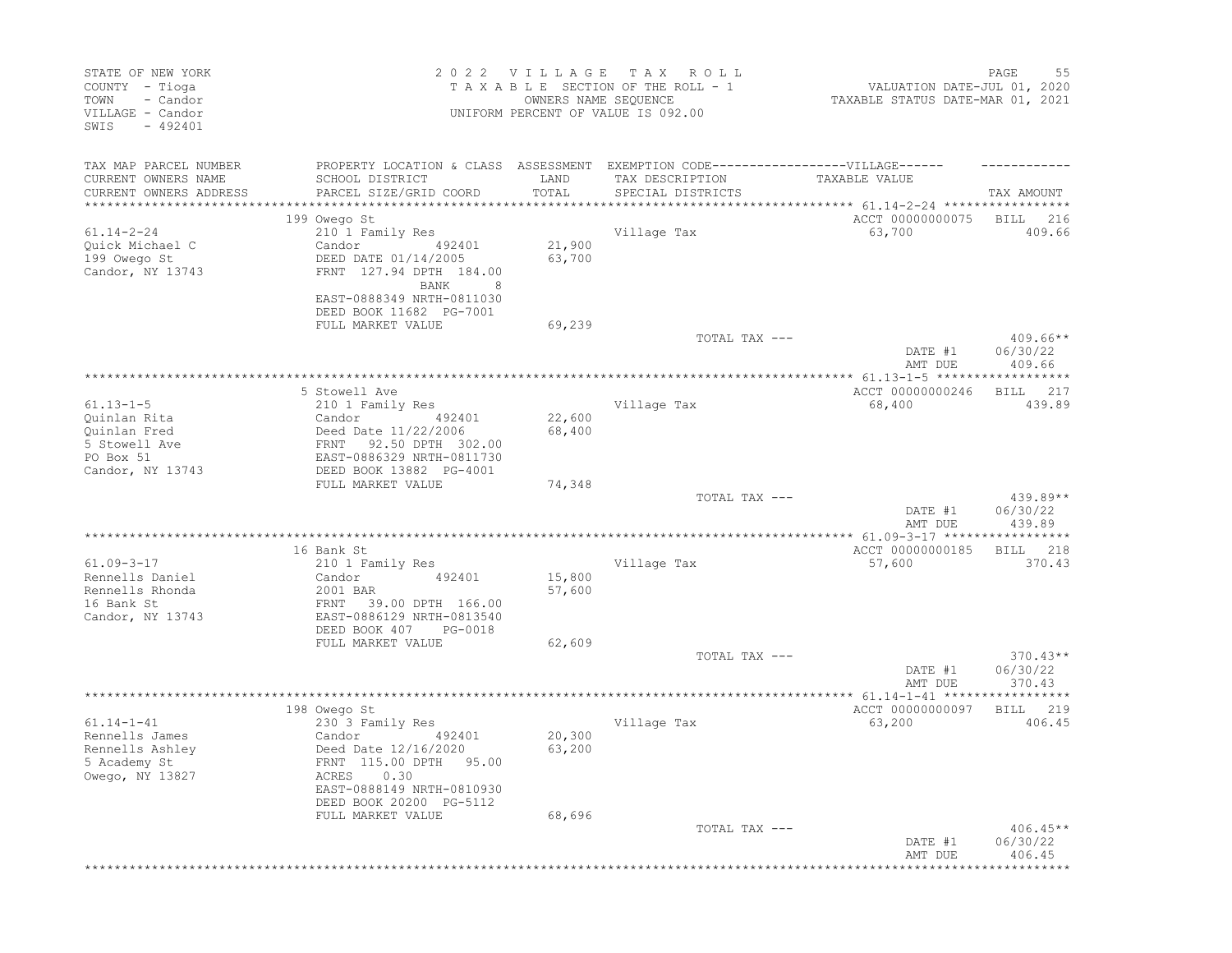STATE OF NEW YORK
COUNTY - Tioga
TOWN - Candor
VILLAGE - Candor
SWIS - 492401

2022 VILLAGE TAX ROLL
TAXABLE SECTION OF THE ROLL - 1
OWNERS NAME SEQUENCE
UNIFORM PERCENT OF VALUE IS 092.00

VALUATION DATE-JUL 01, 2020
TAXABLE STATUS DATE-MAR 01, 2021

| TAX MAP PARCEL NUMBER / CURRENT OWNERS NAME / CURRENT OWNERS ADDRESS | PROPERTY LOCATION & CLASS / SCHOOL DISTRICT / PARCEL SIZE/GRID COORD | ASSESSMENT LAND / TOTAL | EXEMPTION CODE / TAX DESCRIPTION / SPECIAL DISTRICTS | TAXABLE VALUE | TAX AMOUNT |
|---|---|---|---|---|---|
| | 199 Owego St | | | ACCT 00000000075 | BILL 216 |
| 61.14-2-24 | 210 1 Family Res | | Village Tax | 63,700 | 409.66 |
| Quick Michael C | Candor 492401 | 21,900 | | | |
| 199 Owego St | DEED DATE 01/14/2005 | 63,700 | | | |
| Candor, NY 13743 | FRNT 127.94 DPTH 184.00 | | | | |
| | BANK 8 | | | | |
| | EAST-0888349 NRTH-0811030 | | | | |
| | DEED BOOK 11682 PG-7001 | | | | |
| | FULL MARKET VALUE | 69,239 | | | |
| | | | TOTAL TAX --- | | 409.66** |
| | | | | DATE #1 | 06/30/22 |
| | | | | AMT DUE | 409.66 |
| | 5 Stowell Ave | | | ACCT 00000000246 | BILL 217 |
| 61.13-1-5 | 210 1 Family Res | | Village Tax | 68,400 | 439.89 |
| Quinlan Rita | Candor 492401 | 22,600 | | | |
| Quinlan Fred | Deed Date 11/22/2006 | 68,400 | | | |
| 5 Stowell Ave | FRNT 92.50 DPTH 302.00 | | | | |
| PO Box 51 | EAST-0886329 NRTH-0811730 | | | | |
| Candor, NY 13743 | DEED BOOK 13882 PG-4001 | | | | |
| | FULL MARKET VALUE | 74,348 | | | |
| | | | TOTAL TAX --- | | 439.89** |
| | | | | DATE #1 | 06/30/22 |
| | | | | AMT DUE | 439.89 |
| | 16 Bank St | | | ACCT 00000000185 | BILL 218 |
| 61.09-3-17 | 210 1 Family Res | | Village Tax | 57,600 | 370.43 |
| Rennells Daniel | Candor 492401 | 15,800 | | | |
| Rennells Rhonda | 2001 BAR | 57,600 | | | |
| 16 Bank St | FRNT 39.00 DPTH 166.00 | | | | |
| Candor, NY 13743 | EAST-0886129 NRTH-0813540 | | | | |
| | DEED BOOK 407 PG-0018 | | | | |
| | FULL MARKET VALUE | 62,609 | | | |
| | | | TOTAL TAX --- | | 370.43** |
| | | | | DATE #1 | 06/30/22 |
| | | | | AMT DUE | 370.43 |
| | 198 Owego St | | | ACCT 00000000097 | BILL 219 |
| 61.14-1-41 | 230 3 Family Res | | Village Tax | 63,200 | 406.45 |
| Rennells James | Candor 492401 | 20,300 | | | |
| Rennells Ashley | Deed Date 12/16/2020 | 63,200 | | | |
| 5 Academy St | FRNT 115.00 DPTH 95.00 | | | | |
| Owego, NY 13827 | ACRES 0.30 | | | | |
| | EAST-0888149 NRTH-0810930 | | | | |
| | DEED BOOK 20200 PG-5112 | | | | |
| | FULL MARKET VALUE | 68,696 | | | |
| | | | TOTAL TAX --- | | 406.45** |
| | | | | DATE #1 | 06/30/22 |
| | | | | AMT DUE | 406.45 |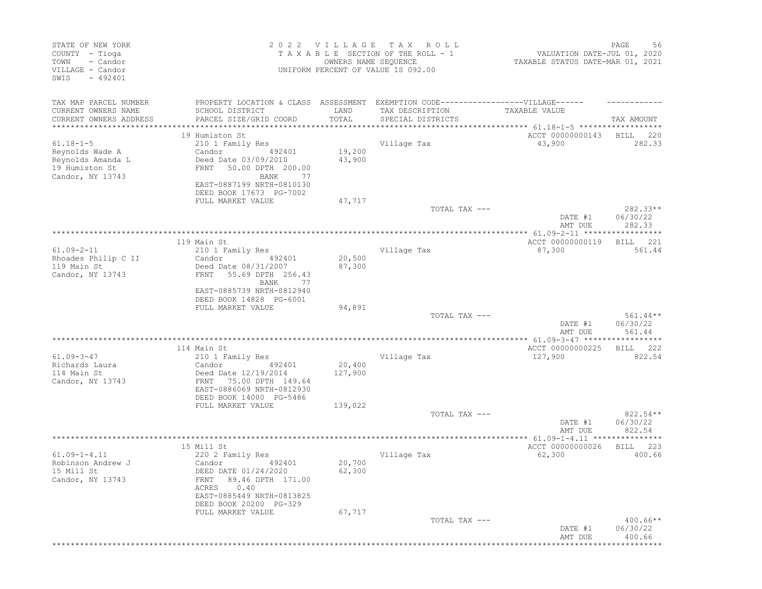STATE OF NEW YORK
COUNTY - Tioga
TOWN - Candor
VILLAGE - Candor
SWIS - 492401

2022 VILLAGE TAX ROLL
TAXABLE SECTION OF THE ROLL - 1
OWNERS NAME SEQUENCE
UNIFORM PERCENT OF VALUE IS 092.00

VALUATION DATE-JUL 01, 2020
TAXABLE STATUS DATE-MAR 01, 2021

| TAX MAP PARCEL NUMBER / CURRENT OWNERS NAME / CURRENT OWNERS ADDRESS | PROPERTY LOCATION & CLASS / SCHOOL DISTRICT / PARCEL SIZE/GRID COORD | ASSESSMENT LAND / TOTAL | EXEMPTION CODE / TAX DESCRIPTION / SPECIAL DISTRICTS | VILLAGE TAXABLE VALUE | TAX AMOUNT |
|---|---|---|---|---|---|
| 61.18-1-5 | 19 Humiston St | | | ACCT 00000000143 | BILL 220 |
| Reynolds Wade A | 210 1 Family Res | | Village Tax | 43,900 | 282.33 |
| Reynolds Amanda L | Candor 492401 | 19,200 | | | |
| 19 Humiston St | Deed Date 03/09/2010 | 43,900 | | | |
| Candor, NY 13743 | FRNT 50.00 DPTH 200.00 | | | | |
| | BANK 77 | | | | |
| | EAST-0887199 NRTH-0810130 | | | | |
| | DEED BOOK 17673 PG-7002 | | | | |
| | FULL MARKET VALUE | 47,717 | | | |
| | | | TOTAL TAX --- | | 282.33** |
| | | | | DATE #1 | 06/30/22 |
| | | | | AMT DUE | 282.33 |
| 61.09-2-11 | 119 Main St | | | ACCT 00000000119 | BILL 221 |
| Rhoades Philip C II | 210 1 Family Res | | Village Tax | 87,300 | 561.44 |
| 119 Main St | Candor 492401 | 20,500 | | | |
| Candor, NY 13743 | Deed Date 08/31/2007 | 87,300 | | | |
| | FRNT 55.69 DPTH 256.43 | | | | |
| | BANK 77 | | | | |
| | EAST-0885739 NRTH-0812940 | | | | |
| | DEED BOOK 14828 PG-6001 | | | | |
| | FULL MARKET VALUE | 94,891 | | | |
| | | | TOTAL TAX --- | | 561.44** |
| | | | | DATE #1 | 06/30/22 |
| | | | | AMT DUE | 561.44 |
| 61.09-3-47 | 114 Main St | | | ACCT 00000000225 | BILL 222 |
| Richards Laura | 210 1 Family Res | | Village Tax | 127,900 | 822.54 |
| 114 Main St | Candor 492401 | 20,400 | | | |
| Candor, NY 13743 | Deed Date 12/19/2014 | 127,900 | | | |
| | FRNT 75.00 DPTH 149.64 | | | | |
| | EAST-0886069 NRTH-0812930 | | | | |
| | DEED BOOK 14000 PG-5486 | | | | |
| | FULL MARKET VALUE | 139,022 | | | |
| | | | TOTAL TAX --- | | 822.54** |
| | | | | DATE #1 | 06/30/22 |
| | | | | AMT DUE | 822.54 |
| 61.09-1-4.11 | 15 Mill St | | | ACCT 00000000026 | BILL 223 |
| Robinson Andrew J | 220 2 Family Res | | Village Tax | 62,300 | 400.66 |
| 15 Mill St | Candor 492401 | 20,700 | | | |
| Candor, NY 13743 | DEED DATE 01/24/2020 | 62,300 | | | |
| | FRNT 89.46 DPTH 171.00 | | | | |
| | ACRES 0.40 | | | | |
| | EAST-0885449 NRTH-0813825 | | | | |
| | DEED BOOK 20200 PG-329 | | | | |
| | FULL MARKET VALUE | 67,717 | | | |
| | | | TOTAL TAX --- | | 400.66** |
| | | | | DATE #1 | 06/30/22 |
| | | | | AMT DUE | 400.66 |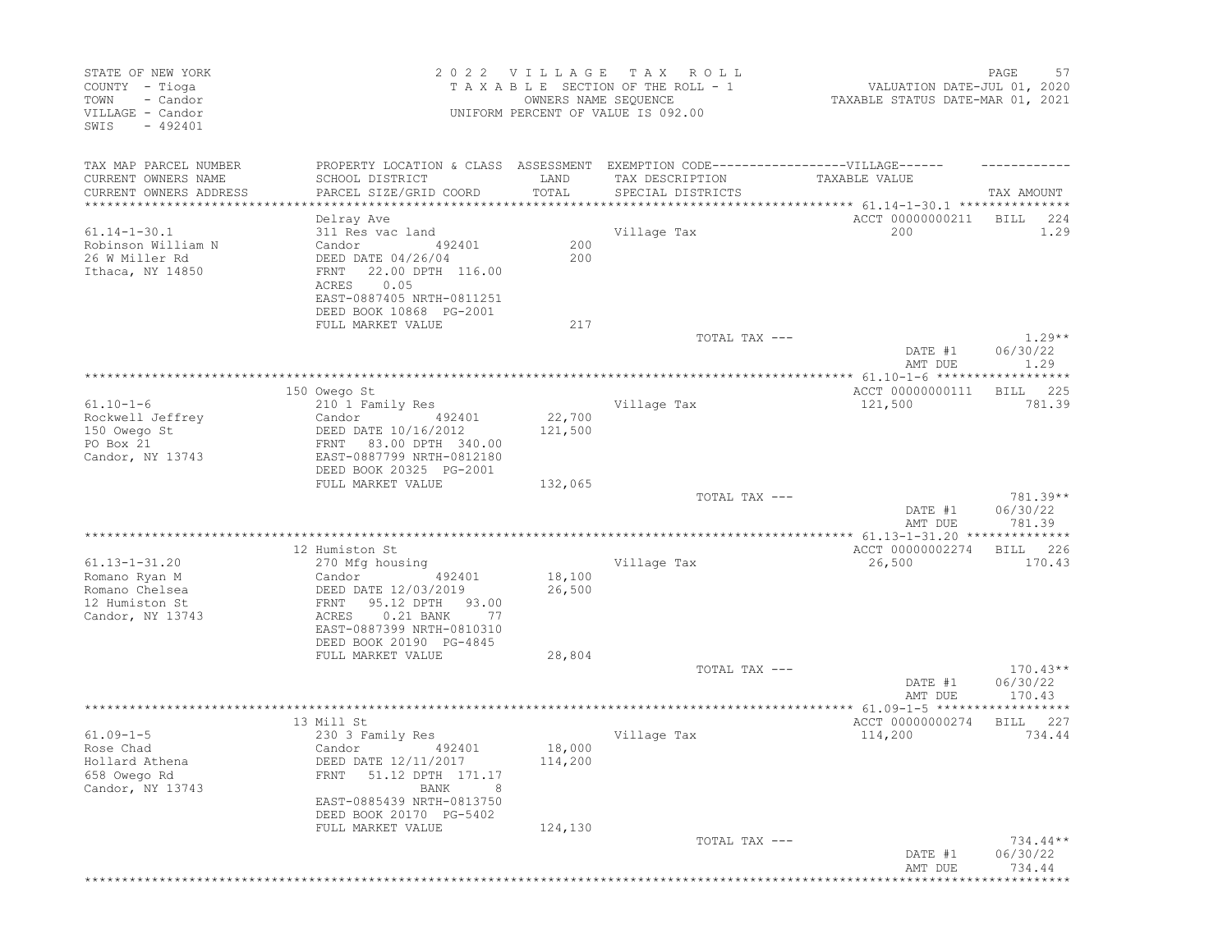STATE OF NEW YORK
COUNTY - Tioga
TOWN - Candor
VILLAGE - Candor
SWIS - 492401

2022 VILLAGE TAX ROLL
TAXABLE SECTION OF THE ROLL - 1
OWNERS NAME SEQUENCE
UNIFORM PERCENT OF VALUE IS 092.00

VALUATION DATE-JUL 01, 2020
TAXABLE STATUS DATE-MAR 01, 2021

| TAX MAP PARCEL NUMBER / CURRENT OWNERS NAME / CURRENT OWNERS ADDRESS | PROPERTY LOCATION & CLASS / SCHOOL DISTRICT / PARCEL SIZE/GRID COORD | ASSESSMENT LAND / TOTAL | EXEMPTION CODE / TAX DESCRIPTION / SPECIAL DISTRICTS | VILLAGE TAXABLE VALUE | TAX AMOUNT |
|---|---|---|---|---|---|
| 61.14-1-30.1 | Delray Ave | | | ACCT 00000000211 | BILL 224 |
| Robinson William N | 311 Res vac land | | Village Tax | 200 | 1.29 |
| 26 W Miller Rd | Candor 492401 | 200 | | | |
| Ithaca, NY 14850 | DEED DATE 04/26/04 | 200 | | | |
| | FRNT 22.00 DPTH 116.00 | | | | |
| | ACRES 0.05 | | | | |
| | EAST-0887405 NRTH-0811251 | | | | |
| | DEED BOOK 10868 PG-2001 | | | | |
| | FULL MARKET VALUE | 217 | | | |
| | | | TOTAL TAX --- | | 1.29** |
| | | | | DATE #1 | 06/30/22 |
| | | | | AMT DUE | 1.29 |
| 61.10-1-6 | 150 Owego St | | | ACCT 00000000111 | BILL 225 |
| Rockwell Jeffrey | 210 1 Family Res | | Village Tax | 121,500 | 781.39 |
| 150 Owego St | Candor 492401 | 22,700 | | | |
| PO Box 21 | DEED DATE 10/16/2012 | 121,500 | | | |
| Candor, NY 13743 | FRNT 83.00 DPTH 340.00 | | | | |
| | EAST-0887799 NRTH-0812180 | | | | |
| | DEED BOOK 20325 PG-2001 | | | | |
| | FULL MARKET VALUE | 132,065 | | | |
| | | | TOTAL TAX --- | | 781.39** |
| | | | | DATE #1 | 06/30/22 |
| | | | | AMT DUE | 781.39 |
| 61.13-1-31.20 | 12 Humiston St | | | ACCT 00000002274 | BILL 226 |
| Romano Ryan M | 270 Mfg housing | | Village Tax | 26,500 | 170.43 |
| Romano Chelsea | Candor 492401 | 18,100 | | | |
| 12 Humiston St | DEED DATE 12/03/2019 | 26,500 | | | |
| Candor, NY 13743 | FRNT 95.12 DPTH 93.00 | | | | |
| | ACRES 0.21 BANK 77 | | | | |
| | EAST-0887399 NRTH-0810310 | | | | |
| | DEED BOOK 20190 PG-4845 | | | | |
| | FULL MARKET VALUE | 28,804 | | | |
| | | | TOTAL TAX --- | | 170.43** |
| | | | | DATE #1 | 06/30/22 |
| | | | | AMT DUE | 170.43 |
| 61.09-1-5 | 13 Mill St | | | ACCT 00000000274 | BILL 227 |
| Rose Chad | 230 3 Family Res | | Village Tax | 114,200 | 734.44 |
| Hollard Athena | Candor 492401 | 18,000 | | | |
| 658 Owego Rd | DEED DATE 12/11/2017 | 114,200 | | | |
| Candor, NY 13743 | FRNT 51.12 DPTH 171.17 | | | | |
| | BANK 8 | | | | |
| | EAST-0885439 NRTH-0813750 | | | | |
| | DEED BOOK 20170 PG-5402 | | | | |
| | FULL MARKET VALUE | 124,130 | | | |
| | | | TOTAL TAX --- | | 734.44** |
| | | | | DATE #1 | 06/30/22 |
| | | | | AMT DUE | 734.44 |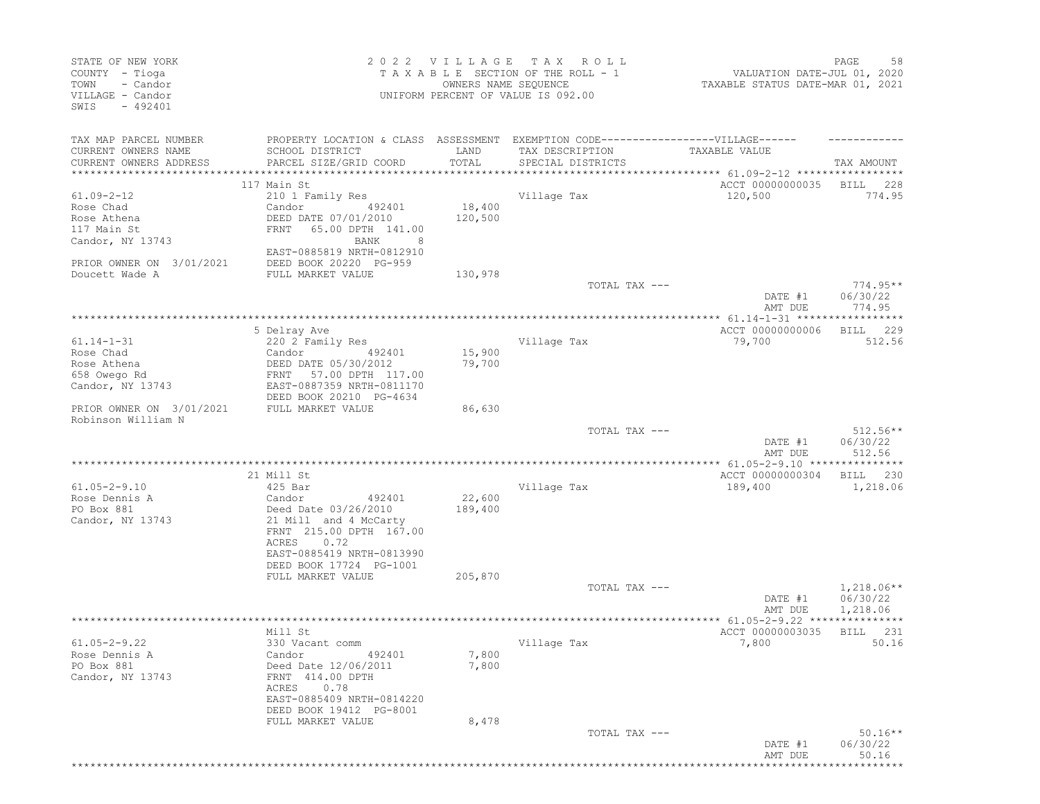STATE OF NEW YORK
COUNTY - Tioga
TOWN - Candor
VILLAGE - Candor
SWIS - 492401

2 0 2 2 V I L L A G E T A X R O L L
T A X A B L E SECTION OF THE ROLL - 1
OWNERS NAME SEQUENCE
UNIFORM PERCENT OF VALUE IS 092.00

VALUATION DATE-JUL 01, 2020
TAXABLE STATUS DATE-MAR 01, 2021

| TAX MAP PARCEL NUMBER / CURRENT OWNERS NAME / CURRENT OWNERS ADDRESS | PROPERTY LOCATION & CLASS / SCHOOL DISTRICT / PARCEL SIZE/GRID COORD | ASSESSMENT LAND / TOTAL | EXEMPTION CODE / TAX DESCRIPTION / SPECIAL DISTRICTS | VILLAGE TAXABLE VALUE | TAX AMOUNT |
|---|---|---|---|---|---|
| **61.09-2-12** | 117 Main St | | | ACCT 00000000035 | BILL 228 |
| | 210 1 Family Res | | Village Tax | 120,500 | 774.95 |
| Rose Chad | Candor 492401 | 18,400 | | | |
| Rose Athena | DEED DATE 07/01/2010 | 120,500 | | | |
| 117 Main St | FRNT 65.00 DPTH 141.00 | | | | |
| Candor, NY 13743 | BANK 8 | | | | |
| | EAST-0885819 NRTH-0812910 | | | | |
| PRIOR OWNER ON 3/01/2021 | DEED BOOK 20220 PG-959 | | | | |
| Doucett Wade A | FULL MARKET VALUE | 130,978 | | | |
| | | | TOTAL TAX --- | | 774.95** |
| | | | | DATE #1 | 06/30/22 |
| | | | | AMT DUE | 774.95 |
| **61.14-1-31** | 5 Delray Ave | | | ACCT 00000000006 | BILL 229 |
| | 220 2 Family Res | | Village Tax | 79,700 | 512.56 |
| Rose Chad | Candor 492401 | 15,900 | | | |
| Rose Athena | DEED DATE 05/30/2012 | 79,700 | | | |
| 658 Owego Rd | FRNT 57.00 DPTH 117.00 | | | | |
| Candor, NY 13743 | EAST-0887359 NRTH-0811170 | | | | |
| | DEED BOOK 20210 PG-4634 | | | | |
| PRIOR OWNER ON 3/01/2021 | FULL MARKET VALUE | 86,630 | | | |
| Robinson William N | | | | | |
| | | | TOTAL TAX --- | | 512.56** |
| | | | | DATE #1 | 06/30/22 |
| | | | | AMT DUE | 512.56 |
| **61.05-2-9.10** | 21 Mill St | | | ACCT 00000000304 | BILL 230 |
| | 425 Bar | | Village Tax | 189,400 | 1,218.06 |
| Rose Dennis A | Candor 492401 | 22,600 | | | |
| PO Box 881 | Deed Date 03/26/2010 | 189,400 | | | |
| Candor, NY 13743 | 21 Mill and 4 McCarty | | | | |
| | FRNT 215.00 DPTH 167.00 | | | | |
| | ACRES 0.72 | | | | |
| | EAST-0885419 NRTH-0813990 | | | | |
| | DEED BOOK 17724 PG-1001 | | | | |
| | FULL MARKET VALUE | 205,870 | | | |
| | | | TOTAL TAX --- | | 1,218.06** |
| | | | | DATE #1 | 06/30/22 |
| | | | | AMT DUE | 1,218.06 |
| **61.05-2-9.22** | Mill St | | | ACCT 00000003035 | BILL 231 |
| | 330 Vacant comm | | Village Tax | 7,800 | 50.16 |
| Rose Dennis A | Candor 492401 | 7,800 | | | |
| PO Box 881 | Deed Date 12/06/2011 | 7,800 | | | |
| Candor, NY 13743 | FRNT 414.00 DPTH | | | | |
| | ACRES 0.78 | | | | |
| | EAST-0885409 NRTH-0814220 | | | | |
| | DEED BOOK 19412 PG-8001 | | | | |
| | FULL MARKET VALUE | 8,478 | | | |
| | | | TOTAL TAX --- | | 50.16** |
| | | | | DATE #1 | 06/30/22 |
| | | | | AMT DUE | 50.16 |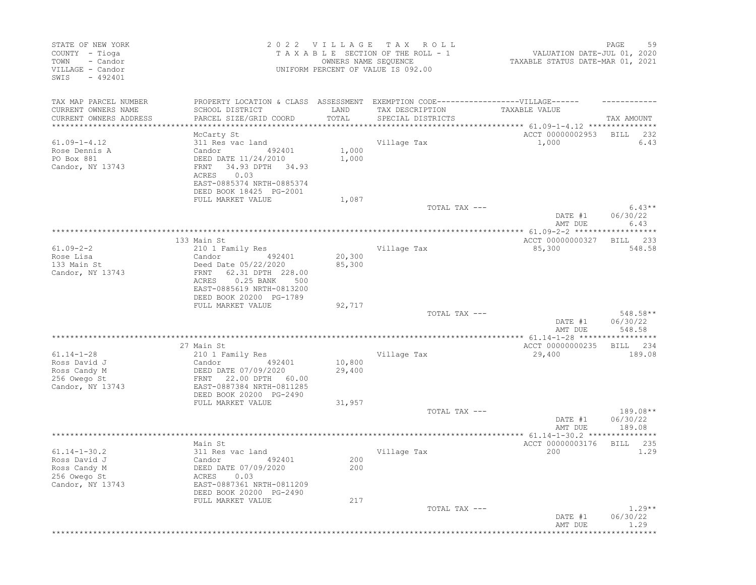STATE OF NEW YORK
COUNTY - Tioga
TOWN - Candor
VILLAGE - Candor
SWIS - 492401

2 0 2 2 V I L L A G E T A X R O L L
T A X A B L E SECTION OF THE ROLL - 1
OWNERS NAME SEQUENCE
UNIFORM PERCENT OF VALUE IS 092.00

VALUATION DATE-JUL 01, 2020
TAXABLE STATUS DATE-MAR 01, 2021

| TAX MAP PARCEL NUMBER / CURRENT OWNERS NAME / CURRENT OWNERS ADDRESS | PROPERTY LOCATION & CLASS / SCHOOL DISTRICT / PARCEL SIZE/GRID COORD | ASSESSMENT LAND / TOTAL | EXEMPTION CODE / TAX DESCRIPTION / SPECIAL DISTRICTS | VILLAGE TAXABLE VALUE | TAX AMOUNT |
|---|---|---|---|---|---|
| 61.09-1-4.12 | McCarty St | | | ACCT 00000002953 | BILL 232 |
| Rose Dennis A | 311 Res vac land | | Village Tax | 1,000 | 6.43 |
| PO Box 881 | Candor 492401 | 1,000 | | | |
| Candor, NY 13743 | DEED DATE 11/24/2010 | 1,000 | | | |
| | FRNT 34.93 DPTH 34.93 | | | | |
| | ACRES 0.03 | | | | |
| | EAST-0885374 NRTH-0885374 | | | | |
| | DEED BOOK 18425 PG-2001 | | | | |
| | FULL MARKET VALUE | 1,087 | | | |
| | | | TOTAL TAX --- | | 6.43** |
| | | | | DATE #1 | 06/30/22 |
| | | | | AMT DUE | 6.43 |
| 61.09-2-2 | 133 Main St | | | ACCT 00000000327 | BILL 233 |
| Rose Lisa | 210 1 Family Res | | Village Tax | 85,300 | 548.58 |
| 133 Main St | Candor 492401 | 20,300 | | | |
| Candor, NY 13743 | Deed Date 05/22/2020 | 85,300 | | | |
| | FRNT 62.31 DPTH 228.00 | | | | |
| | ACRES 0.25 BANK 500 | | | | |
| | EAST-0885619 NRTH-0813200 | | | | |
| | DEED BOOK 20200 PG-1789 | | | | |
| | FULL MARKET VALUE | 92,717 | | | |
| | | | TOTAL TAX --- | | 548.58** |
| | | | | DATE #1 | 06/30/22 |
| | | | | AMT DUE | 548.58 |
| 61.14-1-28 | 27 Main St | | | ACCT 00000000235 | BILL 234 |
| Ross David J | 210 1 Family Res | | Village Tax | 29,400 | 189.08 |
| Ross Candy M | Candor 492401 | 10,800 | | | |
| 256 Owego St | DEED DATE 07/09/2020 | 29,400 | | | |
| Candor, NY 13743 | FRNT 22.00 DPTH 60.00 | | | | |
| | EAST-0887384 NRTH-0811285 | | | | |
| | DEED BOOK 20200 PG-2490 | | | | |
| | FULL MARKET VALUE | 31,957 | | | |
| | | | TOTAL TAX --- | | 189.08** |
| | | | | DATE #1 | 06/30/22 |
| | | | | AMT DUE | 189.08 |
| 61.14-1-30.2 | Main St | | | ACCT 00000003176 | BILL 235 |
| Ross David J | 311 Res vac land | | Village Tax | 200 | 1.29 |
| Ross Candy M | Candor 492401 | 200 | | | |
| 256 Owego St | DEED DATE 07/09/2020 | 200 | | | |
| Candor, NY 13743 | ACRES 0.03 | | | | |
| | EAST-0887361 NRTH-0811209 | | | | |
| | DEED BOOK 20200 PG-2490 | | | | |
| | FULL MARKET VALUE | 217 | | | |
| | | | TOTAL TAX --- | | 1.29** |
| | | | | DATE #1 | 06/30/22 |
| | | | | AMT DUE | 1.29 |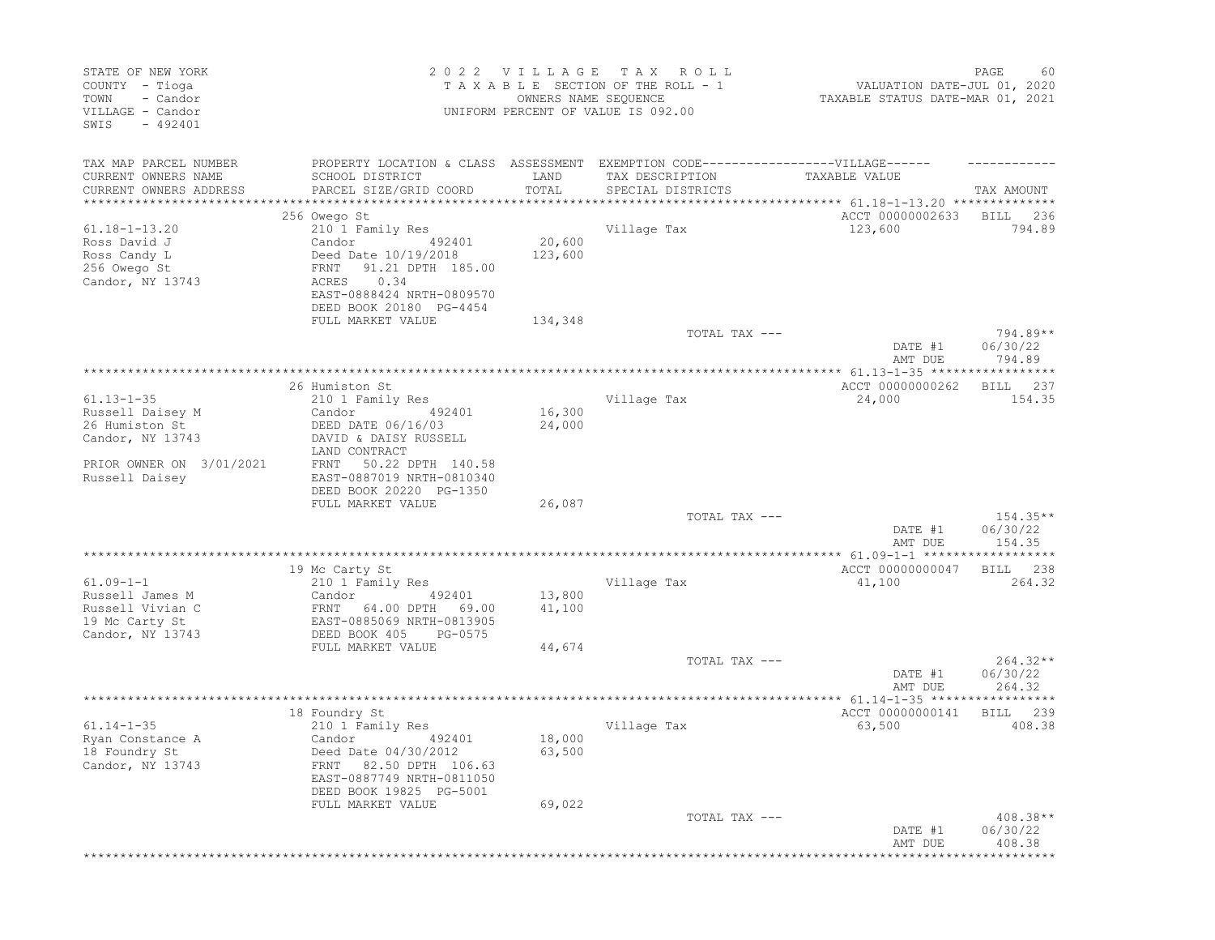STATE OF NEW YORK
COUNTY - Tioga
TOWN - Candor
VILLAGE - Candor
SWIS - 492401

2022 VILLAGE TAX ROLL
TAXABLE SECTION OF THE ROLL - 1
OWNERS NAME SEQUENCE
UNIFORM PERCENT OF VALUE IS 092.00

VALUATION DATE-JUL 01, 2020
TAXABLE STATUS DATE-MAR 01, 2021

| TAX MAP PARCEL NUMBER / CURRENT OWNERS NAME / CURRENT OWNERS ADDRESS | PROPERTY LOCATION & CLASS / SCHOOL DISTRICT / PARCEL SIZE/GRID COORD | ASSESSMENT LAND / TOTAL | EXEMPTION CODE / TAX DESCRIPTION / SPECIAL DISTRICTS | VILLAGE TAXABLE VALUE | TAX AMOUNT |
|---|---|---|---|---|---|
| **61.18-1-13.20** | 256 Owego St | | | ACCT 00000002633 | BILL 236 |
| 61.18-1-13.20 | 210 1 Family Res | | Village Tax | 123,600 | 794.89 |
| Ross David J | Candor 492401 | 20,600 | | | |
| Ross Candy L | Deed Date 10/19/2018 | 123,600 | | | |
| 256 Owego St | FRNT 91.21 DPTH 185.00 | | | | |
| Candor, NY 13743 | ACRES 0.34 | | | | |
| | EAST-0888424 NRTH-0809570 | | | | |
| | DEED BOOK 20180 PG-4454 | | | | |
| | FULL MARKET VALUE | 134,348 | | | |
| | | | TOTAL TAX --- | | 794.89** |
| | | | | DATE #1 | 06/30/22 |
| | | | | AMT DUE | 794.89 |
| **61.13-1-35** | 26 Humiston St | | | ACCT 00000000262 | BILL 237 |
| 61.13-1-35 | 210 1 Family Res | | Village Tax | 24,000 | 154.35 |
| Russell Daisey M | Candor 492401 | 16,300 | | | |
| 26 Humiston St | DEED DATE 06/16/03 | 24,000 | | | |
| Candor, NY 13743 | DAVID & DAISY RUSSELL | | | | |
| | LAND CONTRACT | | | | |
| PRIOR OWNER ON 3/01/2021 | FRNT 50.22 DPTH 140.58 | | | | |
| Russell Daisey | EAST-0887019 NRTH-0810340 | | | | |
| | DEED BOOK 20220 PG-1350 | | | | |
| | FULL MARKET VALUE | 26,087 | | | |
| | | | TOTAL TAX --- | | 154.35** |
| | | | | DATE #1 | 06/30/22 |
| | | | | AMT DUE | 154.35 |
| **61.09-1-1** | 19 Mc Carty St | | | ACCT 00000000047 | BILL 238 |
| 61.09-1-1 | 210 1 Family Res | | Village Tax | 41,100 | 264.32 |
| Russell James M | Candor 492401 | 13,800 | | | |
| Russell Vivian C | FRNT 64.00 DPTH 69.00 | 41,100 | | | |
| 19 Mc Carty St | EAST-0885069 NRTH-0813905 | | | | |
| Candor, NY 13743 | DEED BOOK 405 PG-0575 | | | | |
| | FULL MARKET VALUE | 44,674 | | | |
| | | | TOTAL TAX --- | | 264.32** |
| | | | | DATE #1 | 06/30/22 |
| | | | | AMT DUE | 264.32 |
| **61.14-1-35** | 18 Foundry St | | | ACCT 00000000141 | BILL 239 |
| 61.14-1-35 | 210 1 Family Res | | Village Tax | 63,500 | 408.38 |
| Ryan Constance A | Candor 492401 | 18,000 | | | |
| 18 Foundry St | Deed Date 04/30/2012 | 63,500 | | | |
| Candor, NY 13743 | FRNT 82.50 DPTH 106.63 | | | | |
| | EAST-0887749 NRTH-0811050 | | | | |
| | DEED BOOK 19825 PG-5001 | | | | |
| | FULL MARKET VALUE | 69,022 | | | |
| | | | TOTAL TAX --- | | 408.38** |
| | | | | DATE #1 | 06/30/22 |
| | | | | AMT DUE | 408.38 |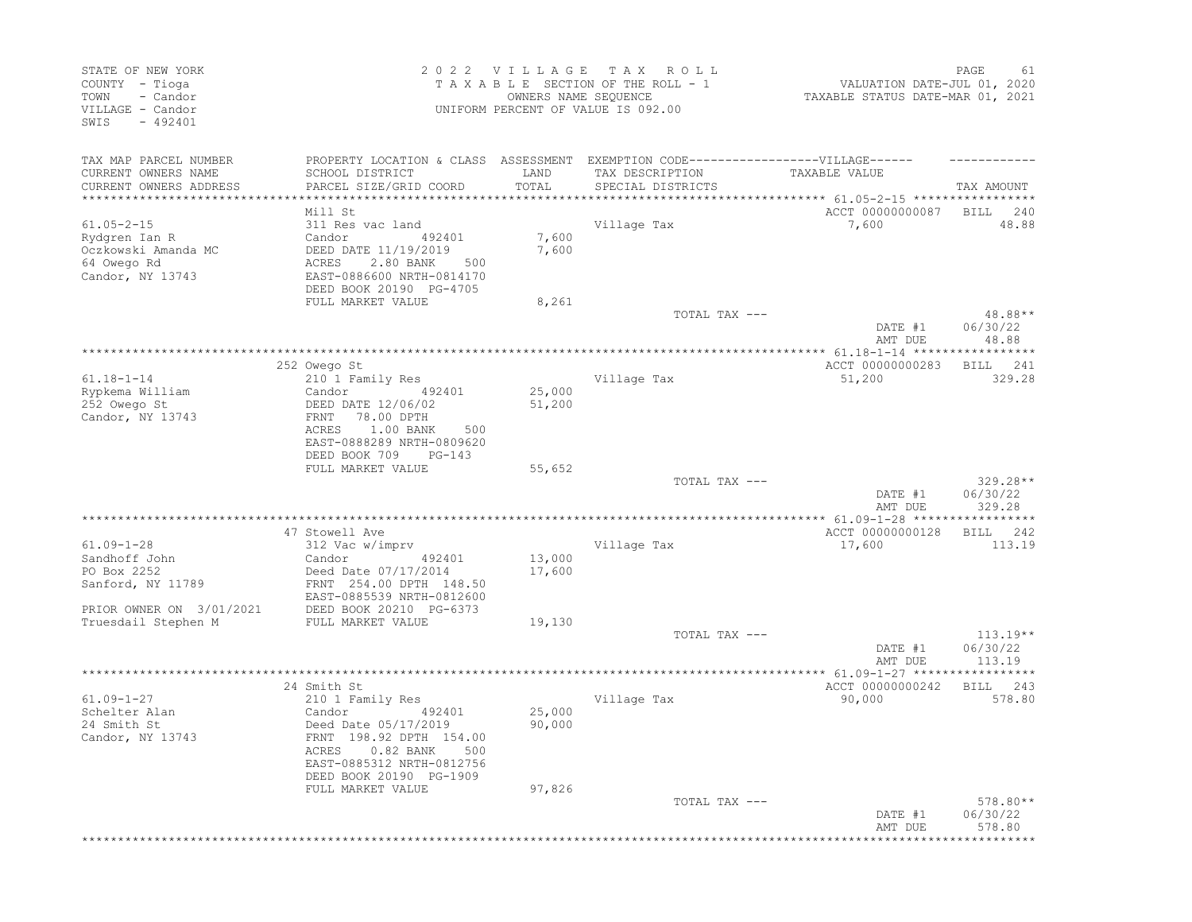STATE OF NEW YORK
COUNTY - Tioga
TOWN - Candor
VILLAGE - Candor
SWIS - 492401

2 0 2 2 V I L L A G E T A X R O L L
T A X A B L E SECTION OF THE ROLL - 1
OWNERS NAME SEQUENCE
UNIFORM PERCENT OF VALUE IS 092.00

VALUATION DATE-JUL 01, 2020
TAXABLE STATUS DATE-MAR 01, 2021

| TAX MAP PARCEL NUMBER / CURRENT OWNERS NAME / CURRENT OWNERS ADDRESS | PROPERTY LOCATION & CLASS / SCHOOL DISTRICT / PARCEL SIZE/GRID COORD | ASSESSMENT LAND / TOTAL | EXEMPTION CODE / TAX DESCRIPTION / SPECIAL DISTRICTS | TAXABLE VALUE | TAX AMOUNT |
|---|---|---|---|---|---|
| 61.05-2-15 | Mill St | | | ACCT 00000000087 | BILL 240 |
| 61.05-2-15 | 311 Res vac land | | Village Tax | 7,600 | 48.88 |
| Rydgren Ian R | Candor 492401 | 7,600 | | | |
| Oczkowski Amanda MC | DEED DATE 11/19/2019 | 7,600 | | | |
| 64 Owego Rd | ACRES 2.80 BANK 500 | | | | |
| Candor, NY 13743 | EAST-0886600 NRTH-0814170 | | | | |
| | DEED BOOK 20190 PG-4705 | | | | |
| | FULL MARKET VALUE | 8,261 | | | |
| | | | TOTAL TAX --- | | 48.88** |
| | | | | DATE #1 | 06/30/22 |
| | | | | AMT DUE | 48.88 |
| 61.18-1-14 | 252 Owego St | | | ACCT 00000000283 | BILL 241 |
| 61.18-1-14 | 210 1 Family Res | | Village Tax | 51,200 | 329.28 |
| Rypkema William | Candor 492401 | 25,000 | | | |
| 252 Owego St | DEED DATE 12/06/02 | 51,200 | | | |
| Candor, NY 13743 | FRNT 78.00 DPTH | | | | |
| | ACRES 1.00 BANK 500 | | | | |
| | EAST-0888289 NRTH-0809620 | | | | |
| | DEED BOOK 709 PG-143 | | | | |
| | FULL MARKET VALUE | 55,652 | | | |
| | | | TOTAL TAX --- | | 329.28** |
| | | | | DATE #1 | 06/30/22 |
| | | | | AMT DUE | 329.28 |
| 61.09-1-28 | 47 Stowell Ave | | | ACCT 00000000128 | BILL 242 |
| 61.09-1-28 | 312 Vac w/imprv | | Village Tax | 17,600 | 113.19 |
| Sandhoff John | Candor 492401 | 13,000 | | | |
| PO Box 2252 | Deed Date 07/17/2014 | 17,600 | | | |
| Sanford, NY 11789 | FRNT 254.00 DPTH 148.50 | | | | |
| | EAST-0885539 NRTH-0812600 | | | | |
| PRIOR OWNER ON 3/01/2021 | DEED BOOK 20210 PG-6373 | | | | |
| Truesdail Stephen M | FULL MARKET VALUE | 19,130 | | | |
| | | | TOTAL TAX --- | | 113.19** |
| | | | | DATE #1 | 06/30/22 |
| | | | | AMT DUE | 113.19 |
| 61.09-1-27 | 24 Smith St | | | ACCT 00000000242 | BILL 243 |
| 61.09-1-27 | 210 1 Family Res | | Village Tax | 90,000 | 578.80 |
| Schelter Alan | Candor 492401 | 25,000 | | | |
| 24 Smith St | Deed Date 05/17/2019 | 90,000 | | | |
| Candor, NY 13743 | FRNT 198.92 DPTH 154.00 | | | | |
| | ACRES 0.82 BANK 500 | | | | |
| | EAST-0885312 NRTH-0812756 | | | | |
| | DEED BOOK 20190 PG-1909 | | | | |
| | FULL MARKET VALUE | 97,826 | | | |
| | | | TOTAL TAX --- | | 578.80** |
| | | | | DATE #1 | 06/30/22 |
| | | | | AMT DUE | 578.80 |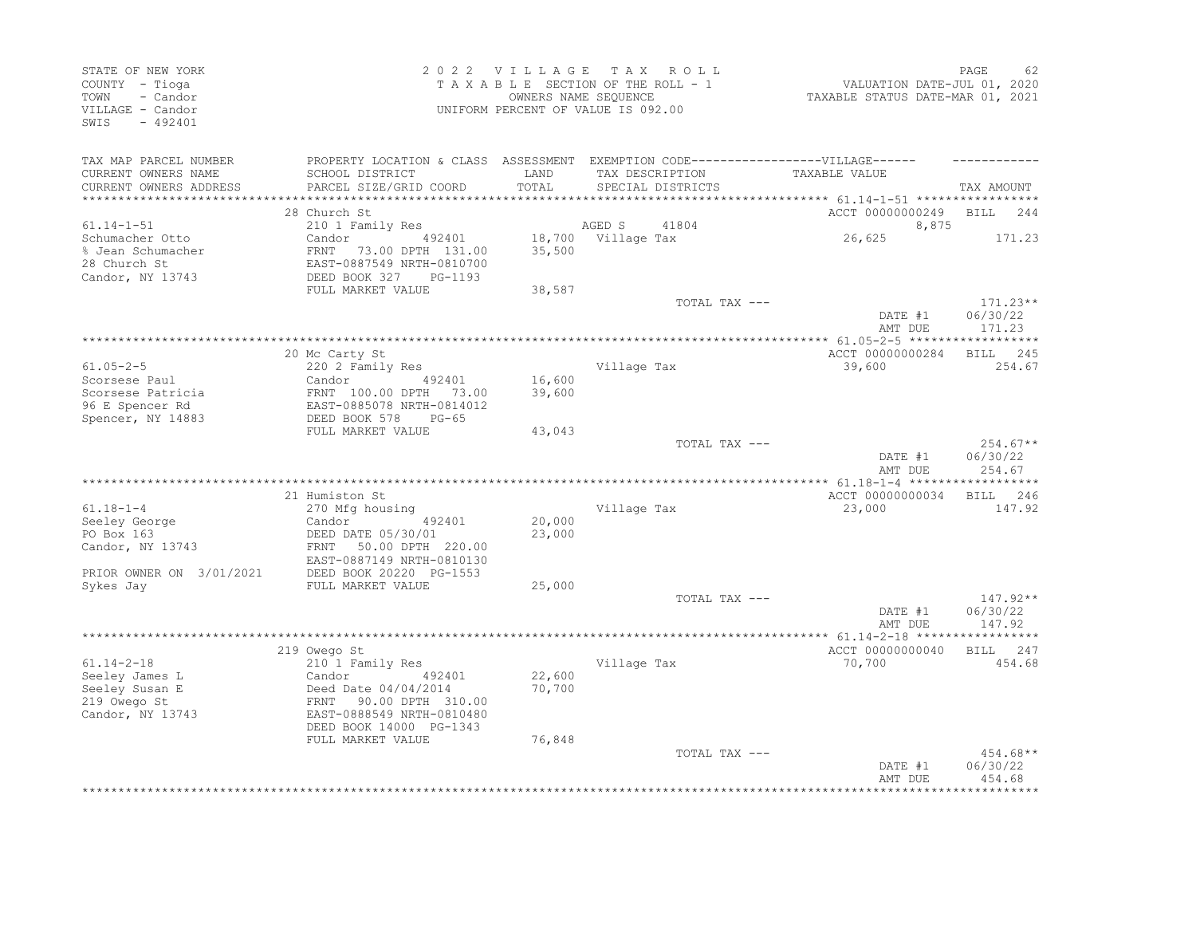STATE OF NEW YORK
COUNTY - Tioga
TOWN - Candor
VILLAGE - Candor
SWIS - 492401

2022 VILLAGE TAX ROLL
TAXABLE SECTION OF THE ROLL - 1
OWNERS NAME SEQUENCE
UNIFORM PERCENT OF VALUE IS 092.00

VALUATION DATE-JUL 01, 2020
TAXABLE STATUS DATE-MAR 01, 2021

| TAX MAP PARCEL NUMBER / CURRENT OWNERS NAME / CURRENT OWNERS ADDRESS | PROPERTY LOCATION & CLASS / SCHOOL DISTRICT / PARCEL SIZE/GRID COORD | ASSESSMENT LAND / TOTAL | EXEMPTION CODE / TAX DESCRIPTION / SPECIAL DISTRICTS | VILLAGE TAXABLE VALUE | TAX AMOUNT |
|---|---|---|---|---|---|
| 61.14-1-51 | 28 Church St | | | ACCT 00000000249 | BILL 244 |
| | 210 1 Family Res | | AGED S 41804 | 8,875 | |
| Schumacher Otto | Candor 492401 | 18,700 | Village Tax | 26,625 | 171.23 |
| % Jean Schumacher | FRNT 73.00 DPTH 131.00 | 35,500 | | | |
| 28 Church St | EAST-0887549 NRTH-0810700 | | | | |
| Candor, NY 13743 | DEED BOOK 327 PG-1193 | | | | |
| | FULL MARKET VALUE | 38,587 | | | |
| | | | TOTAL TAX --- | | 171.23** |
| | | | | DATE #1 | 06/30/22 |
| | | | | AMT DUE | 171.23 |
| 61.05-2-5 | 20 Mc Carty St | | | ACCT 00000000284 | BILL 245 |
| | 220 2 Family Res | | Village Tax | 39,600 | 254.67 |
| Scorsese Paul | Candor 492401 | 16,600 | | | |
| Scorsese Patricia | FRNT 100.00 DPTH 73.00 | 39,600 | | | |
| 96 E Spencer Rd | EAST-0885078 NRTH-0814012 | | | | |
| Spencer, NY 14883 | DEED BOOK 578 PG-65 | | | | |
| | FULL MARKET VALUE | 43,043 | | | |
| | | | TOTAL TAX --- | | 254.67** |
| | | | | DATE #1 | 06/30/22 |
| | | | | AMT DUE | 254.67 |
| 61.18-1-4 | 21 Humiston St | | | ACCT 00000000034 | BILL 246 |
| | 270 Mfg housing | | Village Tax | 23,000 | 147.92 |
| Seeley George | Candor 492401 | 20,000 | | | |
| PO Box 163 | DEED DATE 05/30/01 | 23,000 | | | |
| Candor, NY 13743 | FRNT 50.00 DPTH 220.00 | | | | |
| | EAST-0887149 NRTH-0810130 | | | | |
| PRIOR OWNER ON 3/01/2021 | DEED BOOK 20220 PG-1553 | | | | |
| Sykes Jay | FULL MARKET VALUE | 25,000 | | | |
| | | | TOTAL TAX --- | | 147.92** |
| | | | | DATE #1 | 06/30/22 |
| | | | | AMT DUE | 147.92 |
| 61.14-2-18 | 219 Owego St | | | ACCT 00000000040 | BILL 247 |
| | 210 1 Family Res | | Village Tax | 70,700 | 454.68 |
| Seeley James L | Candor 492401 | 22,600 | | | |
| Seeley Susan E | Deed Date 04/04/2014 | 70,700 | | | |
| 219 Owego St | FRNT 90.00 DPTH 310.00 | | | | |
| Candor, NY 13743 | EAST-0888549 NRTH-0810480 | | | | |
| | DEED BOOK 14000 PG-1343 | | | | |
| | FULL MARKET VALUE | 76,848 | | | |
| | | | TOTAL TAX --- | | 454.68** |
| | | | | DATE #1 | 06/30/22 |
| | | | | AMT DUE | 454.68 |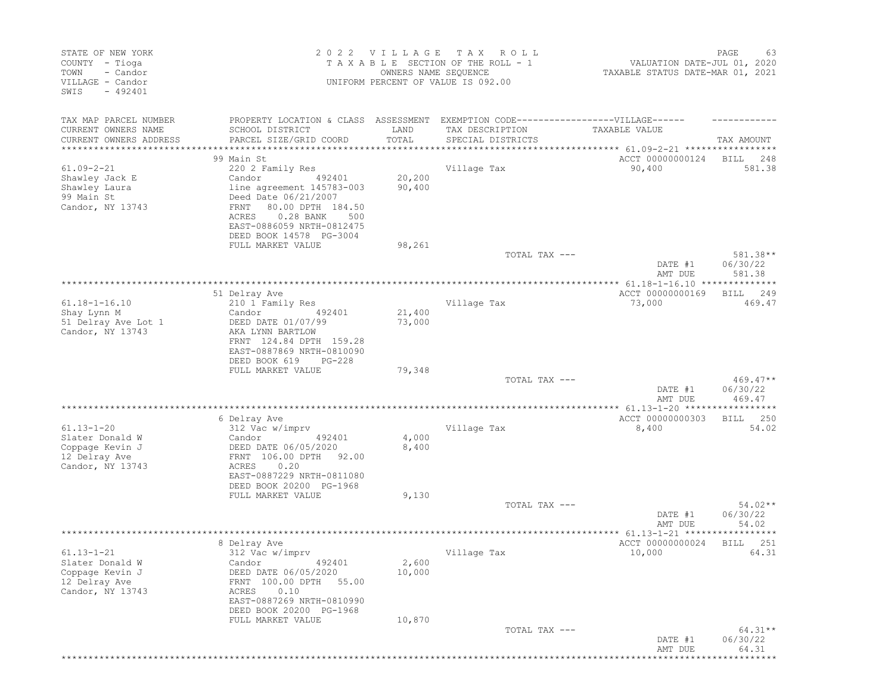STATE OF NEW YORK
COUNTY - Tioga
TOWN - Candor
VILLAGE - Candor
SWIS - 492401

2022 VILLAGE TAX ROLL
TAXABLE SECTION OF THE ROLL - 1
OWNERS NAME SEQUENCE
UNIFORM PERCENT OF VALUE IS 092.00

VALUATION DATE-JUL 01, 2020
TAXABLE STATUS DATE-MAR 01, 2021

| TAX MAP PARCEL NUMBER / CURRENT OWNERS NAME / CURRENT OWNERS ADDRESS | PROPERTY LOCATION & CLASS / SCHOOL DISTRICT / PARCEL SIZE/GRID COORD | ASSESSMENT LAND / TOTAL | EXEMPTION CODE / TAX DESCRIPTION / SPECIAL DISTRICTS | TAXABLE VALUE | TAX AMOUNT |
|---|---|---|---|---|---|
| 61.09-2-21 | 99 Main St | | | ACCT 00000000124 | BILL 248 |
| Shawley Jack E | 220 2 Family Res | | Village Tax | 90,400 | 581.38 |
| Shawley Laura | Candor 492401 | 20,200 | | | |
| 99 Main St | line agreement 145783-003 | 90,400 | | | |
| Candor, NY 13743 | Deed Date 06/21/2007 | | | | |
| | FRNT 80.00 DPTH 184.50 | | | | |
| | ACRES 0.28 BANK 500 | | | | |
| | EAST-0886059 NRTH-0812475 | | | | |
| | DEED BOOK 14578 PG-3004 | | | | |
| | FULL MARKET VALUE | 98,261 | | | |
| | | | TOTAL TAX --- | | 581.38** |
| | | | | DATE #1 | 06/30/22 |
| | | | | AMT DUE | 581.38 |
| 61.18-1-16.10 | 51 Delray Ave | | | ACCT 00000000169 | BILL 249 |
| Shay Lynn M | 210 1 Family Res | | Village Tax | 73,000 | 469.47 |
| 51 Delray Ave Lot 1 | Candor 492401 | 21,400 | | | |
| Candor, NY 13743 | DEED DATE 01/07/99 | 73,000 | | | |
| | AKA LYNN BARTLOW | | | | |
| | FRNT 124.84 DPTH 159.28 | | | | |
| | EAST-0887869 NRTH-0810090 | | | | |
| | DEED BOOK 619 PG-228 | | | | |
| | FULL MARKET VALUE | 79,348 | | | |
| | | | TOTAL TAX --- | | 469.47** |
| | | | | DATE #1 | 06/30/22 |
| | | | | AMT DUE | 469.47 |
| 61.13-1-20 | 6 Delray Ave | | | ACCT 00000000303 | BILL 250 |
| Slater Donald W | 312 Vac w/imprv | | Village Tax | 8,400 | 54.02 |
| Coppage Kevin J | Candor 492401 | 4,000 | | | |
| 12 Delray Ave | DEED DATE 06/05/2020 | 8,400 | | | |
| Candor, NY 13743 | FRNT 106.00 DPTH 92.00 | | | | |
| | ACRES 0.20 | | | | |
| | EAST-0887229 NRTH-0811080 | | | | |
| | DEED BOOK 20200 PG-1968 | | | | |
| | FULL MARKET VALUE | 9,130 | | | |
| | | | TOTAL TAX --- | | 54.02** |
| | | | | DATE #1 | 06/30/22 |
| | | | | AMT DUE | 54.02 |
| 61.13-1-21 | 8 Delray Ave | | | ACCT 00000000024 | BILL 251 |
| Slater Donald W | 312 Vac w/imprv | | Village Tax | 10,000 | 64.31 |
| Coppage Kevin J | Candor 492401 | 2,600 | | | |
| 12 Delray Ave | DEED DATE 06/05/2020 | 10,000 | | | |
| Candor, NY 13743 | FRNT 100.00 DPTH 55.00 | | | | |
| | ACRES 0.10 | | | | |
| | EAST-0887269 NRTH-0810990 | | | | |
| | DEED BOOK 20200 PG-1968 | | | | |
| | FULL MARKET VALUE | 10,870 | | | |
| | | | TOTAL TAX --- | | 64.31** |
| | | | | DATE #1 | 06/30/22 |
| | | | | AMT DUE | 64.31 |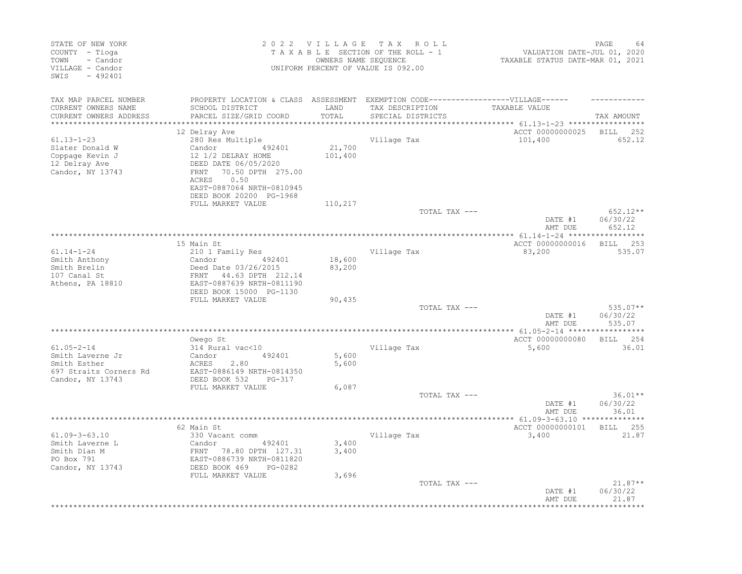STATE OF NEW YORK
COUNTY - Tioga
TOWN - Candor
VILLAGE - Candor
SWIS - 492401

2022 VILLAGE TAX ROLL
TAXABLE SECTION OF THE ROLL - 1
OWNERS NAME SEQUENCE
UNIFORM PERCENT OF VALUE IS 092.00

VALUATION DATE-JUL 01, 2020
TAXABLE STATUS DATE-MAR 01, 2021

| TAX MAP PARCEL NUMBER / CURRENT OWNERS NAME / CURRENT OWNERS ADDRESS | PROPERTY LOCATION & CLASS / SCHOOL DISTRICT / PARCEL SIZE/GRID COORD | ASSESSMENT LAND / TOTAL | EXEMPTION CODE / TAX DESCRIPTION / SPECIAL DISTRICTS | TAXABLE VALUE | TAX AMOUNT |
|---|---|---|---|---|---|
| 61.13-1-23 | 12 Delray Ave | | | ACCT 00000000025 | BILL 252 |
| 61.13-1-23 | 280 Res Multiple | | Village Tax | 101,400 | 652.12 |
| Slater Donald W | Candor 492401 | 21,700 | | | |
| Coppage Kevin J | 12 1/2 DELRAY HOME | 101,400 | | | |
| 12 Delray Ave | DEED DATE 06/05/2020 | | | | |
| Candor, NY 13743 | FRNT 70.50 DPTH 275.00 | | | | |
| | ACRES 0.50 | | | | |
| | EAST-0887064 NRTH-0810945 | | | | |
| | DEED BOOK 20200 PG-1968 | | | | |
| | FULL MARKET VALUE | 110,217 | | | |
| | | | TOTAL TAX --- | | 652.12** |
| | | | | DATE #1 | 06/30/22 |
| | | | | AMT DUE | 652.12 |
| 61.14-1-24 | 15 Main St | | | ACCT 00000000016 | BILL 253 |
| 61.14-1-24 | 210 1 Family Res | | Village Tax | 83,200 | 535.07 |
| Smith Anthony | Candor 492401 | 18,600 | | | |
| Smith Brelin | Deed Date 03/26/2015 | 83,200 | | | |
| 107 Canal St | FRNT 44.63 DPTH 212.14 | | | | |
| Athens, PA 18810 | EAST-0887639 NRTH-0811190 | | | | |
| | DEED BOOK 15000 PG-1130 | | | | |
| | FULL MARKET VALUE | 90,435 | | | |
| | | | TOTAL TAX --- | | 535.07** |
| | | | | DATE #1 | 06/30/22 |
| | | | | AMT DUE | 535.07 |
| 61.05-2-14 | Owego St | | | ACCT 00000000080 | BILL 254 |
| 61.05-2-14 | 314 Rural vac<10 | | Village Tax | 5,600 | 36.01 |
| Smith Laverne Jr | Candor 492401 | 5,600 | | | |
| Smith Esther | ACRES 2.80 | 5,600 | | | |
| 697 Straits Corners Rd | EAST-0886149 NRTH-0814350 | | | | |
| Candor, NY 13743 | DEED BOOK 532 PG-317 | | | | |
| | FULL MARKET VALUE | 6,087 | | | |
| | | | TOTAL TAX --- | | 36.01** |
| | | | | DATE #1 | 06/30/22 |
| | | | | AMT DUE | 36.01 |
| 61.09-3-63.10 | 62 Main St | | | ACCT 00000000101 | BILL 255 |
| 61.09-3-63.10 | 330 Vacant comm | | Village Tax | 3,400 | 21.87 |
| Smith Laverne L | Candor 492401 | 3,400 | | | |
| Smith Dian M | FRNT 78.80 DPTH 127.31 | 3,400 | | | |
| PO Box 791 | EAST-0886739 NRTH-0811820 | | | | |
| Candor, NY 13743 | DEED BOOK 469 PG-0282 | | | | |
| | FULL MARKET VALUE | 3,696 | | | |
| | | | TOTAL TAX --- | | 21.87** |
| | | | | DATE #1 | 06/30/22 |
| | | | | AMT DUE | 21.87 |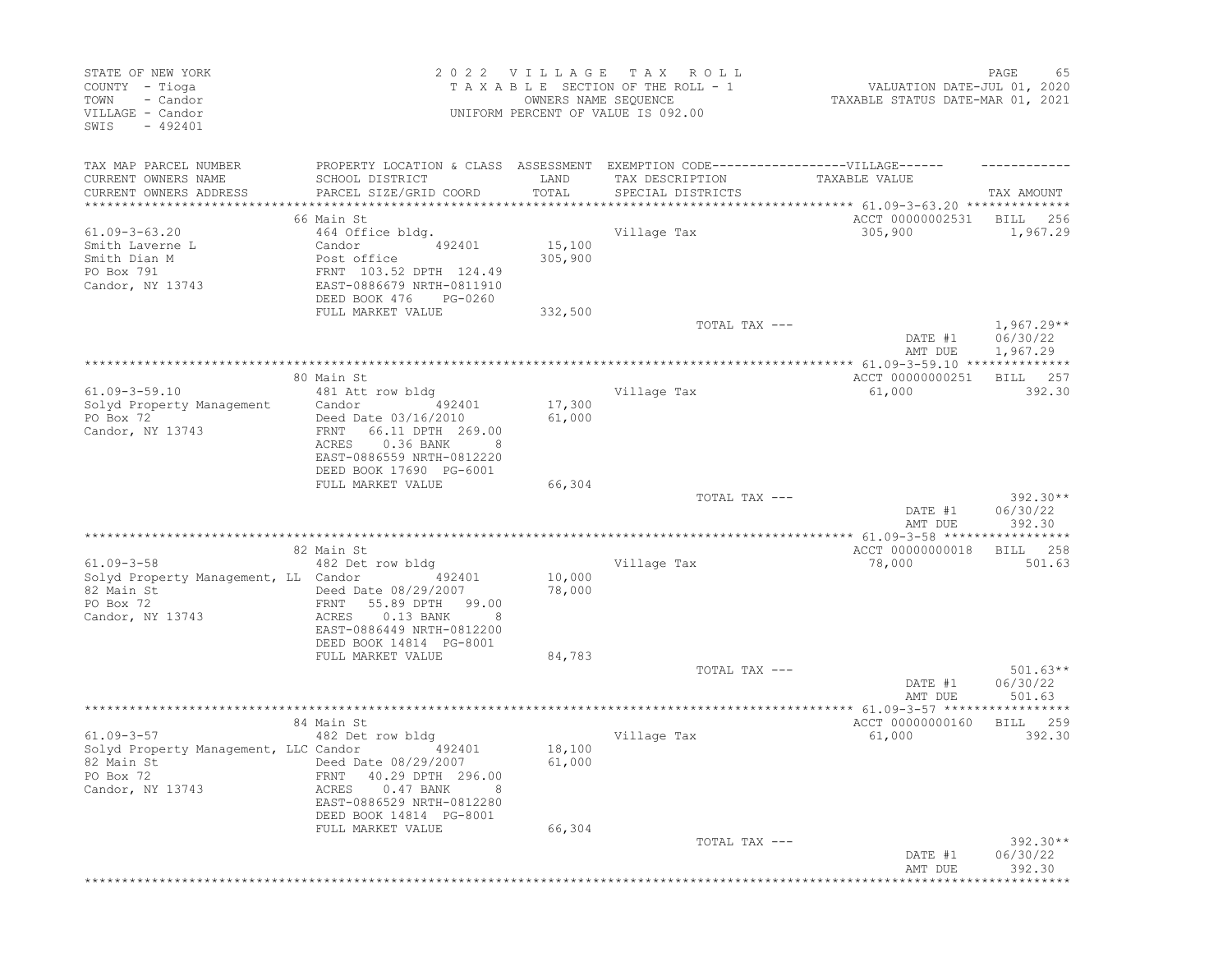STATE OF NEW YORK
COUNTY - Tioga
TOWN - Candor
VILLAGE - Candor
SWIS - 492401

2 0 2 2 V I L L A G E T A X R O L L
T A X A B L E SECTION OF THE ROLL - 1
OWNERS NAME SEQUENCE
UNIFORM PERCENT OF VALUE IS 092.00

VALUATION DATE-JUL 01, 2020
TAXABLE STATUS DATE-MAR 01, 2021

| TAX MAP PARCEL NUMBER / CURRENT OWNERS NAME / CURRENT OWNERS ADDRESS | PROPERTY LOCATION & CLASS / SCHOOL DISTRICT / PARCEL SIZE/GRID COORD | ASSESSMENT LAND / TOTAL | EXEMPTION CODE / TAX DESCRIPTION / SPECIAL DISTRICTS | VILLAGE TAXABLE VALUE | TAX AMOUNT |
|---|---|---|---|---|---|
| 61.09-3-63.20 | 66 Main St | | | ACCT 00000002531 | BILL 256 |
| Smith Laverne L | 464 Office bldg. | | Village Tax | 305,900 | 1,967.29 |
| Smith Dian M | Candor 492401 | 15,100 | | | |
| PO Box 791 | Post office | 305,900 | | | |
| Candor, NY 13743 | FRNT 103.52 DPTH 124.49 | | | | |
| | EAST-0886679 NRTH-0811910 | | | | |
| | DEED BOOK 476 PG-0260 | | | | |
| | FULL MARKET VALUE | 332,500 | | | |
| | | | TOTAL TAX --- | | 1,967.29** |
| | | | | DATE #1 | 06/30/22 |
| | | | | AMT DUE | 1,967.29 |
| 61.09-3-59.10 | 80 Main St | | | ACCT 00000000251 | BILL 257 |
| Solyd Property Management | 481 Att row bldg | | Village Tax | 61,000 | 392.30 |
| PO Box 72 | Candor 492401 | 17,300 | | | |
| Candor, NY 13743 | Deed Date 03/16/2010 | 61,000 | | | |
| | FRNT 66.11 DPTH 269.00 | | | | |
| | ACRES 0.36 BANK 8 | | | | |
| | EAST-0886559 NRTH-0812220 | | | | |
| | DEED BOOK 17690 PG-6001 | | | | |
| | FULL MARKET VALUE | 66,304 | | | |
| | | | TOTAL TAX --- | | 392.30** |
| | | | | DATE #1 | 06/30/22 |
| | | | | AMT DUE | 392.30 |
| 61.09-3-58 | 82 Main St | | | ACCT 00000000018 | BILL 258 |
| Solyd Property Management, LL | 482 Det row bldg | | Village Tax | 78,000 | 501.63 |
| 82 Main St | Candor 492401 | 10,000 | | | |
| PO Box 72 | Deed Date 08/29/2007 | 78,000 | | | |
| Candor, NY 13743 | FRNT 55.89 DPTH 99.00 | | | | |
| | ACRES 0.13 BANK 8 | | | | |
| | EAST-0886449 NRTH-0812200 | | | | |
| | DEED BOOK 14814 PG-8001 | | | | |
| | FULL MARKET VALUE | 84,783 | | | |
| | | | TOTAL TAX --- | | 501.63** |
| | | | | DATE #1 | 06/30/22 |
| | | | | AMT DUE | 501.63 |
| 61.09-3-57 | 84 Main St | | | ACCT 00000000160 | BILL 259 |
| Solyd Property Management, LLC | 482 Det row bldg | | Village Tax | 61,000 | 392.30 |
| 82 Main St | Candor 492401 | 18,100 | | | |
| PO Box 72 | Deed Date 08/29/2007 | 61,000 | | | |
| Candor, NY 13743 | FRNT 40.29 DPTH 296.00 | | | | |
| | ACRES 0.47 BANK 8 | | | | |
| | EAST-0886529 NRTH-0812280 | | | | |
| | DEED BOOK 14814 PG-8001 | | | | |
| | FULL MARKET VALUE | 66,304 | | | |
| | | | TOTAL TAX --- | | 392.30** |
| | | | | DATE #1 | 06/30/22 |
| | | | | AMT DUE | 392.30 |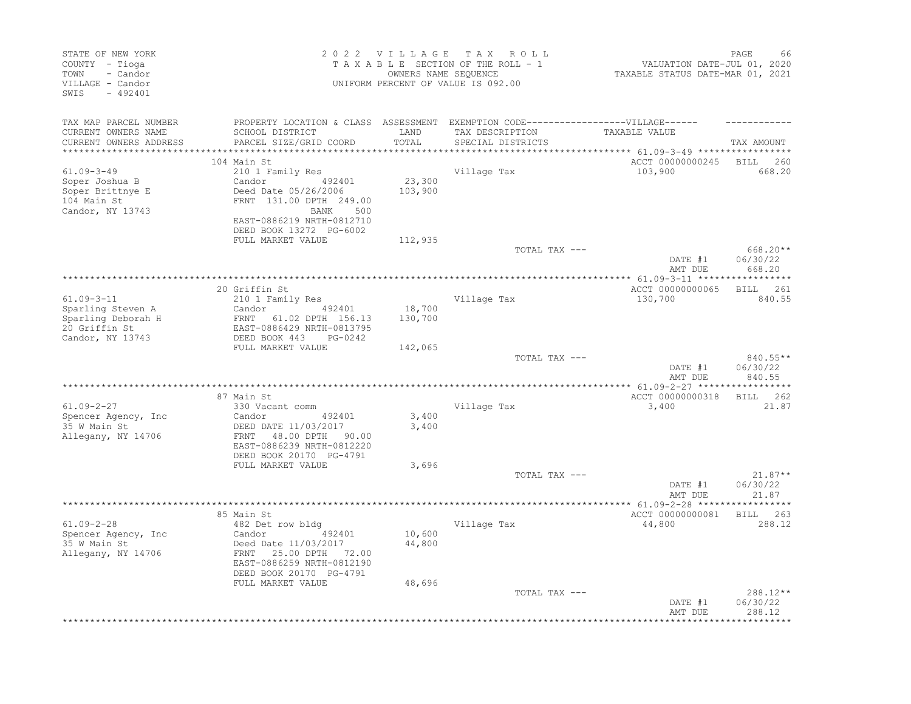STATE OF NEW YORK
COUNTY - Tioga
TOWN - Candor
VILLAGE - Candor
SWIS - 492401

2022 VILLAGE TAX ROLL
TAXABLE SECTION OF THE ROLL - 1
OWNERS NAME SEQUENCE
UNIFORM PERCENT OF VALUE IS 092.00

VALUATION DATE-JUL 01, 2020
TAXABLE STATUS DATE-MAR 01, 2021

| TAX MAP PARCEL NUMBER / CURRENT OWNERS NAME / CURRENT OWNERS ADDRESS | PROPERTY LOCATION & CLASS / SCHOOL DISTRICT / PARCEL SIZE/GRID COORD | ASSESSMENT LAND / TOTAL | EXEMPTION CODE / TAX DESCRIPTION / SPECIAL DISTRICTS | VILLAGE TAXABLE VALUE | TAX AMOUNT |
|---|---|---|---|---|---|
| **61.09-3-49** | 104 Main St | | | ACCT 00000000245 | BILL 260 |
| Soper Joshua B | 210 1 Family Res | | Village Tax | 103,900 | 668.20 |
| Soper Brittnye E | Candor 492401 | 23,300 | | | |
| 104 Main St | Deed Date 05/26/2006 | 103,900 | | | |
| Candor, NY 13743 | FRNT 131.00 DPTH 249.00 | | | | |
| | BANK 500 | | | | |
| | EAST-0886219 NRTH-0812710 | | | | |
| | DEED BOOK 13272 PG-6002 | | | | |
| | FULL MARKET VALUE | 112,935 | | | |
| | | | TOTAL TAX --- | | 668.20** |
| | | | | DATE #1 | 06/30/22 |
| | | | | AMT DUE | 668.20 |
| **61.09-3-11** | 20 Griffin St | | | ACCT 00000000065 | BILL 261 |
| Sparling Steven A | 210 1 Family Res | | Village Tax | 130,700 | 840.55 |
| Sparling Deborah H | Candor 492401 | 18,700 | | | |
| 20 Griffin St | FRNT 61.02 DPTH 156.13 | 130,700 | | | |
| Candor, NY 13743 | EAST-0886429 NRTH-0813795 | | | | |
| | DEED BOOK 443 PG-0242 | | | | |
| | FULL MARKET VALUE | 142,065 | | | |
| | | | TOTAL TAX --- | | 840.55** |
| | | | | DATE #1 | 06/30/22 |
| | | | | AMT DUE | 840.55 |
| **61.09-2-27** | 87 Main St | | | ACCT 00000000318 | BILL 262 |
| Spencer Agency, Inc | 330 Vacant comm | | Village Tax | 3,400 | 21.87 |
| 35 W Main St | Candor 492401 | 3,400 | | | |
| Allegany, NY 14706 | DEED DATE 11/03/2017 | 3,400 | | | |
| | FRNT 48.00 DPTH 90.00 | | | | |
| | EAST-0886239 NRTH-0812220 | | | | |
| | DEED BOOK 20170 PG-4791 | | | | |
| | FULL MARKET VALUE | 3,696 | | | |
| | | | TOTAL TAX --- | | 21.87** |
| | | | | DATE #1 | 06/30/22 |
| | | | | AMT DUE | 21.87 |
| **61.09-2-28** | 85 Main St | | | ACCT 00000000081 | BILL 263 |
| Spencer Agency, Inc | 482 Det row bldg | | Village Tax | 44,800 | 288.12 |
| 35 W Main St | Candor 492401 | 10,600 | | | |
| Allegany, NY 14706 | Deed Date 11/03/2017 | 44,800 | | | |
| | FRNT 25.00 DPTH 72.00 | | | | |
| | EAST-0886259 NRTH-0812190 | | | | |
| | DEED BOOK 20170 PG-4791 | | | | |
| | FULL MARKET VALUE | 48,696 | | | |
| | | | TOTAL TAX --- | | 288.12** |
| | | | | DATE #1 | 06/30/22 |
| | | | | AMT DUE | 288.12 |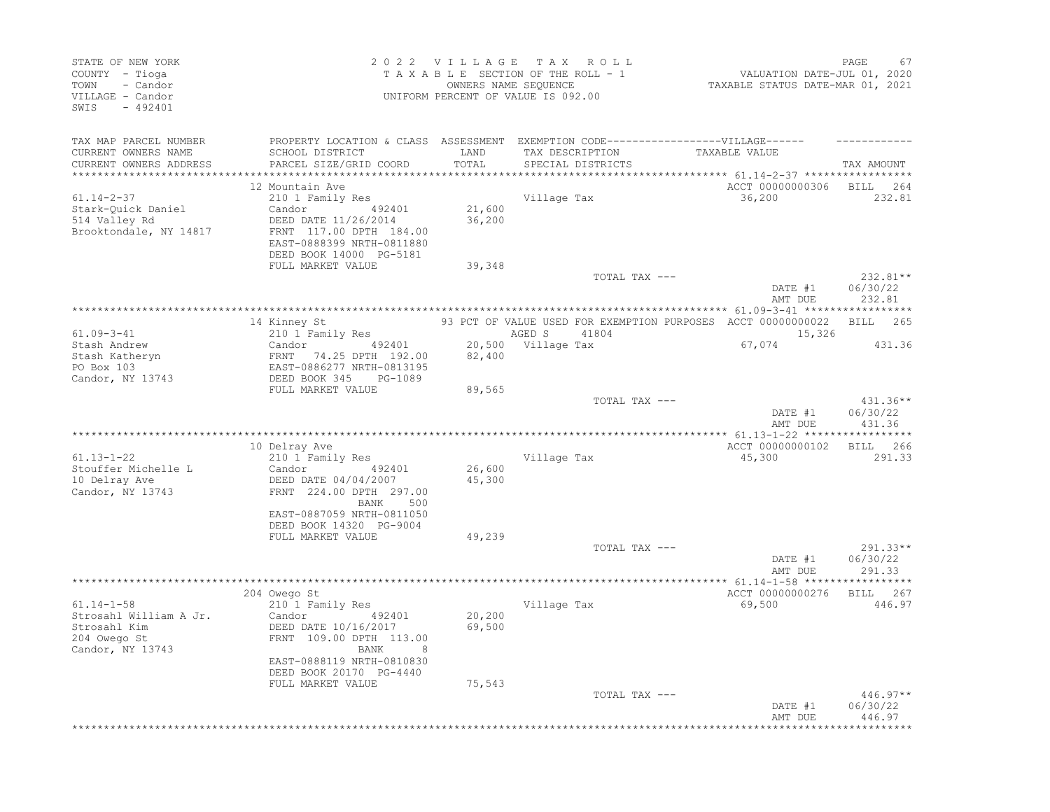STATE OF NEW YORK
COUNTY - Tioga
TOWN - Candor
VILLAGE - Candor
SWIS - 492401

2 0 2 2 V I L L A G E T A X R O L L
T A X A B L E SECTION OF THE ROLL - 1
OWNERS NAME SEQUENCE
UNIFORM PERCENT OF VALUE IS 092.00

VALUATION DATE-JUL 01, 2020
TAXABLE STATUS DATE-MAR 01, 2021

| TAX MAP PARCEL NUMBER / CURRENT OWNERS NAME / CURRENT OWNERS ADDRESS | PROPERTY LOCATION & CLASS / SCHOOL DISTRICT / PARCEL SIZE/GRID COORD | ASSESSMENT LAND / TOTAL | EXEMPTION CODE / TAX DESCRIPTION / SPECIAL DISTRICTS | VILLAGE TAXABLE VALUE | TAX AMOUNT |
|---|---|---|---|---|---|
| **61.14-2-37** | 12 Mountain Ave | | | ACCT 00000000306 | BILL 264 |
| Stark-Quick Daniel | 210 1 Family Res | | Village Tax | 36,200 | 232.81 |
| 514 Valley Rd | Candor 492401 | 21,600 | | | |
| Brooktondale, NY 14817 | DEED DATE 11/26/2014 | 36,200 | | | |
| | FRNT 117.00 DPTH 184.00 | | | | |
| | EAST-0888399 NRTH-0811880 | | | | |
| | DEED BOOK 14000 PG-5181 | | | | |
| | FULL MARKET VALUE | 39,348 | | | |
| | | | TOTAL TAX --- | | 232.81** |
| | | | | DATE #1 | 06/30/22 |
| | | | | AMT DUE | 232.81 |
| **61.09-3-41** | 14 Kinney St | | 93 PCT OF VALUE USED FOR EXEMPTION PURPOSES | ACCT 00000000022 | BILL 265 |
| Stash Andrew | 210 1 Family Res | | AGED S 41804 | 15,326 | |
| Stash Katheryn | Candor 492401 | 20,500 | Village Tax | 67,074 | 431.36 |
| PO Box 103 | FRNT 74.25 DPTH 192.00 | 82,400 | | | |
| Candor, NY 13743 | EAST-0886277 NRTH-0813195 | | | | |
| | DEED BOOK 345 PG-1089 | | | | |
| | FULL MARKET VALUE | 89,565 | | | |
| | | | TOTAL TAX --- | | 431.36** |
| | | | | DATE #1 | 06/30/22 |
| | | | | AMT DUE | 431.36 |
| **61.13-1-22** | 10 Delray Ave | | | ACCT 00000000102 | BILL 266 |
| Stouffer Michelle L | 210 1 Family Res | | Village Tax | 45,300 | 291.33 |
| 10 Delray Ave | Candor 492401 | 26,600 | | | |
| Candor, NY 13743 | DEED DATE 04/04/2007 | 45,300 | | | |
| | FRNT 224.00 DPTH 297.00 | | | | |
| | BANK 500 | | | | |
| | EAST-0887059 NRTH-0811050 | | | | |
| | DEED BOOK 14320 PG-9004 | | | | |
| | FULL MARKET VALUE | 49,239 | | | |
| | | | TOTAL TAX --- | | 291.33** |
| | | | | DATE #1 | 06/30/22 |
| | | | | AMT DUE | 291.33 |
| **61.14-1-58** | 204 Owego St | | | ACCT 00000000276 | BILL 267 |
| Strosahl William A Jr. | 210 1 Family Res | | Village Tax | 69,500 | 446.97 |
| Strosahl Kim | Candor 492401 | 20,200 | | | |
| 204 Owego St | DEED DATE 10/16/2017 | 69,500 | | | |
| Candor, NY 13743 | FRNT 109.00 DPTH 113.00 | | | | |
| | BANK 8 | | | | |
| | EAST-0888119 NRTH-0810830 | | | | |
| | DEED BOOK 20170 PG-4440 | | | | |
| | FULL MARKET VALUE | 75,543 | | | |
| | | | TOTAL TAX --- | | 446.97** |
| | | | | DATE #1 | 06/30/22 |
| | | | | AMT DUE | 446.97 |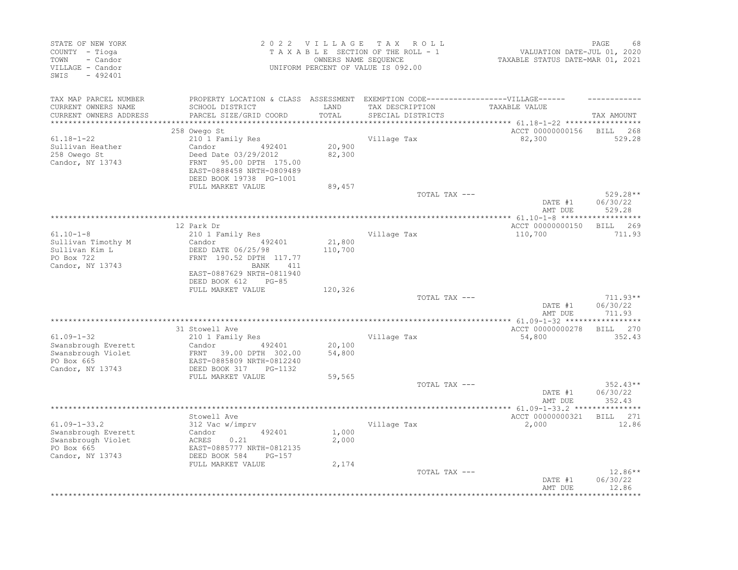STATE OF NEW YORK
COUNTY - Tioga
TOWN - Candor
VILLAGE - Candor
SWIS - 492401

2022 VILLAGE TAX ROLL
TAXABLE SECTION OF THE ROLL - 1
OWNERS NAME SEQUENCE
UNIFORM PERCENT OF VALUE IS 092.00

VALUATION DATE-JUL 01, 2020
TAXABLE STATUS DATE-MAR 01, 2021

| TAX MAP PARCEL NUMBER / CURRENT OWNERS NAME / CURRENT OWNERS ADDRESS | PROPERTY LOCATION & CLASS / SCHOOL DISTRICT / PARCEL SIZE/GRID COORD | ASSESSMENT LAND / TOTAL | EXEMPTION CODE / TAX DESCRIPTION / SPECIAL DISTRICTS | TAXABLE VALUE | TAX AMOUNT |
|---|---|---|---|---|---|
| | 258 Owego St | | | ACCT 00000000156 | BILL 268 |
| 61.18-1-22 | 210 1 Family Res | | Village Tax | 82,300 | 529.28 |
| Sullivan Heather | Candor 492401 | 20,900 | | | |
| 258 Owego St | Deed Date 03/29/2012 | 82,300 | | | |
| Candor, NY 13743 | FRNT 95.00 DPTH 175.00 | | | | |
| | EAST-0888458 NRTH-0809489 | | | | |
| | DEED BOOK 19738 PG-1001 | | | | |
| | FULL MARKET VALUE | 89,457 | | | |
| | | | TOTAL TAX --- | | 529.28** |
| | | | | DATE #1 | 06/30/22 |
| | | | | AMT DUE | 529.28 |
| | 12 Park Dr | | | ACCT 00000000150 | BILL 269 |
| 61.10-1-8 | 210 1 Family Res | | Village Tax | 110,700 | 711.93 |
| Sullivan Timothy M | Candor 492401 | 21,800 | | | |
| Sullivan Kim L | DEED DATE 06/25/98 | 110,700 | | | |
| PO Box 722 | FRNT 190.52 DPTH 117.77 | | | | |
| Candor, NY 13743 | BANK 411 | | | | |
| | EAST-0887629 NRTH-0811940 | | | | |
| | DEED BOOK 612 PG-85 | | | | |
| | FULL MARKET VALUE | 120,326 | | | |
| | | | TOTAL TAX --- | | 711.93** |
| | | | | DATE #1 | 06/30/22 |
| | | | | AMT DUE | 711.93 |
| | 31 Stowell Ave | | | ACCT 00000000278 | BILL 270 |
| 61.09-1-32 | 210 1 Family Res | | Village Tax | 54,800 | 352.43 |
| Swansbrough Everett | Candor 492401 | 20,100 | | | |
| Swansbrough Violet | FRNT 39.00 DPTH 302.00 | 54,800 | | | |
| PO Box 665 | EAST-0885809 NRTH-0812240 | | | | |
| Candor, NY 13743 | DEED BOOK 317 PG-1132 | | | | |
| | FULL MARKET VALUE | 59,565 | | | |
| | | | TOTAL TAX --- | | 352.43** |
| | | | | DATE #1 | 06/30/22 |
| | | | | AMT DUE | 352.43 |
| | Stowell Ave | | | ACCT 00000000321 | BILL 271 |
| 61.09-1-33.2 | 312 Vac w/imprv | | Village Tax | 2,000 | 12.86 |
| Swansbrough Everett | Candor 492401 | 1,000 | | | |
| Swansbrough Violet | ACRES 0.21 | 2,000 | | | |
| PO Box 665 | EAST-0885777 NRTH-0812135 | | | | |
| Candor, NY 13743 | DEED BOOK 584 PG-157 | | | | |
| | FULL MARKET VALUE | 2,174 | | | |
| | | | TOTAL TAX --- | | 12.86** |
| | | | | DATE #1 | 06/30/22 |
| | | | | AMT DUE | 12.86 |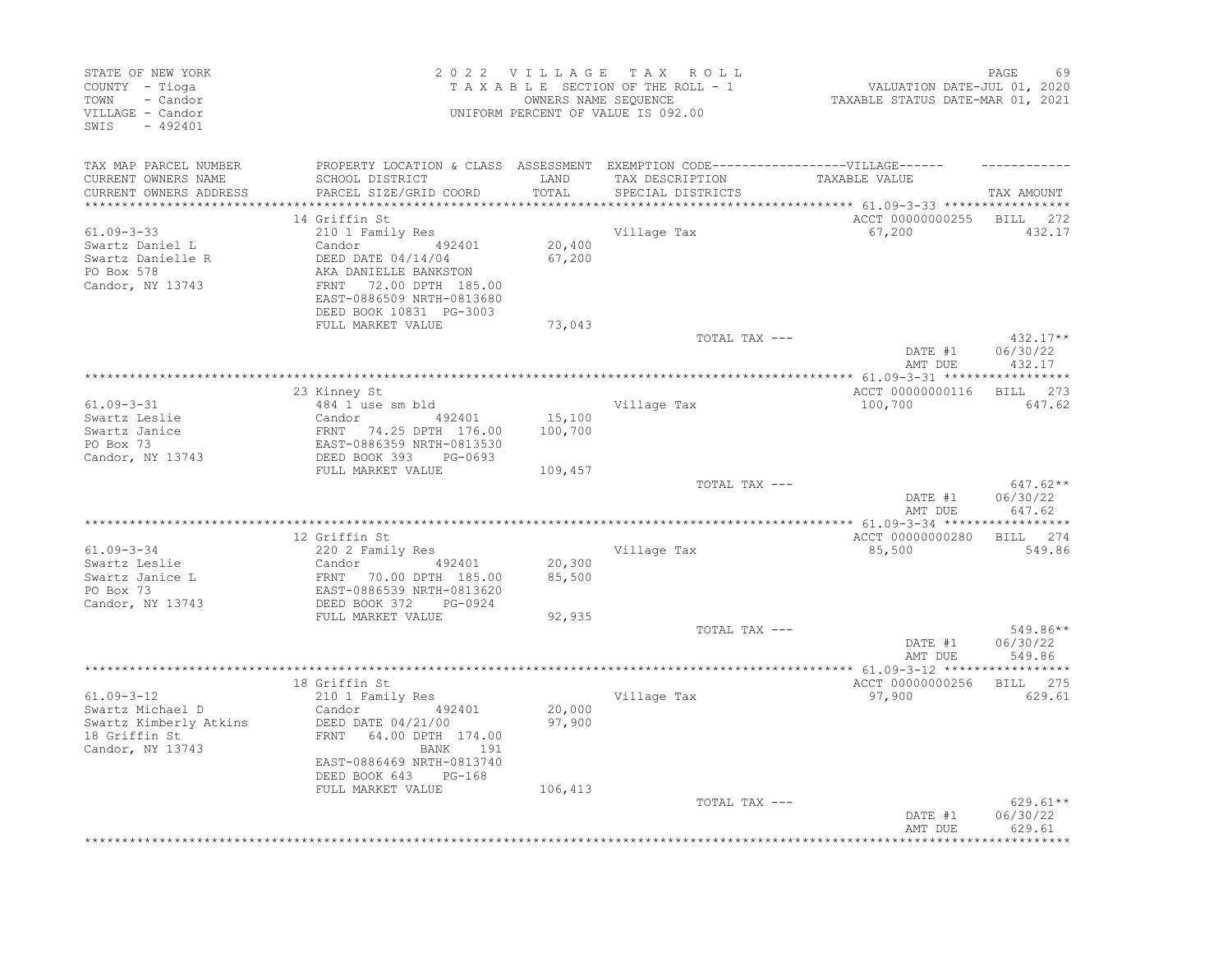STATE OF NEW YORK
COUNTY - Tioga
TOWN - Candor
VILLAGE - Candor
SWIS - 492401

2 0 2 2 V I L L A G E T A X R O L L
T A X A B L E SECTION OF THE ROLL - 1
OWNERS NAME SEQUENCE
UNIFORM PERCENT OF VALUE IS 092.00

VALUATION DATE-JUL 01, 2020
TAXABLE STATUS DATE-MAR 01, 2021

| TAX MAP PARCEL NUMBER / CURRENT OWNERS NAME / CURRENT OWNERS ADDRESS | PROPERTY LOCATION & CLASS / SCHOOL DISTRICT / PARCEL SIZE/GRID COORD | ASSESSMENT LAND / TOTAL | EXEMPTION CODE / TAX DESCRIPTION / SPECIAL DISTRICTS | VILLAGE TAXABLE VALUE | TAX AMOUNT |
|---|---|---|---|---|---|

**61.09-3-33** — 14 Griffin St — ACCT 00000000255 BILL 272

| | | | | | |
|---|---|---|---|---|---|
| 61.09-3-33 | 210 1 Family Res | | Village Tax | 67,200 | 432.17 |
| Swartz Daniel L | Candor 492401 | 20,400 | | | |
| Swartz Danielle R | DEED DATE 04/14/04 | 67,200 | | | |
| PO Box 578 | AKA DANIELLE BANKSTON | | | | |
| Candor, NY 13743 | FRNT 72.00 DPTH 185.00 | | | | |
| | EAST-0886509 NRTH-0813680 | | | | |
| | DEED BOOK 10831 PG-3003 | | | | |
| | FULL MARKET VALUE | 73,043 | | | |
| | | | TOTAL TAX --- | | 432.17** |
| | | | | DATE #1 | 06/30/22 |
| | | | | AMT DUE | 432.17 |

**61.09-3-31** — 23 Kinney St — ACCT 00000000116 BILL 273

| | | | | | |
|---|---|---|---|---|---|
| 61.09-3-31 | 484 1 use sm bld | | Village Tax | 100,700 | 647.62 |
| Swartz Leslie | Candor 492401 | 15,100 | | | |
| Swartz Janice | FRNT 74.25 DPTH 176.00 | 100,700 | | | |
| PO Box 73 | EAST-0886359 NRTH-0813530 | | | | |
| Candor, NY 13743 | DEED BOOK 393 PG-0693 | | | | |
| | FULL MARKET VALUE | 109,457 | | | |
| | | | TOTAL TAX --- | | 647.62** |
| | | | | DATE #1 | 06/30/22 |
| | | | | AMT DUE | 647.62 |

**61.09-3-34** — 12 Griffin St — ACCT 00000000280 BILL 274

| | | | | | |
|---|---|---|---|---|---|
| 61.09-3-34 | 220 2 Family Res | | Village Tax | 85,500 | 549.86 |
| Swartz Leslie | Candor 492401 | 20,300 | | | |
| Swartz Janice L | FRNT 70.00 DPTH 185.00 | 85,500 | | | |
| PO Box 73 | EAST-0886539 NRTH-0813620 | | | | |
| Candor, NY 13743 | DEED BOOK 372 PG-0924 | | | | |
| | FULL MARKET VALUE | 92,935 | | | |
| | | | TOTAL TAX --- | | 549.86** |
| | | | | DATE #1 | 06/30/22 |
| | | | | AMT DUE | 549.86 |

**61.09-3-12** — 18 Griffin St — ACCT 00000000256 BILL 275

| | | | | | |
|---|---|---|---|---|---|
| 61.09-3-12 | 210 1 Family Res | | Village Tax | 97,900 | 629.61 |
| Swartz Michael D | Candor 492401 | 20,000 | | | |
| Swartz Kimberly Atkins | DEED DATE 04/21/00 | 97,900 | | | |
| 18 Griffin St | FRNT 64.00 DPTH 174.00 | | | | |
| Candor, NY 13743 | BANK 191 | | | | |
| | EAST-0886469 NRTH-0813740 | | | | |
| | DEED BOOK 643 PG-168 | | | | |
| | FULL MARKET VALUE | 106,413 | | | |
| | | | TOTAL TAX --- | | 629.61** |
| | | | | DATE #1 | 06/30/22 |
| | | | | AMT DUE | 629.61 |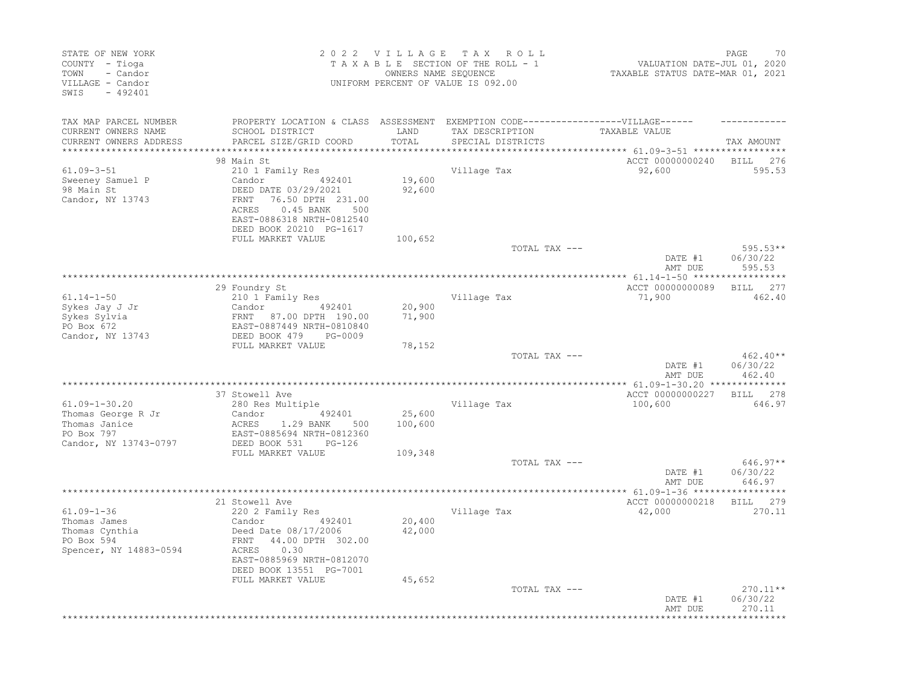STATE OF NEW YORK
COUNTY - Tioga
TOWN - Candor
VILLAGE - Candor
SWIS - 492401

2022 VILLAGE TAX ROLL
TAXABLE SECTION OF THE ROLL - 1
OWNERS NAME SEQUENCE
UNIFORM PERCENT OF VALUE IS 092.00

VALUATION DATE-JUL 01, 2020
TAXABLE STATUS DATE-MAR 01, 2021

| TAX MAP PARCEL NUMBER / CURRENT OWNERS NAME / CURRENT OWNERS ADDRESS | PROPERTY LOCATION & CLASS / SCHOOL DISTRICT / PARCEL SIZE/GRID COORD | ASSESSMENT LAND / TOTAL | EXEMPTION CODE / TAX DESCRIPTION / SPECIAL DISTRICTS | TAXABLE VALUE | TAX AMOUNT |
|---|---|---|---|---|---|
| **61.09-3-51** | 98 Main St | | | ACCT 00000000240 | BILL 276 |
| Sweeney Samuel P | 210 1 Family Res | | Village Tax | 92,600 | 595.53 |
| 98 Main St | Candor 492401 | 19,600 | | | |
| Candor, NY 13743 | DEED DATE 03/29/2021 | 92,600 | | | |
| | FRNT 76.50 DPTH 231.00 | | | | |
| | ACRES 0.45 BANK 500 | | | | |
| | EAST-0886318 NRTH-0812540 | | | | |
| | DEED BOOK 20210 PG-1617 | | | | |
| | FULL MARKET VALUE | 100,652 | | | |
| | | | TOTAL TAX --- | | 595.53** |
| | | | | DATE #1 | 06/30/22 |
| | | | | AMT DUE | 595.53 |
| **61.14-1-50** | 29 Foundry St | | | ACCT 00000000089 | BILL 277 |
| Sykes Jay J Jr | 210 1 Family Res | | Village Tax | 71,900 | 462.40 |
| Sykes Sylvia | Candor 492401 | 20,900 | | | |
| PO Box 672 | FRNT 87.00 DPTH 190.00 | 71,900 | | | |
| Candor, NY 13743 | EAST-0887449 NRTH-0810840 | | | | |
| | DEED BOOK 479 PG-0009 | | | | |
| | FULL MARKET VALUE | 78,152 | | | |
| | | | TOTAL TAX --- | | 462.40** |
| | | | | DATE #1 | 06/30/22 |
| | | | | AMT DUE | 462.40 |
| **61.09-1-30.20** | 37 Stowell Ave | | | ACCT 00000000227 | BILL 278 |
| Thomas George R Jr | 280 Res Multiple | | Village Tax | 100,600 | 646.97 |
| Thomas Janice | Candor 492401 | 25,600 | | | |
| PO Box 797 | ACRES 1.29 BANK 500 | 100,600 | | | |
| Candor, NY 13743-0797 | EAST-0885694 NRTH-0812360 | | | | |
| | DEED BOOK 531 PG-126 | | | | |
| | FULL MARKET VALUE | 109,348 | | | |
| | | | TOTAL TAX --- | | 646.97** |
| | | | | DATE #1 | 06/30/22 |
| | | | | AMT DUE | 646.97 |
| **61.09-1-36** | 21 Stowell Ave | | | ACCT 00000000218 | BILL 279 |
| Thomas James | 220 2 Family Res | | Village Tax | 42,000 | 270.11 |
| Thomas Cynthia | Candor 492401 | 20,400 | | | |
| PO Box 594 | Deed Date 08/17/2006 | 42,000 | | | |
| Spencer, NY 14883-0594 | FRNT 44.00 DPTH 302.00 | | | | |
| | ACRES 0.30 | | | | |
| | EAST-0885969 NRTH-0812070 | | | | |
| | DEED BOOK 13551 PG-7001 | | | | |
| | FULL MARKET VALUE | 45,652 | | | |
| | | | TOTAL TAX --- | | 270.11** |
| | | | | DATE #1 | 06/30/22 |
| | | | | AMT DUE | 270.11 |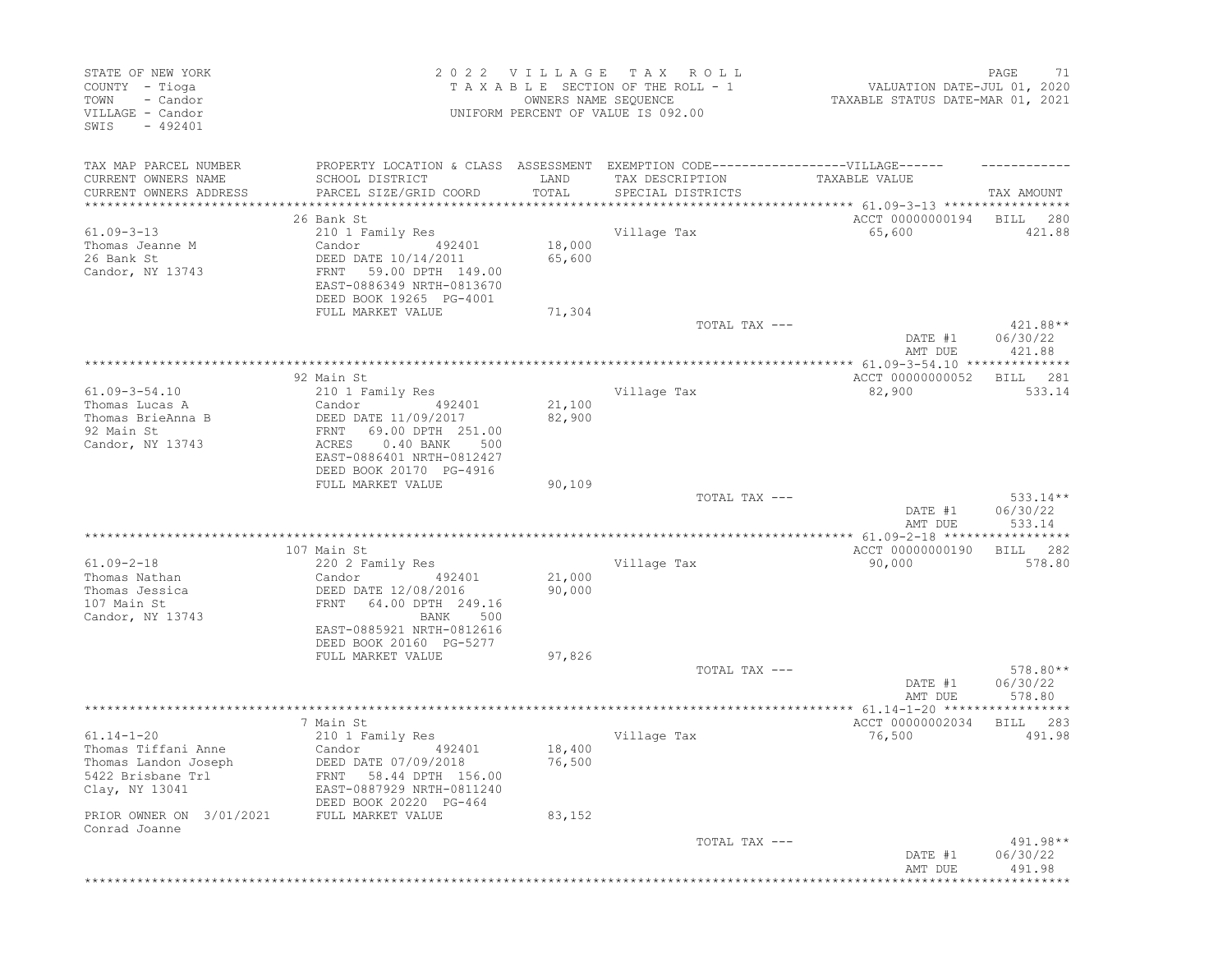STATE OF NEW YORK
COUNTY - Tioga
TOWN - Candor
VILLAGE - Candor
SWIS - 492401

2022 VILLAGE TAX ROLL
TAXABLE SECTION OF THE ROLL - 1
OWNERS NAME SEQUENCE
UNIFORM PERCENT OF VALUE IS 092.00

VALUATION DATE-JUL 01, 2020
TAXABLE STATUS DATE-MAR 01, 2021

| TAX MAP PARCEL NUMBER / CURRENT OWNERS NAME / CURRENT OWNERS ADDRESS | PROPERTY LOCATION & CLASS / SCHOOL DISTRICT / PARCEL SIZE/GRID COORD | ASSESSMENT LAND / TOTAL | EXEMPTION CODE / TAX DESCRIPTION / SPECIAL DISTRICTS | TAXABLE VALUE | TAX AMOUNT |
|---|---|---|---|---|---|
| 61.09-3-13 | 26 Bank St | | | ACCT 00000000194 | BILL 280 |
| | 210 1 Family Res | | Village Tax | 65,600 | 421.88 |
| Thomas Jeanne M | Candor 492401 | 18,000 | | | |
| 26 Bank St | DEED DATE 10/14/2011 | 65,600 | | | |
| Candor, NY 13743 | FRNT 59.00 DPTH 149.00 | | | | |
| | EAST-0886349 NRTH-0813670 | | | | |
| | DEED BOOK 19265 PG-4001 | | | | |
| | FULL MARKET VALUE | 71,304 | | | |
| | | | TOTAL TAX --- | | 421.88** |
| | | | | DATE #1 | 06/30/22 |
| | | | | AMT DUE | 421.88 |
| 61.09-3-54.10 | 92 Main St | | | ACCT 00000000052 | BILL 281 |
| | 210 1 Family Res | | Village Tax | 82,900 | 533.14 |
| Thomas Lucas A | Candor 492401 | 21,100 | | | |
| Thomas BrieAnna B | DEED DATE 11/09/2017 | 82,900 | | | |
| 92 Main St | FRNT 69.00 DPTH 251.00 | | | | |
| Candor, NY 13743 | ACRES 0.40 BANK 500 | | | | |
| | EAST-0886401 NRTH-0812427 | | | | |
| | DEED BOOK 20170 PG-4916 | | | | |
| | FULL MARKET VALUE | 90,109 | | | |
| | | | TOTAL TAX --- | | 533.14** |
| | | | | DATE #1 | 06/30/22 |
| | | | | AMT DUE | 533.14 |
| 61.09-2-18 | 107 Main St | | | ACCT 00000000190 | BILL 282 |
| | 220 2 Family Res | | Village Tax | 90,000 | 578.80 |
| Thomas Nathan | Candor 492401 | 21,000 | | | |
| Thomas Jessica | DEED DATE 12/08/2016 | 90,000 | | | |
| 107 Main St | FRNT 64.00 DPTH 249.16 | | | | |
| Candor, NY 13743 | BANK 500 | | | | |
| | EAST-0885921 NRTH-0812616 | | | | |
| | DEED BOOK 20160 PG-5277 | | | | |
| | FULL MARKET VALUE | 97,826 | | | |
| | | | TOTAL TAX --- | | 578.80** |
| | | | | DATE #1 | 06/30/22 |
| | | | | AMT DUE | 578.80 |
| 61.14-1-20 | 7 Main St | | | ACCT 00000002034 | BILL 283 |
| | 210 1 Family Res | | Village Tax | 76,500 | 491.98 |
| Thomas Tiffani Anne | Candor 492401 | 18,400 | | | |
| Thomas Landon Joseph | DEED DATE 07/09/2018 | 76,500 | | | |
| 5422 Brisbane Trl | FRNT 58.44 DPTH 156.00 | | | | |
| Clay, NY 13041 | EAST-0887929 NRTH-0811240 | | | | |
| | DEED BOOK 20220 PG-464 | | | | |
| PRIOR OWNER ON 3/01/2021 | FULL MARKET VALUE | 83,152 | | | |
| Conrad Joanne | | | | | |
| | | | TOTAL TAX --- | | 491.98** |
| | | | | DATE #1 | 06/30/22 |
| | | | | AMT DUE | 491.98 |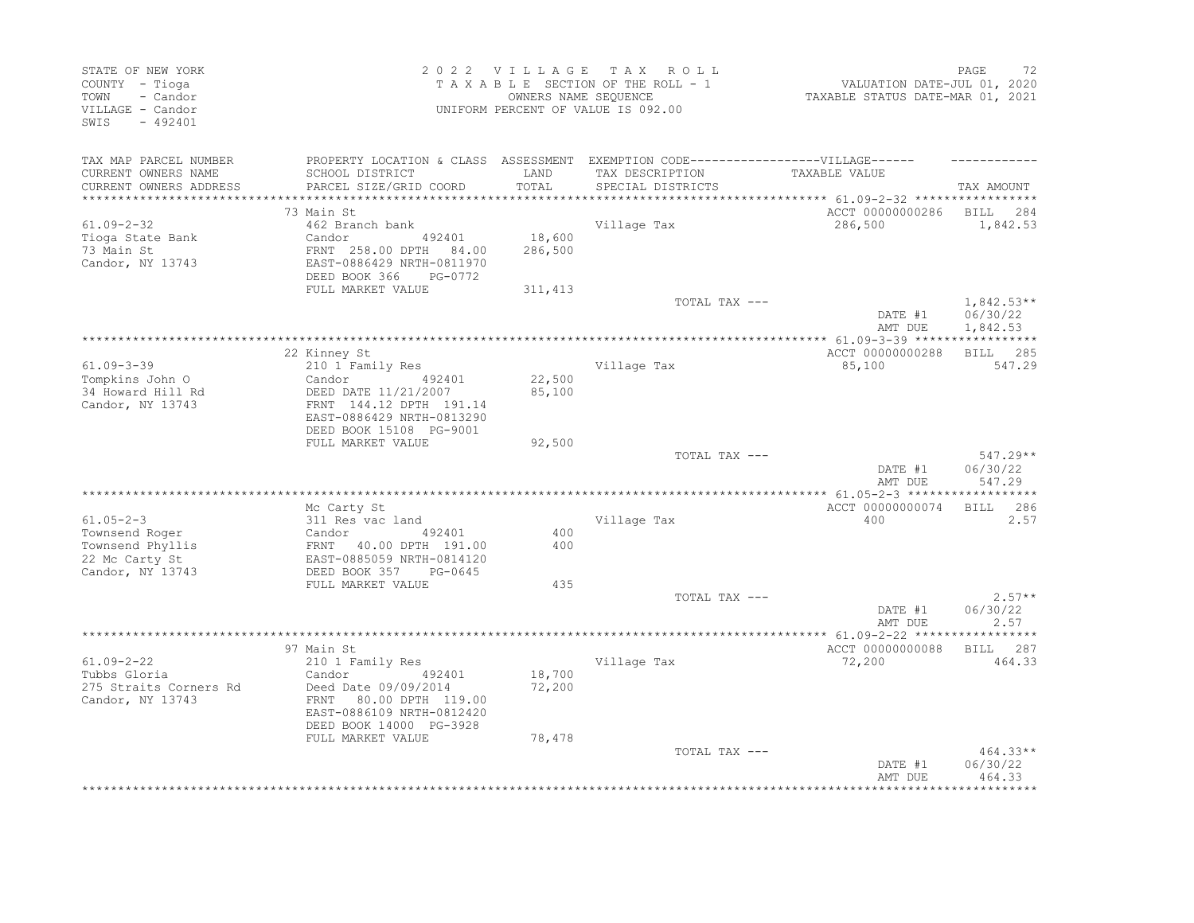STATE OF NEW YORK
COUNTY - Tioga
TOWN - Candor
VILLAGE - Candor
SWIS - 492401

2022 VILLAGE TAX ROLL
TAXABLE SECTION OF THE ROLL - 1
OWNERS NAME SEQUENCE
UNIFORM PERCENT OF VALUE IS 092.00

VALUATION DATE-JUL 01, 2020
TAXABLE STATUS DATE-MAR 01, 2021

| TAX MAP PARCEL NUMBER / CURRENT OWNERS NAME / CURRENT OWNERS ADDRESS | PROPERTY LOCATION & CLASS / SCHOOL DISTRICT / PARCEL SIZE/GRID COORD | ASSESSMENT LAND / TOTAL | EXEMPTION CODE / TAX DESCRIPTION / SPECIAL DISTRICTS | TAXABLE VALUE | TAX AMOUNT |
|---|---|---|---|---|---|
| 61.09-2-32 | 73 Main St | | | ACCT 00000000286 | BILL 284 |
| Tioga State Bank | 462 Branch bank | | Village Tax | 286,500 | 1,842.53 |
| 73 Main St | Candor 492401 | 18,600 | | | |
| Candor, NY 13743 | FRNT 258.00 DPTH 84.00 | 286,500 | | | |
| | EAST-0886429 NRTH-0811970 | | | | |
| | DEED BOOK 366 PG-0772 | | | | |
| | FULL MARKET VALUE | 311,413 | | | |
| | | | TOTAL TAX --- | | 1,842.53** |
| | | | | DATE #1 | 06/30/22 |
| | | | | AMT DUE | 1,842.53 |
| 61.09-3-39 | 22 Kinney St | | | ACCT 00000000288 | BILL 285 |
| Tompkins John O | 210 1 Family Res | | Village Tax | 85,100 | 547.29 |
| 34 Howard Hill Rd | Candor 492401 | 22,500 | | | |
| Candor, NY 13743 | DEED DATE 11/21/2007 | 85,100 | | | |
| | FRNT 144.12 DPTH 191.14 | | | | |
| | EAST-0886429 NRTH-0813290 | | | | |
| | DEED BOOK 15108 PG-9001 | | | | |
| | FULL MARKET VALUE | 92,500 | | | |
| | | | TOTAL TAX --- | | 547.29** |
| | | | | DATE #1 | 06/30/22 |
| | | | | AMT DUE | 547.29 |
| 61.05-2-3 | Mc Carty St | | | ACCT 00000000074 | BILL 286 |
| Townsend Roger | 311 Res vac land | | Village Tax | 400 | 2.57 |
| Townsend Phyllis | Candor 492401 | 400 | | | |
| 22 Mc Carty St | FRNT 40.00 DPTH 191.00 | 400 | | | |
| Candor, NY 13743 | EAST-0885059 NRTH-0814120 | | | | |
| | DEED BOOK 357 PG-0645 | | | | |
| | FULL MARKET VALUE | 435 | | | |
| | | | TOTAL TAX --- | | 2.57** |
| | | | | DATE #1 | 06/30/22 |
| | | | | AMT DUE | 2.57 |
| 61.09-2-22 | 97 Main St | | | ACCT 00000000088 | BILL 287 |
| Tubbs Gloria | 210 1 Family Res | | Village Tax | 72,200 | 464.33 |
| 275 Straits Corners Rd | Candor 492401 | 18,700 | | | |
| Candor, NY 13743 | Deed Date 09/09/2014 | 72,200 | | | |
| | FRNT 80.00 DPTH 119.00 | | | | |
| | EAST-0886109 NRTH-0812420 | | | | |
| | DEED BOOK 14000 PG-3928 | | | | |
| | FULL MARKET VALUE | 78,478 | | | |
| | | | TOTAL TAX --- | | 464.33** |
| | | | | DATE #1 | 06/30/22 |
| | | | | AMT DUE | 464.33 |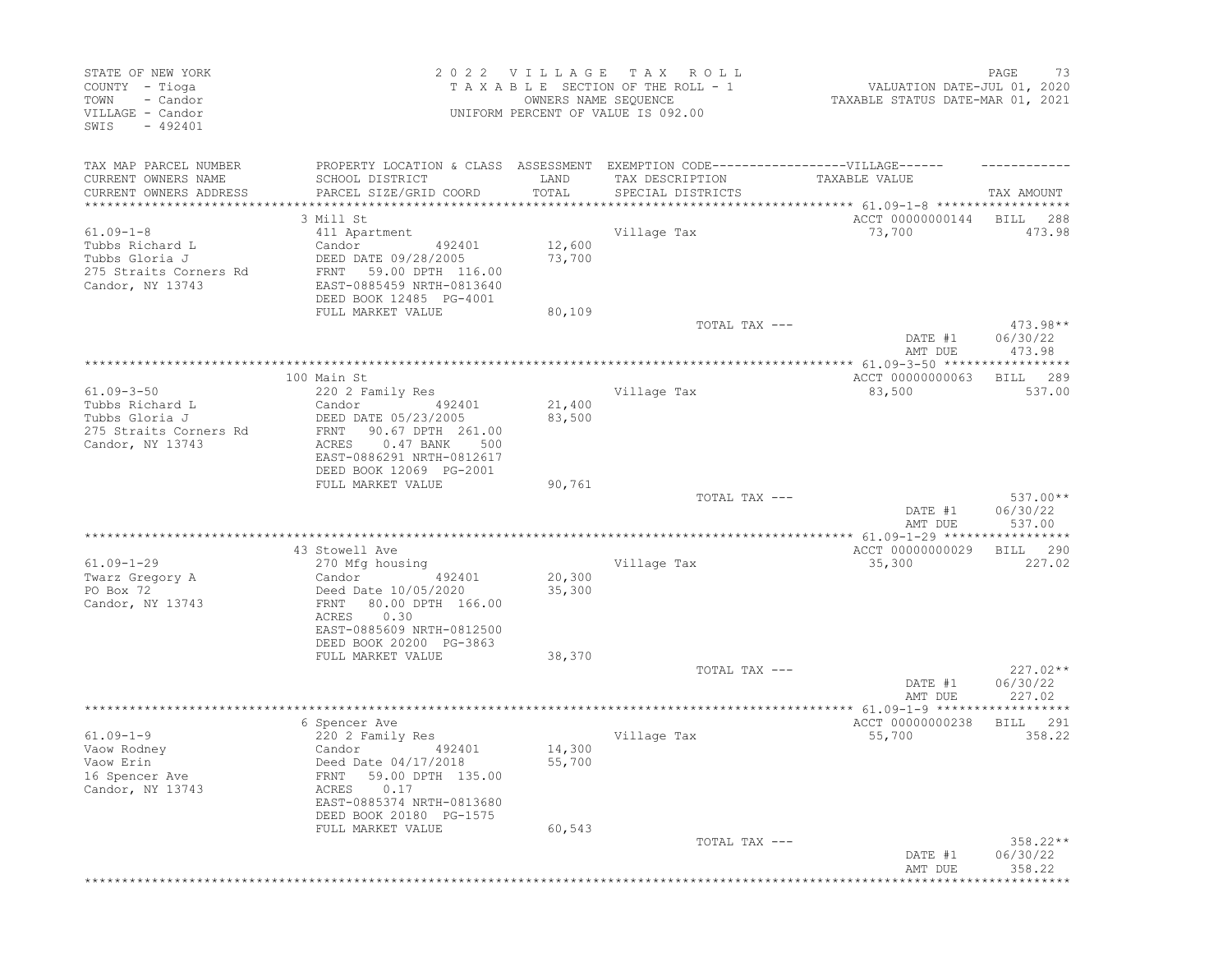STATE OF NEW YORK
COUNTY - Tioga
TOWN - Candor
VILLAGE - Candor
SWIS - 492401

2 0 2 2 V I L L A G E T A X R O L L
T A X A B L E SECTION OF THE ROLL - 1
OWNERS NAME SEQUENCE
UNIFORM PERCENT OF VALUE IS 092.00

VALUATION DATE-JUL 01, 2020
TAXABLE STATUS DATE-MAR 01, 2021

| TAX MAP PARCEL NUMBER / CURRENT OWNERS NAME / CURRENT OWNERS ADDRESS | PROPERTY LOCATION & CLASS / SCHOOL DISTRICT / PARCEL SIZE/GRID COORD | ASSESSMENT LAND / TOTAL | EXEMPTION CODE / TAX DESCRIPTION / SPECIAL DISTRICTS | VILLAGE TAXABLE VALUE | TAX AMOUNT |
|---|---|---|---|---|---|
| **61.09-1-8** | 3 Mill St | | | ACCT 00000000144 | BILL 288 |
| Tubbs Richard L | 411 Apartment | | Village Tax | 73,700 | 473.98 |
| Tubbs Gloria J | Candor 492401 | 12,600 | | | |
| 275 Straits Corners Rd | DEED DATE 09/28/2005 | 73,700 | | | |
| Candor, NY 13743 | FRNT 59.00 DPTH 116.00 | | | | |
| | EAST-0885459 NRTH-0813640 | | | | |
| | DEED BOOK 12485 PG-4001 | | | | |
| | FULL MARKET VALUE | 80,109 | | | |
| | | | TOTAL TAX --- | | 473.98** |
| | | | | DATE #1 | 06/30/22 |
| | | | | AMT DUE | 473.98 |
| **61.09-3-50** | 100 Main St | | | ACCT 00000000063 | BILL 289 |
| Tubbs Richard L | 220 2 Family Res | | Village Tax | 83,500 | 537.00 |
| Tubbs Gloria J | Candor 492401 | 21,400 | | | |
| 275 Straits Corners Rd | DEED DATE 05/23/2005 | 83,500 | | | |
| Candor, NY 13743 | FRNT 90.67 DPTH 261.00 | | | | |
| | ACRES 0.47 BANK 500 | | | | |
| | EAST-0886291 NRTH-0812617 | | | | |
| | DEED BOOK 12069 PG-2001 | | | | |
| | FULL MARKET VALUE | 90,761 | | | |
| | | | TOTAL TAX --- | | 537.00** |
| | | | | DATE #1 | 06/30/22 |
| | | | | AMT DUE | 537.00 |
| **61.09-1-29** | 43 Stowell Ave | | | ACCT 00000000029 | BILL 290 |
| Twarz Gregory A | 270 Mfg housing | | Village Tax | 35,300 | 227.02 |
| PO Box 72 | Candor 492401 | 20,300 | | | |
| Candor, NY 13743 | Deed Date 10/05/2020 | 35,300 | | | |
| | FRNT 80.00 DPTH 166.00 | | | | |
| | ACRES 0.30 | | | | |
| | EAST-0885609 NRTH-0812500 | | | | |
| | DEED BOOK 20200 PG-3863 | | | | |
| | FULL MARKET VALUE | 38,370 | | | |
| | | | TOTAL TAX --- | | 227.02** |
| | | | | DATE #1 | 06/30/22 |
| | | | | AMT DUE | 227.02 |
| **61.09-1-9** | 6 Spencer Ave | | | ACCT 00000000238 | BILL 291 |
| Vaow Rodney | 220 2 Family Res | | Village Tax | 55,700 | 358.22 |
| Vaow Erin | Candor 492401 | 14,300 | | | |
| 16 Spencer Ave | Deed Date 04/17/2018 | 55,700 | | | |
| Candor, NY 13743 | FRNT 59.00 DPTH 135.00 | | | | |
| | ACRES 0.17 | | | | |
| | EAST-0885374 NRTH-0813680 | | | | |
| | DEED BOOK 20180 PG-1575 | | | | |
| | FULL MARKET VALUE | 60,543 | | | |
| | | | TOTAL TAX --- | | 358.22** |
| | | | | DATE #1 | 06/30/22 |
| | | | | AMT DUE | 358.22 |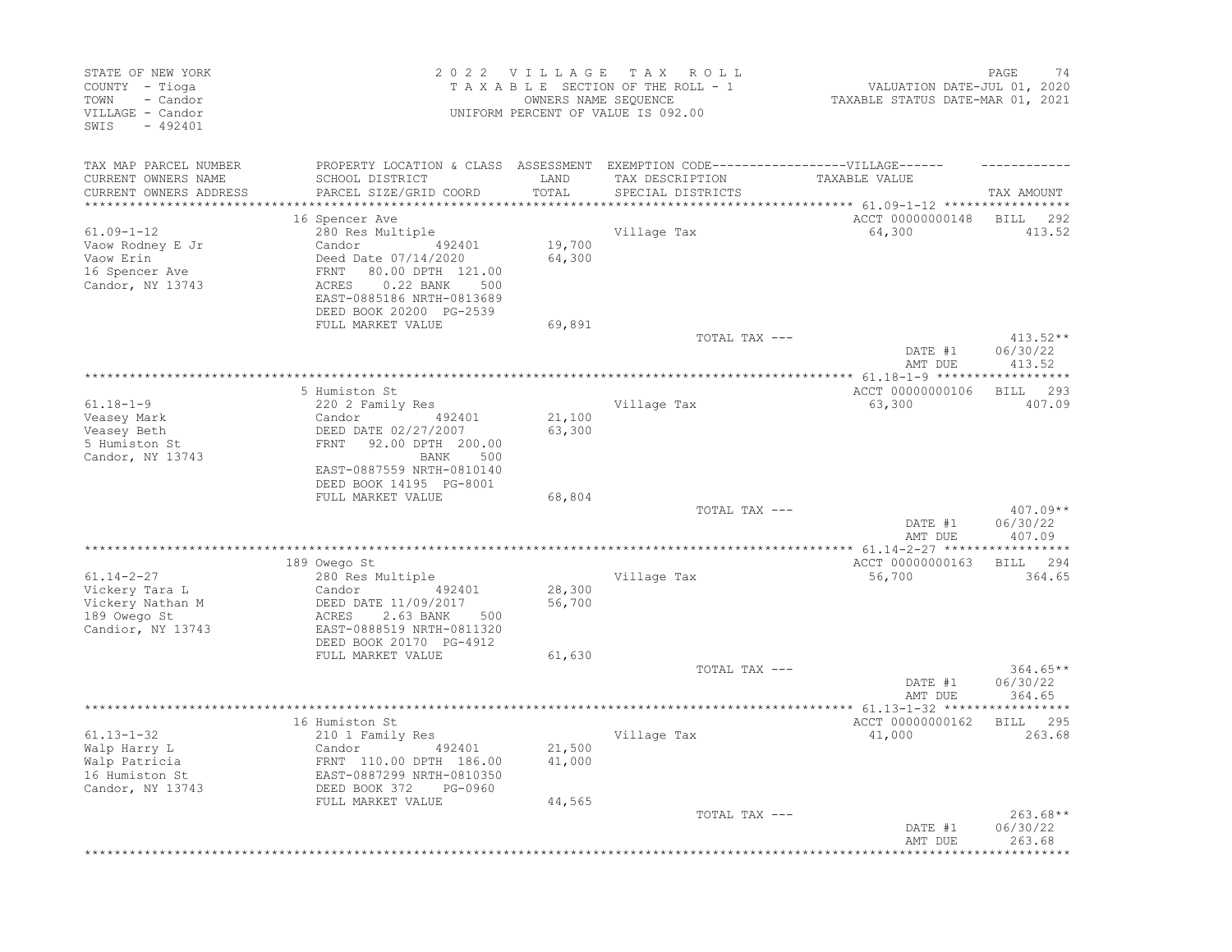STATE OF NEW YORK
COUNTY - Tioga
TOWN - Candor
VILLAGE - Candor
SWIS - 492401

2 0 2 2 V I L L A G E T A X R O L L
T A X A B L E SECTION OF THE ROLL - 1
OWNERS NAME SEQUENCE
UNIFORM PERCENT OF VALUE IS 092.00

VALUATION DATE-JUL 01, 2020
TAXABLE STATUS DATE-MAR 01, 2021

| TAX MAP PARCEL NUMBER / CURRENT OWNERS NAME / CURRENT OWNERS ADDRESS | PROPERTY LOCATION & CLASS / SCHOOL DISTRICT / PARCEL SIZE/GRID COORD | ASSESSMENT LAND / TOTAL | EXEMPTION CODE / TAX DESCRIPTION / SPECIAL DISTRICTS | VILLAGE TAXABLE VALUE | TAX AMOUNT |
|---|---|---|---|---|---|
| | 16 Spencer Ave | | | ACCT 00000000148 | BILL 292 |
| 61.09-1-12 | 280 Res Multiple | | Village Tax | 64,300 | 413.52 |
| Vaow Rodney E Jr | Candor 492401 | 19,700 | | | |
| Vaow Erin | Deed Date 07/14/2020 | 64,300 | | | |
| 16 Spencer Ave | FRNT 80.00 DPTH 121.00 | | | | |
| Candor, NY 13743 | ACRES 0.22 BANK 500 | | | | |
| | EAST-0885186 NRTH-0813689 | | | | |
| | DEED BOOK 20200 PG-2539 | | | | |
| | FULL MARKET VALUE | 69,891 | | | |
| | | | TOTAL TAX --- | | 413.52** |
| | | | | DATE #1 | 06/30/22 |
| | | | | AMT DUE | 413.52 |
| | 5 Humiston St | | | ACCT 00000000106 | BILL 293 |
| 61.18-1-9 | 220 2 Family Res | | Village Tax | 63,300 | 407.09 |
| Veasey Mark | Candor 492401 | 21,100 | | | |
| Veasey Beth | DEED DATE 02/27/2007 | 63,300 | | | |
| 5 Humiston St | FRNT 92.00 DPTH 200.00 | | | | |
| Candor, NY 13743 | BANK 500 | | | | |
| | EAST-0887559 NRTH-0810140 | | | | |
| | DEED BOOK 14195 PG-8001 | | | | |
| | FULL MARKET VALUE | 68,804 | | | |
| | | | TOTAL TAX --- | | 407.09** |
| | | | | DATE #1 | 06/30/22 |
| | | | | AMT DUE | 407.09 |
| | 189 Owego St | | | ACCT 00000000163 | BILL 294 |
| 61.14-2-27 | 280 Res Multiple | | Village Tax | 56,700 | 364.65 |
| Vickery Tara L | Candor 492401 | 28,300 | | | |
| Vickery Nathan M | DEED DATE 11/09/2017 | 56,700 | | | |
| 189 Owego St | ACRES 2.63 BANK 500 | | | | |
| Candior, NY 13743 | EAST-0888519 NRTH-0811320 | | | | |
| | DEED BOOK 20170 PG-4912 | | | | |
| | FULL MARKET VALUE | 61,630 | | | |
| | | | TOTAL TAX --- | | 364.65** |
| | | | | DATE #1 | 06/30/22 |
| | | | | AMT DUE | 364.65 |
| | 16 Humiston St | | | ACCT 00000000162 | BILL 295 |
| 61.13-1-32 | 210 1 Family Res | | Village Tax | 41,000 | 263.68 |
| Walp Harry L | Candor 492401 | 21,500 | | | |
| Walp Patricia | FRNT 110.00 DPTH 186.00 | 41,000 | | | |
| 16 Humiston St | EAST-0887299 NRTH-0810350 | | | | |
| Candor, NY 13743 | DEED BOOK 372 PG-0960 | | | | |
| | FULL MARKET VALUE | 44,565 | | | |
| | | | TOTAL TAX --- | | 263.68** |
| | | | | DATE #1 | 06/30/22 |
| | | | | AMT DUE | 263.68 |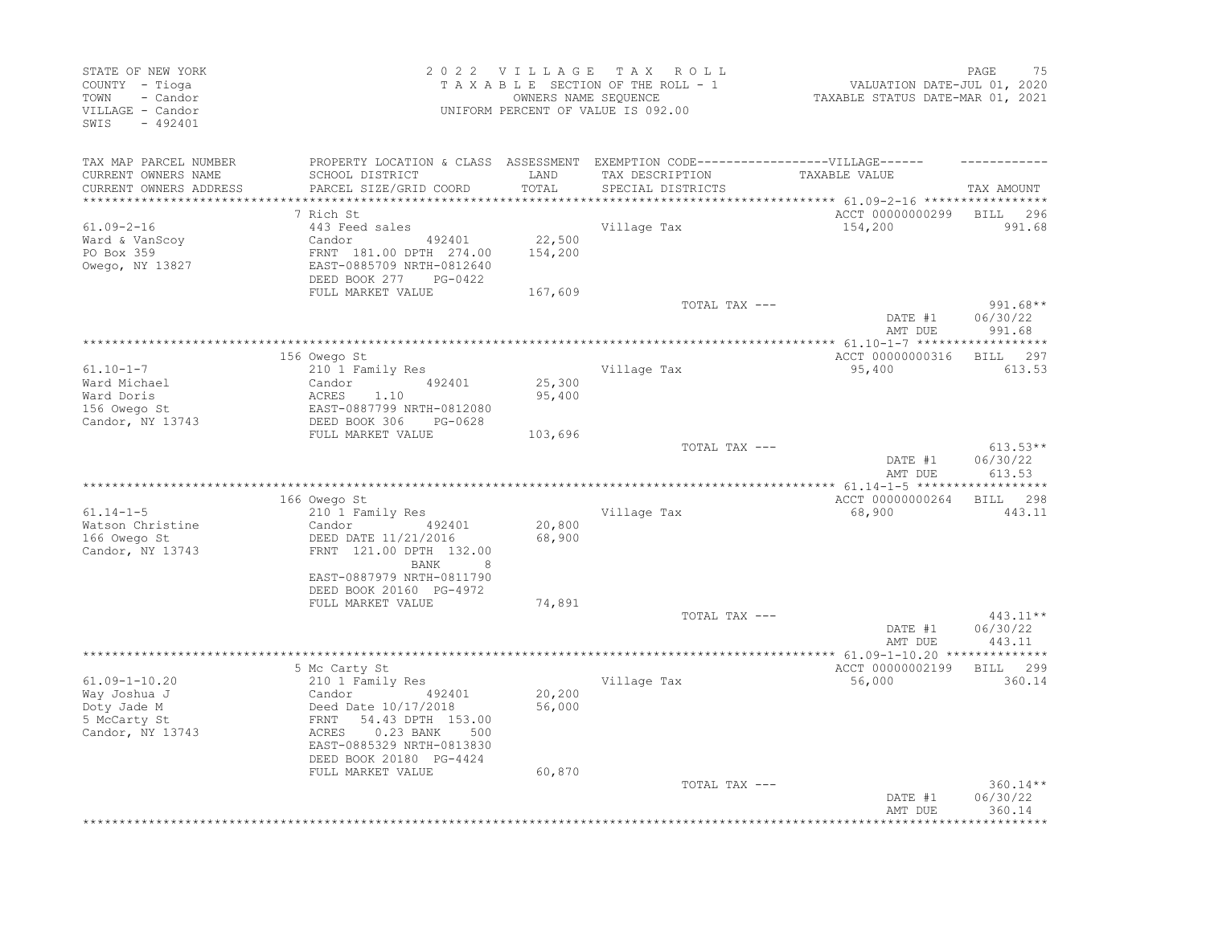STATE OF NEW YORK
COUNTY - Tioga
TOWN - Candor
VILLAGE - Candor
SWIS - 492401

2 0 2 2 V I L L A G E T A X R O L L
T A X A B L E SECTION OF THE ROLL - 1
OWNERS NAME SEQUENCE
UNIFORM PERCENT OF VALUE IS 092.00

VALUATION DATE-JUL 01, 2020
TAXABLE STATUS DATE-MAR 01, 2021

| TAX MAP PARCEL NUMBER / CURRENT OWNERS NAME / CURRENT OWNERS ADDRESS | PROPERTY LOCATION & CLASS / SCHOOL DISTRICT / PARCEL SIZE/GRID COORD | ASSESSMENT LAND / TOTAL | EXEMPTION CODE / TAX DESCRIPTION / SPECIAL DISTRICTS | VILLAGE TAXABLE VALUE | TAX AMOUNT |
|---|---|---|---|---|---|
| **61.09-2-16** | 7 Rich St | | | ACCT 00000000299 | BILL 296 |
| 61.09-2-16 | 443 Feed sales | | Village Tax | 154,200 | 991.68 |
| Ward & VanScoy | Candor 492401 | 22,500 | | | |
| PO Box 359 | FRNT 181.00 DPTH 274.00 | 154,200 | | | |
| Owego, NY 13827 | EAST-0885709 NRTH-0812640 | | | | |
| | DEED BOOK 277 PG-0422 | | | | |
| | FULL MARKET VALUE | 167,609 | | | |
| | | | TOTAL TAX --- | | 991.68** |
| | | | | DATE #1 | 06/30/22 |
| | | | | AMT DUE | 991.68 |
| **61.10-1-7** | 156 Owego St | | | ACCT 00000000316 | BILL 297 |
| 61.10-1-7 | 210 1 Family Res | | Village Tax | 95,400 | 613.53 |
| Ward Michael | Candor 492401 | 25,300 | | | |
| Ward Doris | ACRES 1.10 | 95,400 | | | |
| 156 Owego St | EAST-0887799 NRTH-0812080 | | | | |
| Candor, NY 13743 | DEED BOOK 306 PG-0628 | | | | |
| | FULL MARKET VALUE | 103,696 | | | |
| | | | TOTAL TAX --- | | 613.53** |
| | | | | DATE #1 | 06/30/22 |
| | | | | AMT DUE | 613.53 |
| **61.14-1-5** | 166 Owego St | | | ACCT 00000000264 | BILL 298 |
| 61.14-1-5 | 210 1 Family Res | | Village Tax | 68,900 | 443.11 |
| Watson Christine | Candor 492401 | 20,800 | | | |
| 166 Owego St | DEED DATE 11/21/2016 | 68,900 | | | |
| Candor, NY 13743 | FRNT 121.00 DPTH 132.00 | | | | |
| | BANK 8 | | | | |
| | EAST-0887979 NRTH-0811790 | | | | |
| | DEED BOOK 20160 PG-4972 | | | | |
| | FULL MARKET VALUE | 74,891 | | | |
| | | | TOTAL TAX --- | | 443.11** |
| | | | | DATE #1 | 06/30/22 |
| | | | | AMT DUE | 443.11 |
| **61.09-1-10.20** | 5 Mc Carty St | | | ACCT 00000002199 | BILL 299 |
| 61.09-1-10.20 | 210 1 Family Res | | Village Tax | 56,000 | 360.14 |
| Way Joshua J | Candor 492401 | 20,200 | | | |
| Doty Jade M | Deed Date 10/17/2018 | 56,000 | | | |
| 5 McCarty St | FRNT 54.43 DPTH 153.00 | | | | |
| Candor, NY 13743 | ACRES 0.23 BANK 500 | | | | |
| | EAST-0885329 NRTH-0813830 | | | | |
| | DEED BOOK 20180 PG-4424 | | | | |
| | FULL MARKET VALUE | 60,870 | | | |
| | | | TOTAL TAX --- | | 360.14** |
| | | | | DATE #1 | 06/30/22 |
| | | | | AMT DUE | 360.14 |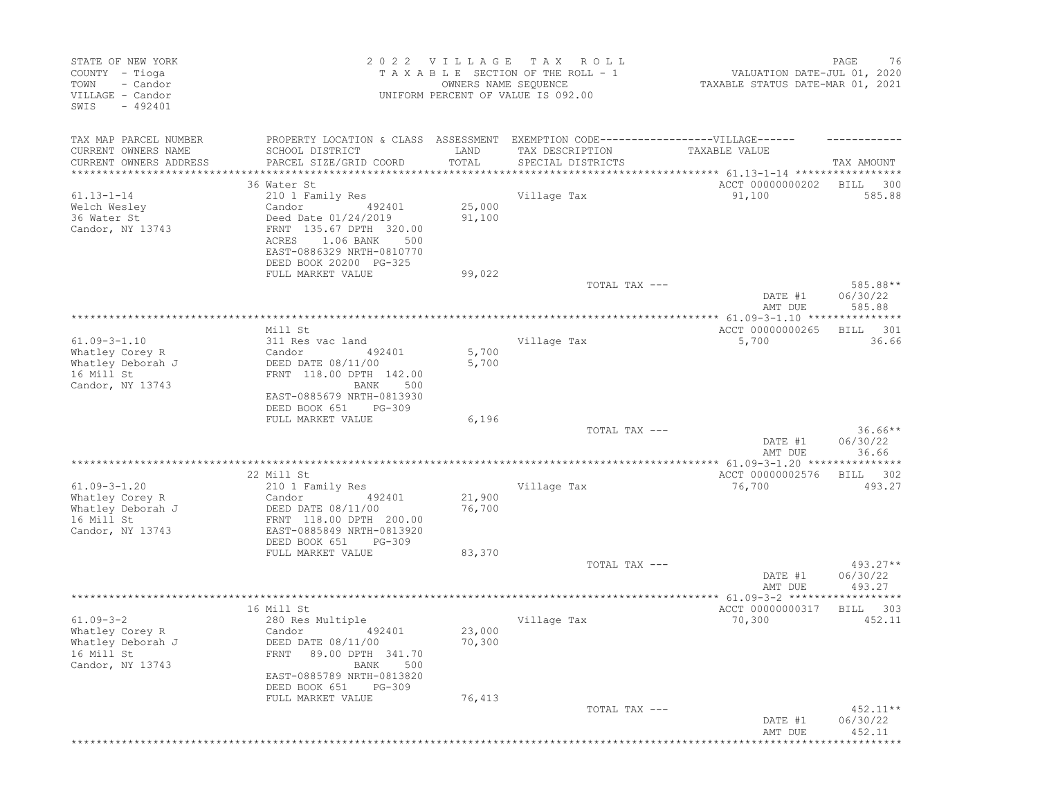STATE OF NEW YORK
COUNTY - Tioga
TOWN - Candor
VILLAGE - Candor
SWIS - 492401

2022 VILLAGE TAX ROLL
TAXABLE SECTION OF THE ROLL - 1
OWNERS NAME SEQUENCE
UNIFORM PERCENT OF VALUE IS 092.00

VALUATION DATE-JUL 01, 2020
TAXABLE STATUS DATE-MAR 01, 2021

| TAX MAP PARCEL NUMBER / CURRENT OWNERS NAME / CURRENT OWNERS ADDRESS | PROPERTY LOCATION & CLASS / SCHOOL DISTRICT / PARCEL SIZE/GRID COORD | ASSESSMENT LAND / TOTAL | EXEMPTION CODE / TAX DESCRIPTION / SPECIAL DISTRICTS | VILLAGE TAXABLE VALUE | TAX AMOUNT |
|---|---|---|---|---|---|
| | 36 Water St | | | ACCT 00000000202 | BILL 300 |
| 61.13-1-14 | 210 1 Family Res | | Village Tax | 91,100 | 585.88 |
| Welch Wesley | Candor 492401 | 25,000 | | | |
| 36 Water St | Deed Date 01/24/2019 | 91,100 | | | |
| Candor, NY 13743 | FRNT 135.67 DPTH 320.00 | | | | |
| | ACRES 1.06 BANK 500 | | | | |
| | EAST-0886329 NRTH-0810770 | | | | |
| | DEED BOOK 20200 PG-325 | | | | |
| | FULL MARKET VALUE | 99,022 | | | |
| | | | TOTAL TAX --- | | 585.88** |
| | | | | DATE #1 | 06/30/22 |
| | | | | AMT DUE | 585.88 |
| | Mill St | | | ACCT 00000000265 | BILL 301 |
| 61.09-3-1.10 | 311 Res vac land | | Village Tax | 5,700 | 36.66 |
| Whatley Corey R | Candor 492401 | 5,700 | | | |
| Whatley Deborah J | DEED DATE 08/11/00 | 5,700 | | | |
| 16 Mill St | FRNT 118.00 DPTH 142.00 | | | | |
| Candor, NY 13743 | BANK 500 | | | | |
| | EAST-0885679 NRTH-0813930 | | | | |
| | DEED BOOK 651 PG-309 | | | | |
| | FULL MARKET VALUE | 6,196 | | | |
| | | | TOTAL TAX --- | | 36.66** |
| | | | | DATE #1 | 06/30/22 |
| | | | | AMT DUE | 36.66 |
| | 22 Mill St | | | ACCT 00000002576 | BILL 302 |
| 61.09-3-1.20 | 210 1 Family Res | | Village Tax | 76,700 | 493.27 |
| Whatley Corey R | Candor 492401 | 21,900 | | | |
| Whatley Deborah J | DEED DATE 08/11/00 | 76,700 | | | |
| 16 Mill St | FRNT 118.00 DPTH 200.00 | | | | |
| Candor, NY 13743 | EAST-0885849 NRTH-0813920 | | | | |
| | DEED BOOK 651 PG-309 | | | | |
| | FULL MARKET VALUE | 83,370 | | | |
| | | | TOTAL TAX --- | | 493.27** |
| | | | | DATE #1 | 06/30/22 |
| | | | | AMT DUE | 493.27 |
| | 16 Mill St | | | ACCT 00000000317 | BILL 303 |
| 61.09-3-2 | 280 Res Multiple | | Village Tax | 70,300 | 452.11 |
| Whatley Corey R | Candor 492401 | 23,000 | | | |
| Whatley Deborah J | DEED DATE 08/11/00 | 70,300 | | | |
| 16 Mill St | FRNT 89.00 DPTH 341.70 | | | | |
| Candor, NY 13743 | BANK 500 | | | | |
| | EAST-0885789 NRTH-0813820 | | | | |
| | DEED BOOK 651 PG-309 | | | | |
| | FULL MARKET VALUE | 76,413 | | | |
| | | | TOTAL TAX --- | | 452.11** |
| | | | | DATE #1 | 06/30/22 |
| | | | | AMT DUE | 452.11 |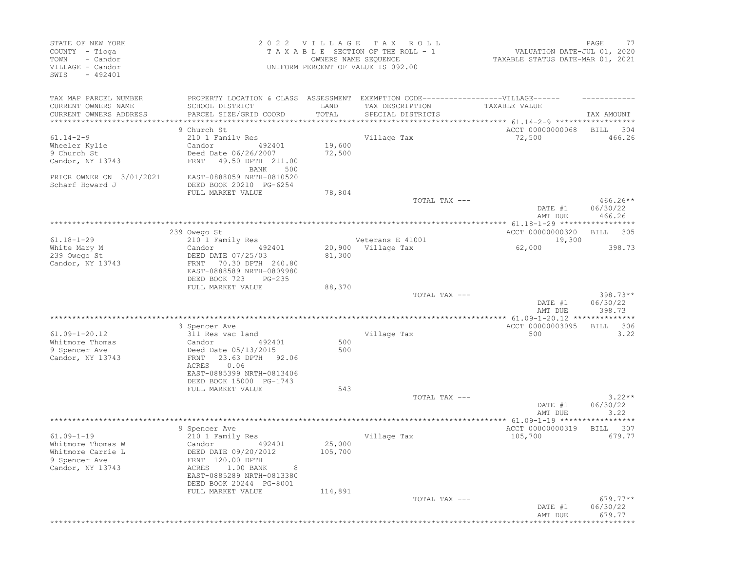STATE OF NEW YORK
COUNTY - Tioga
TOWN - Candor
VILLAGE - Candor
SWIS - 492401

2022 VILLAGE TAX ROLL
TAXABLE SECTION OF THE ROLL - 1
OWNERS NAME SEQUENCE
UNIFORM PERCENT OF VALUE IS 092.00

VALUATION DATE-JUL 01, 2020
TAXABLE STATUS DATE-MAR 01, 2021

| TAX MAP PARCEL NUMBER / CURRENT OWNERS NAME / CURRENT OWNERS ADDRESS | PROPERTY LOCATION & CLASS / SCHOOL DISTRICT / PARCEL SIZE/GRID COORD | ASSESSMENT LAND / TOTAL | EXEMPTION CODE / TAX DESCRIPTION / SPECIAL DISTRICTS | VILLAGE TAXABLE VALUE | TAX AMOUNT |
|---|---|---|---|---|---|
| 61.14-2-9 | 9 Church St | | | ACCT 00000000068 | BILL 304 |
| | 210 1 Family Res | | Village Tax | 72,500 | 466.26 |
| Wheeler Kylie | Candor 492401 | 19,600 | | | |
| 9 Church St | Deed Date 06/26/2007 | 72,500 | | | |
| Candor, NY 13743 | FRNT 49.50 DPTH 211.00 | | | | |
| | BANK 500 | | | | |
| PRIOR OWNER ON 3/01/2021 | EAST-0888059 NRTH-0810520 | | | | |
| Scharf Howard J | DEED BOOK 20210 PG-6254 | | | | |
| | FULL MARKET VALUE | 78,804 | | | |
| | | | TOTAL TAX --- | | 466.26** |
| | | | | DATE #1 | 06/30/22 |
| | | | | AMT DUE | 466.26 |
| 61.18-1-29 | 239 Owego St | | | ACCT 00000000320 | BILL 305 |
| | 210 1 Family Res | | Veterans E 41001 | 19,300 | |
| White Mary M | Candor 492401 | 20,900 | Village Tax | 62,000 | 398.73 |
| 239 Owego St | DEED DATE 07/25/03 | 81,300 | | | |
| Candor, NY 13743 | FRNT 70.30 DPTH 240.80 | | | | |
| | EAST-0888589 NRTH-0809980 | | | | |
| | DEED BOOK 723 PG-235 | | | | |
| | FULL MARKET VALUE | 88,370 | | | |
| | | | TOTAL TAX --- | | 398.73** |
| | | | | DATE #1 | 06/30/22 |
| | | | | AMT DUE | 398.73 |
| 61.09-1-20.12 | 3 Spencer Ave | | | ACCT 00000003095 | BILL 306 |
| | 311 Res vac land | | Village Tax | 500 | 3.22 |
| Whitmore Thomas | Candor 492401 | 500 | | | |
| 9 Spencer Ave | Deed Date 05/13/2015 | 500 | | | |
| Candor, NY 13743 | FRNT 23.63 DPTH 92.06 | | | | |
| | ACRES 0.06 | | | | |
| | EAST-0885399 NRTH-0813406 | | | | |
| | DEED BOOK 15000 PG-1743 | | | | |
| | FULL MARKET VALUE | 543 | | | |
| | | | TOTAL TAX --- | | 3.22** |
| | | | | DATE #1 | 06/30/22 |
| | | | | AMT DUE | 3.22 |
| 61.09-1-19 | 9 Spencer Ave | | | ACCT 00000000319 | BILL 307 |
| | 210 1 Family Res | | Village Tax | 105,700 | 679.77 |
| Whitmore Thomas W | Candor 492401 | 25,000 | | | |
| Whitmore Carrie L | DEED DATE 09/20/2012 | 105,700 | | | |
| 9 Spencer Ave | FRNT 120.00 DPTH | | | | |
| Candor, NY 13743 | ACRES 1.00 BANK 8 | | | | |
| | EAST-0885289 NRTH-0813380 | | | | |
| | DEED BOOK 20244 PG-8001 | | | | |
| | FULL MARKET VALUE | 114,891 | | | |
| | | | TOTAL TAX --- | | 679.77** |
| | | | | DATE #1 | 06/30/22 |
| | | | | AMT DUE | 679.77 |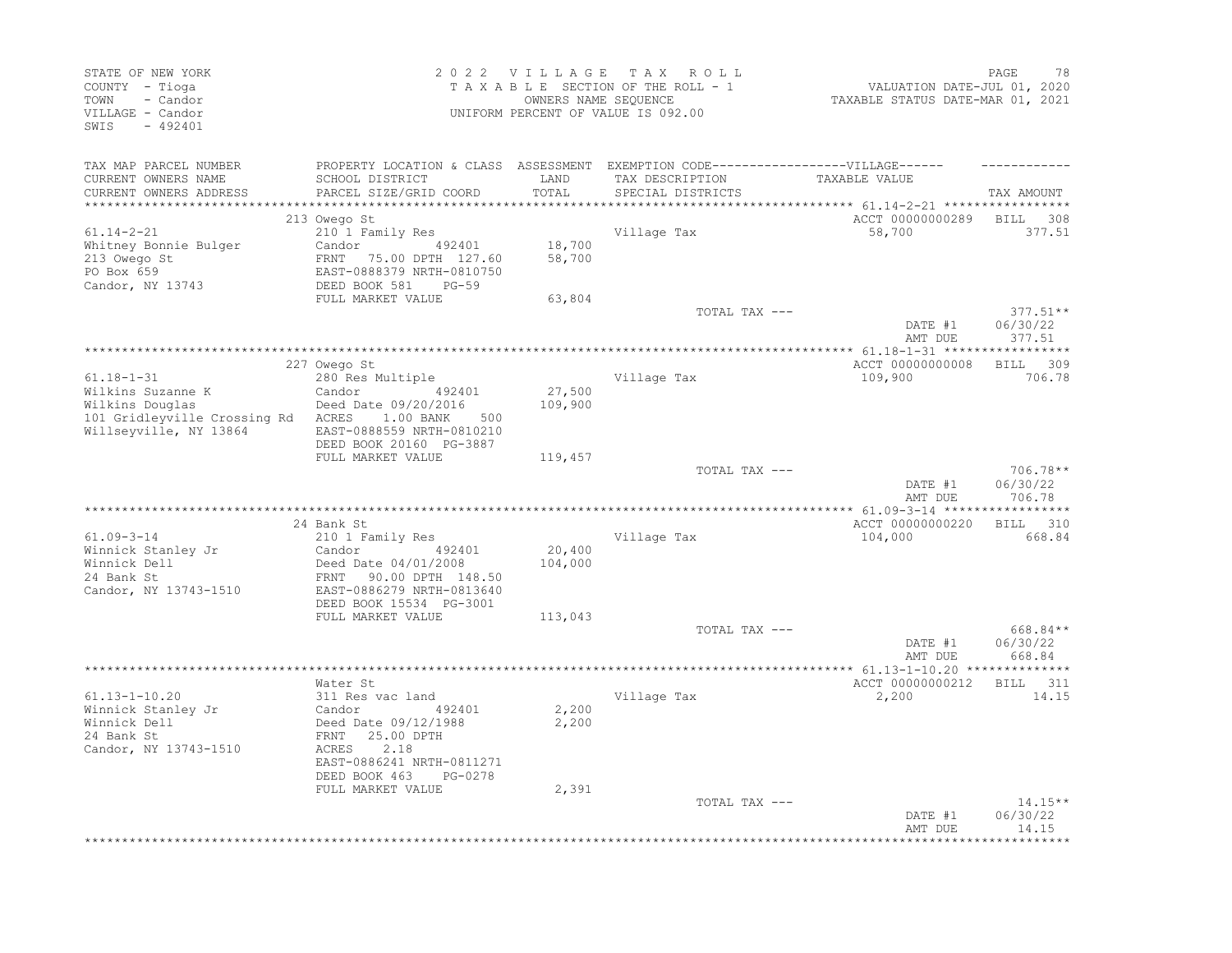STATE OF NEW YORK
COUNTY - Tioga
TOWN - Candor
VILLAGE - Candor
SWIS - 492401

2 0 2 2 V I L L A G E T A X R O L L
T A X A B L E SECTION OF THE ROLL - 1
OWNERS NAME SEQUENCE
UNIFORM PERCENT OF VALUE IS 092.00

VALUATION DATE-JUL 01, 2020
TAXABLE STATUS DATE-MAR 01, 2021

| TAX MAP PARCEL NUMBER<br>CURRENT OWNERS NAME<br>CURRENT OWNERS ADDRESS | PROPERTY LOCATION & CLASS<br>SCHOOL DISTRICT<br>PARCEL SIZE/GRID COORD | ASSESSMENT<br>LAND<br>TOTAL | EXEMPTION CODE------VILLAGE------<br>TAX DESCRIPTION<br>SPECIAL DISTRICTS | TAXABLE VALUE | TAX AMOUNT |
|---|---|---|---|---|---|
| | 213 Owego St | | | ACCT 00000000289 | BILL 308 |
| 61.14-2-21 | 210 1 Family Res | | Village Tax | 58,700 | 377.51 |
| Whitney Bonnie Bulger | Candor 492401 | 18,700 | | | |
| 213 Owego St | FRNT 75.00 DPTH 127.60 | 58,700 | | | |
| PO Box 659 | EAST-0888379 NRTH-0810750 | | | | |
| Candor, NY 13743 | DEED BOOK 581 PG-59 | | | | |
| | FULL MARKET VALUE | 63,804 | | | |
| | | | TOTAL TAX --- | | 377.51** |
| | | | | DATE #1 | 06/30/22 |
| | | | | AMT DUE | 377.51 |
| | 227 Owego St | | | ACCT 00000000008 | BILL 309 |
| 61.18-1-31 | 280 Res Multiple | | Village Tax | 109,900 | 706.78 |
| Wilkins Suzanne K | Candor 492401 | 27,500 | | | |
| Wilkins Douglas | Deed Date 09/20/2016 | 109,900 | | | |
| 101 Gridleyville Crossing Rd | ACRES 1.00 BANK 500 | | | | |
| Willseyville, NY 13864 | EAST-0888559 NRTH-0810210 | | | | |
| | DEED BOOK 20160 PG-3887 | | | | |
| | FULL MARKET VALUE | 119,457 | | | |
| | | | TOTAL TAX --- | | 706.78** |
| | | | | DATE #1 | 06/30/22 |
| | | | | AMT DUE | 706.78 |
| | 24 Bank St | | | ACCT 00000000220 | BILL 310 |
| 61.09-3-14 | 210 1 Family Res | | Village Tax | 104,000 | 668.84 |
| Winnick Stanley Jr | Candor 492401 | 20,400 | | | |
| Winnick Dell | Deed Date 04/01/2008 | 104,000 | | | |
| 24 Bank St | FRNT 90.00 DPTH 148.50 | | | | |
| Candor, NY 13743-1510 | EAST-0886279 NRTH-0813640 | | | | |
| | DEED BOOK 15534 PG-3001 | | | | |
| | FULL MARKET VALUE | 113,043 | | | |
| | | | TOTAL TAX --- | | 668.84** |
| | | | | DATE #1 | 06/30/22 |
| | | | | AMT DUE | 668.84 |
| | Water St | | | ACCT 00000000212 | BILL 311 |
| 61.13-1-10.20 | 311 Res vac land | | Village Tax | 2,200 | 14.15 |
| Winnick Stanley Jr | Candor 492401 | 2,200 | | | |
| Winnick Dell | Deed Date 09/12/1988 | 2,200 | | | |
| 24 Bank St | FRNT 25.00 DPTH | | | | |
| Candor, NY 13743-1510 | ACRES 2.18 | | | | |
| | EAST-0886241 NRTH-0811271 | | | | |
| | DEED BOOK 463 PG-0278 | | | | |
| | FULL MARKET VALUE | 2,391 | | | |
| | | | TOTAL TAX --- | | 14.15** |
| | | | | DATE #1 | 06/30/22 |
| | | | | AMT DUE | 14.15 |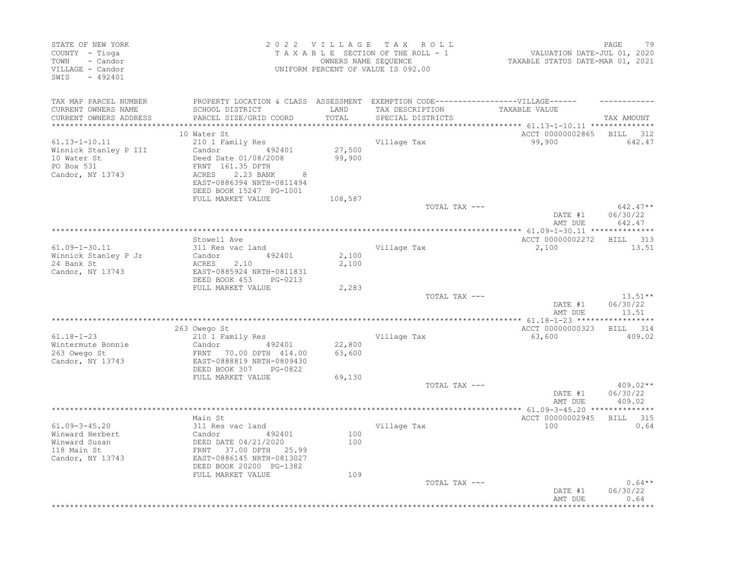STATE OF NEW YORK
COUNTY - Tioga
TOWN - Candor
VILLAGE - Candor
SWIS - 492401

2022 VILLAGE TAX ROLL
TAXABLE SECTION OF THE ROLL - 1
OWNERS NAME SEQUENCE
UNIFORM PERCENT OF VALUE IS 092.00

VALUATION DATE-JUL 01, 2020
TAXABLE STATUS DATE-MAR 01, 2021

| TAX MAP PARCEL NUMBER / CURRENT OWNERS NAME / CURRENT OWNERS ADDRESS | PROPERTY LOCATION & CLASS / SCHOOL DISTRICT / PARCEL SIZE/GRID COORD | ASSESSMENT LAND / TOTAL | EXEMPTION CODE / TAX DESCRIPTION / SPECIAL DISTRICTS | VILLAGE TAXABLE VALUE | TAX AMOUNT |
|---|---|---|---|---|---|
| 61.13-1-10.11 | 10 Water St | | | ACCT 00000002865 | BILL 312 |
| Winnick Stanley P III | 210 1 Family Res | | Village Tax | 99,900 | 642.47 |
| 10 Water St | Candor 492401 | 27,500 | | | |
| PO Box 531 | Deed Date 01/08/2008 | 99,900 | | | |
| Candor, NY 13743 | FRNT 161.35 DPTH | | | | |
| | ACRES 2.23 BANK 8 | | | | |
| | EAST-0886394 NRTH-0811494 | | | | |
| | DEED BOOK 15247 PG-1001 | | | | |
| | FULL MARKET VALUE | 108,587 | | | |
| | | | TOTAL TAX --- | | 642.47** |
| | | | | DATE #1 | 06/30/22 |
| | | | | AMT DUE | 642.47 |
| 61.09-1-30.11 | Stowell Ave | | | ACCT 00000002272 | BILL 313 |
| Winnick Stanley P Jr | 311 Res vac land | | Village Tax | 2,100 | 13.51 |
| 24 Bank St | Candor 492401 | 2,100 | | | |
| Candor, NY 13743 | ACRES 2.10 | 2,100 | | | |
| | EAST-0885924 NRTH-0811831 | | | | |
| | DEED BOOK 453 PG-0213 | | | | |
| | FULL MARKET VALUE | 2,283 | | | |
| | | | TOTAL TAX --- | | 13.51** |
| | | | | DATE #1 | 06/30/22 |
| | | | | AMT DUE | 13.51 |
| 61.18-1-23 | 263 Owego St | | | ACCT 00000000323 | BILL 314 |
| Wintermute Bonnie | 210 1 Family Res | | Village Tax | 63,600 | 409.02 |
| 263 Owego St | Candor 492401 | 22,800 | | | |
| Candor, NY 13743 | FRNT 70.00 DPTH 414.00 | 63,600 | | | |
| | EAST-0888819 NRTH-0809430 | | | | |
| | DEED BOOK 307 PG-0822 | | | | |
| | FULL MARKET VALUE | 69,130 | | | |
| | | | TOTAL TAX --- | | 409.02** |
| | | | | DATE #1 | 06/30/22 |
| | | | | AMT DUE | 409.02 |
| 61.09-3-45.20 | Main St | | | ACCT 00000002945 | BILL 315 |
| Winward Herbert | 311 Res vac land | | Village Tax | 100 | 0.64 |
| Winward Susan | Candor 492401 | 100 | | | |
| 118 Main St | DEED DATE 04/21/2020 | 100 | | | |
| Candor, NY 13743 | FRNT 37.00 DPTH 25.99 | | | | |
| | EAST-0886145 NRTH-0813027 | | | | |
| | DEED BOOK 20200 PG-1382 | | | | |
| | FULL MARKET VALUE | 109 | | | |
| | | | TOTAL TAX --- | | 0.64** |
| | | | | DATE #1 | 06/30/22 |
| | | | | AMT DUE | 0.64 |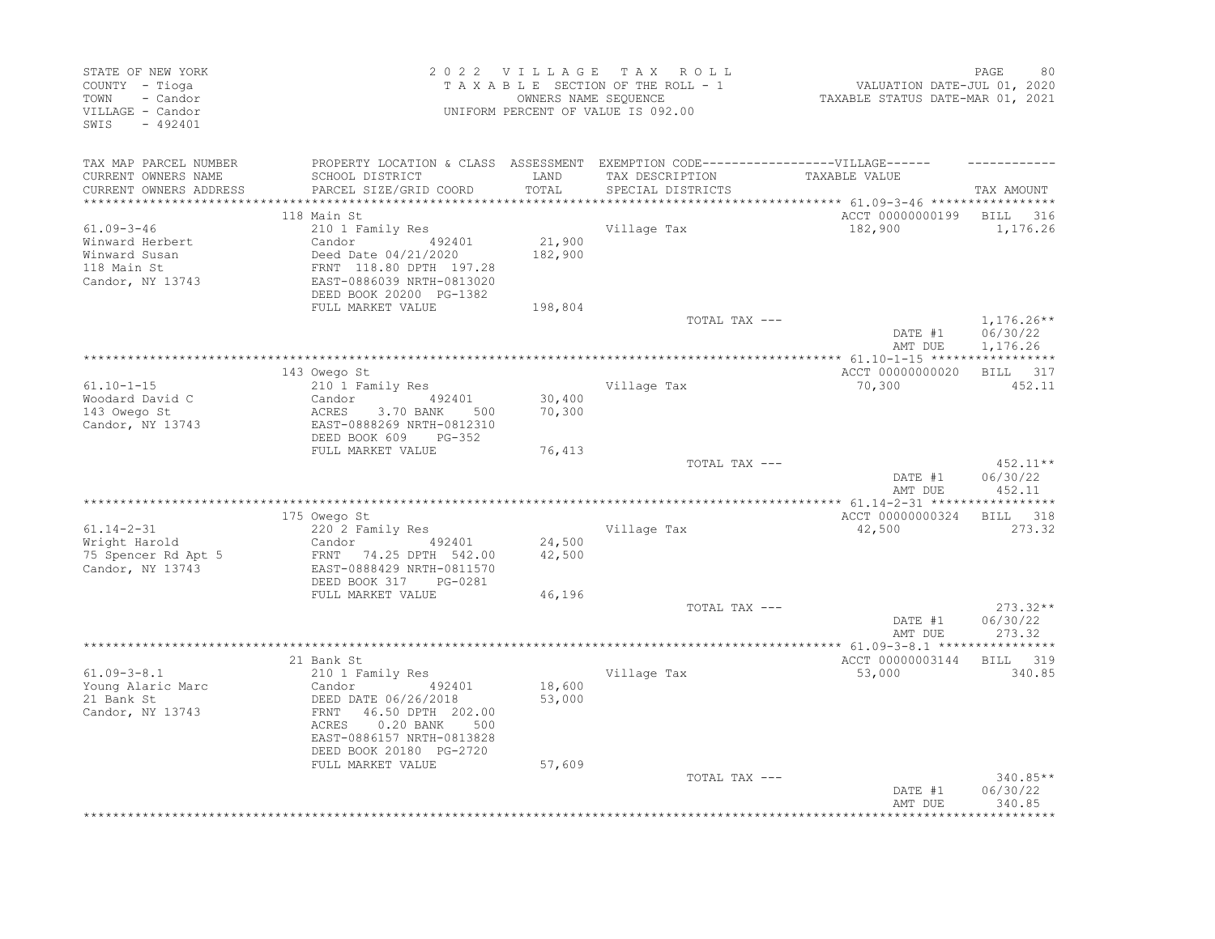STATE OF NEW YORK
COUNTY - Tioga
TOWN - Candor
VILLAGE - Candor
SWIS - 492401

2 0 2 2 V I L L A G E T A X R O L L
T A X A B L E SECTION OF THE ROLL - 1
OWNERS NAME SEQUENCE
UNIFORM PERCENT OF VALUE IS 092.00

VALUATION DATE-JUL 01, 2020
TAXABLE STATUS DATE-MAR 01, 2021

| TAX MAP PARCEL NUMBER / CURRENT OWNERS NAME / CURRENT OWNERS ADDRESS | PROPERTY LOCATION & CLASS / SCHOOL DISTRICT / PARCEL SIZE/GRID COORD | ASSESSMENT LAND / TOTAL | EXEMPTION CODE / TAX DESCRIPTION / SPECIAL DISTRICTS | TAXABLE VALUE | TAX AMOUNT |
|---|---|---|---|---|---|
| 61.09-3-46 | 118 Main St | | | ACCT 00000000199 | BILL 316 |
| 61.09-3-46 | 210 1 Family Res | | Village Tax | 182,900 | 1,176.26 |
| Winward Herbert | Candor 492401 | 21,900 | | | |
| Winward Susan | Deed Date 04/21/2020 | 182,900 | | | |
| 118 Main St | FRNT 118.80 DPTH 197.28 | | | | |
| Candor, NY 13743 | EAST-0886039 NRTH-0813020 | | | | |
| | DEED BOOK 20200 PG-1382 | | | | |
| | FULL MARKET VALUE | 198,804 | | | |
| | | | TOTAL TAX --- | | 1,176.26** |
| | | | | DATE #1 | 06/30/22 |
| | | | | AMT DUE | 1,176.26 |
| 61.10-1-15 | 143 Owego St | | | ACCT 00000000020 | BILL 317 |
| 61.10-1-15 | 210 1 Family Res | | Village Tax | 70,300 | 452.11 |
| Woodard David C | Candor 492401 | 30,400 | | | |
| 143 Owego St | ACRES 3.70 BANK 500 | 70,300 | | | |
| Candor, NY 13743 | EAST-0888269 NRTH-0812310 | | | | |
| | DEED BOOK 609 PG-352 | | | | |
| | FULL MARKET VALUE | 76,413 | | | |
| | | | TOTAL TAX --- | | 452.11** |
| | | | | DATE #1 | 06/30/22 |
| | | | | AMT DUE | 452.11 |
| 61.14-2-31 | 175 Owego St | | | ACCT 00000000324 | BILL 318 |
| 61.14-2-31 | 220 2 Family Res | | Village Tax | 42,500 | 273.32 |
| Wright Harold | Candor 492401 | 24,500 | | | |
| 75 Spencer Rd Apt 5 | FRNT 74.25 DPTH 542.00 | 42,500 | | | |
| Candor, NY 13743 | EAST-0888429 NRTH-0811570 | | | | |
| | DEED BOOK 317 PG-0281 | | | | |
| | FULL MARKET VALUE | 46,196 | | | |
| | | | TOTAL TAX --- | | 273.32** |
| | | | | DATE #1 | 06/30/22 |
| | | | | AMT DUE | 273.32 |
| 61.09-3-8.1 | 21 Bank St | | | ACCT 00000003144 | BILL 319 |
| 61.09-3-8.1 | 210 1 Family Res | | Village Tax | 53,000 | 340.85 |
| Young Alaric Marc | Candor 492401 | 18,600 | | | |
| 21 Bank St | DEED DATE 06/26/2018 | 53,000 | | | |
| Candor, NY 13743 | FRNT 46.50 DPTH 202.00 | | | | |
| | ACRES 0.20 BANK 500 | | | | |
| | EAST-0886157 NRTH-0813828 | | | | |
| | DEED BOOK 20180 PG-2720 | | | | |
| | FULL MARKET VALUE | 57,609 | | | |
| | | | TOTAL TAX --- | | 340.85** |
| | | | | DATE #1 | 06/30/22 |
| | | | | AMT DUE | 340.85 |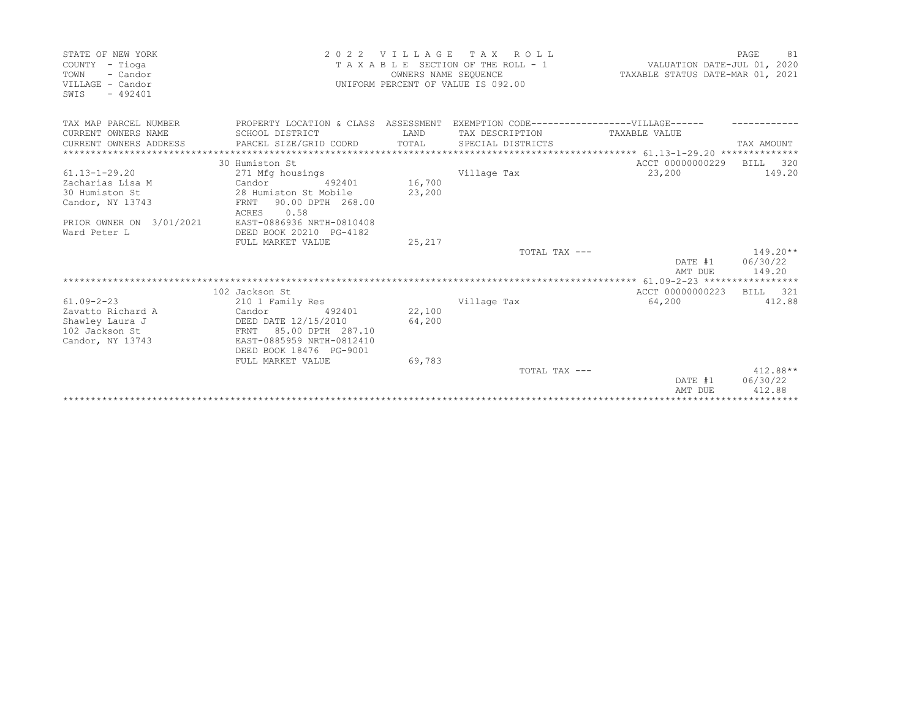STATE OF NEW YORK
COUNTY - Tioga
TOWN - Candor
VILLAGE - Candor
SWIS - 492401

2 0 2 2 V I L L A G E T A X R O L L
T A X A B L E SECTION OF THE ROLL - 1
OWNERS NAME SEQUENCE
UNIFORM PERCENT OF VALUE IS 092.00

VALUATION DATE-JUL 01, 2020
TAXABLE STATUS DATE-MAR 01, 2021

| TAX MAP PARCEL NUMBER / CURRENT OWNERS NAME / CURRENT OWNERS ADDRESS | PROPERTY LOCATION & CLASS / SCHOOL DISTRICT / PARCEL SIZE/GRID COORD | ASSESSMENT LAND / TOTAL | EXEMPTION CODE / TAX DESCRIPTION / SPECIAL DISTRICTS | TAXABLE VALUE | TAX AMOUNT |
|---|---|---|---|---|---|
| 61.13-1-29.20 | 30 Humiston St | | | ACCT 00000000229 | BILL 320 |
| Zacharias Lisa M | 271 Mfg housings | | Village Tax | 23,200 | 149.20 |
| 30 Humiston St | Candor 492401 | 16,700 | | | |
| Candor, NY 13743 | 28 Humiston St Mobile | 23,200 | | | |
| | FRNT 90.00 DPTH 268.00 | | | | |
| | ACRES 0.58 | | | | |
| PRIOR OWNER ON 3/01/2021 | EAST-0886936 NRTH-0810408 | | | | |
| Ward Peter L | DEED BOOK 20210 PG-4182 | | | | |
| | FULL MARKET VALUE | 25,217 | | | |
| | | | TOTAL TAX --- | | 149.20** |
| | | | | DATE #1 | 06/30/22 |
| | | | | AMT DUE | 149.20 |
| 61.09-2-23 | 102 Jackson St | | | ACCT 00000000223 | BILL 321 |
| Zavatto Richard A | 210 1 Family Res | | Village Tax | 64,200 | 412.88 |
| Shawley Laura J | Candor 492401 | 22,100 | | | |
| 102 Jackson St | DEED DATE 12/15/2010 | 64,200 | | | |
| Candor, NY 13743 | FRNT 85.00 DPTH 287.10 | | | | |
| | EAST-0885959 NRTH-0812410 | | | | |
| | DEED BOOK 18476 PG-9001 | | | | |
| | FULL MARKET VALUE | 69,783 | | | |
| | | | TOTAL TAX --- | | 412.88** |
| | | | | DATE #1 | 06/30/22 |
| | | | | AMT DUE | 412.88 |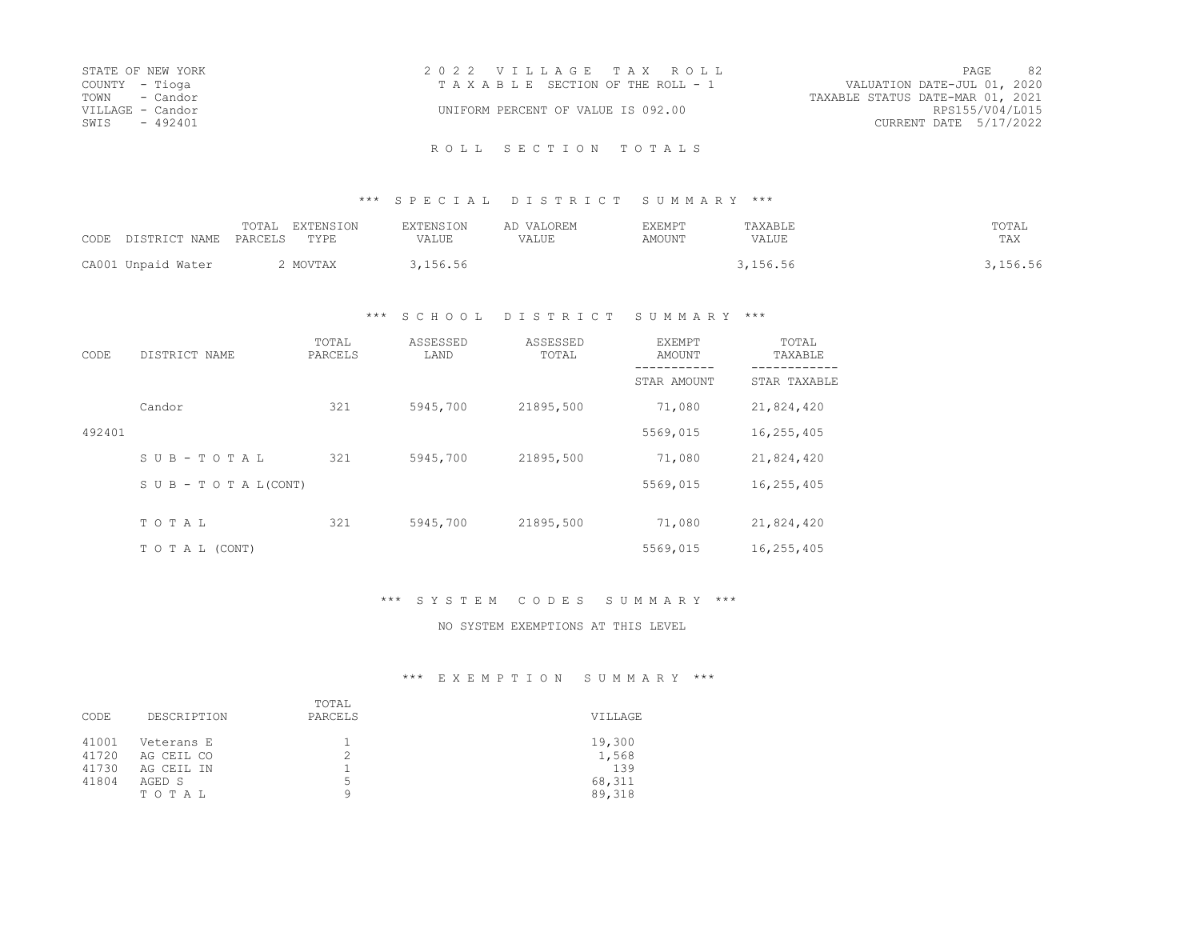STATE OF NEW YORK
COUNTY - Tioga
TOWN - Candor
VILLAGE - Candor
SWIS - 492401

2 0 2 2 V I L L A G E T A X R O L L
T A X A B L E SECTION OF THE ROLL - 1

UNIFORM PERCENT OF VALUE IS 092.00

VALUATION DATE-JUL 01, 2020
TAXABLE STATUS DATE-MAR 01, 2021
RPS155/V04/L015
CURRENT DATE 5/17/2022

## R O L L S E C T I O N T O T A L S

### *** S P E C I A L D I S T R I C T S U M M A R Y ***

| CODE DISTRICT NAME | TOTAL PARCELS | EXTENSION TYPE | EXTENSION VALUE | AD VALOREM VALUE | EXEMPT AMOUNT | TAXABLE VALUE | TOTAL TAX |
|---|---|---|---|---|---|---|---|
| CA001 Unpaid Water | 2 | MOVTAX | 3,156.56 | | | 3,156.56 | 3,156.56 |

### *** S C H O O L D I S T R I C T S U M M A R Y ***

| CODE | DISTRICT NAME | TOTAL PARCELS | ASSESSED LAND | ASSESSED TOTAL | EXEMPT AMOUNT / STAR AMOUNT | TOTAL TAXABLE / STAR TAXABLE |
|---|---|---|---|---|---|---|
| | Candor | 321 | 5945,700 | 21895,500 | 71,080 | 21,824,420 |
| 492401 | | | | | 5569,015 | 16,255,405 |
| | S U B - T O T A L | 321 | 5945,700 | 21895,500 | 71,080 | 21,824,420 |
| | S U B - T O T A L(CONT) | | | | 5569,015 | 16,255,405 |
| | T O T A L | 321 | 5945,700 | 21895,500 | 71,080 | 21,824,420 |
| | T O T A L (CONT) | | | | 5569,015 | 16,255,405 |

### *** S Y S T E M C O D E S S U M M A R Y ***

NO SYSTEM EXEMPTIONS AT THIS LEVEL

### *** E X E M P T I O N S U M M A R Y ***

| CODE | DESCRIPTION | TOTAL PARCELS | VILLAGE |
|---|---|---|---|
| 41001 | Veterans E | 1 | 19,300 |
| 41720 | AG CEIL CO | 2 | 1,568 |
| 41730 | AG CEIL IN | 1 | 139 |
| 41804 | AGED S | 5 | 68,311 |
| | T O T A L | 9 | 89,318 |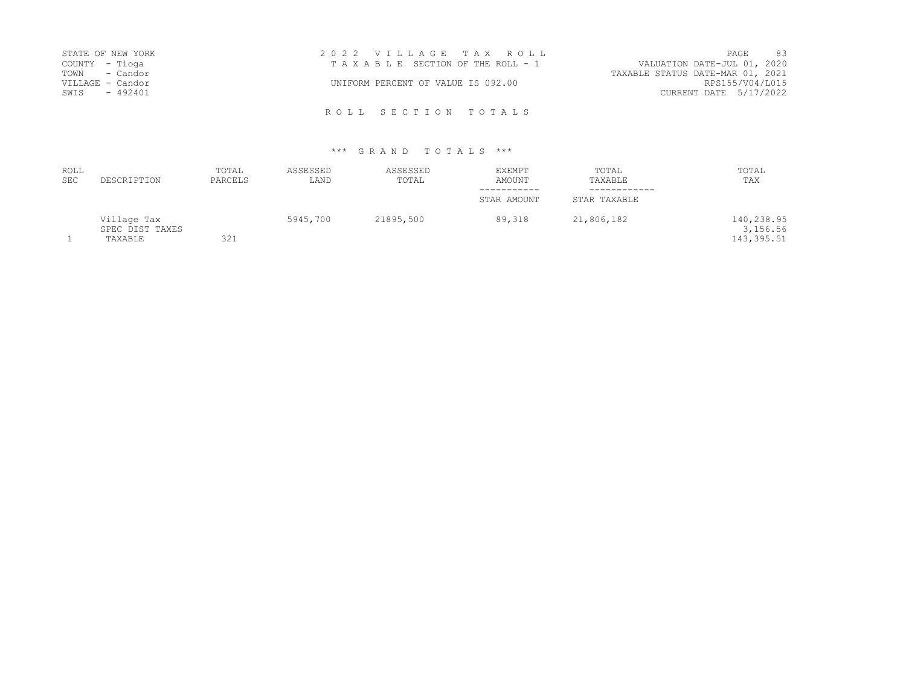STATE OF NEW YORK
COUNTY - Tioga
TOWN - Candor
VILLAGE - Candor
SWIS - 492401

2 0 2 2 V I L L A G E T A X R O L L
T A X A B L E SECTION OF THE ROLL - 1

UNIFORM PERCENT OF VALUE IS 092.00

VALUATION DATE-JUL 01, 2020
TAXABLE STATUS DATE-MAR 01, 2021
RPS155/V04/L015
CURRENT DATE 5/17/2022

## R O L L S E C T I O N T O T A L S

### *** G R A N D T O T A L S ***

| ROLL SEC | DESCRIPTION | TOTAL PARCELS | ASSESSED LAND | ASSESSED TOTAL | EXEMPT AMOUNT / STAR AMOUNT | TOTAL TAXABLE / STAR TAXABLE | TOTAL TAX |
|---|---|---|---|---|---|---|---|
| | Village Tax | | 5945,700 | 21895,500 | 89,318 | 21,806,182 | 140,238.95 |
| | SPEC DIST TAXES | | | | | | 3,156.56 |
| 1 | TAXABLE | 321 | | | | | 143,395.51 |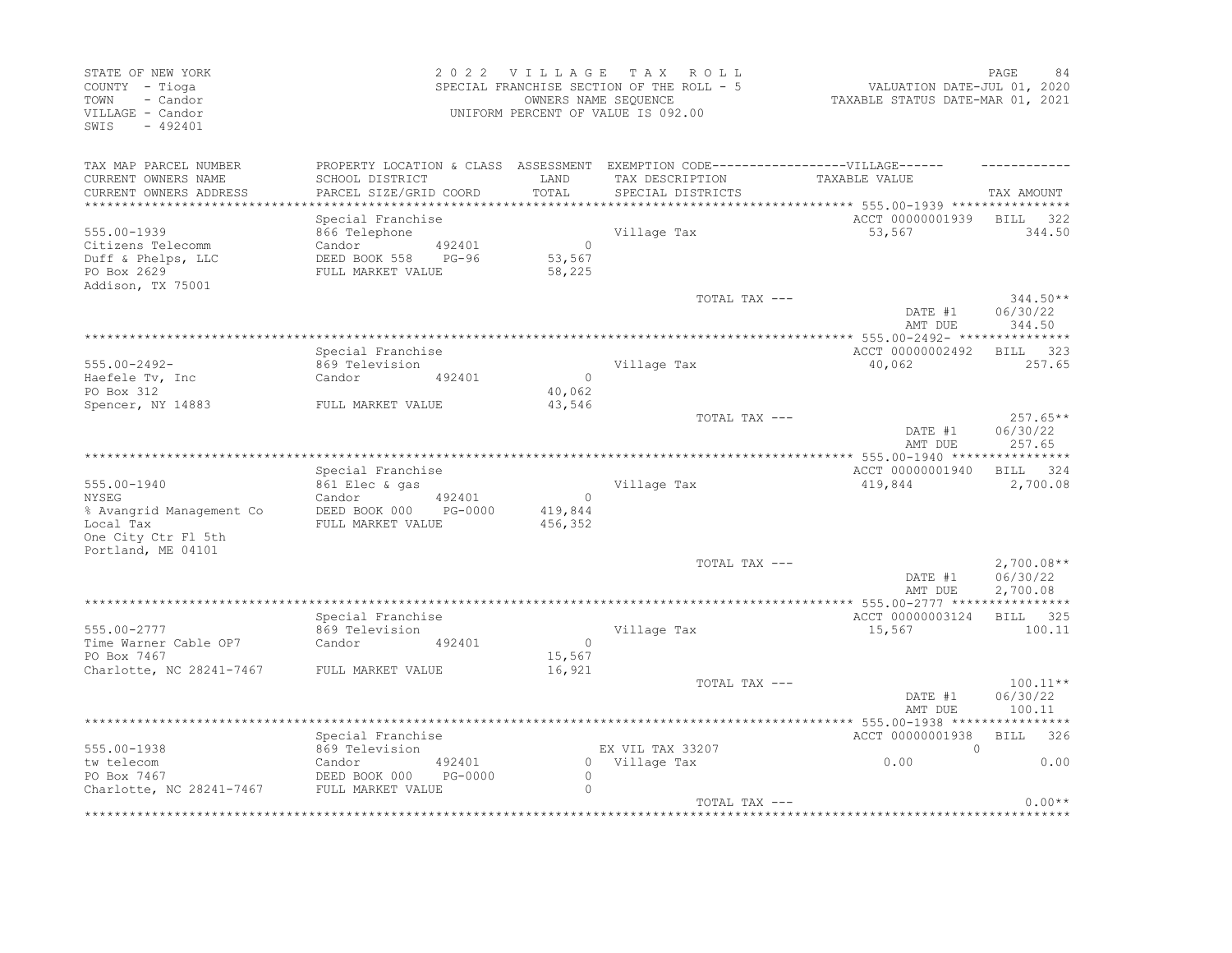STATE OF NEW YORK
COUNTY - Tioga
TOWN - Candor
VILLAGE - Candor
SWIS - 492401

2 0 2 2 V I L L A G E T A X R O L L
SPECIAL FRANCHISE SECTION OF THE ROLL - 5
OWNERS NAME SEQUENCE
UNIFORM PERCENT OF VALUE IS 092.00

VALUATION DATE-JUL 01, 2020
TAXABLE STATUS DATE-MAR 01, 2021

| TAX MAP PARCEL NUMBER / CURRENT OWNERS NAME / CURRENT OWNERS ADDRESS | PROPERTY LOCATION & CLASS / SCHOOL DISTRICT / PARCEL SIZE/GRID COORD | ASSESSMENT LAND / TOTAL | EXEMPTION CODE / TAX DESCRIPTION / SPECIAL DISTRICTS | VILLAGE TAXABLE VALUE | TAX AMOUNT |
|---|---|---|---|---|---|
| **555.00-1939** | Special Franchise | | | ACCT 00000001939 | BILL 322 |
| 555.00-1939 | 866 Telephone | | Village Tax | 53,567 | 344.50 |
| Citizens Telecomm | Candor 492401 | 0 | | | |
| Duff & Phelps, LLC | DEED BOOK 558 PG-96 | 53,567 | | | |
| PO Box 2629 | FULL MARKET VALUE | 58,225 | | | |
| Addison, TX 75001 | | | | | |
| | | | TOTAL TAX --- | | 344.50** |
| | | | | DATE #1 | 06/30/22 |
| | | | | AMT DUE | 344.50 |
| **555.00-2492-** | Special Franchise | | | ACCT 00000002492 | BILL 323 |
| 555.00-2492- | 869 Television | | Village Tax | 40,062 | 257.65 |
| Haefele Tv, Inc | Candor 492401 | 0 | | | |
| PO Box 312 | | 40,062 | | | |
| Spencer, NY 14883 | FULL MARKET VALUE | 43,546 | | | |
| | | | TOTAL TAX --- | | 257.65** |
| | | | | DATE #1 | 06/30/22 |
| | | | | AMT DUE | 257.65 |
| **555.00-1940** | Special Franchise | | | ACCT 00000001940 | BILL 324 |
| 555.00-1940 | 861 Elec & gas | | Village Tax | 419,844 | 2,700.08 |
| NYSEG | Candor 492401 | 0 | | | |
| % Avangrid Management Co | DEED BOOK 000 PG-0000 | 419,844 | | | |
| Local Tax | FULL MARKET VALUE | 456,352 | | | |
| One City Ctr Fl 5th | | | | | |
| Portland, ME 04101 | | | | | |
| | | | TOTAL TAX --- | | 2,700.08** |
| | | | | DATE #1 | 06/30/22 |
| | | | | AMT DUE | 2,700.08 |
| **555.00-2777** | Special Franchise | | | ACCT 00000003124 | BILL 325 |
| 555.00-2777 | 869 Television | | Village Tax | 15,567 | 100.11 |
| Time Warner Cable OP7 | Candor 492401 | 0 | | | |
| PO Box 7467 | | 15,567 | | | |
| Charlotte, NC 28241-7467 | FULL MARKET VALUE | 16,921 | | | |
| | | | TOTAL TAX --- | | 100.11** |
| | | | | DATE #1 | 06/30/22 |
| | | | | AMT DUE | 100.11 |
| **555.00-1938** | Special Franchise | | | ACCT 00000001938 | BILL 326 |
| 555.00-1938 | 869 Television | | EX VIL TAX 33207 | 0 | |
| tw telecom | Candor 492401 | 0 | Village Tax | 0.00 | 0.00 |
| PO Box 7467 | DEED BOOK 000 PG-0000 | 0 | | | |
| Charlotte, NC 28241-7467 | FULL MARKET VALUE | 0 | | | |
| | | | TOTAL TAX --- | | 0.00** |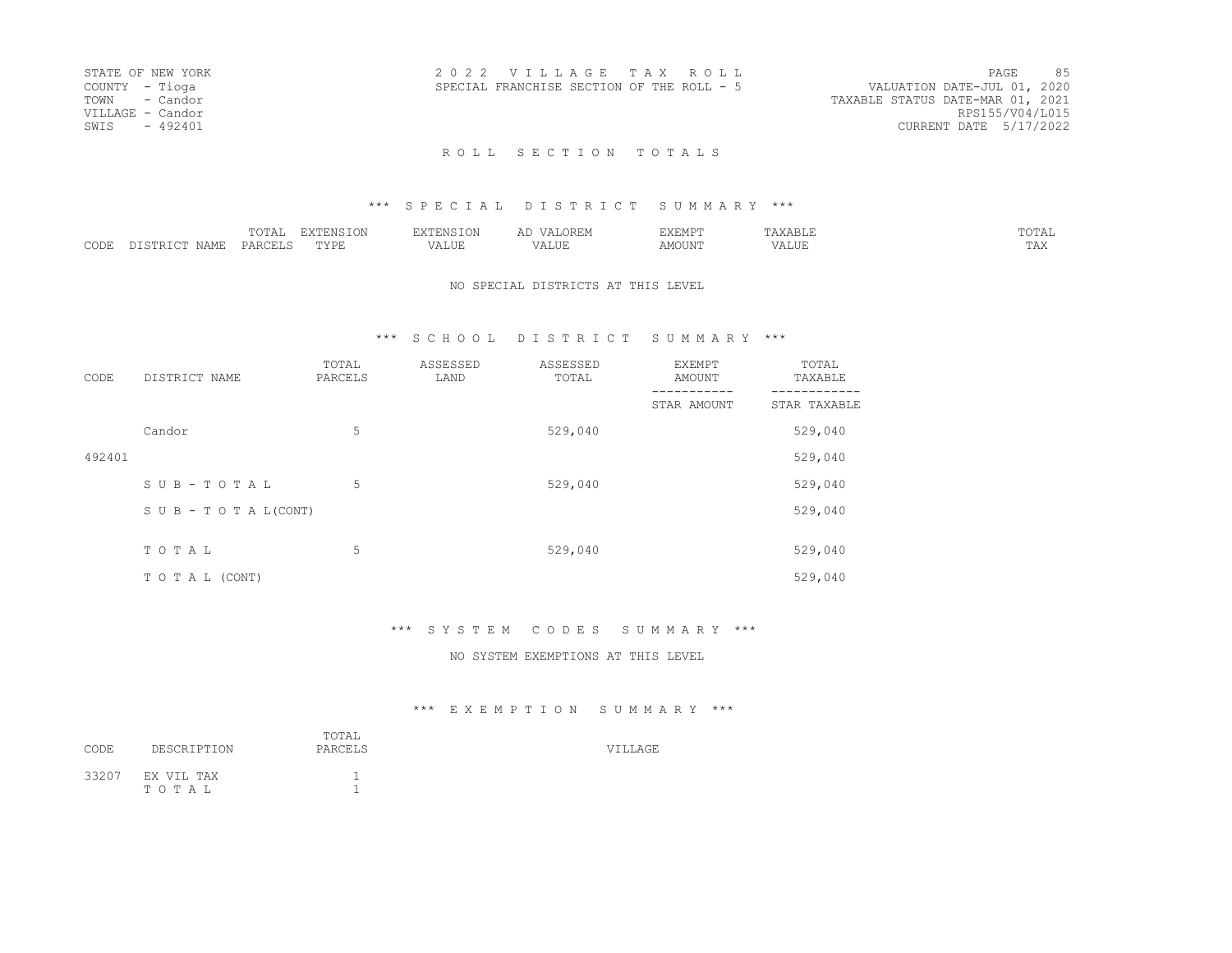STATE OF NEW YORK
COUNTY - Tioga
TOWN - Candor
VILLAGE - Candor
SWIS - 492401

2 0 2 2 V I L L A G E T A X R O L L
SPECIAL FRANCHISE SECTION OF THE ROLL - 5

VALUATION DATE-JUL 01, 2020
TAXABLE STATUS DATE-MAR 01, 2021
RPS155/V04/L015
CURRENT DATE 5/17/2022

R O L L S E C T I O N T O T A L S

*** S P E C I A L D I S T R I C T S U M M A R Y ***

| CODE | DISTRICT NAME | TOTAL PARCELS | EXTENSION TYPE | EXTENSION VALUE | AD VALOREM VALUE | EXEMPT AMOUNT | TAXABLE VALUE | TOTAL TAX |
|---|---|---|---|---|---|---|---|---|

NO SPECIAL DISTRICTS AT THIS LEVEL

*** S C H O O L D I S T R I C T S U M M A R Y ***

| CODE | DISTRICT NAME | TOTAL PARCELS | ASSESSED LAND | ASSESSED TOTAL | EXEMPT AMOUNT / STAR AMOUNT | TOTAL TAXABLE / STAR TAXABLE |
|---|---|---|---|---|---|---|
| | Candor | 5 | | 529,040 | | 529,040 |
| 492401 | | | | | | 529,040 |
| | S U B - T O T A L | 5 | | 529,040 | | 529,040 |
| | S U B - T O T A L(CONT) | | | | | 529,040 |
| | T O T A L | 5 | | 529,040 | | 529,040 |
| | T O T A L (CONT) | | | | | 529,040 |

*** S Y S T E M C O D E S S U M M A R Y ***

NO SYSTEM EXEMPTIONS AT THIS LEVEL

*** E X E M P T I O N S U M M A R Y ***

| CODE | DESCRIPTION | TOTAL PARCELS | VILLAGE |
|---|---|---|---|
| 33207 | EX VIL TAX | 1 | |
| | T O T A L | 1 | |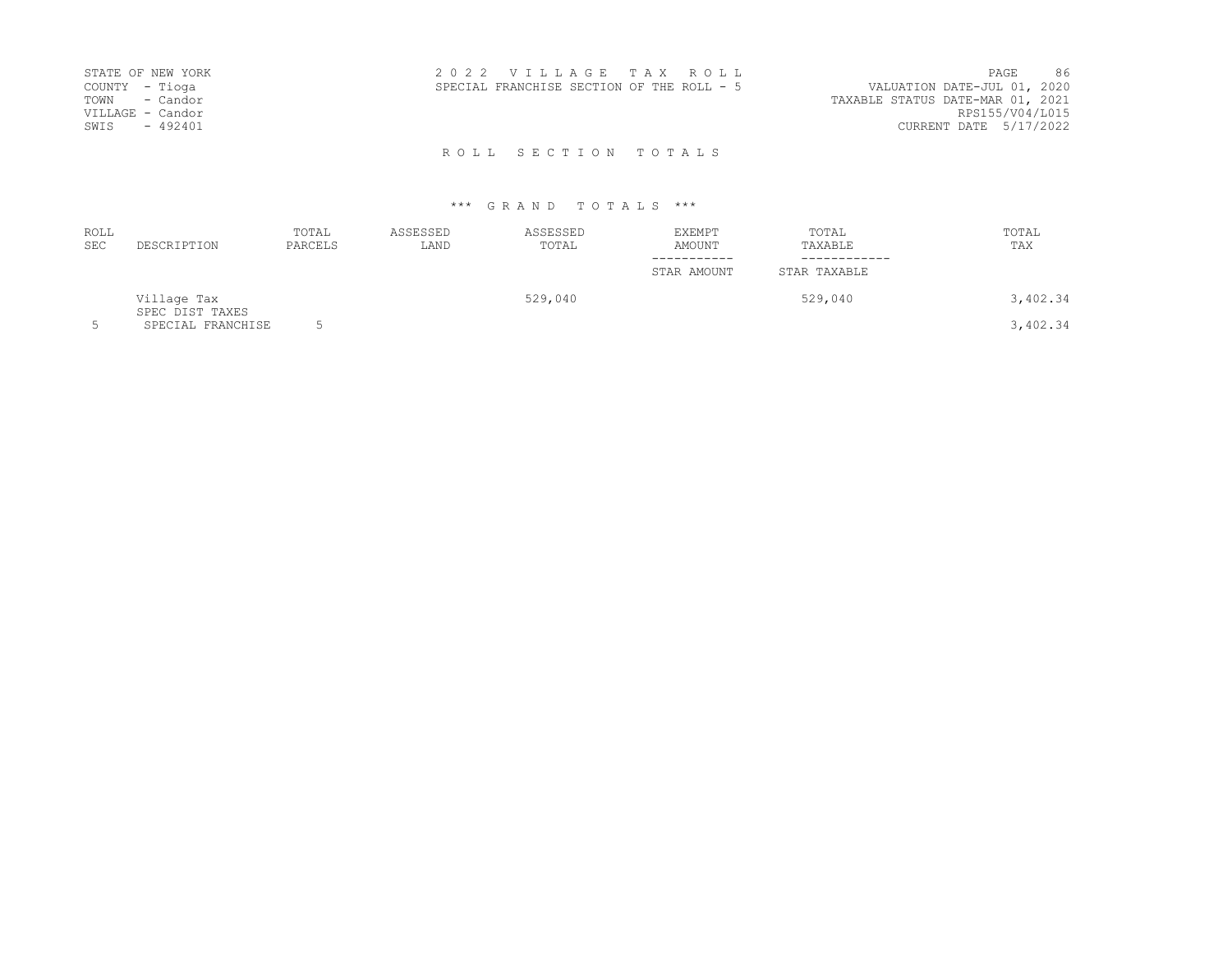STATE OF NEW YORK
COUNTY - Tioga
TOWN - Candor
VILLAGE - Candor
SWIS - 492401

2 0 2 2 V I L L A G E T A X R O L L
SPECIAL FRANCHISE SECTION OF THE ROLL - 5

VALUATION DATE-JUL 01, 2020
TAXABLE STATUS DATE-MAR 01, 2021
RPS155/V04/L015
CURRENT DATE 5/17/2022

R O L L S E C T I O N T O T A L S

*** G R A N D T O T A L S ***

| ROLL SEC | DESCRIPTION | TOTAL PARCELS | ASSESSED LAND | ASSESSED TOTAL | EXEMPT AMOUNT / STAR AMOUNT | TOTAL TAXABLE / STAR TAXABLE | TOTAL TAX |
|---|---|---|---|---|---|---|---|
| | Village Tax | | | 529,040 | | 529,040 | 3,402.34 |
| | SPEC DIST TAXES | | | | | | |
| 5 | SPECIAL FRANCHISE | 5 | | | | | 3,402.34 |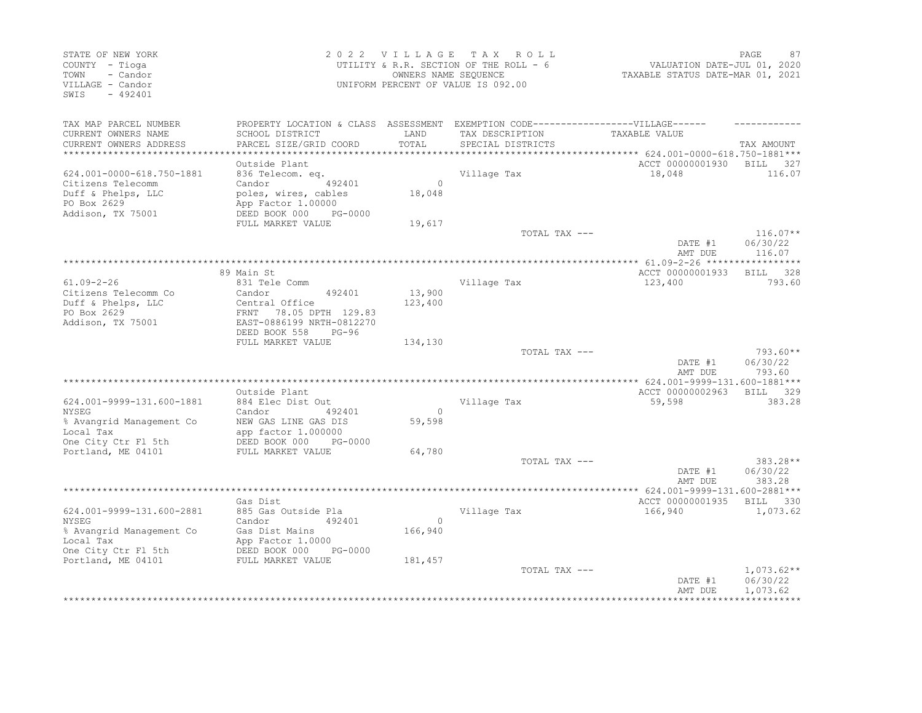STATE OF NEW YORK
COUNTY - Tioga
TOWN - Candor
VILLAGE - Candor
SWIS - 492401

2022 VILLAGE TAX ROLL
UTILITY & R.R. SECTION OF THE ROLL - 6
OWNERS NAME SEQUENCE
UNIFORM PERCENT OF VALUE IS 092.00

VALUATION DATE-JUL 01, 2020
TAXABLE STATUS DATE-MAR 01, 2021

| TAX MAP PARCEL NUMBER / CURRENT OWNERS NAME / CURRENT OWNERS ADDRESS | PROPERTY LOCATION & CLASS / SCHOOL DISTRICT / PARCEL SIZE/GRID COORD | ASSESSMENT LAND / TOTAL | EXEMPTION CODE / TAX DESCRIPTION / SPECIAL DISTRICTS | TAXABLE VALUE | TAX AMOUNT |
|---|---|---|---|---|---|
| 624.001-0000-618.750-1881 | Outside Plant | | | ACCT 00000001930 | BILL 327 |
| 624.001-0000-618.750-1881 | 836 Telecom. eq. | | Village Tax | 18,048 | 116.07 |
| Citizens Telecomm | Candor 492401 | 0 | | | |
| Duff & Phelps, LLC | poles, wires, cables | 18,048 | | | |
| PO Box 2629 | App Factor 1.00000 | | | | |
| Addison, TX 75001 | DEED BOOK 000 PG-0000 | | | | |
| | FULL MARKET VALUE | 19,617 | | | |
| | | | TOTAL TAX --- | | 116.07** |
| | | | | DATE #1 | 06/30/22 |
| | | | | AMT DUE | 116.07 |
| 61.09-2-26 | 89 Main St | | | ACCT 00000001933 | BILL 328 |
| 61.09-2-26 | 831 Tele Comm | | Village Tax | 123,400 | 793.60 |
| Citizens Telecomm Co | Candor 492401 | 13,900 | | | |
| Duff & Phelps, LLC | Central Office | 123,400 | | | |
| PO Box 2629 | FRNT 78.05 DPTH 129.83 | | | | |
| Addison, TX 75001 | EAST-0886199 NRTH-0812270 | | | | |
| | DEED BOOK 558 PG-96 | | | | |
| | FULL MARKET VALUE | 134,130 | | | |
| | | | TOTAL TAX --- | | 793.60** |
| | | | | DATE #1 | 06/30/22 |
| | | | | AMT DUE | 793.60 |
| 624.001-9999-131.600-1881 | Outside Plant | | | ACCT 00000002963 | BILL 329 |
| 624.001-9999-131.600-1881 | 884 Elec Dist Out | | Village Tax | 59,598 | 383.28 |
| NYSEG | Candor 492401 | 0 | | | |
| % Avangrid Management Co | NEW GAS LINE GAS DIS | 59,598 | | | |
| Local Tax | app factor 1.000000 | | | | |
| One City Ctr Fl 5th | DEED BOOK 000 PG-0000 | | | | |
| Portland, ME 04101 | FULL MARKET VALUE | 64,780 | | | |
| | | | TOTAL TAX --- | | 383.28** |
| | | | | DATE #1 | 06/30/22 |
| | | | | AMT DUE | 383.28 |
| 624.001-9999-131.600-2881 | Gas Dist | | | ACCT 00000001935 | BILL 330 |
| 624.001-9999-131.600-2881 | 885 Gas Outside Pla | | Village Tax | 166,940 | 1,073.62 |
| NYSEG | Candor 492401 | 0 | | | |
| % Avangrid Management Co | Gas Dist Mains | 166,940 | | | |
| Local Tax | App Factor 1.0000 | | | | |
| One City Ctr Fl 5th | DEED BOOK 000 PG-0000 | | | | |
| Portland, ME 04101 | FULL MARKET VALUE | 181,457 | | | |
| | | | TOTAL TAX --- | | 1,073.62** |
| | | | | DATE #1 | 06/30/22 |
| | | | | AMT DUE | 1,073.62 |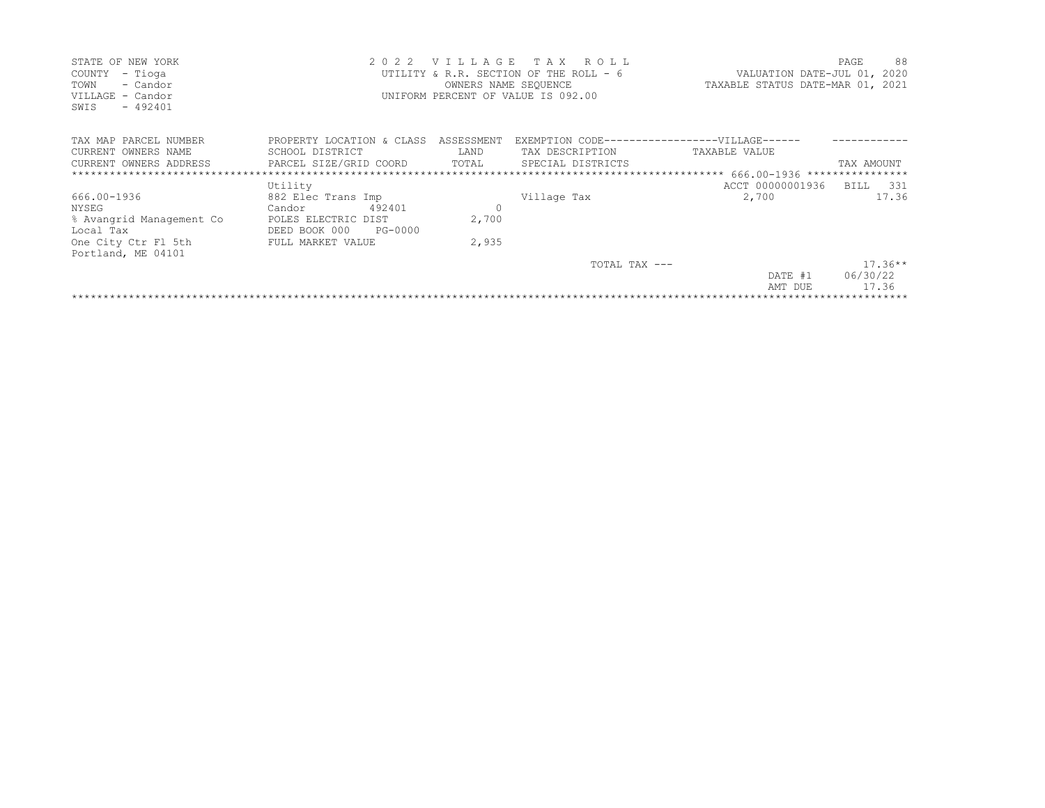STATE OF NEW YORK
COUNTY - Tioga
TOWN - Candor
VILLAGE - Candor
SWIS - 492401

2 0 2 2 V I L L A G E T A X R O L L
UTILITY & R.R. SECTION OF THE ROLL - 6
OWNERS NAME SEQUENCE
UNIFORM PERCENT OF VALUE IS 092.00

VALUATION DATE-JUL 01, 2020
TAXABLE STATUS DATE-MAR 01, 2021

| TAX MAP PARCEL NUMBER / CURRENT OWNERS NAME / CURRENT OWNERS ADDRESS | PROPERTY LOCATION & CLASS / SCHOOL DISTRICT / PARCEL SIZE/GRID COORD | ASSESSMENT LAND / TOTAL | EXEMPTION CODE------------------VILLAGE------ / TAX DESCRIPTION / SPECIAL DISTRICTS | TAXABLE VALUE | TAX AMOUNT |
|---|---|---|---|---|---|
| 666.00-1936 | Utility | | | ACCT 00000001936 | BILL 331 |
| 666.00-1936 | 882 Elec Trans Imp | | Village Tax | 2,700 | 17.36 |
| NYSEG | Candor 492401 | 0 | | | |
| % Avangrid Management Co | POLES ELECTRIC DIST | 2,700 | | | |
| Local Tax | DEED BOOK 000 PG-0000 | | | | |
| One City Ctr Fl 5th | FULL MARKET VALUE | 2,935 | | | |
| Portland, ME 04101 | | | | | |
| | | | TOTAL TAX --- | | 17.36** |
| | | | | DATE #1 | 06/30/22 |
| | | | | AMT DUE | 17.36 |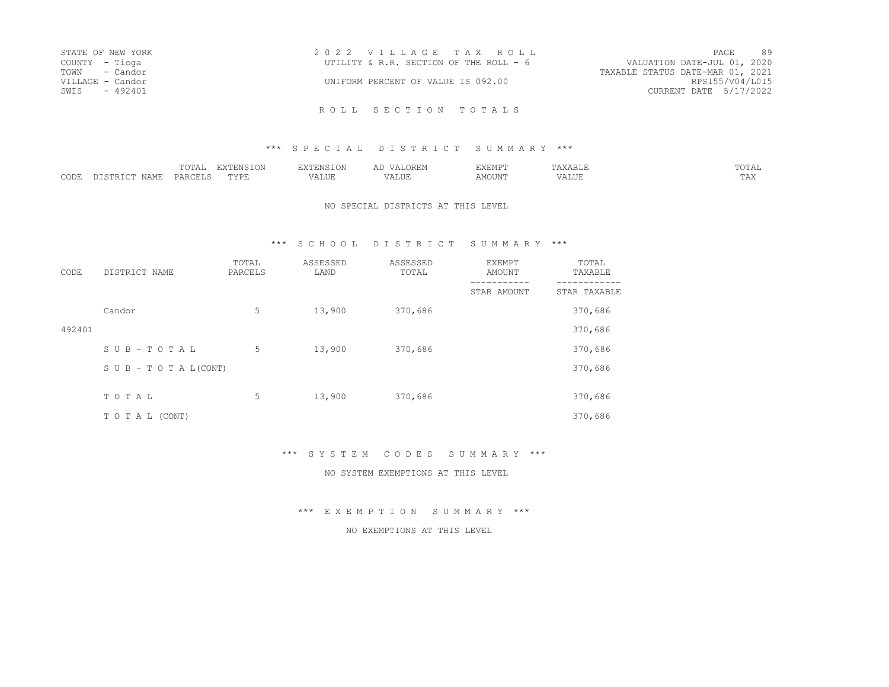STATE OF NEW YORK
COUNTY - Tioga
TOWN - Candor
VILLAGE - Candor
SWIS - 492401

2022 VILLAGE TAX ROLL
UTILITY & R.R. SECTION OF THE ROLL - 6

UNIFORM PERCENT OF VALUE IS 092.00

VALUATION DATE-JUL 01, 2020
TAXABLE STATUS DATE-MAR 01, 2021
RPS155/V04/L015
CURRENT DATE 5/17/2022

## ROLL SECTION TOTALS

### *** SPECIAL DISTRICT SUMMARY ***

| CODE | DISTRICT NAME | TOTAL PARCELS | EXTENSION TYPE | EXTENSION VALUE | AD VALOREM VALUE | EXEMPT AMOUNT | TAXABLE VALUE | TOTAL TAX |
|---|---|---|---|---|---|---|---|---|

NO SPECIAL DISTRICTS AT THIS LEVEL

### *** SCHOOL DISTRICT SUMMARY ***

| CODE | DISTRICT NAME | TOTAL PARCELS | ASSESSED LAND | ASSESSED TOTAL | EXEMPT AMOUNT / STAR AMOUNT | TOTAL TAXABLE / STAR TAXABLE |
|---|---|---|---|---|---|---|
| | Candor | 5 | 13,900 | 370,686 | | 370,686 |
| 492401 | | | | | | 370,686 |
| | SUB-TOTAL | 5 | 13,900 | 370,686 | | 370,686 |
| | SUB-TOTAL(CONT) | | | | | 370,686 |
| | TOTAL | 5 | 13,900 | 370,686 | | 370,686 |
| | TOTAL (CONT) | | | | | 370,686 |

### *** SYSTEM CODES SUMMARY ***

NO SYSTEM EXEMPTIONS AT THIS LEVEL

### *** EXEMPTION SUMMARY ***

NO EXEMPTIONS AT THIS LEVEL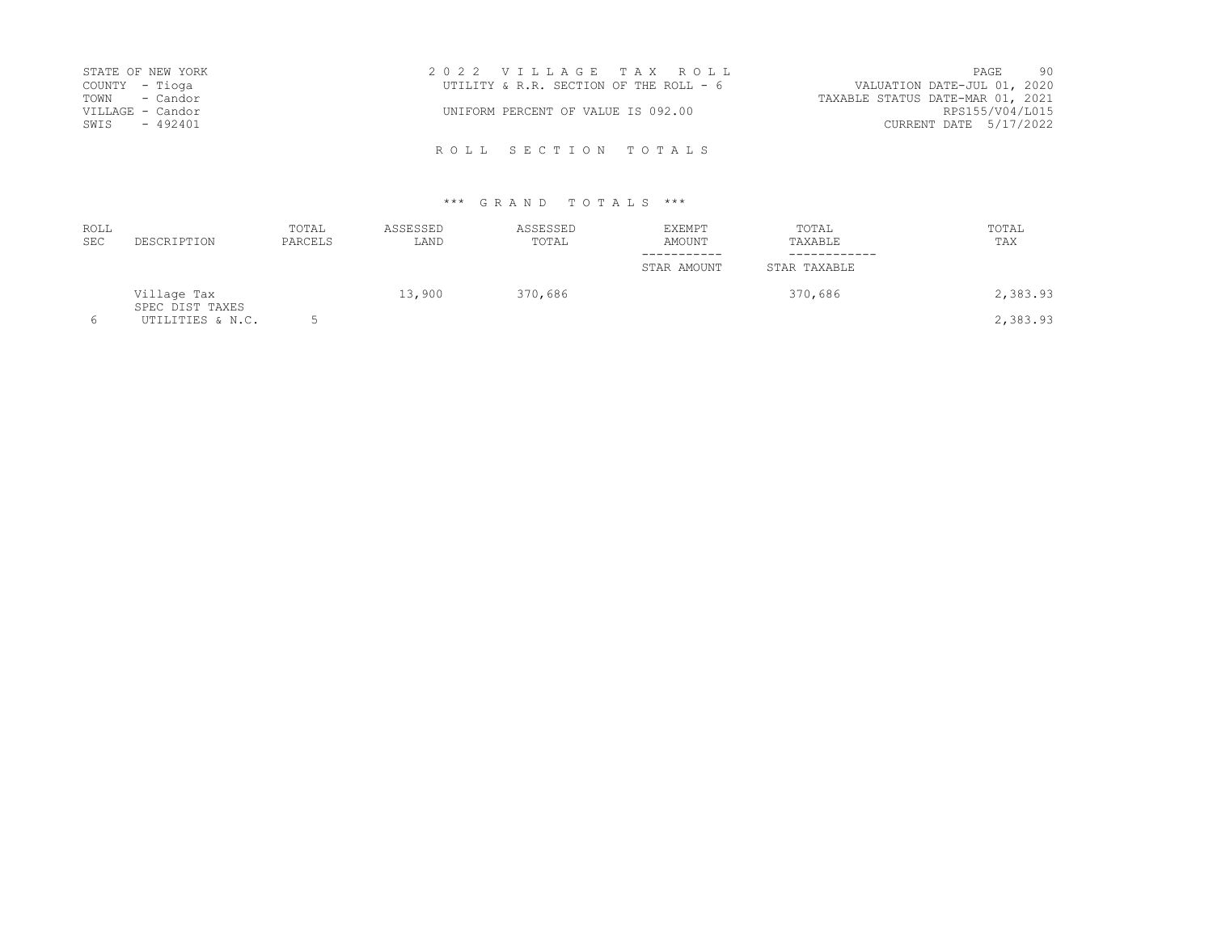STATE OF NEW YORK
COUNTY - Tioga
TOWN - Candor
VILLAGE - Candor
SWIS - 492401

2 0 2 2 V I L L A G E T A X R O L L
UTILITY & R.R. SECTION OF THE ROLL - 6

UNIFORM PERCENT OF VALUE IS 092.00

VALUATION DATE-JUL 01, 2020
TAXABLE STATUS DATE-MAR 01, 2021
RPS155/V04/L015
CURRENT DATE 5/17/2022

R O L L S E C T I O N T O T A L S

\*\*\* G R A N D T O T A L S \*\*\*

| ROLL SEC | DESCRIPTION | TOTAL PARCELS | ASSESSED LAND | ASSESSED TOTAL | EXEMPT AMOUNT / STAR AMOUNT | TOTAL TAXABLE / STAR TAXABLE | TOTAL TAX |
|---|---|---|---|---|---|---|---|
| | Village Tax | | 13,900 | 370,686 | | 370,686 | 2,383.93 |
| | SPEC DIST TAXES | | | | | | |
| 6 | UTILITIES & N.C. | 5 | | | | | 2,383.93 |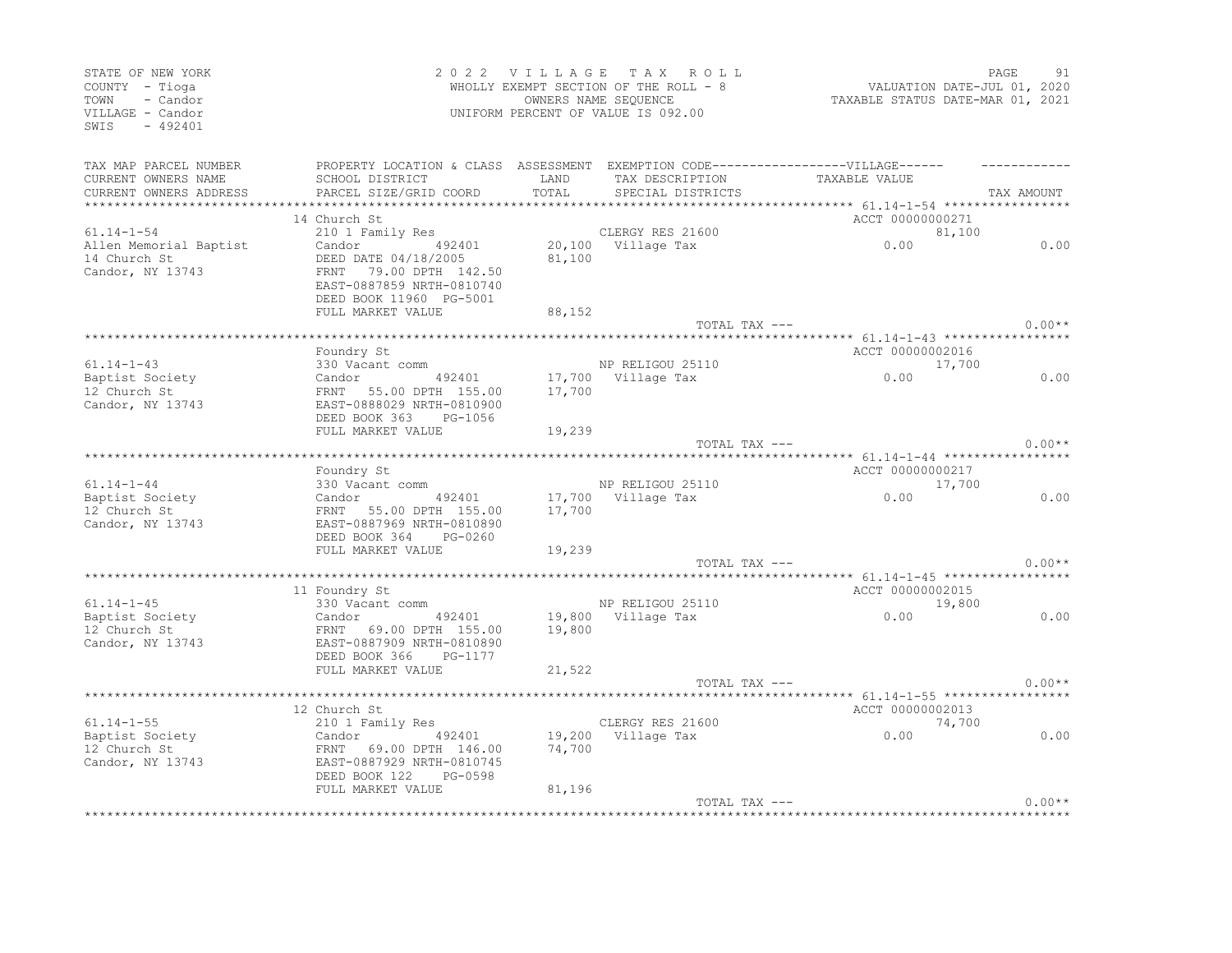STATE OF NEW YORK
COUNTY - Tioga
TOWN - Candor
VILLAGE - Candor
SWIS - 492401

2 0 2 2 V I L L A G E T A X R O L L
WHOLLY EXEMPT SECTION OF THE ROLL - 8
OWNERS NAME SEQUENCE
UNIFORM PERCENT OF VALUE IS 092.00

VALUATION DATE-JUL 01, 2020
TAXABLE STATUS DATE-MAR 01, 2021

| TAX MAP PARCEL NUMBER / CURRENT OWNERS NAME / CURRENT OWNERS ADDRESS | PROPERTY LOCATION & CLASS / SCHOOL DISTRICT / PARCEL SIZE/GRID COORD | ASSESSMENT LAND / TOTAL | EXEMPTION CODE / TAX DESCRIPTION / SPECIAL DISTRICTS | VILLAGE TAXABLE VALUE | TAX AMOUNT |
|---|---|---|---|---|---|
| | 14 Church St | | | ACCT 00000000271 | |
| 61.14-1-54 | 210 1 Family Res | | CLERGY RES 21600 | 81,100 | |
| Allen Memorial Baptist | Candor 492401 | 20,100 | Village Tax | 0.00 | 0.00 |
| 14 Church St | DEED DATE 04/18/2005 | 81,100 | | | |
| Candor, NY 13743 | FRNT 79.00 DPTH 142.50 | | | | |
| | EAST-0887859 NRTH-0810740 | | | | |
| | DEED BOOK 11960 PG-5001 | | | | |
| | FULL MARKET VALUE | 88,152 | | | |
| | | | TOTAL TAX --- | | 0.00** |
| | Foundry St | | | ACCT 00000002016 | |
| 61.14-1-43 | 330 Vacant comm | | NP RELIGOU 25110 | 17,700 | |
| Baptist Society | Candor 492401 | 17,700 | Village Tax | 0.00 | 0.00 |
| 12 Church St | FRNT 55.00 DPTH 155.00 | 17,700 | | | |
| Candor, NY 13743 | EAST-0888029 NRTH-0810900 | | | | |
| | DEED BOOK 363 PG-1056 | | | | |
| | FULL MARKET VALUE | 19,239 | | | |
| | | | TOTAL TAX --- | | 0.00** |
| | Foundry St | | | ACCT 00000000217 | |
| 61.14-1-44 | 330 Vacant comm | | NP RELIGOU 25110 | 17,700 | |
| Baptist Society | Candor 492401 | 17,700 | Village Tax | 0.00 | 0.00 |
| 12 Church St | FRNT 55.00 DPTH 155.00 | 17,700 | | | |
| Candor, NY 13743 | EAST-0887969 NRTH-0810890 | | | | |
| | DEED BOOK 364 PG-0260 | | | | |
| | FULL MARKET VALUE | 19,239 | | | |
| | | | TOTAL TAX --- | | 0.00** |
| | 11 Foundry St | | | ACCT 00000002015 | |
| 61.14-1-45 | 330 Vacant comm | | NP RELIGOU 25110 | 19,800 | |
| Baptist Society | Candor 492401 | 19,800 | Village Tax | 0.00 | 0.00 |
| 12 Church St | FRNT 69.00 DPTH 155.00 | 19,800 | | | |
| Candor, NY 13743 | EAST-0887909 NRTH-0810890 | | | | |
| | DEED BOOK 366 PG-1177 | | | | |
| | FULL MARKET VALUE | 21,522 | | | |
| | | | TOTAL TAX --- | | 0.00** |
| | 12 Church St | | | ACCT 00000002013 | |
| 61.14-1-55 | 210 1 Family Res | | CLERGY RES 21600 | 74,700 | |
| Baptist Society | Candor 492401 | 19,200 | Village Tax | 0.00 | 0.00 |
| 12 Church St | FRNT 69.00 DPTH 146.00 | 74,700 | | | |
| Candor, NY 13743 | EAST-0887929 NRTH-0810745 | | | | |
| | DEED BOOK 122 PG-0598 | | | | |
| | FULL MARKET VALUE | 81,196 | | | |
| | | | TOTAL TAX --- | | 0.00** |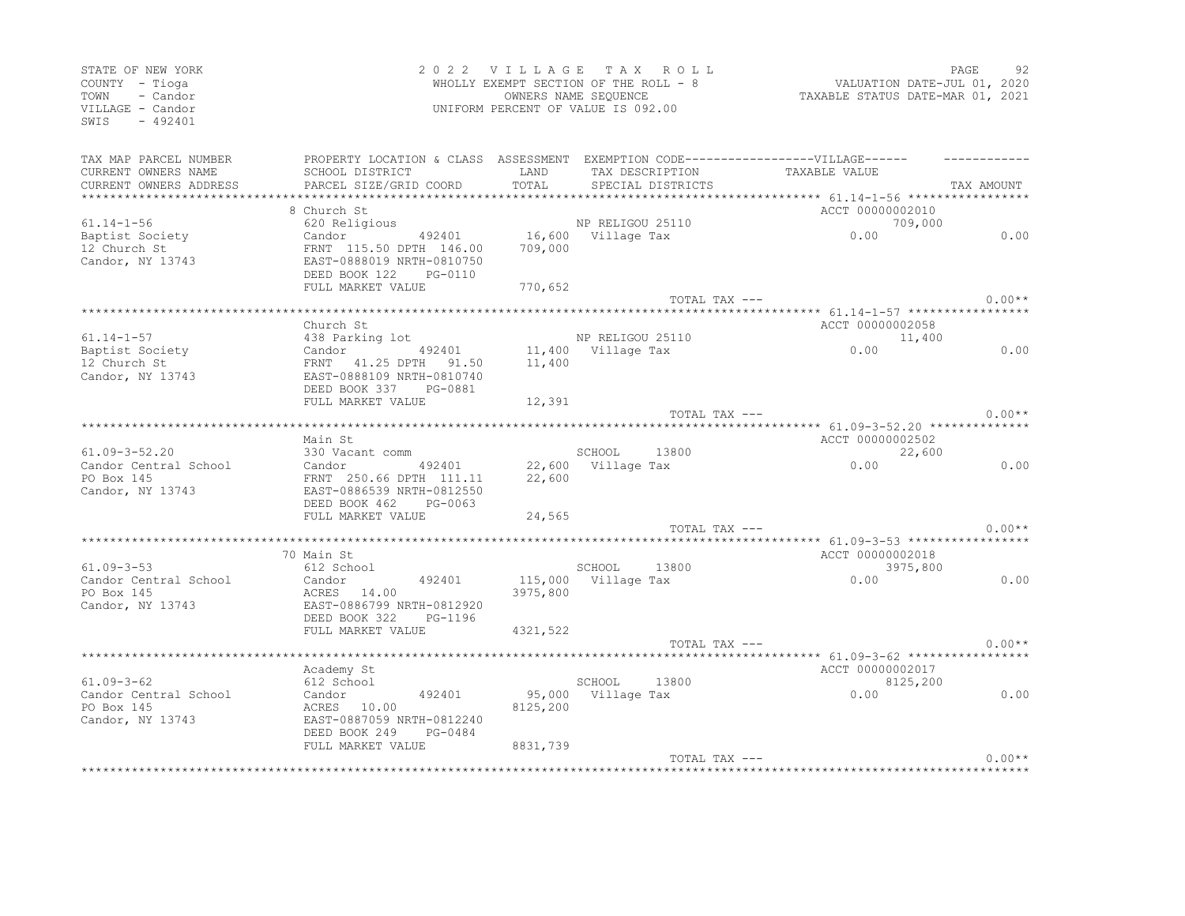STATE OF NEW YORK
COUNTY - Tioga
TOWN - Candor
VILLAGE - Candor
SWIS - 492401

2022 VILLAGE TAX ROLL
WHOLLY EXEMPT SECTION OF THE ROLL - 8
OWNERS NAME SEQUENCE
UNIFORM PERCENT OF VALUE IS 092.00

VALUATION DATE-JUL 01, 2020
TAXABLE STATUS DATE-MAR 01, 2021

| TAX MAP PARCEL NUMBER<br>CURRENT OWNERS NAME<br>CURRENT OWNERS ADDRESS | PROPERTY LOCATION & CLASS<br>SCHOOL DISTRICT<br>PARCEL SIZE/GRID COORD | ASSESSMENT<br>LAND<br>TOTAL | EXEMPTION CODE------------------VILLAGE------<br>TAX DESCRIPTION<br>SPECIAL DISTRICTS | TAXABLE VALUE | TAX AMOUNT |
|---|---|---|---|---|---|
| 61.14-1-56 | 8 Church St | | | ACCT 00000002010 | |
| 61.14-1-56 | 620 Religious | | NP RELIGOU 25110 | 709,000 | |
| Baptist Society | Candor 492401 | 16,600 | Village Tax | 0.00 | 0.00 |
| 12 Church St | FRNT 115.50 DPTH 146.00 | 709,000 | | | |
| Candor, NY 13743 | EAST-0888019 NRTH-0810750 | | | | |
| | DEED BOOK 122 PG-0110 | | | | |
| | FULL MARKET VALUE | 770,652 | | | |
| | | | TOTAL TAX --- | | 0.00** |
| 61.14-1-57 | Church St | | | ACCT 00000002058 | |
| 61.14-1-57 | 438 Parking lot | | NP RELIGOU 25110 | 11,400 | |
| Baptist Society | Candor 492401 | 11,400 | Village Tax | 0.00 | 0.00 |
| 12 Church St | FRNT 41.25 DPTH 91.50 | 11,400 | | | |
| Candor, NY 13743 | EAST-0888109 NRTH-0810740 | | | | |
| | DEED BOOK 337 PG-0881 | | | | |
| | FULL MARKET VALUE | 12,391 | | | |
| | | | TOTAL TAX --- | | 0.00** |
| 61.09-3-52.20 | Main St | | | ACCT 00000002502 | |
| 61.09-3-52.20 | 330 Vacant comm | | SCHOOL 13800 | 22,600 | |
| Candor Central School | Candor 492401 | 22,600 | Village Tax | 0.00 | 0.00 |
| PO Box 145 | FRNT 250.66 DPTH 111.11 | 22,600 | | | |
| Candor, NY 13743 | EAST-0886539 NRTH-0812550 | | | | |
| | DEED BOOK 462 PG-0063 | | | | |
| | FULL MARKET VALUE | 24,565 | | | |
| | | | TOTAL TAX --- | | 0.00** |
| 61.09-3-53 | 70 Main St | | | ACCT 00000002018 | |
| 61.09-3-53 | 612 School | | SCHOOL 13800 | 3975,800 | |
| Candor Central School | Candor 492401 | 115,000 | Village Tax | 0.00 | 0.00 |
| PO Box 145 | ACRES 14.00 | 3975,800 | | | |
| Candor, NY 13743 | EAST-0886799 NRTH-0812920 | | | | |
| | DEED BOOK 322 PG-1196 | | | | |
| | FULL MARKET VALUE | 4321,522 | | | |
| | | | TOTAL TAX --- | | 0.00** |
| 61.09-3-62 | Academy St | | | ACCT 00000002017 | |
| 61.09-3-62 | 612 School | | SCHOOL 13800 | 8125,200 | |
| Candor Central School | Candor 492401 | 95,000 | Village Tax | 0.00 | 0.00 |
| PO Box 145 | ACRES 10.00 | 8125,200 | | | |
| Candor, NY 13743 | EAST-0887059 NRTH-0812240 | | | | |
| | DEED BOOK 249 PG-0484 | | | | |
| | FULL MARKET VALUE | 8831,739 | | | |
| | | | TOTAL TAX --- | | 0.00** |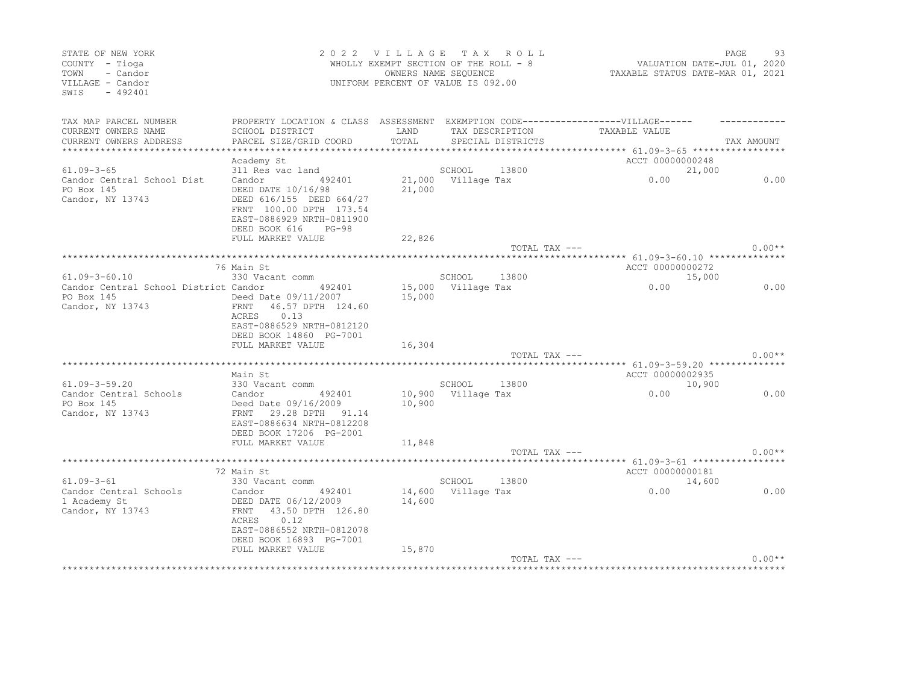STATE OF NEW YORK
COUNTY - Tioga
TOWN - Candor
VILLAGE - Candor
SWIS - 492401

2 0 2 2 V I L L A G E T A X R O L L
WHOLLY EXEMPT SECTION OF THE ROLL - 8
OWNERS NAME SEQUENCE
UNIFORM PERCENT OF VALUE IS 092.00

VALUATION DATE-JUL 01, 2020
TAXABLE STATUS DATE-MAR 01, 2021

| TAX MAP PARCEL NUMBER<br>CURRENT OWNERS NAME<br>CURRENT OWNERS ADDRESS | PROPERTY LOCATION & CLASS<br>SCHOOL DISTRICT<br>PARCEL SIZE/GRID COORD | ASSESSMENT<br>LAND<br>TOTAL | EXEMPTION CODE------VILLAGE------<br>TAX DESCRIPTION<br>SPECIAL DISTRICTS | TAXABLE VALUE | TAX AMOUNT |
|---|---|---|---|---|---|
| 61.09-3-65 | Academy St | | | ACCT 00000000248 | |
| 61.09-3-65 | 311 Res vac land | | SCHOOL 13800 | 21,000 | |
| Candor Central School Dist | Candor 492401 | 21,000 | Village Tax | 0.00 | 0.00 |
| PO Box 145 | DEED DATE 10/16/98 | 21,000 | | | |
| Candor, NY 13743 | DEED 616/155 DEED 664/27 | | | | |
| | FRNT 100.00 DPTH 173.54 | | | | |
| | EAST-0886929 NRTH-0811900 | | | | |
| | DEED BOOK 616 PG-98 | | | | |
| | FULL MARKET VALUE | 22,826 | | | |
| | | | TOTAL TAX --- | | 0.00** |
| 61.09-3-60.10 | 76 Main St | | | ACCT 00000000272 | |
| 61.09-3-60.10 | 330 Vacant comm | | SCHOOL 13800 | 15,000 | |
| Candor Central School District | Candor 492401 | 15,000 | Village Tax | 0.00 | 0.00 |
| PO Box 145 | Deed Date 09/11/2007 | 15,000 | | | |
| Candor, NY 13743 | FRNT 46.57 DPTH 124.60 | | | | |
| | ACRES 0.13 | | | | |
| | EAST-0886529 NRTH-0812120 | | | | |
| | DEED BOOK 14860 PG-7001 | | | | |
| | FULL MARKET VALUE | 16,304 | | | |
| | | | TOTAL TAX --- | | 0.00** |
| 61.09-3-59.20 | Main St | | | ACCT 00000002935 | |
| 61.09-3-59.20 | 330 Vacant comm | | SCHOOL 13800 | 10,900 | |
| Candor Central Schools | Candor 492401 | 10,900 | Village Tax | 0.00 | 0.00 |
| PO Box 145 | Deed Date 09/16/2009 | 10,900 | | | |
| Candor, NY 13743 | FRNT 29.28 DPTH 91.14 | | | | |
| | EAST-0886634 NRTH-0812208 | | | | |
| | DEED BOOK 17206 PG-2001 | | | | |
| | FULL MARKET VALUE | 11,848 | | | |
| | | | TOTAL TAX --- | | 0.00** |
| 61.09-3-61 | 72 Main St | | | ACCT 00000000181 | |
| 61.09-3-61 | 330 Vacant comm | | SCHOOL 13800 | 14,600 | |
| Candor Central Schools | Candor 492401 | 14,600 | Village Tax | 0.00 | 0.00 |
| 1 Academy St | DEED DATE 06/12/2009 | 14,600 | | | |
| Candor, NY 13743 | FRNT 43.50 DPTH 126.80 | | | | |
| | ACRES 0.12 | | | | |
| | EAST-0886552 NRTH-0812078 | | | | |
| | DEED BOOK 16893 PG-7001 | | | | |
| | FULL MARKET VALUE | 15,870 | | | |
| | | | TOTAL TAX --- | | 0.00** |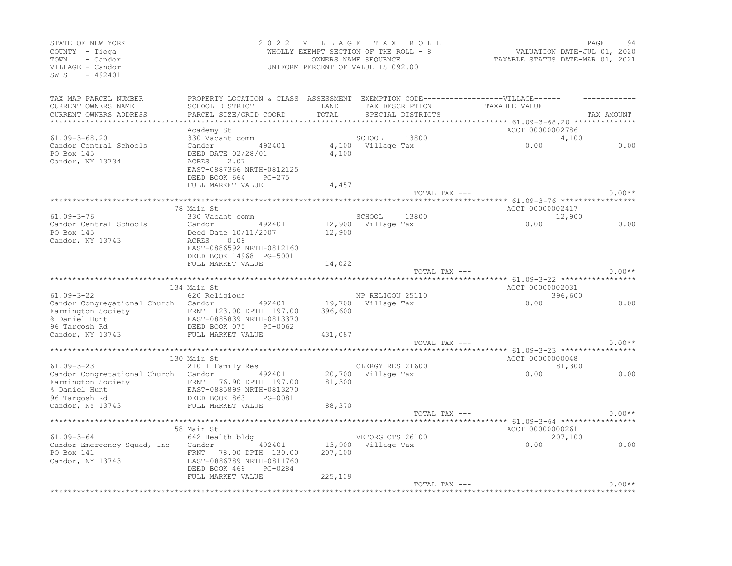STATE OF NEW YORK
COUNTY - Tioga
TOWN - Candor
VILLAGE - Candor
SWIS - 492401

2 0 2 2 V I L L A G E T A X R O L L
WHOLLY EXEMPT SECTION OF THE ROLL - 8
OWNERS NAME SEQUENCE
UNIFORM PERCENT OF VALUE IS 092.00

VALUATION DATE-JUL 01, 2020
TAXABLE STATUS DATE-MAR 01, 2021

| TAX MAP PARCEL NUMBER / CURRENT OWNERS NAME / CURRENT OWNERS ADDRESS | PROPERTY LOCATION & CLASS / SCHOOL DISTRICT / PARCEL SIZE/GRID COORD | ASSESSMENT LAND / TOTAL | EXEMPTION CODE / TAX DESCRIPTION / SPECIAL DISTRICTS | VILLAGE TAXABLE VALUE | TAX AMOUNT |
|---|---|---|---|---|---|
| 61.09-3-68.20 | Academy St | | | ACCT 00000002786 | |
| | 330 Vacant comm | | SCHOOL 13800 | 4,100 | |
| Candor Central Schools | Candor 492401 | 4,100 | Village Tax | 0.00 | 0.00 |
| PO Box 145 | DEED DATE 02/28/01 | 4,100 | | | |
| Candor, NY 13734 | ACRES 2.07 | | | | |
| | EAST-0887366 NRTH-0812125 | | | | |
| | DEED BOOK 664 PG-275 | | | | |
| | FULL MARKET VALUE | 4,457 | | | |
| | | | TOTAL TAX --- | | 0.00** |
| 61.09-3-76 | 78 Main St | | | ACCT 00000002417 | |
| | 330 Vacant comm | | SCHOOL 13800 | 12,900 | |
| Candor Central Schools | Candor 492401 | 12,900 | Village Tax | 0.00 | 0.00 |
| PO Box 145 | Deed Date 10/11/2007 | 12,900 | | | |
| Candor, NY 13743 | ACRES 0.08 | | | | |
| | EAST-0886592 NRTH-0812160 | | | | |
| | DEED BOOK 14968 PG-5001 | | | | |
| | FULL MARKET VALUE | 14,022 | | | |
| | | | TOTAL TAX --- | | 0.00** |
| 61.09-3-22 | 134 Main St | | | ACCT 00000002031 | |
| | 620 Religious | | NP RELIGOU 25110 | 396,600 | |
| Candor Congregational Church | Candor 492401 | 19,700 | Village Tax | 0.00 | 0.00 |
| Farmington Society | FRNT 123.00 DPTH 197.00 | 396,600 | | | |
| % Daniel Hunt | EAST-0885839 NRTH-0813370 | | | | |
| 96 Targosh Rd | DEED BOOK 075 PG-0062 | | | | |
| Candor, NY 13743 | FULL MARKET VALUE | 431,087 | | | |
| | | | TOTAL TAX --- | | 0.00** |
| 61.09-3-23 | 130 Main St | | | ACCT 00000000048 | |
| | 210 1 Family Res | | CLERGY RES 21600 | 81,300 | |
| Candor Congretational Church | Candor 492401 | 20,700 | Village Tax | 0.00 | 0.00 |
| Farmington Society | FRNT 76.90 DPTH 197.00 | 81,300 | | | |
| % Daniel Hunt | EAST-0885899 NRTH-0813270 | | | | |
| 96 Targosh Rd | DEED BOOK 863 PG-0081 | | | | |
| Candor, NY 13743 | FULL MARKET VALUE | 88,370 | | | |
| | | | TOTAL TAX --- | | 0.00** |
| 61.09-3-64 | 58 Main St | | | ACCT 00000000261 | |
| | 642 Health bldg | | VETORG CTS 26100 | 207,100 | |
| Candor Emergency Squad, Inc | Candor 492401 | 13,900 | Village Tax | 0.00 | 0.00 |
| PO Box 141 | FRNT 78.00 DPTH 130.00 | 207,100 | | | |
| Candor, NY 13743 | EAST-0886789 NRTH-0811760 | | | | |
| | DEED BOOK 469 PG-0284 | | | | |
| | FULL MARKET VALUE | 225,109 | | | |
| | | | TOTAL TAX --- | | 0.00** |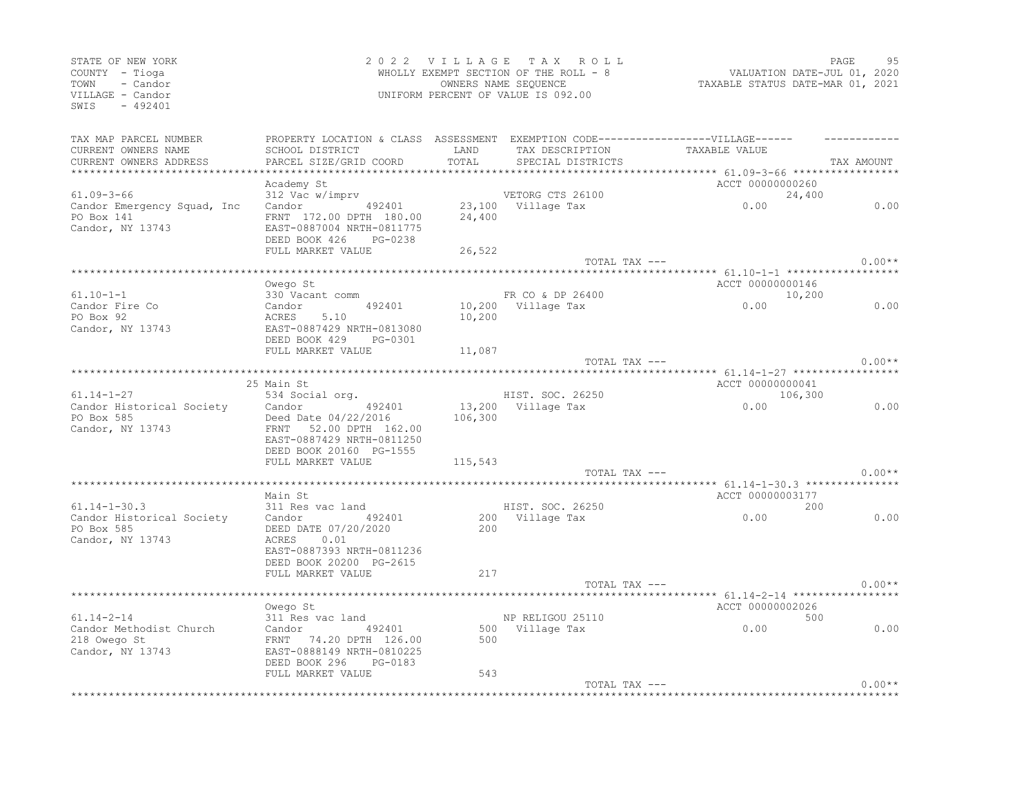STATE OF NEW YORK
COUNTY - Tioga
TOWN - Candor
VILLAGE - Candor
SWIS - 492401

2 0 2 2 V I L L A G E T A X R O L L
WHOLLY EXEMPT SECTION OF THE ROLL - 8
OWNERS NAME SEQUENCE
UNIFORM PERCENT OF VALUE IS 092.00

VALUATION DATE-JUL 01, 2020
TAXABLE STATUS DATE-MAR 01, 2021

| TAX MAP PARCEL NUMBER / CURRENT OWNERS NAME / CURRENT OWNERS ADDRESS | PROPERTY LOCATION & CLASS / SCHOOL DISTRICT / PARCEL SIZE/GRID COORD | ASSESSMENT LAND / TOTAL | EXEMPTION CODE / TAX DESCRIPTION / SPECIAL DISTRICTS | VILLAGE / TAXABLE VALUE | TAX AMOUNT |
|---|---|---|---|---|---|
| 61.09-3-66 | Academy St | | | ACCT 00000000260 | |
| | 312 Vac w/imprv | | VETORG CTS 26100 | 24,400 | |
| Candor Emergency Squad, Inc | Candor 492401 | 23,100 | Village Tax | 0.00 | 0.00 |
| PO Box 141 | FRNT 172.00 DPTH 180.00 | 24,400 | | | |
| Candor, NY 13743 | EAST-0887004 NRTH-0811775 | | | | |
| | DEED BOOK 426 PG-0238 | | | | |
| | FULL MARKET VALUE | 26,522 | | | |
| | | | TOTAL TAX --- | | 0.00** |
| 61.10-1-1 | Owego St | | | ACCT 00000000146 | |
| | 330 Vacant comm | | FR CO & DP 26400 | 10,200 | |
| Candor Fire Co | Candor 492401 | 10,200 | Village Tax | 0.00 | 0.00 |
| PO Box 92 | ACRES 5.10 | 10,200 | | | |
| Candor, NY 13743 | EAST-0887429 NRTH-0813080 | | | | |
| | DEED BOOK 429 PG-0301 | | | | |
| | FULL MARKET VALUE | 11,087 | | | |
| | | | TOTAL TAX --- | | 0.00** |
| 61.14-1-27 | 25 Main St | | | ACCT 00000000041 | |
| | 534 Social org. | | HIST. SOC. 26250 | 106,300 | |
| Candor Historical Society | Candor 492401 | 13,200 | Village Tax | 0.00 | 0.00 |
| PO Box 585 | Deed Date 04/22/2016 | 106,300 | | | |
| Candor, NY 13743 | FRNT 52.00 DPTH 162.00 | | | | |
| | EAST-0887429 NRTH-0811250 | | | | |
| | DEED BOOK 20160 PG-1555 | | | | |
| | FULL MARKET VALUE | 115,543 | | | |
| | | | TOTAL TAX --- | | 0.00** |
| 61.14-1-30.3 | Main St | | | ACCT 00000003177 | |
| | 311 Res vac land | | HIST. SOC. 26250 | 200 | |
| Candor Historical Society | Candor 492401 | 200 | Village Tax | 0.00 | 0.00 |
| PO Box 585 | DEED DATE 07/20/2020 | 200 | | | |
| Candor, NY 13743 | ACRES 0.01 | | | | |
| | EAST-0887393 NRTH-0811236 | | | | |
| | DEED BOOK 20200 PG-2615 | | | | |
| | FULL MARKET VALUE | 217 | | | |
| | | | TOTAL TAX --- | | 0.00** |
| 61.14-2-14 | Owego St | | | ACCT 00000002026 | |
| | 311 Res vac land | | NP RELIGOU 25110 | 500 | |
| Candor Methodist Church | Candor 492401 | 500 | Village Tax | 0.00 | 0.00 |
| 218 Owego St | FRNT 74.20 DPTH 126.00 | 500 | | | |
| Candor, NY 13743 | EAST-0888149 NRTH-0810225 | | | | |
| | DEED BOOK 296 PG-0183 | | | | |
| | FULL MARKET VALUE | 543 | | | |
| | | | TOTAL TAX --- | | 0.00** |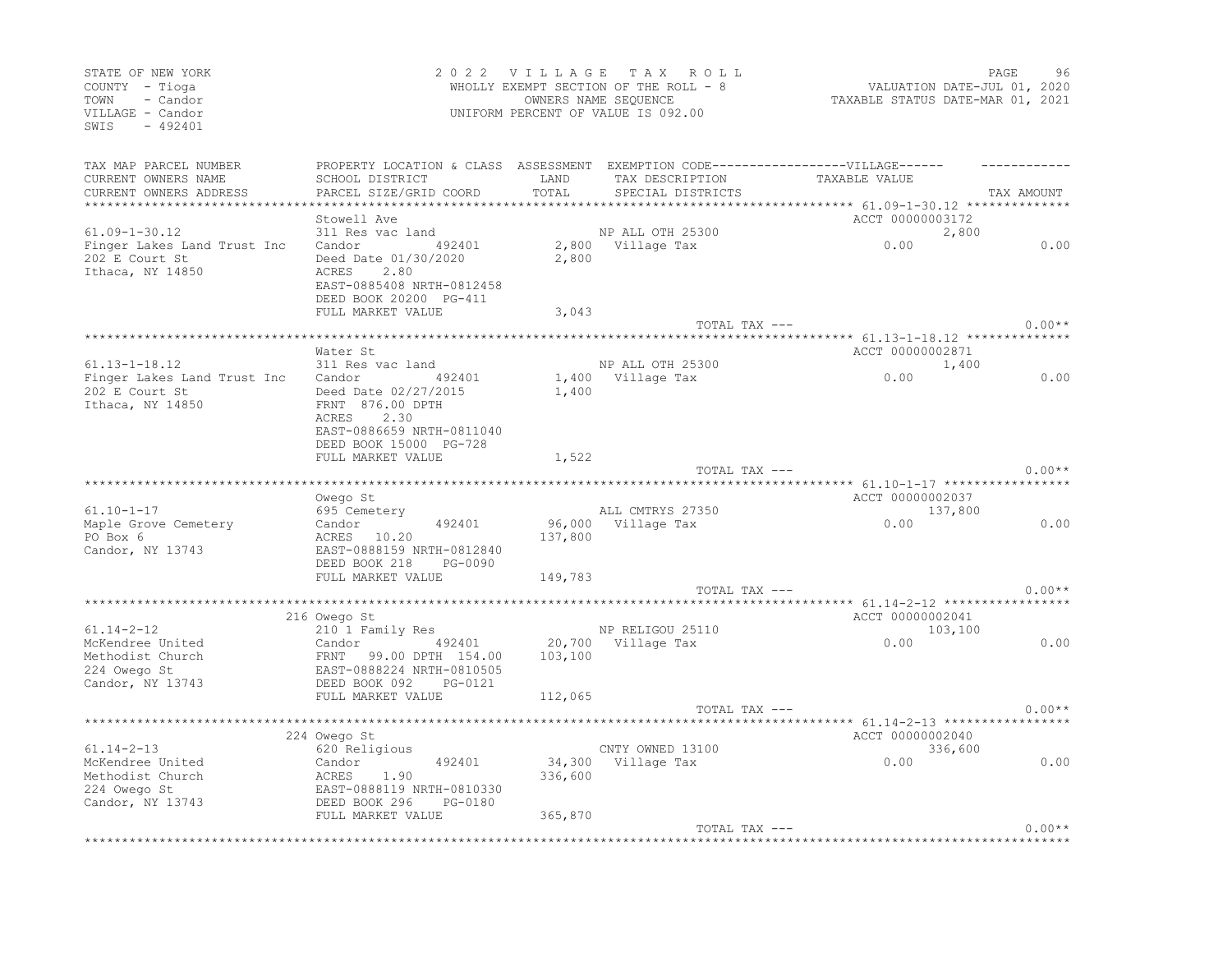STATE OF NEW YORK
COUNTY - Tioga
TOWN - Candor
VILLAGE - Candor
SWIS - 492401

2022 VILLAGE TAX ROLL
WHOLLY EXEMPT SECTION OF THE ROLL - 8
OWNERS NAME SEQUENCE
UNIFORM PERCENT OF VALUE IS 092.00

VALUATION DATE-JUL 01, 2020
TAXABLE STATUS DATE-MAR 01, 2021

| TAX MAP PARCEL NUMBER / CURRENT OWNERS NAME / CURRENT OWNERS ADDRESS | PROPERTY LOCATION & CLASS / SCHOOL DISTRICT / PARCEL SIZE/GRID COORD | ASSESSMENT LAND / TOTAL | EXEMPTION CODE / TAX DESCRIPTION / SPECIAL DISTRICTS | VILLAGE TAXABLE VALUE | TAX AMOUNT |
|---|---|---|---|---|---|
| 61.09-1-30.12 | Stowell Ave | | | ACCT 00000003172 | |
| | 311 Res vac land | | NP ALL OTH 25300 | 2,800 | |
| Finger Lakes Land Trust Inc | Candor 492401 | 2,800 | Village Tax | 0.00 | 0.00 |
| 202 E Court St | Deed Date 01/30/2020 | 2,800 | | | |
| Ithaca, NY 14850 | ACRES 2.80 | | | | |
| | EAST-0885408 NRTH-0812458 | | | | |
| | DEED BOOK 20200 PG-411 | | | | |
| | FULL MARKET VALUE | 3,043 | | | |
| | | | TOTAL TAX --- | | 0.00** |
| 61.13-1-18.12 | Water St | | | ACCT 00000002871 | |
| | 311 Res vac land | | NP ALL OTH 25300 | 1,400 | |
| Finger Lakes Land Trust Inc | Candor 492401 | 1,400 | Village Tax | 0.00 | 0.00 |
| 202 E Court St | Deed Date 02/27/2015 | 1,400 | | | |
| Ithaca, NY 14850 | FRNT 876.00 DPTH | | | | |
| | ACRES 2.30 | | | | |
| | EAST-0886659 NRTH-0811040 | | | | |
| | DEED BOOK 15000 PG-728 | | | | |
| | FULL MARKET VALUE | 1,522 | | | |
| | | | TOTAL TAX --- | | 0.00** |
| 61.10-1-17 | Owego St | | | ACCT 00000002037 | |
| | 695 Cemetery | | ALL CMTRYS 27350 | 137,800 | |
| Maple Grove Cemetery | Candor 492401 | 96,000 | Village Tax | 0.00 | 0.00 |
| PO Box 6 | ACRES 10.20 | 137,800 | | | |
| Candor, NY 13743 | EAST-0888159 NRTH-0812840 | | | | |
| | DEED BOOK 218 PG-0090 | | | | |
| | FULL MARKET VALUE | 149,783 | | | |
| | | | TOTAL TAX --- | | 0.00** |
| 61.14-2-12 | 216 Owego St | | | ACCT 00000002041 | |
| | 210 1 Family Res | | NP RELIGOU 25110 | 103,100 | |
| McKendree United | Candor 492401 | 20,700 | Village Tax | 0.00 | 0.00 |
| Methodist Church | FRNT 99.00 DPTH 154.00 | 103,100 | | | |
| 224 Owego St | EAST-0888224 NRTH-0810505 | | | | |
| Candor, NY 13743 | DEED BOOK 092 PG-0121 | | | | |
| | FULL MARKET VALUE | 112,065 | | | |
| | | | TOTAL TAX --- | | 0.00** |
| 61.14-2-13 | 224 Owego St | | | ACCT 00000002040 | |
| | 620 Religious | | CNTY OWNED 13100 | 336,600 | |
| McKendree United | Candor 492401 | 34,300 | Village Tax | 0.00 | 0.00 |
| Methodist Church | ACRES 1.90 | 336,600 | | | |
| 224 Owego St | EAST-0888119 NRTH-0810330 | | | | |
| Candor, NY 13743 | DEED BOOK 296 PG-0180 | | | | |
| | FULL MARKET VALUE | 365,870 | | | |
| | | | TOTAL TAX --- | | 0.00** |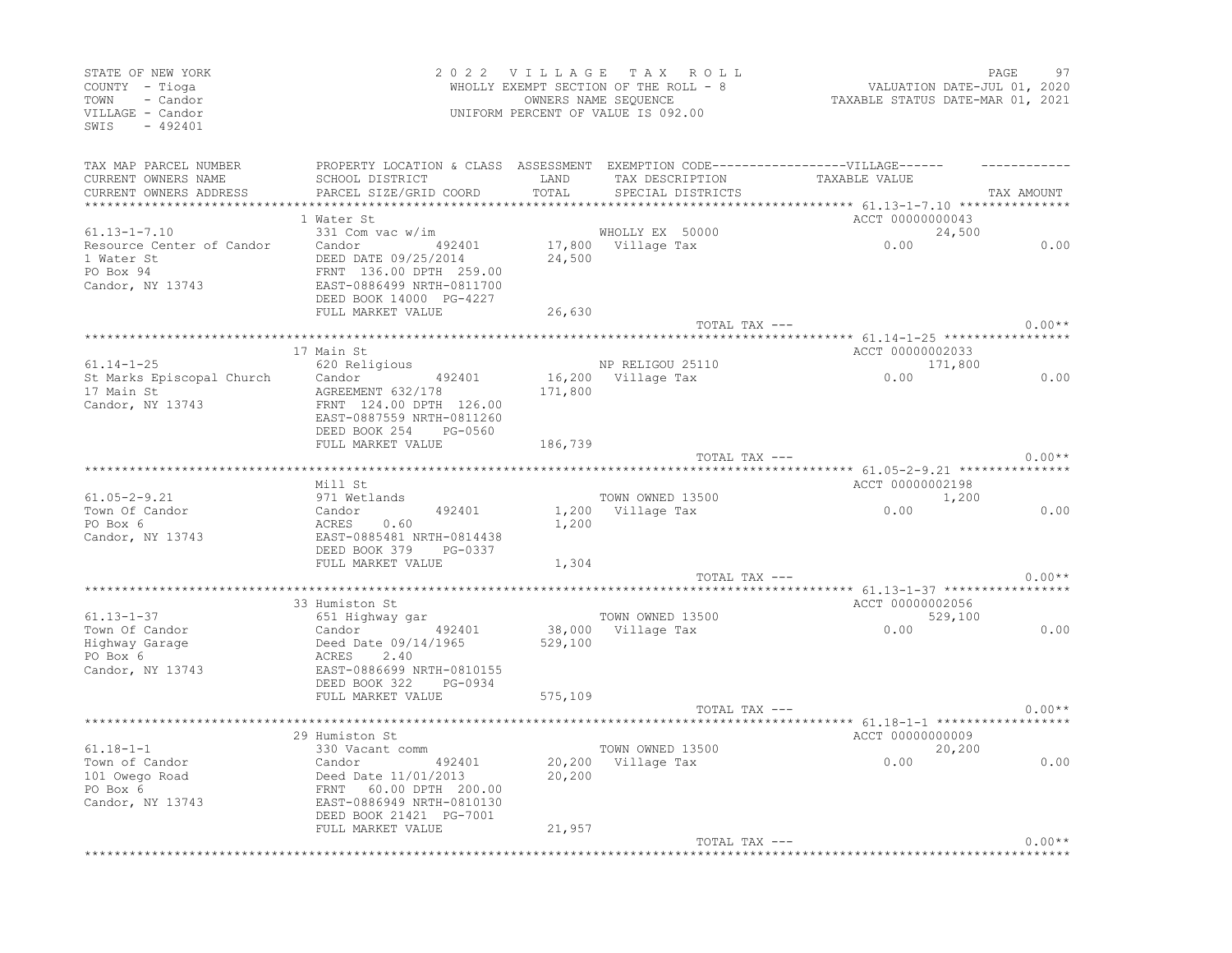STATE OF NEW YORK
COUNTY - Tioga
TOWN - Candor
VILLAGE - Candor
SWIS - 492401

2022 VILLAGE TAX ROLL
WHOLLY EXEMPT SECTION OF THE ROLL - 8
OWNERS NAME SEQUENCE
UNIFORM PERCENT OF VALUE IS 092.00

VALUATION DATE-JUL 01, 2020
TAXABLE STATUS DATE-MAR 01, 2021

| TAX MAP PARCEL NUMBER / CURRENT OWNERS NAME / CURRENT OWNERS ADDRESS | PROPERTY LOCATION & CLASS / SCHOOL DISTRICT / PARCEL SIZE/GRID COORD | ASSESSMENT LAND / TOTAL | EXEMPTION CODE / TAX DESCRIPTION / SPECIAL DISTRICTS | VILLAGE TAXABLE VALUE | TAX AMOUNT |
|---|---|---|---|---|---|
| **61.13-1-7.10** | 1 Water St | | | ACCT 00000000043 | |
| 61.13-1-7.10 | 331 Com vac w/im | | WHOLLY EX 50000 | 24,500 | |
| Resource Center of Candor | Candor 492401 | 17,800 | Village Tax | 0.00 | 0.00 |
| 1 Water St | DEED DATE 09/25/2014 | 24,500 | | | |
| PO Box 94 | FRNT 136.00 DPTH 259.00 | | | | |
| Candor, NY 13743 | EAST-0886499 NRTH-0811700 | | | | |
| | DEED BOOK 14000 PG-4227 | | | | |
| | FULL MARKET VALUE | 26,630 | | | |
| | | | TOTAL TAX --- | | 0.00** |
| **61.14-1-25** | 17 Main St | | | ACCT 00000002033 | |
| 61.14-1-25 | 620 Religious | | NP RELIGOU 25110 | 171,800 | |
| St Marks Episcopal Church | Candor 492401 | 16,200 | Village Tax | 0.00 | 0.00 |
| 17 Main St | AGREEMENT 632/178 | 171,800 | | | |
| Candor, NY 13743 | FRNT 124.00 DPTH 126.00 | | | | |
| | EAST-0887559 NRTH-0811260 | | | | |
| | DEED BOOK 254 PG-0560 | | | | |
| | FULL MARKET VALUE | 186,739 | | | |
| | | | TOTAL TAX --- | | 0.00** |
| **61.05-2-9.21** | Mill St | | | ACCT 00000002198 | |
| 61.05-2-9.21 | 971 Wetlands | | TOWN OWNED 13500 | 1,200 | |
| Town Of Candor | Candor 492401 | 1,200 | Village Tax | 0.00 | 0.00 |
| PO Box 6 | ACRES 0.60 | 1,200 | | | |
| Candor, NY 13743 | EAST-0885481 NRTH-0814438 | | | | |
| | DEED BOOK 379 PG-0337 | | | | |
| | FULL MARKET VALUE | 1,304 | | | |
| | | | TOTAL TAX --- | | 0.00** |
| **61.13-1-37** | 33 Humiston St | | | ACCT 00000002056 | |
| 61.13-1-37 | 651 Highway gar | | TOWN OWNED 13500 | 529,100 | |
| Town Of Candor | Candor 492401 | 38,000 | Village Tax | 0.00 | 0.00 |
| Highway Garage | Deed Date 09/14/1965 | 529,100 | | | |
| PO Box 6 | ACRES 2.40 | | | | |
| Candor, NY 13743 | EAST-0886699 NRTH-0810155 | | | | |
| | DEED BOOK 322 PG-0934 | | | | |
| | FULL MARKET VALUE | 575,109 | | | |
| | | | TOTAL TAX --- | | 0.00** |
| **61.18-1-1** | 29 Humiston St | | | ACCT 00000000009 | |
| 61.18-1-1 | 330 Vacant comm | | TOWN OWNED 13500 | 20,200 | |
| Town of Candor | Candor 492401 | 20,200 | Village Tax | 0.00 | 0.00 |
| 101 Owego Road | Deed Date 11/01/2013 | 20,200 | | | |
| PO Box 6 | FRNT 60.00 DPTH 200.00 | | | | |
| Candor, NY 13743 | EAST-0886949 NRTH-0810130 | | | | |
| | DEED BOOK 21421 PG-7001 | | | | |
| | FULL MARKET VALUE | 21,957 | | | |
| | | | TOTAL TAX --- | | 0.00** |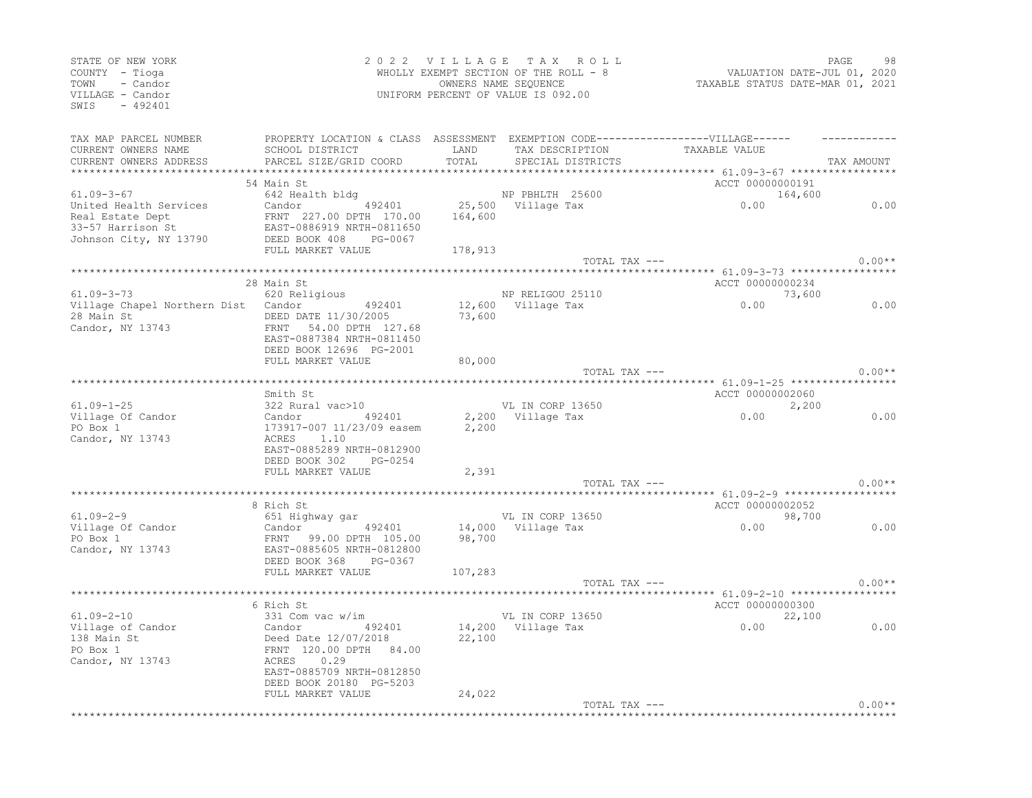STATE OF NEW YORK
COUNTY - Tioga
TOWN - Candor
VILLAGE - Candor
SWIS - 492401

2 0 2 2 V I L L A G E T A X R O L L
WHOLLY EXEMPT SECTION OF THE ROLL - 8
OWNERS NAME SEQUENCE
UNIFORM PERCENT OF VALUE IS 092.00

VALUATION DATE-JUL 01, 2020
TAXABLE STATUS DATE-MAR 01, 2021

| TAX MAP PARCEL NUMBER / CURRENT OWNERS NAME / CURRENT OWNERS ADDRESS | PROPERTY LOCATION & CLASS / SCHOOL DISTRICT / PARCEL SIZE/GRID COORD | ASSESSMENT LAND / TOTAL | EXEMPTION CODE / TAX DESCRIPTION / SPECIAL DISTRICTS | TAXABLE VALUE | TAX AMOUNT |
|---|---|---|---|---|---|
| **61.09-3-67** | 54 Main St | | | ACCT 00000000191 | |
| | 642 Health bldg | | NP PBHLTH 25600 | 164,600 | |
| United Health Services | Candor 492401 | 25,500 | Village Tax | 0.00 | 0.00 |
| Real Estate Dept | FRNT 227.00 DPTH 170.00 | 164,600 | | | |
| 33-57 Harrison St | EAST-0886919 NRTH-0811650 | | | | |
| Johnson City, NY 13790 | DEED BOOK 408 PG-0067 | | | | |
| | FULL MARKET VALUE | 178,913 | | | |
| | | | TOTAL TAX --- | | 0.00** |
| **61.09-3-73** | 28 Main St | | | ACCT 00000000234 | |
| | 620 Religious | | NP RELIGOU 25110 | 73,600 | |
| Village Chapel Northern Dist | Candor 492401 | 12,600 | Village Tax | 0.00 | 0.00 |
| 28 Main St | DEED DATE 11/30/2005 | 73,600 | | | |
| Candor, NY 13743 | FRNT 54.00 DPTH 127.68 | | | | |
| | EAST-0887384 NRTH-0811450 | | | | |
| | DEED BOOK 12696 PG-2001 | | | | |
| | FULL MARKET VALUE | 80,000 | | | |
| | | | TOTAL TAX --- | | 0.00** |
| **61.09-1-25** | Smith St | | | ACCT 00000002060 | |
| | 322 Rural vac>10 | | VL IN CORP 13650 | 2,200 | |
| Village Of Candor | Candor 492401 | 2,200 | Village Tax | 0.00 | 0.00 |
| PO Box 1 | 173917-007 11/23/09 easem | 2,200 | | | |
| Candor, NY 13743 | ACRES 1.10 | | | | |
| | EAST-0885289 NRTH-0812900 | | | | |
| | DEED BOOK 302 PG-0254 | | | | |
| | FULL MARKET VALUE | 2,391 | | | |
| | | | TOTAL TAX --- | | 0.00** |
| **61.09-2-9** | 8 Rich St | | | ACCT 00000002052 | |
| | 651 Highway gar | | VL IN CORP 13650 | 98,700 | |
| Village Of Candor | Candor 492401 | 14,000 | Village Tax | 0.00 | 0.00 |
| PO Box 1 | FRNT 99.00 DPTH 105.00 | 98,700 | | | |
| Candor, NY 13743 | EAST-0885605 NRTH-0812800 | | | | |
| | DEED BOOK 368 PG-0367 | | | | |
| | FULL MARKET VALUE | 107,283 | | | |
| | | | TOTAL TAX --- | | 0.00** |
| **61.09-2-10** | 6 Rich St | | | ACCT 00000000300 | |
| | 331 Com vac w/im | | VL IN CORP 13650 | 22,100 | |
| Village of Candor | Candor 492401 | 14,200 | Village Tax | 0.00 | 0.00 |
| 138 Main St | Deed Date 12/07/2018 | 22,100 | | | |
| PO Box 1 | FRNT 120.00 DPTH 84.00 | | | | |
| Candor, NY 13743 | ACRES 0.29 | | | | |
| | EAST-0885709 NRTH-0812850 | | | | |
| | DEED BOOK 20180 PG-5203 | | | | |
| | FULL MARKET VALUE | 24,022 | | | |
| | | | TOTAL TAX --- | | 0.00** |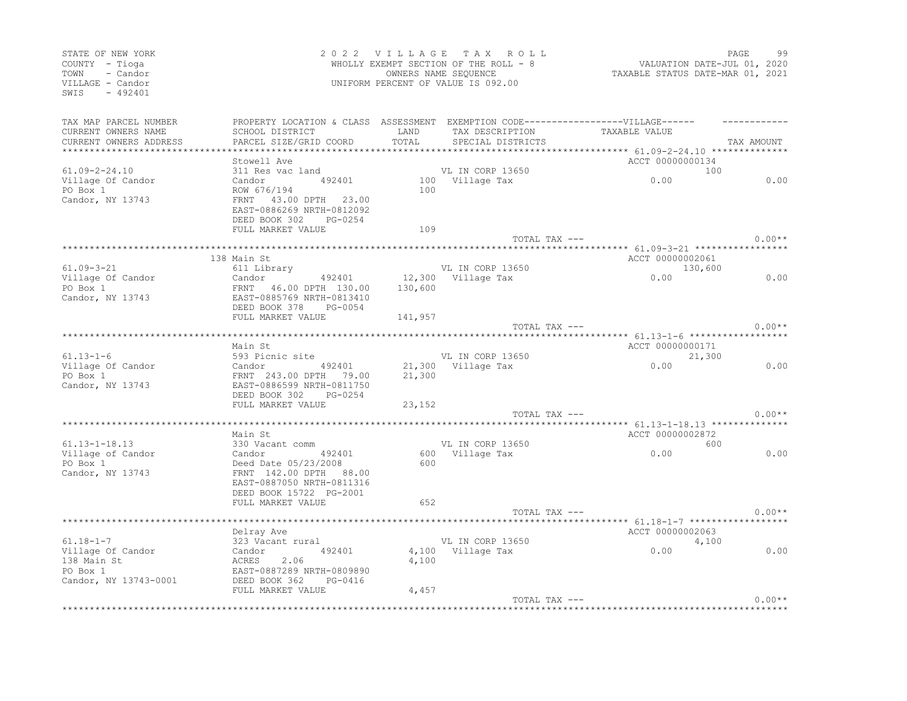STATE OF NEW YORK
COUNTY - Tioga
TOWN - Candor
VILLAGE - Candor
SWIS - 492401

2022 VILLAGE TAX ROLL
WHOLLY EXEMPT SECTION OF THE ROLL - 8
OWNERS NAME SEQUENCE
UNIFORM PERCENT OF VALUE IS 092.00

VALUATION DATE-JUL 01, 2020
TAXABLE STATUS DATE-MAR 01, 2021

| TAX MAP PARCEL NUMBER / CURRENT OWNERS NAME / CURRENT OWNERS ADDRESS | PROPERTY LOCATION & CLASS / SCHOOL DISTRICT / PARCEL SIZE/GRID COORD | ASSESSMENT LAND / TOTAL | EXEMPTION CODE / TAX DESCRIPTION / SPECIAL DISTRICTS | VILLAGE TAXABLE VALUE | TAX AMOUNT |
|---|---|---|---|---|---|
| **61.09-2-24.10** | Stowell Ave | | | ACCT 00000000134 | |
| 61.09-2-24.10 | 311 Res vac land | | VL IN CORP 13650 | 100 | |
| Village Of Candor | Candor 492401 | 100 | Village Tax | 0.00 | 0.00 |
| PO Box 1 | ROW 676/194 | 100 | | | |
| Candor, NY 13743 | FRNT 43.00 DPTH 23.00 | | | | |
| | EAST-0886269 NRTH-0812092 | | | | |
| | DEED BOOK 302 PG-0254 | | | | |
| | FULL MARKET VALUE | 109 | | | |
| | | | TOTAL TAX --- | | 0.00** |
| **61.09-3-21** | 138 Main St | | | ACCT 00000002061 | |
| 61.09-3-21 | 611 Library | | VL IN CORP 13650 | 130,600 | |
| Village Of Candor | Candor 492401 | 12,300 | Village Tax | 0.00 | 0.00 |
| PO Box 1 | FRNT 46.00 DPTH 130.00 | 130,600 | | | |
| Candor, NY 13743 | EAST-0885769 NRTH-0813410 | | | | |
| | DEED BOOK 378 PG-0054 | | | | |
| | FULL MARKET VALUE | 141,957 | | | |
| | | | TOTAL TAX --- | | 0.00** |
| **61.13-1-6** | Main St | | | ACCT 00000000171 | |
| 61.13-1-6 | 593 Picnic site | | VL IN CORP 13650 | 21,300 | |
| Village Of Candor | Candor 492401 | 21,300 | Village Tax | 0.00 | 0.00 |
| PO Box 1 | FRNT 243.00 DPTH 79.00 | 21,300 | | | |
| Candor, NY 13743 | EAST-0886599 NRTH-0811750 | | | | |
| | DEED BOOK 302 PG-0254 | | | | |
| | FULL MARKET VALUE | 23,152 | | | |
| | | | TOTAL TAX --- | | 0.00** |
| **61.13-1-18.13** | Main St | | | ACCT 00000002872 | |
| 61.13-1-18.13 | 330 Vacant comm | | VL IN CORP 13650 | 600 | |
| Village of Candor | Candor 492401 | 600 | Village Tax | 0.00 | 0.00 |
| PO Box 1 | Deed Date 05/23/2008 | 600 | | | |
| Candor, NY 13743 | FRNT 142.00 DPTH 88.00 | | | | |
| | EAST-0887050 NRTH-0811316 | | | | |
| | DEED BOOK 15722 PG-2001 | | | | |
| | FULL MARKET VALUE | 652 | | | |
| | | | TOTAL TAX --- | | 0.00** |
| **61.18-1-7** | Delray Ave | | | ACCT 00000002063 | |
| 61.18-1-7 | 323 Vacant rural | | VL IN CORP 13650 | 4,100 | |
| Village Of Candor | Candor 492401 | 4,100 | Village Tax | 0.00 | 0.00 |
| 138 Main St | ACRES 2.06 | 4,100 | | | |
| PO Box 1 | EAST-0887289 NRTH-0809890 | | | | |
| Candor, NY 13743-0001 | DEED BOOK 362 PG-0416 | | | | |
| | FULL MARKET VALUE | 4,457 | | | |
| | | | TOTAL TAX --- | | 0.00** |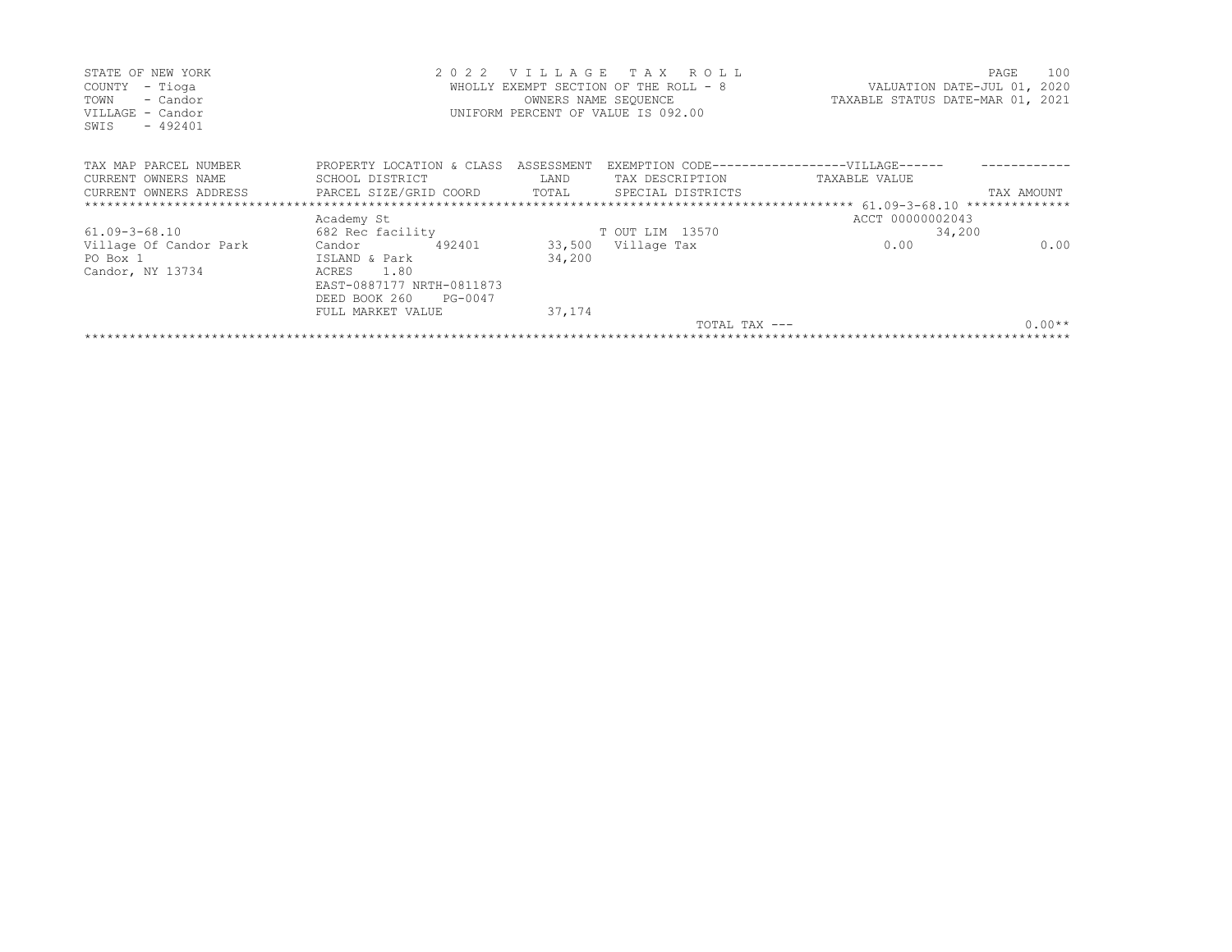STATE OF NEW YORK
COUNTY - Tioga
TOWN - Candor
VILLAGE - Candor
SWIS - 492401

2022 VILLAGE TAX ROLL
WHOLLY EXEMPT SECTION OF THE ROLL - 8
OWNERS NAME SEQUENCE
UNIFORM PERCENT OF VALUE IS 092.00

PAGE 100
VALUATION DATE-JUL 01, 2020
TAXABLE STATUS DATE-MAR 01, 2021

| TAX MAP PARCEL NUMBER<br>CURRENT OWNERS NAME<br>CURRENT OWNERS ADDRESS | PROPERTY LOCATION & CLASS<br>SCHOOL DISTRICT<br>PARCEL SIZE/GRID COORD | ASSESSMENT<br>LAND<br>TOTAL | EXEMPTION CODE------------------VILLAGE------<br>TAX DESCRIPTION<br>SPECIAL DISTRICTS | TAXABLE VALUE | TAX AMOUNT |
|---|---|---|---|---|---|
| | Academy St | | | ACCT 00000002043 | |
| 61.09-3-68.10 | 682 Rec facility | | T OUT LIM 13570 | 34,200 | |
| Village Of Candor Park | Candor 492401 | 33,500 | Village Tax | 0.00 | 0.00 |
| PO Box 1 | ISLAND & Park | 34,200 | | | |
| Candor, NY 13734 | ACRES 1.80 | | | | |
| | EAST-0887177 NRTH-0811873 | | | | |
| | DEED BOOK 260 PG-0047 | | | | |
| | FULL MARKET VALUE | 37,174 | | | |
| | | | TOTAL TAX --- | | 0.00** |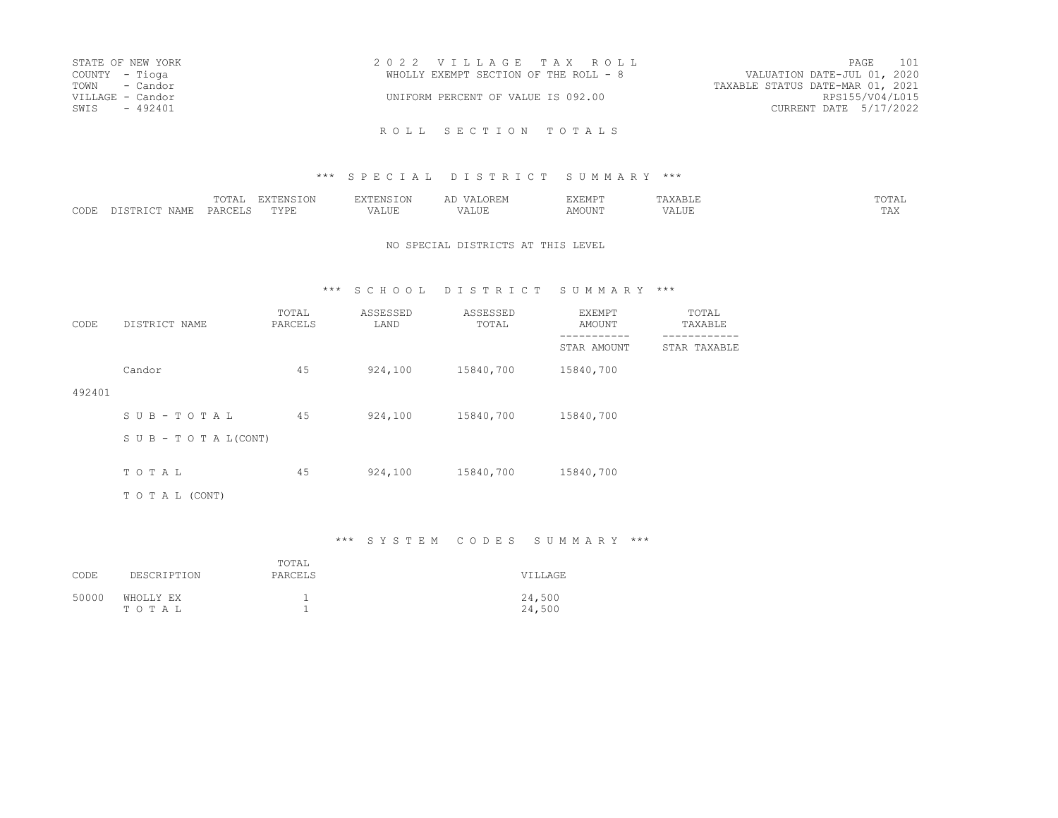STATE OF NEW YORK
COUNTY - Tioga
TOWN - Candor
VILLAGE - Candor
SWIS - 492401

2 0 2 2 V I L L A G E T A X R O L L
WHOLLY EXEMPT SECTION OF THE ROLL - 8

UNIFORM PERCENT OF VALUE IS 092.00

VALUATION DATE-JUL 01, 2020
TAXABLE STATUS DATE-MAR 01, 2021
RPS155/V04/L015
CURRENT DATE 5/17/2022

R O L L S E C T I O N T O T A L S

*** S P E C I A L D I S T R I C T S U M M A R Y ***

| CODE | DISTRICT NAME | TOTAL PARCELS | EXTENSION TYPE | EXTENSION VALUE | AD VALOREM VALUE | EXEMPT AMOUNT | TAXABLE VALUE | TOTAL TAX |
|---|---|---|---|---|---|---|---|---|

NO SPECIAL DISTRICTS AT THIS LEVEL

*** S C H O O L D I S T R I C T S U M M A R Y ***

| CODE | DISTRICT NAME | TOTAL PARCELS | ASSESSED LAND | ASSESSED TOTAL | EXEMPT AMOUNT<br>-----------<br>STAR AMOUNT | TOTAL TAXABLE<br>------------<br>STAR TAXABLE |
|---|---|---|---|---|---|---|
| 492401 | Candor | 45 | 924,100 | 15840,700 | 15840,700 | |
| | S U B - T O T A L | 45 | 924,100 | 15840,700 | 15840,700 | |
| | S U B - T O T A L(CONT) | | | | | |
| | T O T A L | 45 | 924,100 | 15840,700 | 15840,700 | |
| | T O T A L (CONT) | | | | | |

*** S Y S T E M C O D E S S U M M A R Y ***

| CODE | DESCRIPTION | TOTAL PARCELS | VILLAGE |
|---|---|---|---|
| 50000 | WHOLLY EX | 1 | 24,500 |
| | T O T A L | 1 | 24,500 |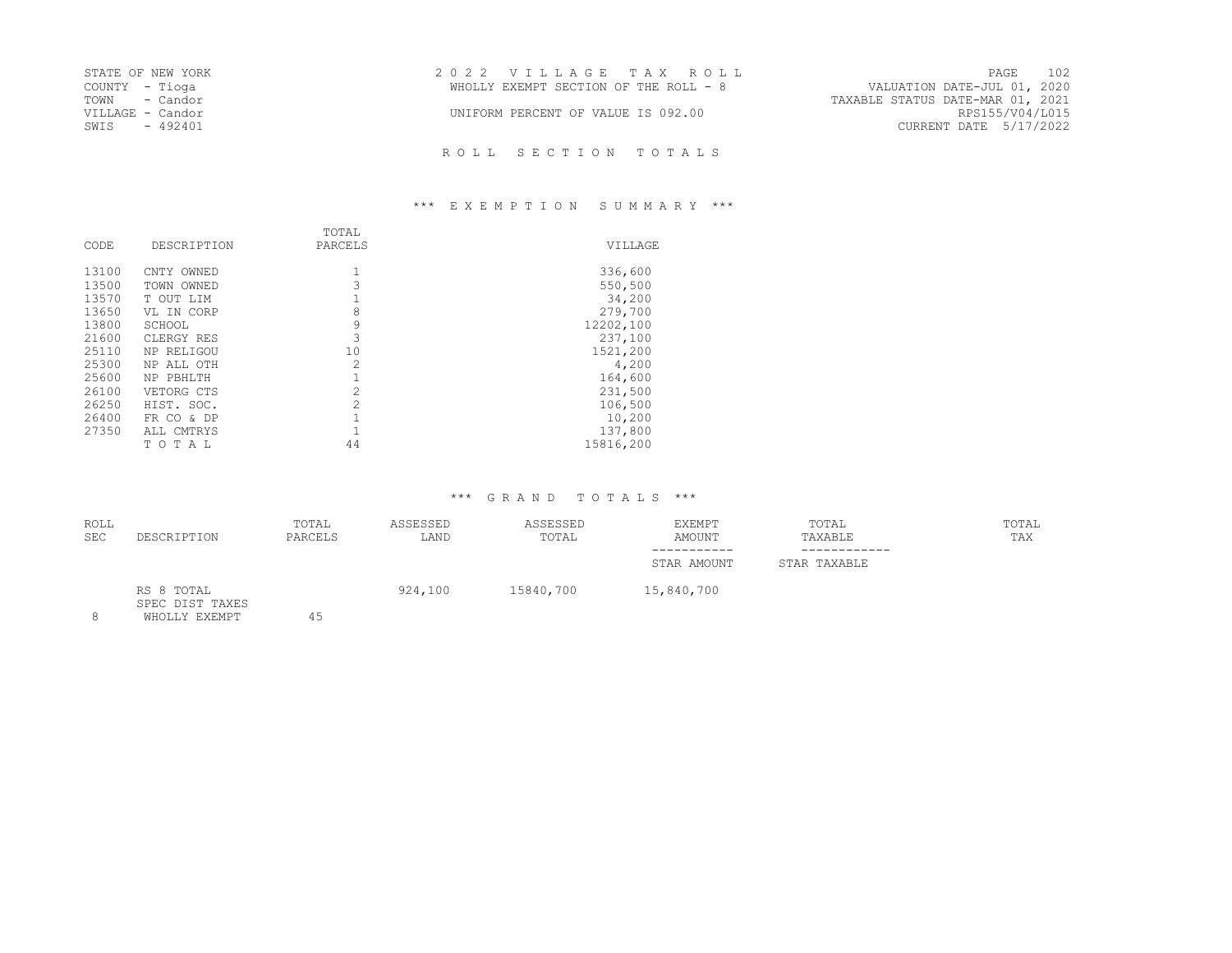STATE OF NEW YORK
COUNTY - Tioga
TOWN - Candor
VILLAGE - Candor
SWIS - 492401

2 0 2 2 V I L L A G E T A X R O L L
WHOLLY EXEMPT SECTION OF THE ROLL - 8

UNIFORM PERCENT OF VALUE IS 092.00

VALUATION DATE-JUL 01, 2020
TAXABLE STATUS DATE-MAR 01, 2021
RPS155/V04/L015
CURRENT DATE 5/17/2022

## R O L L S E C T I O N T O T A L S

### *** E X E M P T I O N S U M M A R Y ***

| CODE | DESCRIPTION | TOTAL PARCELS | VILLAGE |
|---|---|---|---|
| 13100 | CNTY OWNED | 1 | 336,600 |
| 13500 | TOWN OWNED | 3 | 550,500 |
| 13570 | T OUT LIM | 1 | 34,200 |
| 13650 | VL IN CORP | 8 | 279,700 |
| 13800 | SCHOOL | 9 | 12202,100 |
| 21600 | CLERGY RES | 3 | 237,100 |
| 25110 | NP RELIGOU | 10 | 1521,200 |
| 25300 | NP ALL OTH | 2 | 4,200 |
| 25600 | NP PBHLTH | 1 | 164,600 |
| 26100 | VETORG CTS | 2 | 231,500 |
| 26250 | HIST. SOC. | 2 | 106,500 |
| 26400 | FR CO & DP | 1 | 10,200 |
| 27350 | ALL CMTRYS | 1 | 137,800 |
| | T O T A L | 44 | 15816,200 |

### *** G R A N D T O T A L S ***

| ROLL SEC | DESCRIPTION | TOTAL PARCELS | ASSESSED LAND | ASSESSED TOTAL | EXEMPT AMOUNT / STAR AMOUNT | TOTAL TAXABLE / STAR TAXABLE | TOTAL TAX |
|---|---|---|---|---|---|---|---|
| | RS 8 TOTAL | | 924,100 | 15840,700 | 15,840,700 | | |
| | SPEC DIST TAXES | | | | | | |
| 8 | WHOLLY EXEMPT | 45 | | | | | |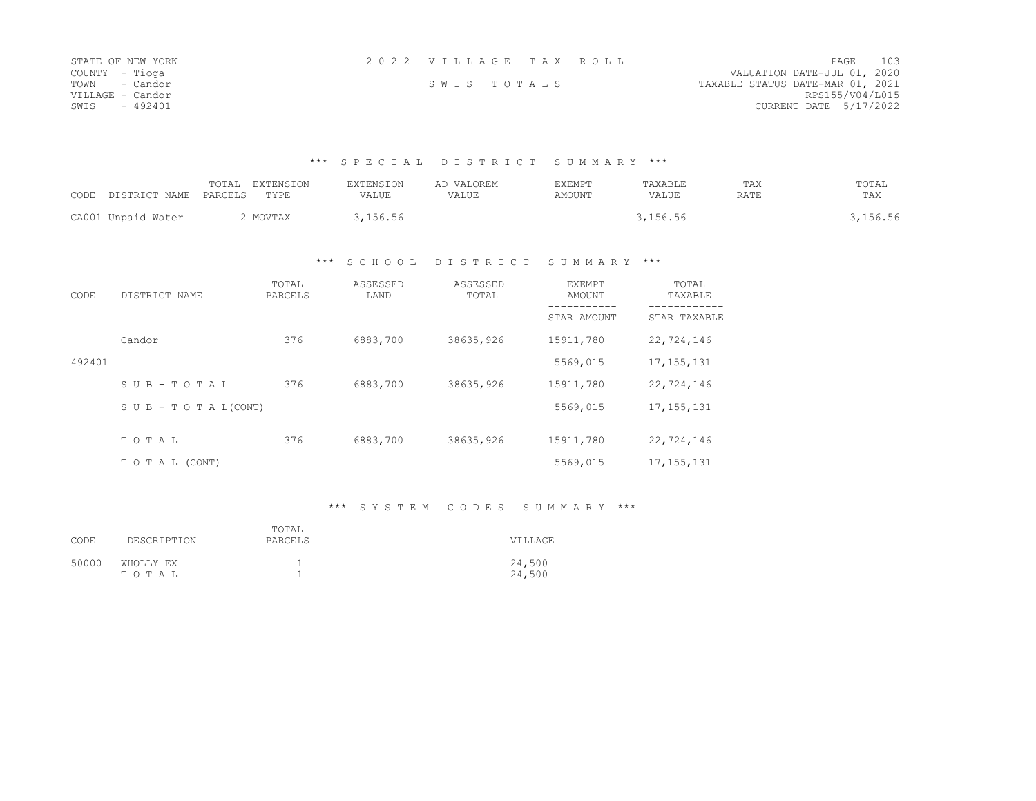STATE OF NEW YORK
COUNTY - Tioga
TOWN - Candor
VILLAGE - Candor
SWIS - 492401

2 0 2 2 V I L L A G E T A X R O L L

S W I S T O T A L S

VALUATION DATE-JUL 01, 2020
TAXABLE STATUS DATE-MAR 01, 2021
RPS155/V04/L015
CURRENT DATE 5/17/2022

## \*\*\* S P E C I A L D I S T R I C T S U M M A R Y \*\*\*

| CODE | DISTRICT NAME | TOTAL PARCELS | EXTENSION TYPE | EXTENSION VALUE | AD VALOREM VALUE | EXEMPT AMOUNT | TAXABLE VALUE | TAX RATE | TOTAL TAX |
|---|---|---|---|---|---|---|---|---|---|
| CA001 | Unpaid Water | 2 | MOVTAX | 3,156.56 | | | 3,156.56 | | 3,156.56 |

## \*\*\* S C H O O L D I S T R I C T S U M M A R Y \*\*\*

| CODE | DISTRICT NAME | TOTAL PARCELS | ASSESSED LAND | ASSESSED TOTAL | EXEMPT AMOUNT / STAR AMOUNT | TOTAL TAXABLE / STAR TAXABLE |
|---|---|---|---|---|---|---|
| | Candor | 376 | 6883,700 | 38635,926 | 15911,780 | 22,724,146 |
| 492401 | | | | | 5569,015 | 17,155,131 |
| | S U B - T O T A L | 376 | 6883,700 | 38635,926 | 15911,780 | 22,724,146 |
| | S U B - T O T A L(CONT) | | | | 5569,015 | 17,155,131 |
| | T O T A L | 376 | 6883,700 | 38635,926 | 15911,780 | 22,724,146 |
| | T O T A L (CONT) | | | | 5569,015 | 17,155,131 |

## \*\*\* S Y S T E M C O D E S S U M M A R Y \*\*\*

| CODE | DESCRIPTION | TOTAL PARCELS | VILLAGE |
|---|---|---|---|
| 50000 | WHOLLY EX | 1 | 24,500 |
| | T O T A L | 1 | 24,500 |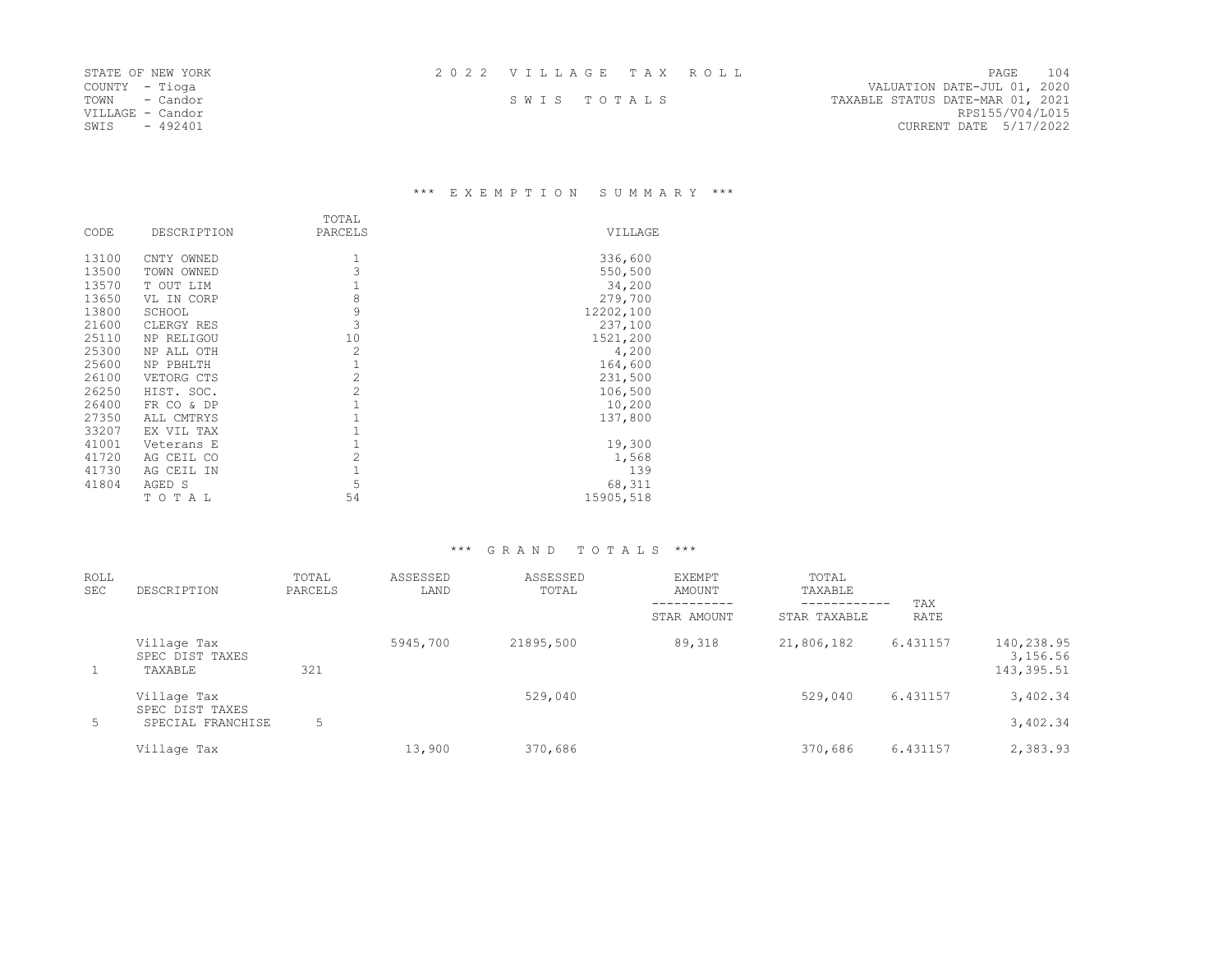STATE OF NEW YORK
COUNTY - Tioga
TOWN - Candor
VILLAGE - Candor
SWIS - 492401

2 0 2 2 V I L L A G E T A X R O L L

S W I S T O T A L S

VALUATION DATE-JUL 01, 2020
TAXABLE STATUS DATE-MAR 01, 2021
RPS155/V04/L015
CURRENT DATE 5/17/2022

## *** E X E M P T I O N S U M M A R Y ***

| CODE | DESCRIPTION | TOTAL PARCELS | VILLAGE |
|---|---|---|---|
| 13100 | CNTY OWNED | 1 | 336,600 |
| 13500 | TOWN OWNED | 3 | 550,500 |
| 13570 | T OUT LIM | 1 | 34,200 |
| 13650 | VL IN CORP | 8 | 279,700 |
| 13800 | SCHOOL | 9 | 12202,100 |
| 21600 | CLERGY RES | 3 | 237,100 |
| 25110 | NP RELIGOU | 10 | 1521,200 |
| 25300 | NP ALL OTH | 2 | 4,200 |
| 25600 | NP PBHLTH | 1 | 164,600 |
| 26100 | VETORG CTS | 2 | 231,500 |
| 26250 | HIST. SOC. | 2 | 106,500 |
| 26400 | FR CO & DP | 1 | 10,200 |
| 27350 | ALL CMTRYS | 1 | 137,800 |
| 33207 | EX VIL TAX | 1 | |
| 41001 | Veterans E | 1 | 19,300 |
| 41720 | AG CEIL CO | 2 | 1,568 |
| 41730 | AG CEIL IN | 1 | 139 |
| 41804 | AGED S | 5 | 68,311 |
| | T O T A L | 54 | 15905,518 |

## *** G R A N D T O T A L S ***

| ROLL SEC | DESCRIPTION | TOTAL PARCELS | ASSESSED LAND | ASSESSED TOTAL | EXEMPT AMOUNT<br>-----------<br>STAR AMOUNT | TOTAL TAXABLE<br>------------<br>STAR TAXABLE | TAX RATE | |
|---|---|---|---|---|---|---|---|---|
| | Village Tax | | 5945,700 | 21895,500 | 89,318 | 21,806,182 | 6.431157 | 140,238.95 |
| | SPEC DIST TAXES | | | | | | | 3,156.56 |
| 1 | TAXABLE | 321 | | | | | | 143,395.51 |
| | Village Tax | | | 529,040 | | 529,040 | 6.431157 | 3,402.34 |
| | SPEC DIST TAXES | | | | | | | |
| 5 | SPECIAL FRANCHISE | 5 | | | | | | 3,402.34 |
| | Village Tax | | 13,900 | 370,686 | | 370,686 | 6.431157 | 2,383.93 |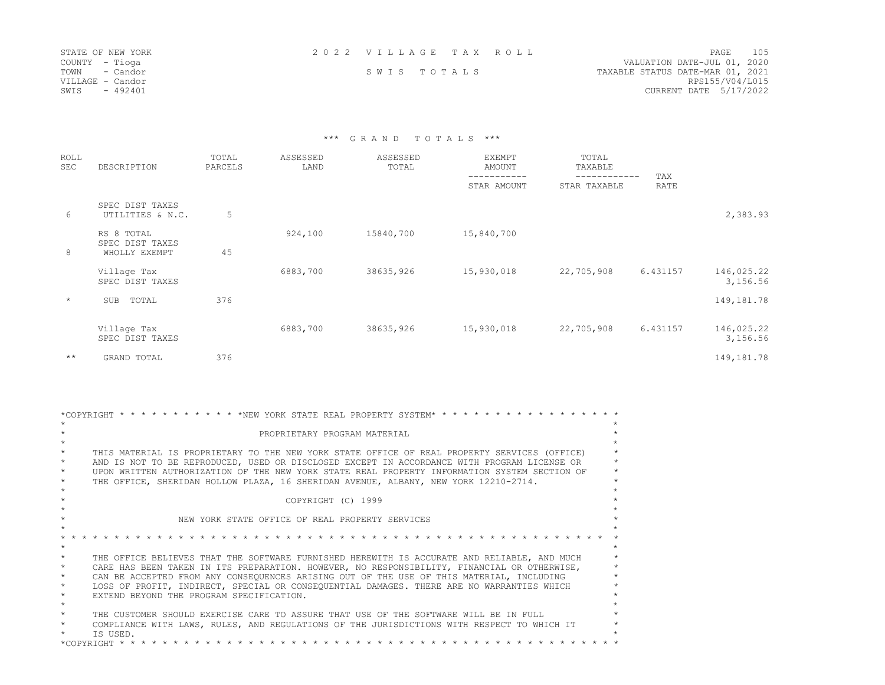STATE OF NEW YORK
COUNTY - Tioga
TOWN - Candor
VILLAGE - Candor
SWIS - 492401

2 0 2 2 V I L L A G E T A X R O L L

S W I S T O T A L S

VALUATION DATE-JUL 01, 2020
TAXABLE STATUS DATE-MAR 01, 2021
RPS155/V04/L015
CURRENT DATE 5/17/2022

### *** G R A N D T O T A L S ***

| ROLL SEC | DESCRIPTION | TOTAL PARCELS | ASSESSED LAND | ASSESSED TOTAL | EXEMPT AMOUNT / STAR AMOUNT | TOTAL TAXABLE / STAR TAXABLE | TAX RATE | |
|---|---|---|---|---|---|---|---|---|
| 6 | SPEC DIST TAXES UTILITIES & N.C. | 5 | | | | | | 2,383.93 |
| | RS 8 TOTAL | | 924,100 | 15840,700 | 15,840,700 | | | |
| 8 | SPEC DIST TAXES WHOLLY EXEMPT | 45 | | | | | | |
| | Village Tax | | 6883,700 | 38635,926 | 15,930,018 | 22,705,908 | 6.431157 | 146,025.22 |
| | SPEC DIST TAXES | | | | | | | 3,156.56 |
| * | SUB TOTAL | 376 | | | | | | 149,181.78 |
| | Village Tax | | 6883,700 | 38635,926 | 15,930,018 | 22,705,908 | 6.431157 | 146,025.22 |
| | SPEC DIST TAXES | | | | | | | 3,156.56 |
| ** | GRAND TOTAL | 376 | | | | | | 149,181.78 |

```
*COPYRIGHT * * * * * * * * * * * *NEW YORK STATE REAL PROPERTY SYSTEM* * * * * * * * * * * * * * * * * *
*                                                                                                       *
*                                   PROPRIETARY PROGRAM MATERIAL                                        *
*                                                                                                       *
*    THIS MATERIAL IS PROPRIETARY TO THE NEW YORK STATE OFFICE OF REAL PROPERTY SERVICES (OFFICE)       *
*    AND IS NOT TO BE REPRODUCED, USED OR DISCLOSED EXCEPT IN ACCORDANCE WITH PROGRAM LICENSE OR        *
*    UPON WRITTEN AUTHORIZATION OF THE NEW YORK STATE REAL PROPERTY INFORMATION SYSTEM SECTION OF       *
*    THE OFFICE, SHERIDAN HOLLOW PLAZA, 16 SHERIDAN AVENUE, ALBANY, NEW YORK 12210-2714.                *
*                                                                                                       *
*                                   COPYRIGHT (C) 1999                                                  *
*                                                                                                       *
*                   NEW YORK STATE OFFICE OF REAL PROPERTY SERVICES                                     *
*                                                                                                       *
* * * * * * * * * * * * * * * * * * * * * * * * * * * * * * * * * * * * * * * * * * * * * * * * * * * *
*                                                                                                       *
*    THE OFFICE BELIEVES THAT THE SOFTWARE FURNISHED HEREWITH IS ACCURATE AND RELIABLE, AND MUCH         *
*    CARE HAS BEEN TAKEN IN ITS PREPARATION. HOWEVER, NO RESPONSIBILITY, FINANCIAL OR OTHERWISE,        *
*    CAN BE ACCEPTED FROM ANY CONSEQUENCES ARISING OUT OF THE USE OF THIS MATERIAL, INCLUDING           *
*    LOSS OF PROFIT, INDIRECT, SPECIAL OR CONSEQUENTIAL DAMAGES. THERE ARE NO WARRANTIES WHICH          *
*    EXTEND BEYOND THE PROGRAM SPECIFICATION.                                                           *
*                                                                                                       *
*    THE CUSTOMER SHOULD EXERCISE CARE TO ASSURE THAT USE OF THE SOFTWARE WILL BE IN FULL               *
*    COMPLIANCE WITH LAWS, RULES, AND REGULATIONS OF THE JURISDICTIONS WITH RESPECT TO WHICH IT         *
*    IS USED.                                                                                           *
*COPYRIGHT * * * * * * * * * * * * * * * * * * * * * * * * * * * * * * * * * * * * * * * * * * * * * * *
```